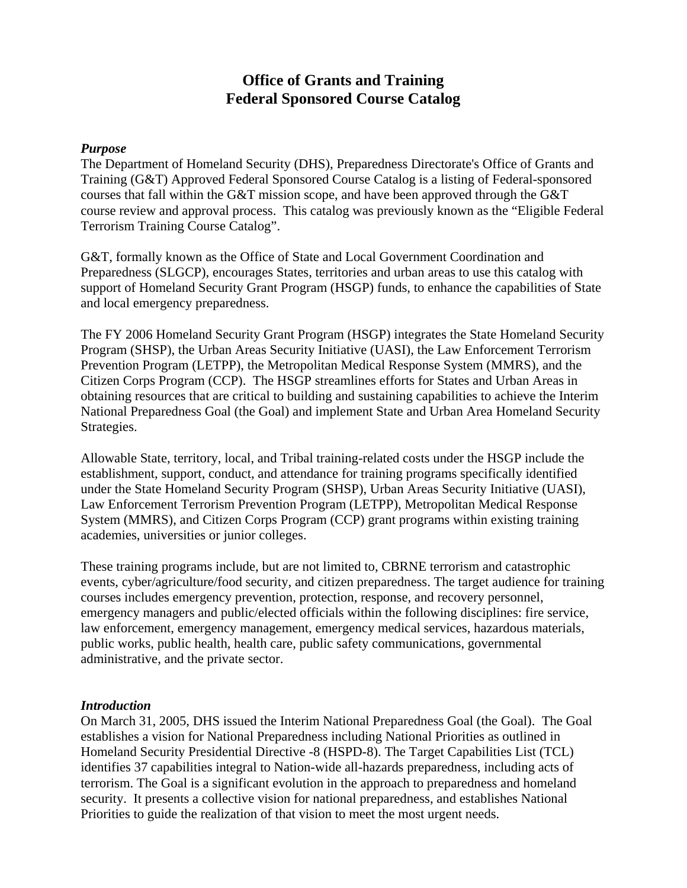# Office of Grants and Training
# Federal Sponsored Course Catalog

***Purpose***

The Department of Homeland Security (DHS), Preparedness Directorate's Office of Grants and Training (G&T) Approved Federal Sponsored Course Catalog is a listing of Federal-sponsored courses that fall within the G&T mission scope, and have been approved through the G&T course review and approval process. This catalog was previously known as the "Eligible Federal Terrorism Training Course Catalog".

G&T, formally known as the Office of State and Local Government Coordination and Preparedness (SLGCP), encourages States, territories and urban areas to use this catalog with support of Homeland Security Grant Program (HSGP) funds, to enhance the capabilities of State and local emergency preparedness.

The FY 2006 Homeland Security Grant Program (HSGP) integrates the State Homeland Security Program (SHSP), the Urban Areas Security Initiative (UASI), the Law Enforcement Terrorism Prevention Program (LETPP), the Metropolitan Medical Response System (MMRS), and the Citizen Corps Program (CCP). The HSGP streamlines efforts for States and Urban Areas in obtaining resources that are critical to building and sustaining capabilities to achieve the Interim National Preparedness Goal (the Goal) and implement State and Urban Area Homeland Security Strategies.

Allowable State, territory, local, and Tribal training-related costs under the HSGP include the establishment, support, conduct, and attendance for training programs specifically identified under the State Homeland Security Program (SHSP), Urban Areas Security Initiative (UASI), Law Enforcement Terrorism Prevention Program (LETPP), Metropolitan Medical Response System (MMRS), and Citizen Corps Program (CCP) grant programs within existing training academies, universities or junior colleges.

These training programs include, but are not limited to, CBRNE terrorism and catastrophic events, cyber/agriculture/food security, and citizen preparedness. The target audience for training courses includes emergency prevention, protection, response, and recovery personnel, emergency managers and public/elected officials within the following disciplines: fire service, law enforcement, emergency management, emergency medical services, hazardous materials, public works, public health, health care, public safety communications, governmental administrative, and the private sector.

***Introduction***

On March 31, 2005, DHS issued the Interim National Preparedness Goal (the Goal). The Goal establishes a vision for National Preparedness including National Priorities as outlined in Homeland Security Presidential Directive -8 (HSPD-8). The Target Capabilities List (TCL) identifies 37 capabilities integral to Nation-wide all-hazards preparedness, including acts of terrorism. The Goal is a significant evolution in the approach to preparedness and homeland security. It presents a collective vision for national preparedness, and establishes National Priorities to guide the realization of that vision to meet the most urgent needs.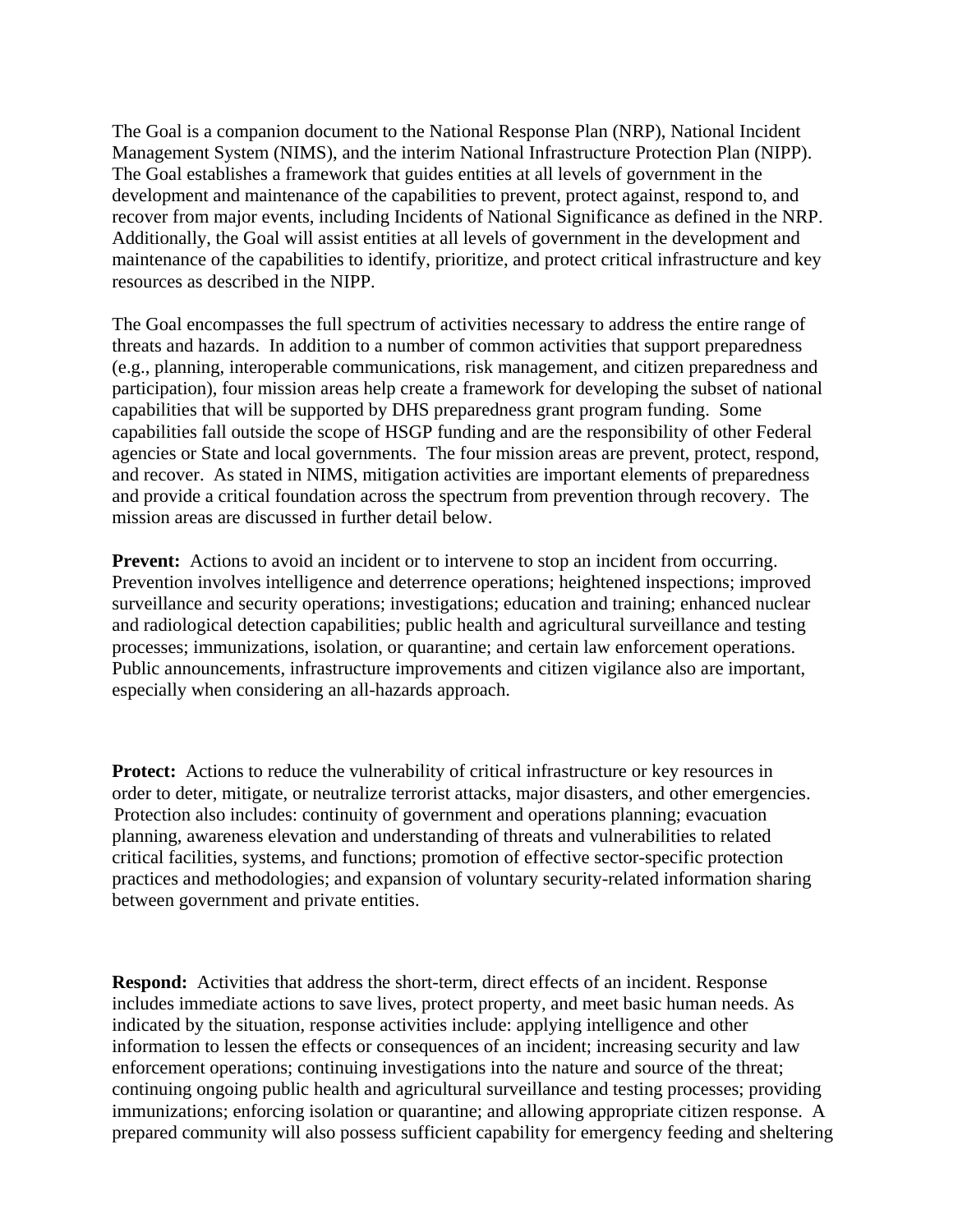The Goal is a companion document to the National Response Plan (NRP), National Incident Management System (NIMS), and the interim National Infrastructure Protection Plan (NIPP). The Goal establishes a framework that guides entities at all levels of government in the development and maintenance of the capabilities to prevent, protect against, respond to, and recover from major events, including Incidents of National Significance as defined in the NRP. Additionally, the Goal will assist entities at all levels of government in the development and maintenance of the capabilities to identify, prioritize, and protect critical infrastructure and key resources as described in the NIPP.

The Goal encompasses the full spectrum of activities necessary to address the entire range of threats and hazards. In addition to a number of common activities that support preparedness (e.g., planning, interoperable communications, risk management, and citizen preparedness and participation), four mission areas help create a framework for developing the subset of national capabilities that will be supported by DHS preparedness grant program funding. Some capabilities fall outside the scope of HSGP funding and are the responsibility of other Federal agencies or State and local governments. The four mission areas are prevent, protect, respond, and recover. As stated in NIMS, mitigation activities are important elements of preparedness and provide a critical foundation across the spectrum from prevention through recovery. The mission areas are discussed in further detail below.

**Prevent:** Actions to avoid an incident or to intervene to stop an incident from occurring. Prevention involves intelligence and deterrence operations; heightened inspections; improved surveillance and security operations; investigations; education and training; enhanced nuclear and radiological detection capabilities; public health and agricultural surveillance and testing processes; immunizations, isolation, or quarantine; and certain law enforcement operations. Public announcements, infrastructure improvements and citizen vigilance also are important, especially when considering an all-hazards approach.

**Protect:** Actions to reduce the vulnerability of critical infrastructure or key resources in order to deter, mitigate, or neutralize terrorist attacks, major disasters, and other emergencies. Protection also includes: continuity of government and operations planning; evacuation planning, awareness elevation and understanding of threats and vulnerabilities to related critical facilities, systems, and functions; promotion of effective sector-specific protection practices and methodologies; and expansion of voluntary security-related information sharing between government and private entities.

**Respond:** Activities that address the short-term, direct effects of an incident. Response includes immediate actions to save lives, protect property, and meet basic human needs. As indicated by the situation, response activities include: applying intelligence and other information to lessen the effects or consequences of an incident; increasing security and law enforcement operations; continuing investigations into the nature and source of the threat; continuing ongoing public health and agricultural surveillance and testing processes; providing immunizations; enforcing isolation or quarantine; and allowing appropriate citizen response. A prepared community will also possess sufficient capability for emergency feeding and sheltering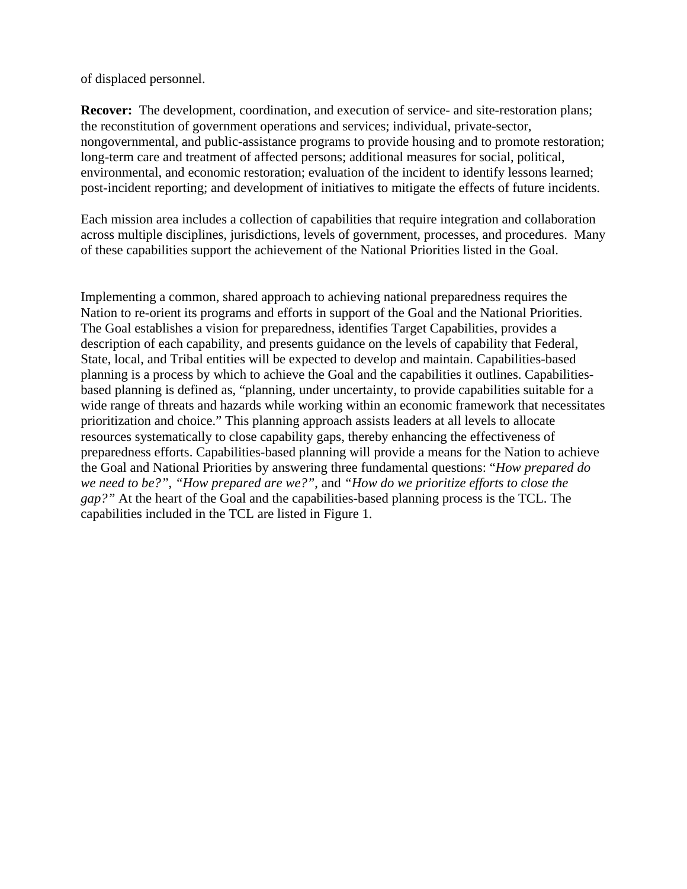of displaced personnel.

**Recover:** The development, coordination, and execution of service- and site-restoration plans; the reconstitution of government operations and services; individual, private-sector, nongovernmental, and public-assistance programs to provide housing and to promote restoration; long-term care and treatment of affected persons; additional measures for social, political, environmental, and economic restoration; evaluation of the incident to identify lessons learned; post-incident reporting; and development of initiatives to mitigate the effects of future incidents.

Each mission area includes a collection of capabilities that require integration and collaboration across multiple disciplines, jurisdictions, levels of government, processes, and procedures. Many of these capabilities support the achievement of the National Priorities listed in the Goal.

Implementing a common, shared approach to achieving national preparedness requires the Nation to re-orient its programs and efforts in support of the Goal and the National Priorities. The Goal establishes a vision for preparedness, identifies Target Capabilities, provides a description of each capability, and presents guidance on the levels of capability that Federal, State, local, and Tribal entities will be expected to develop and maintain. Capabilities-based planning is a process by which to achieve the Goal and the capabilities it outlines. Capabilities-based planning is defined as, "planning, under uncertainty, to provide capabilities suitable for a wide range of threats and hazards while working within an economic framework that necessitates prioritization and choice." This planning approach assists leaders at all levels to allocate resources systematically to close capability gaps, thereby enhancing the effectiveness of preparedness efforts. Capabilities-based planning will provide a means for the Nation to achieve the Goal and National Priorities by answering three fundamental questions: "*How prepared do we need to be?*", *"How prepared are we?"*, and *"How do we prioritize efforts to close the gap?"* At the heart of the Goal and the capabilities-based planning process is the TCL. The capabilities included in the TCL are listed in Figure 1.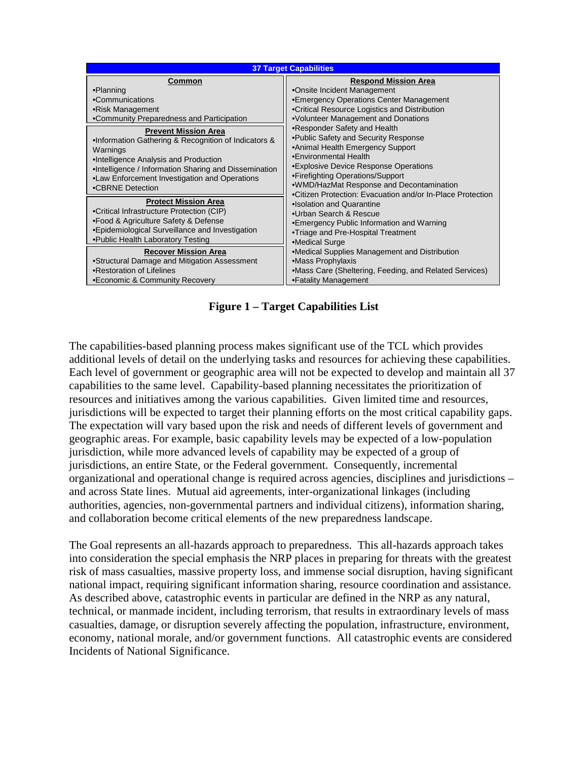| 37 Target Capabilities | |
|---|---|
| **Common**<br>•Planning<br>•Communications<br>•Risk Management<br>•Community Preparedness and Participation | **Respond Mission Area**<br>•Onsite Incident Management<br>•Emergency Operations Center Management<br>•Critical Resource Logistics and Distribution<br>•Volunteer Management and Donations<br>•Responder Safety and Health<br>•Public Safety and Security Response<br>•Animal Health Emergency Support<br>•Environmental Health<br>•Explosive Device Response Operations<br>•Firefighting Operations/Support<br>•WMD/HazMat Response and Decontamination<br>•Citizen Protection: Evacuation and/or In-Place Protection<br>•Isolation and Quarantine<br>•Urban Search & Rescue<br>•Emergency Public Information and Warning<br>•Triage and Pre-Hospital Treatment<br>•Medical Surge<br>•Medical Supplies Management and Distribution<br>•Mass Prophylaxis<br>•Mass Care (Sheltering, Feeding, and Related Services)<br>•Fatality Management |
| **Prevent Mission Area**<br>•Information Gathering & Recognition of Indicators & Warnings<br>•Intelligence Analysis and Production<br>•Intelligence / Information Sharing and Dissemination<br>•Law Enforcement Investigation and Operations<br>•CBRNE Detection | |
| **Protect Mission Area**<br>•Critical Infrastructure Protection (CIP)<br>•Food & Agriculture Safety & Defense<br>•Epidemiological Surveillance and Investigation<br>•Public Health Laboratory Testing | |
| **Recover Mission Area**<br>•Structural Damage and Mitigation Assessment<br>•Restoration of Lifelines<br>•Economic & Community Recovery | |

**Figure 1 – Target Capabilities List**

The capabilities-based planning process makes significant use of the TCL which provides additional levels of detail on the underlying tasks and resources for achieving these capabilities. Each level of government or geographic area will not be expected to develop and maintain all 37 capabilities to the same level. Capability-based planning necessitates the prioritization of resources and initiatives among the various capabilities. Given limited time and resources, jurisdictions will be expected to target their planning efforts on the most critical capability gaps. The expectation will vary based upon the risk and needs of different levels of government and geographic areas. For example, basic capability levels may be expected of a low-population jurisdiction, while more advanced levels of capability may be expected of a group of jurisdictions, an entire State, or the Federal government. Consequently, incremental organizational and operational change is required across agencies, disciplines and jurisdictions – and across State lines. Mutual aid agreements, inter-organizational linkages (including authorities, agencies, non-governmental partners and individual citizens), information sharing, and collaboration become critical elements of the new preparedness landscape.

The Goal represents an all-hazards approach to preparedness. This all-hazards approach takes into consideration the special emphasis the NRP places in preparing for threats with the greatest risk of mass casualties, massive property loss, and immense social disruption, having significant national impact, requiring significant information sharing, resource coordination and assistance. As described above, catastrophic events in particular are defined in the NRP as any natural, technical, or manmade incident, including terrorism, that results in extraordinary levels of mass casualties, damage, or disruption severely affecting the population, infrastructure, environment, economy, national morale, and/or government functions. All catastrophic events are considered Incidents of National Significance.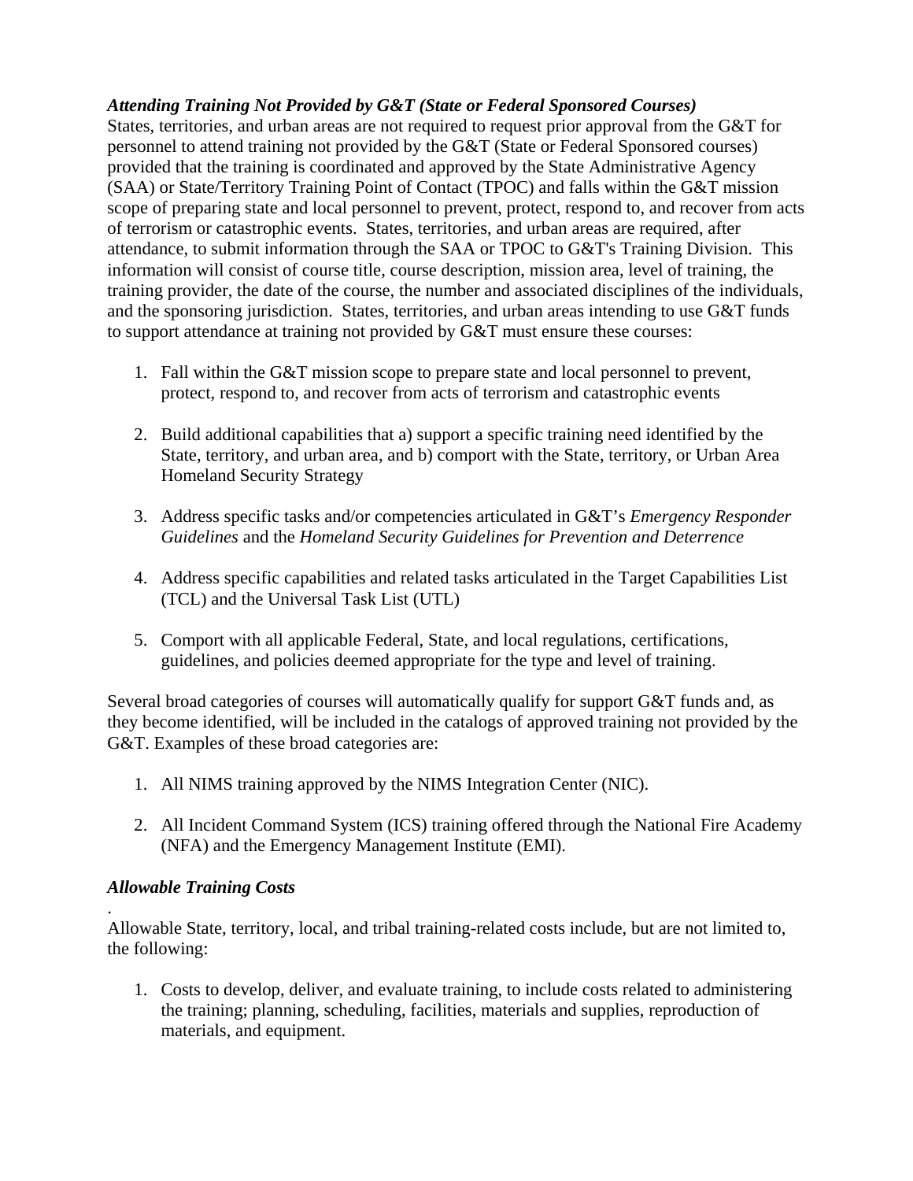***Attending Training Not Provided by G&T (State or Federal Sponsored Courses)***

States, territories, and urban areas are not required to request prior approval from the G&T for personnel to attend training not provided by the G&T (State or Federal Sponsored courses) provided that the training is coordinated and approved by the State Administrative Agency (SAA) or State/Territory Training Point of Contact (TPOC) and falls within the G&T mission scope of preparing state and local personnel to prevent, protect, respond to, and recover from acts of terrorism or catastrophic events. States, territories, and urban areas are required, after attendance, to submit information through the SAA or TPOC to G&T's Training Division. This information will consist of course title, course description, mission area, level of training, the training provider, the date of the course, the number and associated disciplines of the individuals, and the sponsoring jurisdiction. States, territories, and urban areas intending to use G&T funds to support attendance at training not provided by G&T must ensure these courses:

1. Fall within the G&T mission scope to prepare state and local personnel to prevent, protect, respond to, and recover from acts of terrorism and catastrophic events

2. Build additional capabilities that a) support a specific training need identified by the State, territory, and urban area, and b) comport with the State, territory, or Urban Area Homeland Security Strategy

3. Address specific tasks and/or competencies articulated in G&T's *Emergency Responder Guidelines* and the *Homeland Security Guidelines for Prevention and Deterrence*

4. Address specific capabilities and related tasks articulated in the Target Capabilities List (TCL) and the Universal Task List (UTL)

5. Comport with all applicable Federal, State, and local regulations, certifications, guidelines, and policies deemed appropriate for the type and level of training.

Several broad categories of courses will automatically qualify for support G&T funds and, as they become identified, will be included in the catalogs of approved training not provided by the G&T. Examples of these broad categories are:

1. All NIMS training approved by the NIMS Integration Center (NIC).

2. All Incident Command System (ICS) training offered through the National Fire Academy (NFA) and the Emergency Management Institute (EMI).

***Allowable Training Costs***

.

Allowable State, territory, local, and tribal training-related costs include, but are not limited to, the following:

1. Costs to develop, deliver, and evaluate training, to include costs related to administering the training; planning, scheduling, facilities, materials and supplies, reproduction of materials, and equipment.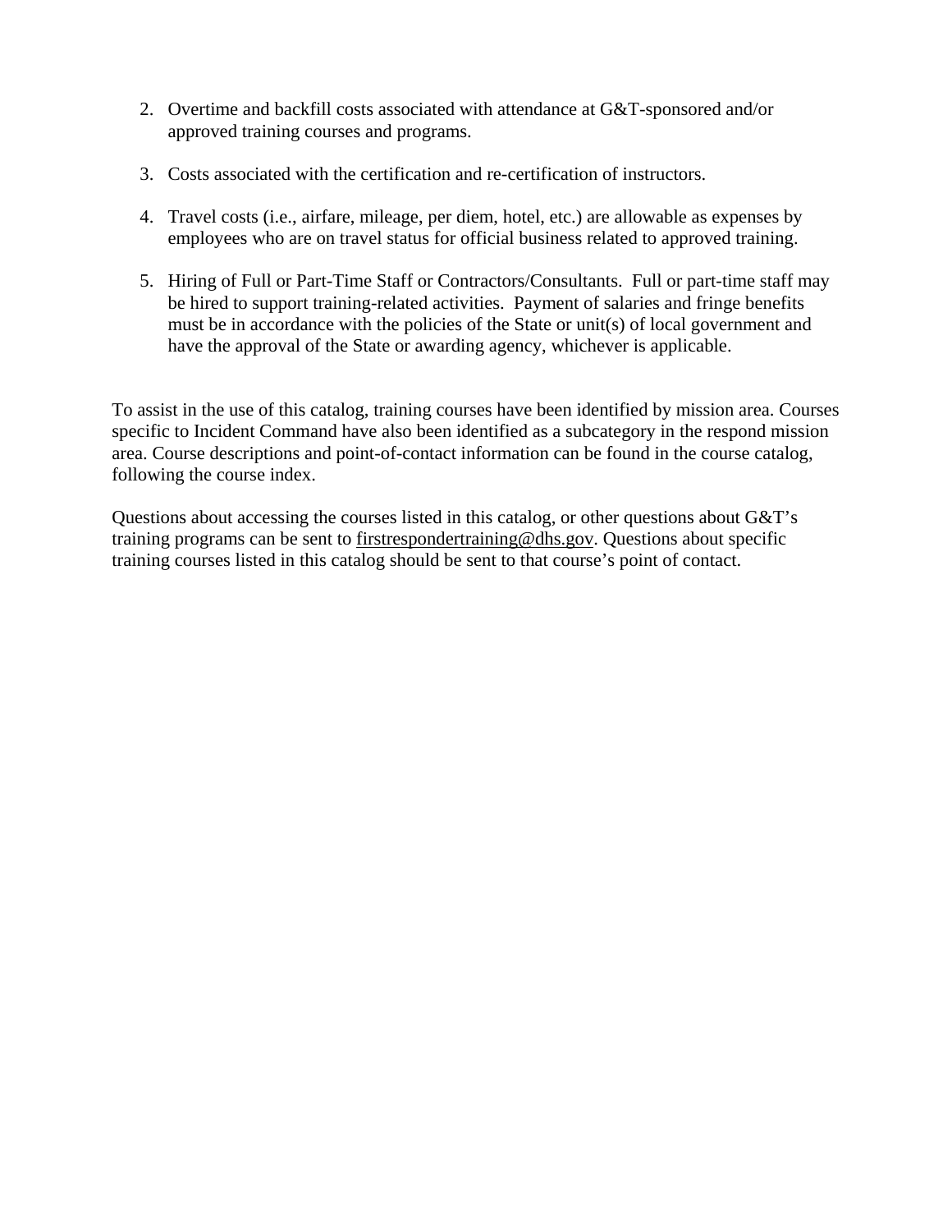2. Overtime and backfill costs associated with attendance at G&T-sponsored and/or approved training courses and programs.

3. Costs associated with the certification and re-certification of instructors.

4. Travel costs (i.e., airfare, mileage, per diem, hotel, etc.) are allowable as expenses by employees who are on travel status for official business related to approved training.

5. Hiring of Full or Part-Time Staff or Contractors/Consultants. Full or part-time staff may be hired to support training-related activities. Payment of salaries and fringe benefits must be in accordance with the policies of the State or unit(s) of local government and have the approval of the State or awarding agency, whichever is applicable.

To assist in the use of this catalog, training courses have been identified by mission area. Courses specific to Incident Command have also been identified as a subcategory in the respond mission area. Course descriptions and point-of-contact information can be found in the course catalog, following the course index.

Questions about accessing the courses listed in this catalog, or other questions about G&T's training programs can be sent to firstrespondertraining@dhs.gov. Questions about specific training courses listed in this catalog should be sent to that course's point of contact.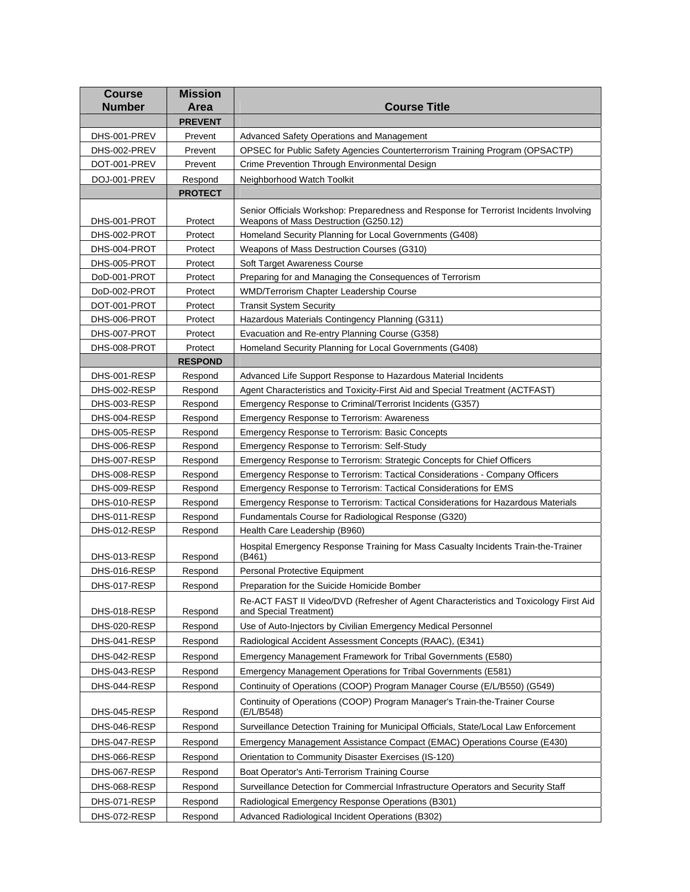| Course Number | Mission Area | Course Title |
|---|---|---|
| | **PREVENT** | |
| DHS-001-PREV | Prevent | Advanced Safety Operations and Management |
| DHS-002-PREV | Prevent | OPSEC for Public Safety Agencies Counterterrorism Training Program (OPSACTP) |
| DOT-001-PREV | Prevent | Crime Prevention Through Environmental Design |
| DOJ-001-PREV | Respond | Neighborhood Watch Toolkit |
| | **PROTECT** | |
| DHS-001-PROT | Protect | Senior Officials Workshop: Preparedness and Response for Terrorist Incidents Involving Weapons of Mass Destruction (G250.12) |
| DHS-002-PROT | Protect | Homeland Security Planning for Local Governments (G408) |
| DHS-004-PROT | Protect | Weapons of Mass Destruction Courses (G310) |
| DHS-005-PROT | Protect | Soft Target Awareness Course |
| DoD-001-PROT | Protect | Preparing for and Managing the Consequences of Terrorism |
| DoD-002-PROT | Protect | WMD/Terrorism Chapter Leadership Course |
| DOT-001-PROT | Protect | Transit System Security |
| DHS-006-PROT | Protect | Hazardous Materials Contingency Planning (G311) |
| DHS-007-PROT | Protect | Evacuation and Re-entry Planning Course (G358) |
| DHS-008-PROT | Protect | Homeland Security Planning for Local Governments (G408) |
| | **RESPOND** | |
| DHS-001-RESP | Respond | Advanced Life Support Response to Hazardous Material Incidents |
| DHS-002-RESP | Respond | Agent Characteristics and Toxicity-First Aid and Special Treatment (ACTFAST) |
| DHS-003-RESP | Respond | Emergency Response to Criminal/Terrorist Incidents (G357) |
| DHS-004-RESP | Respond | Emergency Response to Terrorism: Awareness |
| DHS-005-RESP | Respond | Emergency Response to Terrorism: Basic Concepts |
| DHS-006-RESP | Respond | Emergency Response to Terrorism: Self-Study |
| DHS-007-RESP | Respond | Emergency Response to Terrorism: Strategic Concepts for Chief Officers |
| DHS-008-RESP | Respond | Emergency Response to Terrorism: Tactical Considerations - Company Officers |
| DHS-009-RESP | Respond | Emergency Response to Terrorism: Tactical Considerations for EMS |
| DHS-010-RESP | Respond | Emergency Response to Terrorism: Tactical Considerations for Hazardous Materials |
| DHS-011-RESP | Respond | Fundamentals Course for Radiological Response (G320) |
| DHS-012-RESP | Respond | Health Care Leadership (B960) |
| DHS-013-RESP | Respond | Hospital Emergency Response Training for Mass Casualty Incidents Train-the-Trainer (B461) |
| DHS-016-RESP | Respond | Personal Protective Equipment |
| DHS-017-RESP | Respond | Preparation for the Suicide Homicide Bomber |
| DHS-018-RESP | Respond | Re-ACT FAST II Video/DVD (Refresher of Agent Characteristics and Toxicology First Aid and Special Treatment) |
| DHS-020-RESP | Respond | Use of Auto-Injectors by Civilian Emergency Medical Personnel |
| DHS-041-RESP | Respond | Radiological Accident Assessment Concepts (RAAC), (E341) |
| DHS-042-RESP | Respond | Emergency Management Framework for Tribal Governments (E580) |
| DHS-043-RESP | Respond | Emergency Management Operations for Tribal Governments (E581) |
| DHS-044-RESP | Respond | Continuity of Operations (COOP) Program Manager Course (E/L/B550) (G549) |
| DHS-045-RESP | Respond | Continuity of Operations (COOP) Program Manager's Train-the-Trainer Course (E/L/B548) |
| DHS-046-RESP | Respond | Surveillance Detection Training for Municipal Officials, State/Local Law Enforcement |
| DHS-047-RESP | Respond | Emergency Management Assistance Compact (EMAC) Operations Course (E430) |
| DHS-066-RESP | Respond | Orientation to Community Disaster Exercises (IS-120) |
| DHS-067-RESP | Respond | Boat Operator's Anti-Terrorism Training Course |
| DHS-068-RESP | Respond | Surveillance Detection for Commercial Infrastructure Operators and Security Staff |
| DHS-071-RESP | Respond | Radiological Emergency Response Operations (B301) |
| DHS-072-RESP | Respond | Advanced Radiological Incident Operations (B302) |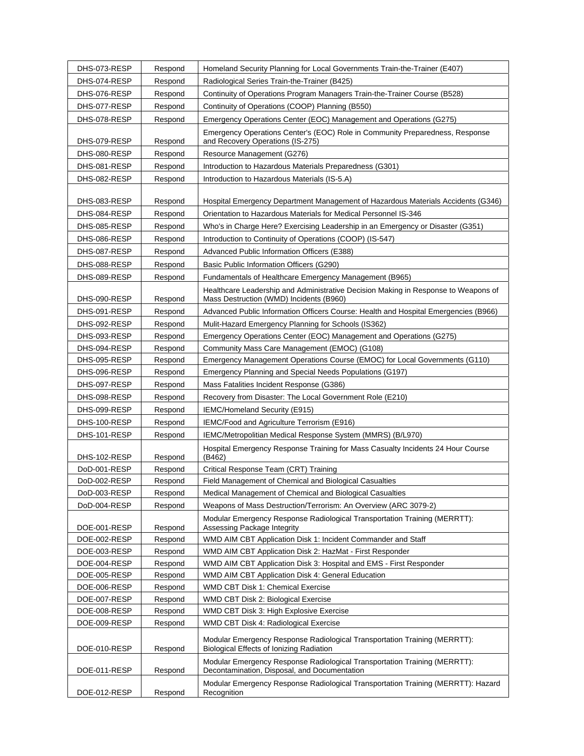| DHS-073-RESP | Respond | Homeland Security Planning for Local Governments Train-the-Trainer (E407) |
|---|---|---|
| DHS-074-RESP | Respond | Radiological Series Train-the-Trainer (B425) |
| DHS-076-RESP | Respond | Continuity of Operations Program Managers Train-the-Trainer Course (B528) |
| DHS-077-RESP | Respond | Continuity of Operations (COOP) Planning (B550) |
| DHS-078-RESP | Respond | Emergency Operations Center (EOC) Management and Operations (G275) |
| DHS-079-RESP | Respond | Emergency Operations Center's (EOC) Role in Community Preparedness, Response and Recovery Operations (IS-275) |
| DHS-080-RESP | Respond | Resource Management (G276) |
| DHS-081-RESP | Respond | Introduction to Hazardous Materials Preparedness (G301) |
| DHS-082-RESP | Respond | Introduction to Hazardous Materials (IS-5.A) |
| DHS-083-RESP | Respond | Hospital Emergency Department Management of Hazardous Materials Accidents (G346) |
| DHS-084-RESP | Respond | Orientation to Hazardous Materials for Medical Personnel IS-346 |
| DHS-085-RESP | Respond | Who's in Charge Here? Exercising Leadership in an Emergency or Disaster (G351) |
| DHS-086-RESP | Respond | Introduction to Continuity of Operations (COOP) (IS-547) |
| DHS-087-RESP | Respond | Advanced Public Information Officers (E388) |
| DHS-088-RESP | Respond | Basic Public Information Officers (G290) |
| DHS-089-RESP | Respond | Fundamentals of Healthcare Emergency Management (B965) |
| DHS-090-RESP | Respond | Healthcare Leadership and Administrative Decision Making in Response to Weapons of Mass Destruction (WMD) Incidents (B960) |
| DHS-091-RESP | Respond | Advanced Public Information Officers Course: Health and Hospital Emergencies (B966) |
| DHS-092-RESP | Respond | Mulit-Hazard Emergency Planning for Schools (IS362) |
| DHS-093-RESP | Respond | Emergency Operations Center (EOC) Management and Operations (G275) |
| DHS-094-RESP | Respond | Community Mass Care Management (EMOC) (G108) |
| DHS-095-RESP | Respond | Emergency Management Operations Course (EMOC) for Local Governments (G110) |
| DHS-096-RESP | Respond | Emergency Planning and Special Needs Populations (G197) |
| DHS-097-RESP | Respond | Mass Fatalities Incident Response (G386) |
| DHS-098-RESP | Respond | Recovery from Disaster: The Local Government Role (E210) |
| DHS-099-RESP | Respond | IEMC/Homeland Security (E915) |
| DHS-100-RESP | Respond | IEMC/Food and Agriculture Terrorism (E916) |
| DHS-101-RESP | Respond | IEMC/Metropolitian Medical Response System (MMRS) (B/L970) |
| DHS-102-RESP | Respond | Hospital Emergency Response Training for Mass Casualty Incidents 24 Hour Course (B462) |
| DoD-001-RESP | Respond | Critical Response Team (CRT) Training |
| DoD-002-RESP | Respond | Field Management of Chemical and Biological Casualties |
| DoD-003-RESP | Respond | Medical Management of Chemical and Biological Casualties |
| DoD-004-RESP | Respond | Weapons of Mass Destruction/Terrorism: An Overview (ARC 3079-2) |
| DOE-001-RESP | Respond | Modular Emergency Response Radiological Transportation Training (MERRTT): Assessing Package Integrity |
| DOE-002-RESP | Respond | WMD AIM CBT Application Disk 1: Incident Commander and Staff |
| DOE-003-RESP | Respond | WMD AIM CBT Application Disk 2: HazMat - First Responder |
| DOE-004-RESP | Respond | WMD AIM CBT Application Disk 3: Hospital and EMS - First Responder |
| DOE-005-RESP | Respond | WMD AIM CBT Application Disk 4: General Education |
| DOE-006-RESP | Respond | WMD CBT Disk 1: Chemical Exercise |
| DOE-007-RESP | Respond | WMD CBT Disk 2: Biological Exercise |
| DOE-008-RESP | Respond | WMD CBT Disk 3: High Explosive Exercise |
| DOE-009-RESP | Respond | WMD CBT Disk 4: Radiological Exercise |
| DOE-010-RESP | Respond | Modular Emergency Response Radiological Transportation Training (MERRTT): Biological Effects of Ionizing Radiation |
| DOE-011-RESP | Respond | Modular Emergency Response Radiological Transportation Training (MERRTT): Decontamination, Disposal, and Documentation |
| DOE-012-RESP | Respond | Modular Emergency Response Radiological Transportation Training (MERRTT): Hazard Recognition |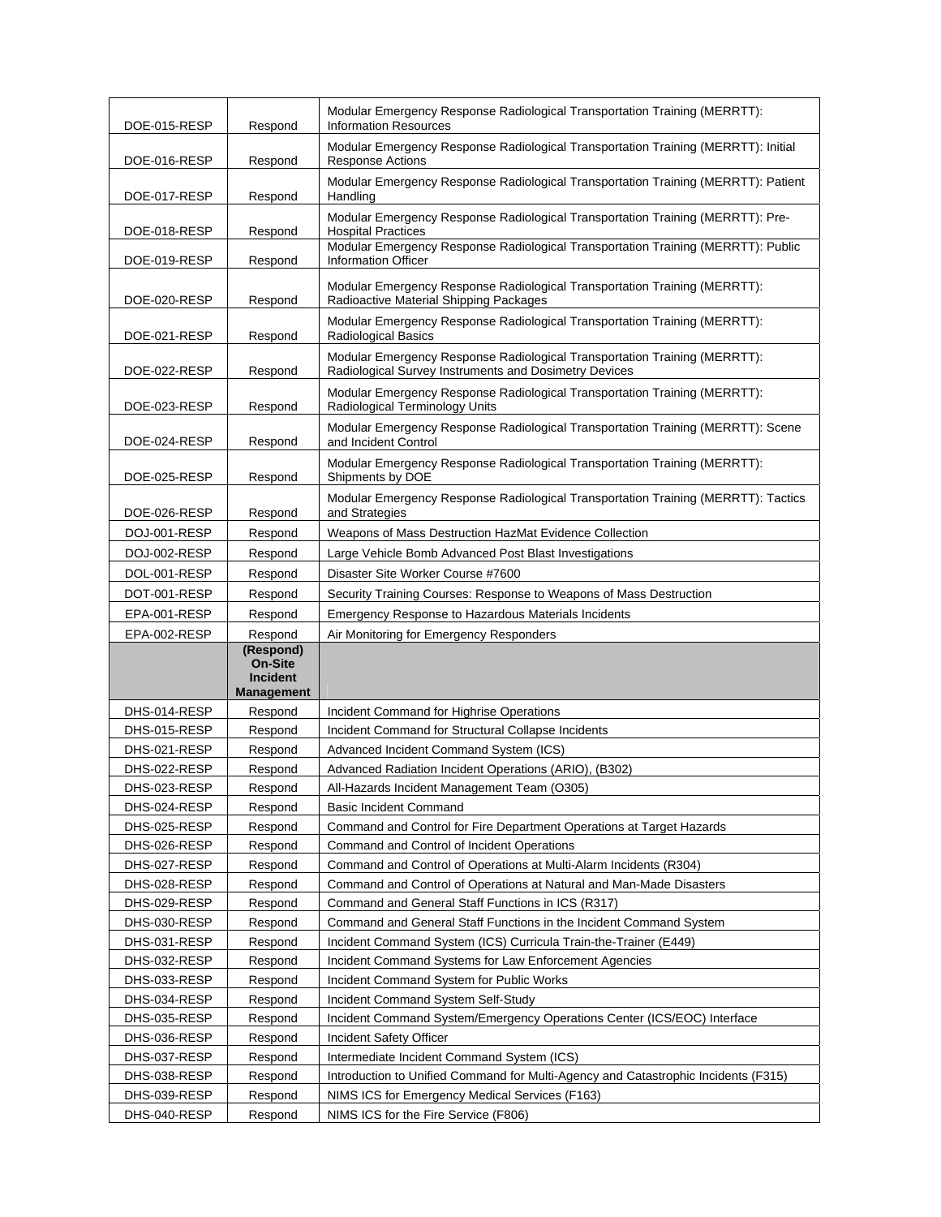| | | |
|---|---|---|
| DOE-015-RESP | Respond | Modular Emergency Response Radiological Transportation Training (MERRTT): Information Resources |
| DOE-016-RESP | Respond | Modular Emergency Response Radiological Transportation Training (MERRTT): Initial Response Actions |
| DOE-017-RESP | Respond | Modular Emergency Response Radiological Transportation Training (MERRTT): Patient Handling |
| DOE-018-RESP | Respond | Modular Emergency Response Radiological Transportation Training (MERRTT): Pre-Hospital Practices |
| DOE-019-RESP | Respond | Modular Emergency Response Radiological Transportation Training (MERRTT): Public Information Officer |
| DOE-020-RESP | Respond | Modular Emergency Response Radiological Transportation Training (MERRTT): Radioactive Material Shipping Packages |
| DOE-021-RESP | Respond | Modular Emergency Response Radiological Transportation Training (MERRTT): Radiological Basics |
| DOE-022-RESP | Respond | Modular Emergency Response Radiological Transportation Training (MERRTT): Radiological Survey Instruments and Dosimetry Devices |
| DOE-023-RESP | Respond | Modular Emergency Response Radiological Transportation Training (MERRTT): Radiological Terminology Units |
| DOE-024-RESP | Respond | Modular Emergency Response Radiological Transportation Training (MERRTT): Scene and Incident Control |
| DOE-025-RESP | Respond | Modular Emergency Response Radiological Transportation Training (MERRTT): Shipments by DOE |
| DOE-026-RESP | Respond | Modular Emergency Response Radiological Transportation Training (MERRTT): Tactics and Strategies |
| DOJ-001-RESP | Respond | Weapons of Mass Destruction HazMat Evidence Collection |
| DOJ-002-RESP | Respond | Large Vehicle Bomb Advanced Post Blast Investigations |
| DOL-001-RESP | Respond | Disaster Site Worker Course #7600 |
| DOT-001-RESP | Respond | Security Training Courses: Response to Weapons of Mass Destruction |
| EPA-001-RESP | Respond | Emergency Response to Hazardous Materials Incidents |
| EPA-002-RESP | Respond | Air Monitoring for Emergency Responders |
| | **(Respond) On-Site Incident Management** | |
| DHS-014-RESP | Respond | Incident Command for Highrise Operations |
| DHS-015-RESP | Respond | Incident Command for Structural Collapse Incidents |
| DHS-021-RESP | Respond | Advanced Incident Command System (ICS) |
| DHS-022-RESP | Respond | Advanced Radiation Incident Operations (ARIO), (B302) |
| DHS-023-RESP | Respond | All-Hazards Incident Management Team (O305) |
| DHS-024-RESP | Respond | Basic Incident Command |
| DHS-025-RESP | Respond | Command and Control for Fire Department Operations at Target Hazards |
| DHS-026-RESP | Respond | Command and Control of Incident Operations |
| DHS-027-RESP | Respond | Command and Control of Operations at Multi-Alarm Incidents (R304) |
| DHS-028-RESP | Respond | Command and Control of Operations at Natural and Man-Made Disasters |
| DHS-029-RESP | Respond | Command and General Staff Functions in ICS (R317) |
| DHS-030-RESP | Respond | Command and General Staff Functions in the Incident Command System |
| DHS-031-RESP | Respond | Incident Command System (ICS) Curricula Train-the-Trainer (E449) |
| DHS-032-RESP | Respond | Incident Command Systems for Law Enforcement Agencies |
| DHS-033-RESP | Respond | Incident Command System for Public Works |
| DHS-034-RESP | Respond | Incident Command System Self-Study |
| DHS-035-RESP | Respond | Incident Command System/Emergency Operations Center (ICS/EOC) Interface |
| DHS-036-RESP | Respond | Incident Safety Officer |
| DHS-037-RESP | Respond | Intermediate Incident Command System (ICS) |
| DHS-038-RESP | Respond | Introduction to Unified Command for Multi-Agency and Catastrophic Incidents (F315) |
| DHS-039-RESP | Respond | NIMS ICS for Emergency Medical Services (F163) |
| DHS-040-RESP | Respond | NIMS ICS for the Fire Service (F806) |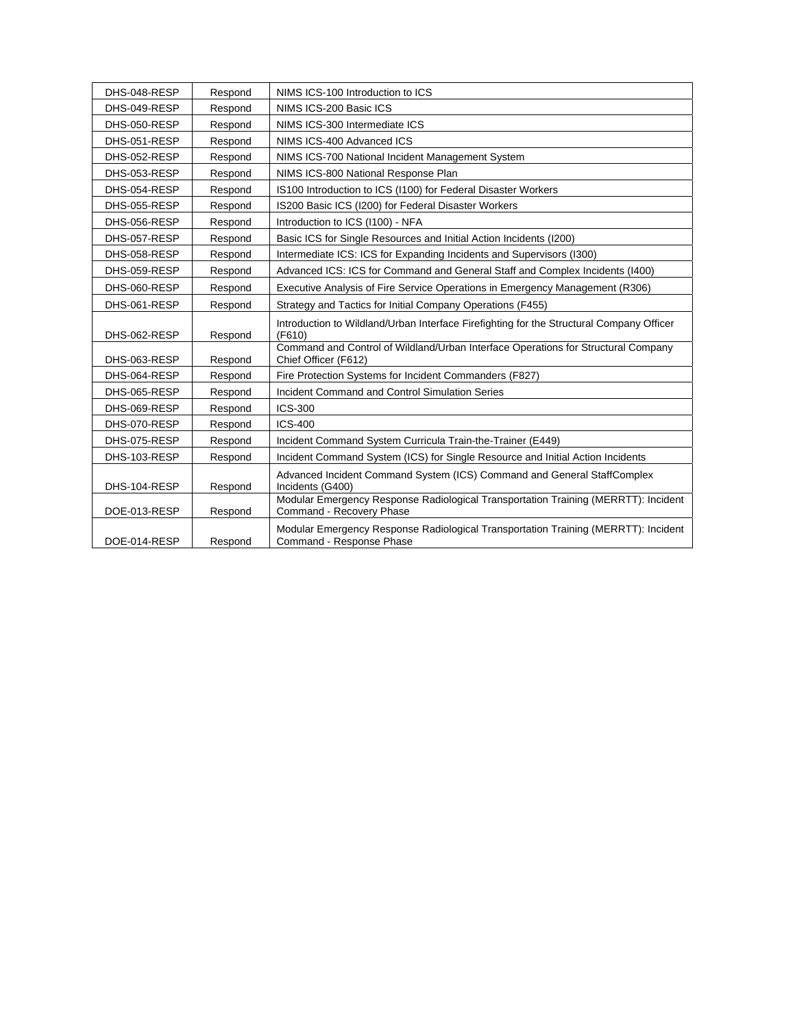| | | |
|---|---|---|
| DHS-048-RESP | Respond | NIMS ICS-100 Introduction to ICS |
| DHS-049-RESP | Respond | NIMS ICS-200 Basic ICS |
| DHS-050-RESP | Respond | NIMS ICS-300 Intermediate ICS |
| DHS-051-RESP | Respond | NIMS ICS-400 Advanced ICS |
| DHS-052-RESP | Respond | NIMS ICS-700 National Incident Management System |
| DHS-053-RESP | Respond | NIMS ICS-800 National Response Plan |
| DHS-054-RESP | Respond | IS100 Introduction to ICS (I100) for Federal Disaster Workers |
| DHS-055-RESP | Respond | IS200 Basic ICS (I200) for Federal Disaster Workers |
| DHS-056-RESP | Respond | Introduction to ICS (I100) - NFA |
| DHS-057-RESP | Respond | Basic ICS for Single Resources and Initial Action Incidents (I200) |
| DHS-058-RESP | Respond | Intermediate ICS: ICS for Expanding Incidents and Supervisors (I300) |
| DHS-059-RESP | Respond | Advanced ICS: ICS for Command and General Staff and Complex Incidents (I400) |
| DHS-060-RESP | Respond | Executive Analysis of Fire Service Operations in Emergency Management (R306) |
| DHS-061-RESP | Respond | Strategy and Tactics for Initial Company Operations (F455) |
| DHS-062-RESP | Respond | Introduction to Wildland/Urban Interface Firefighting for the Structural Company Officer (F610) |
| DHS-063-RESP | Respond | Command and Control of Wildland/Urban Interface Operations for Structural Company Chief Officer (F612) |
| DHS-064-RESP | Respond | Fire Protection Systems for Incident Commanders (F827) |
| DHS-065-RESP | Respond | Incident Command and Control Simulation Series |
| DHS-069-RESP | Respond | ICS-300 |
| DHS-070-RESP | Respond | ICS-400 |
| DHS-075-RESP | Respond | Incident Command System Curricula Train-the-Trainer (E449) |
| DHS-103-RESP | Respond | Incident Command System (ICS) for Single Resource and Initial Action Incidents |
| DHS-104-RESP | Respond | Advanced Incident Command System (ICS) Command and General StaffComplex Incidents (G400) |
| DOE-013-RESP | Respond | Modular Emergency Response Radiological Transportation Training (MERRTT): Incident Command - Recovery Phase |
| DOE-014-RESP | Respond | Modular Emergency Response Radiological Transportation Training (MERRTT): Incident Command - Response Phase |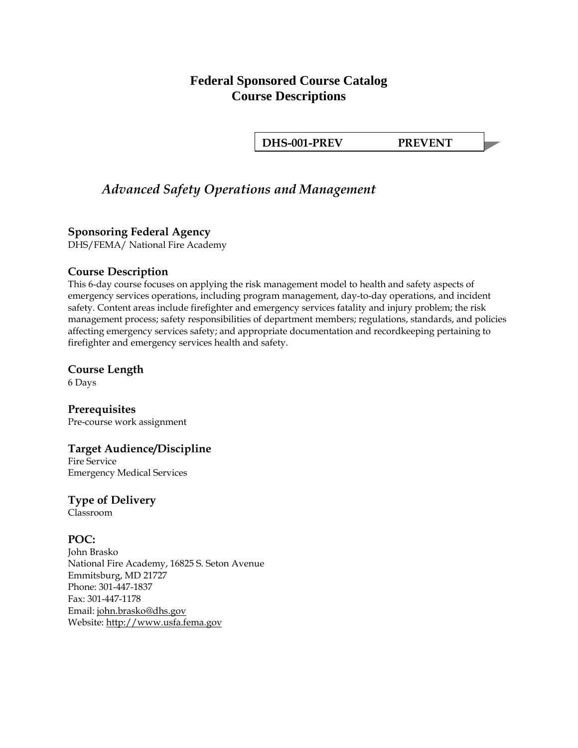# Federal Sponsored Course Catalog
# Course Descriptions

**DHS-001-PREV PREVENT**

## *Advanced Safety Operations and Management*

### Sponsoring Federal Agency
DHS/FEMA/ National Fire Academy

### Course Description
This 6-day course focuses on applying the risk management model to health and safety aspects of emergency services operations, including program management, day-to-day operations, and incident safety. Content areas include firefighter and emergency services fatality and injury problem; the risk management process; safety responsibilities of department members; regulations, standards, and policies affecting emergency services safety; and appropriate documentation and recordkeeping pertaining to firefighter and emergency services health and safety.

### Course Length
6 Days

### Prerequisites
Pre-course work assignment

### Target Audience/Discipline
Fire Service
Emergency Medical Services

### Type of Delivery
Classroom

### POC:
John Brasko
National Fire Academy, 16825 S. Seton Avenue
Emmitsburg, MD 21727
Phone: 301-447-1837
Fax: 301-447-1178
Email: john.brasko@dhs.gov
Website: http://www.usfa.fema.gov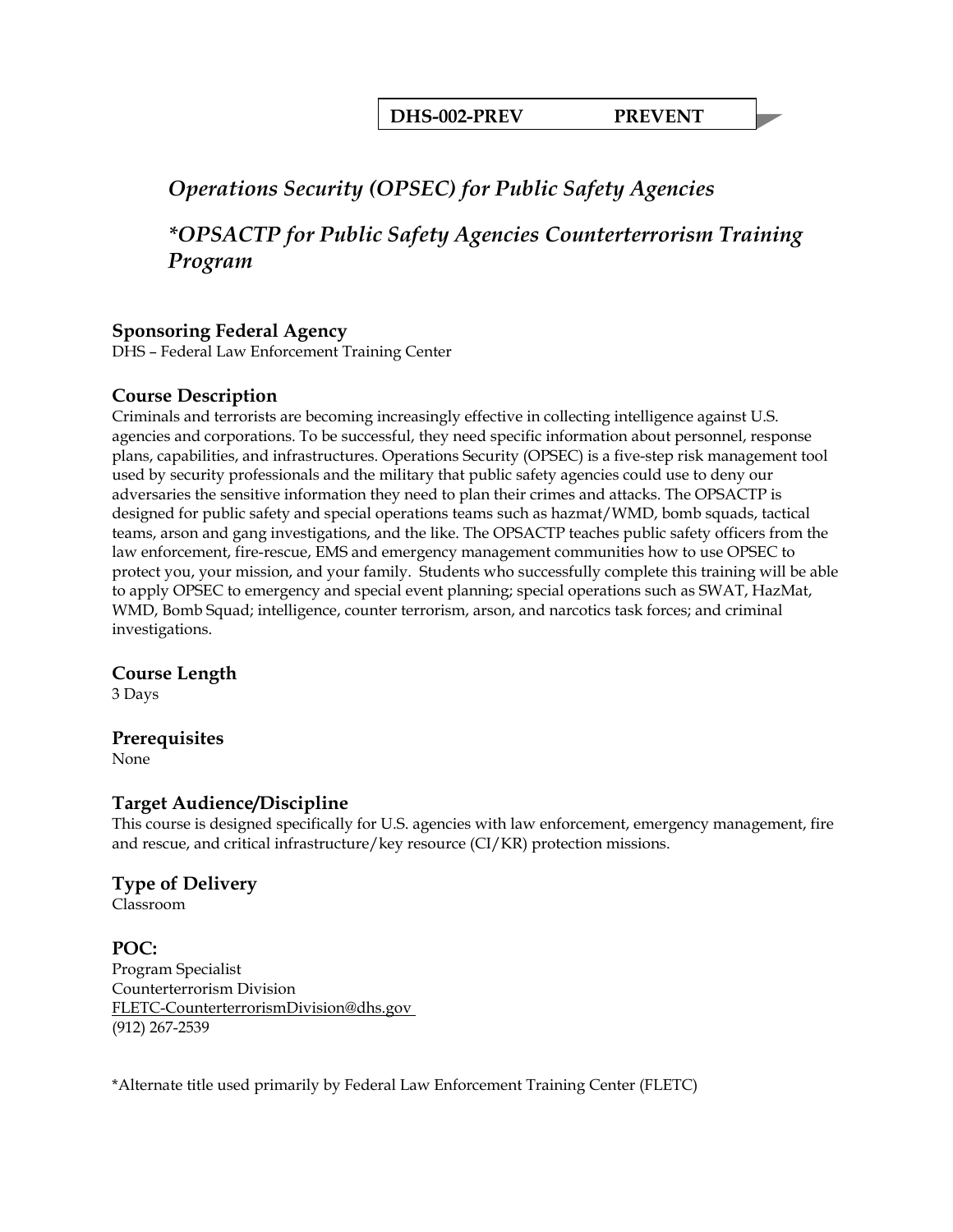**DHS-002-PREV PREVENT**

# *Operations Security (OPSEC) for Public Safety Agencies*

# **OPSACTP for Public Safety Agencies Counterterrorism Training Program*

## Sponsoring Federal Agency

DHS – Federal Law Enforcement Training Center

## Course Description

Criminals and terrorists are becoming increasingly effective in collecting intelligence against U.S. agencies and corporations. To be successful, they need specific information about personnel, response plans, capabilities, and infrastructures. Operations Security (OPSEC) is a five-step risk management tool used by security professionals and the military that public safety agencies could use to deny our adversaries the sensitive information they need to plan their crimes and attacks. The OPSACTP is designed for public safety and special operations teams such as hazmat/WMD, bomb squads, tactical teams, arson and gang investigations, and the like. The OPSACTP teaches public safety officers from the law enforcement, fire-rescue, EMS and emergency management communities how to use OPSEC to protect you, your mission, and your family. Students who successfully complete this training will be able to apply OPSEC to emergency and special event planning; special operations such as SWAT, HazMat, WMD, Bomb Squad; intelligence, counter terrorism, arson, and narcotics task forces; and criminal investigations.

## Course Length

3 Days

## Prerequisites

None

## Target Audience/Discipline

This course is designed specifically for U.S. agencies with law enforcement, emergency management, fire and rescue, and critical infrastructure/key resource (CI/KR) protection missions.

## Type of Delivery

Classroom

## POC:

Program Specialist
Counterterrorism Division
FLETC-CounterterrorismDivision@dhs.gov
(912) 267-2539

*Alternate title used primarily by Federal Law Enforcement Training Center (FLETC)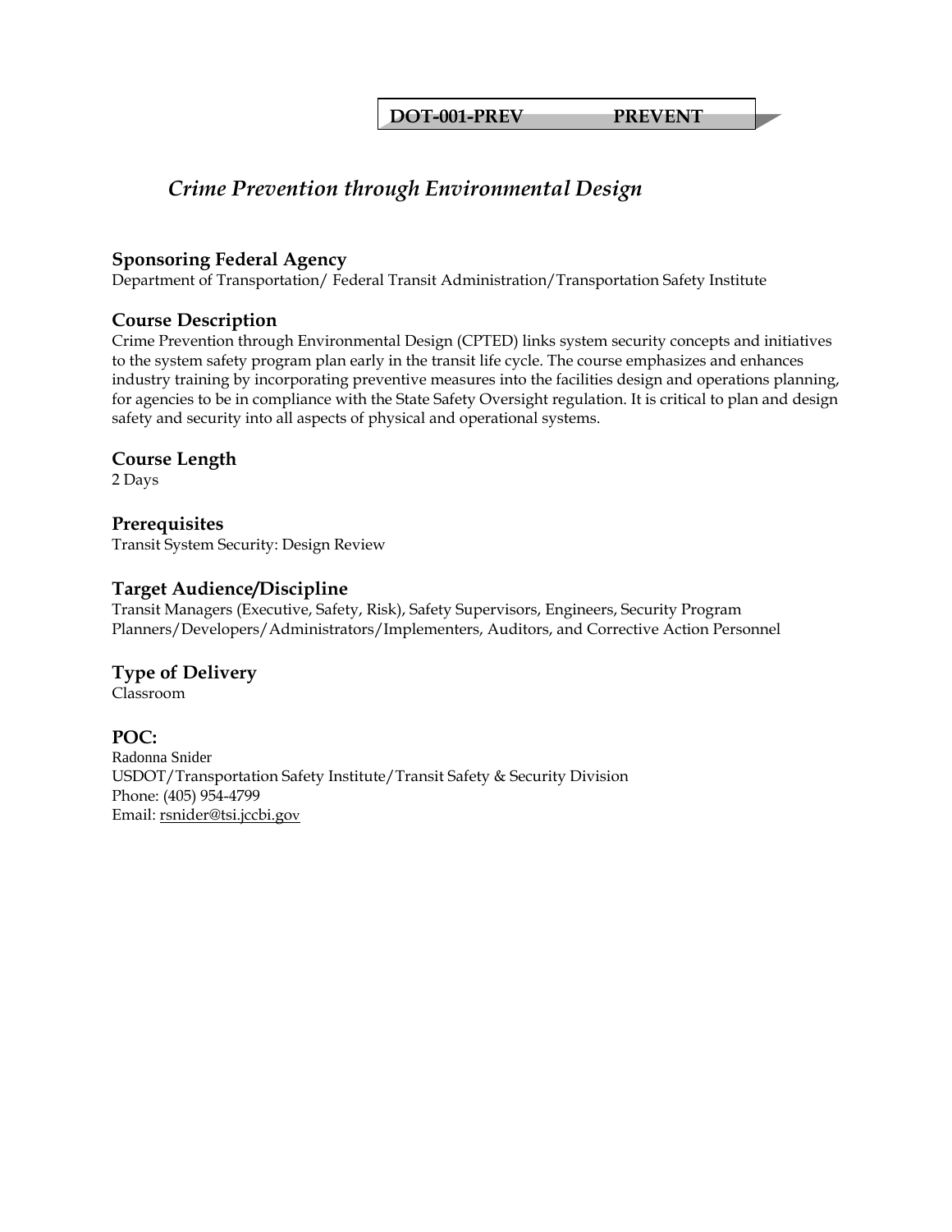**DOT-001-PREV PREVENT**

# *Crime Prevention through Environmental Design*

## Sponsoring Federal Agency

Department of Transportation/ Federal Transit Administration/Transportation Safety Institute

## Course Description

Crime Prevention through Environmental Design (CPTED) links system security concepts and initiatives to the system safety program plan early in the transit life cycle. The course emphasizes and enhances industry training by incorporating preventive measures into the facilities design and operations planning, for agencies to be in compliance with the State Safety Oversight regulation. It is critical to plan and design safety and security into all aspects of physical and operational systems.

## Course Length

2 Days

## Prerequisites

Transit System Security: Design Review

## Target Audience/Discipline

Transit Managers (Executive, Safety, Risk), Safety Supervisors, Engineers, Security Program Planners/Developers/Administrators/Implementers, Auditors, and Corrective Action Personnel

## Type of Delivery

Classroom

## POC:

Radonna Snider
USDOT/Transportation Safety Institute/Transit Safety & Security Division
Phone: (405) 954-4799
Email: rsnider@tsi.jccbi.gov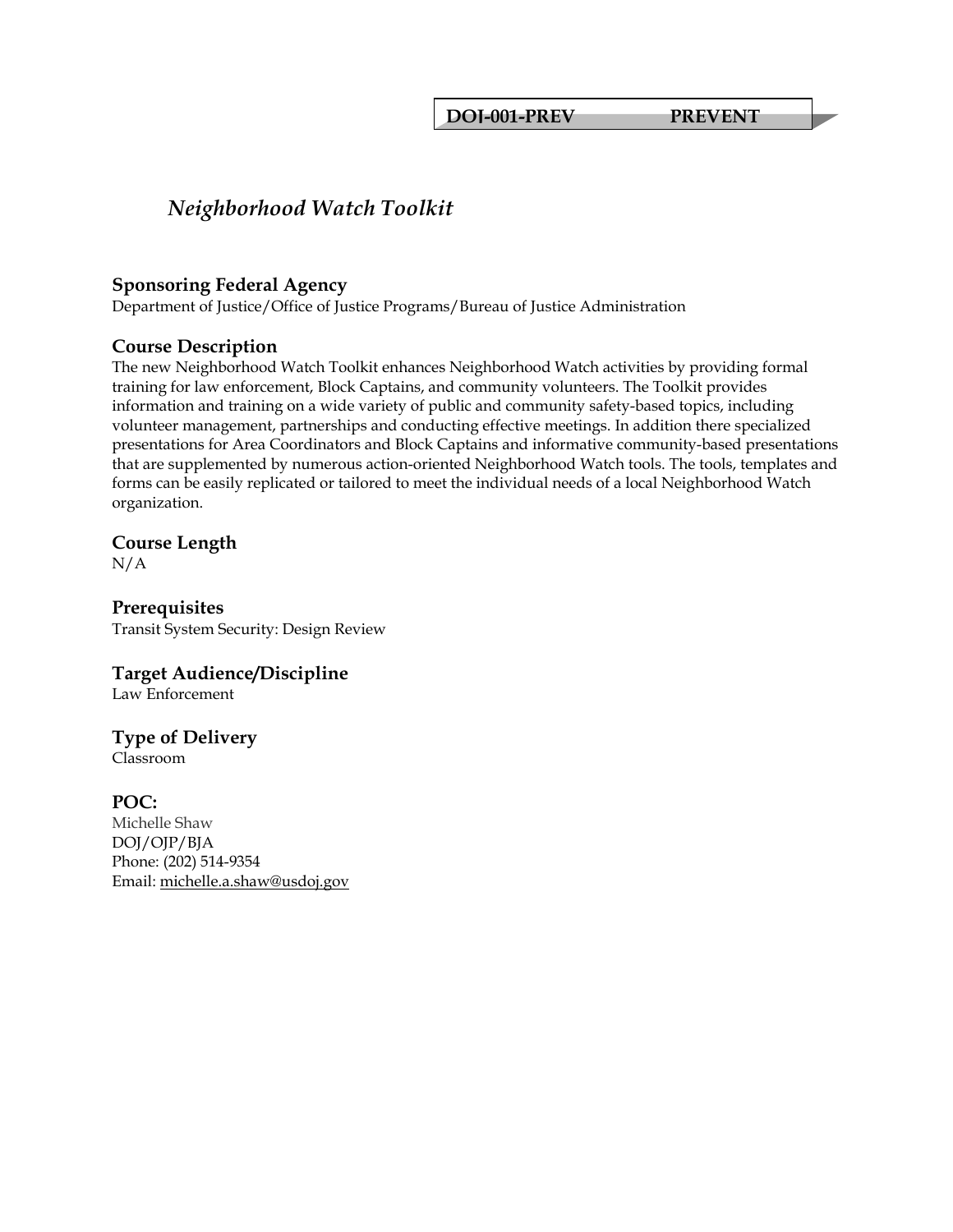**DOJ-001-PREV PREVENT**

# *Neighborhood Watch Toolkit*

## Sponsoring Federal Agency

Department of Justice/Office of Justice Programs/Bureau of Justice Administration

## Course Description

The new Neighborhood Watch Toolkit enhances Neighborhood Watch activities by providing formal training for law enforcement, Block Captains, and community volunteers. The Toolkit provides information and training on a wide variety of public and community safety-based topics, including volunteer management, partnerships and conducting effective meetings. In addition there specialized presentations for Area Coordinators and Block Captains and informative community-based presentations that are supplemented by numerous action-oriented Neighborhood Watch tools. The tools, templates and forms can be easily replicated or tailored to meet the individual needs of a local Neighborhood Watch organization.

## Course Length

N/A

## Prerequisites

Transit System Security: Design Review

## Target Audience/Discipline

Law Enforcement

## Type of Delivery

Classroom

## POC:

Michelle Shaw
DOJ/OJP/BJA
Phone: (202) 514-9354
Email: michelle.a.shaw@usdoj.gov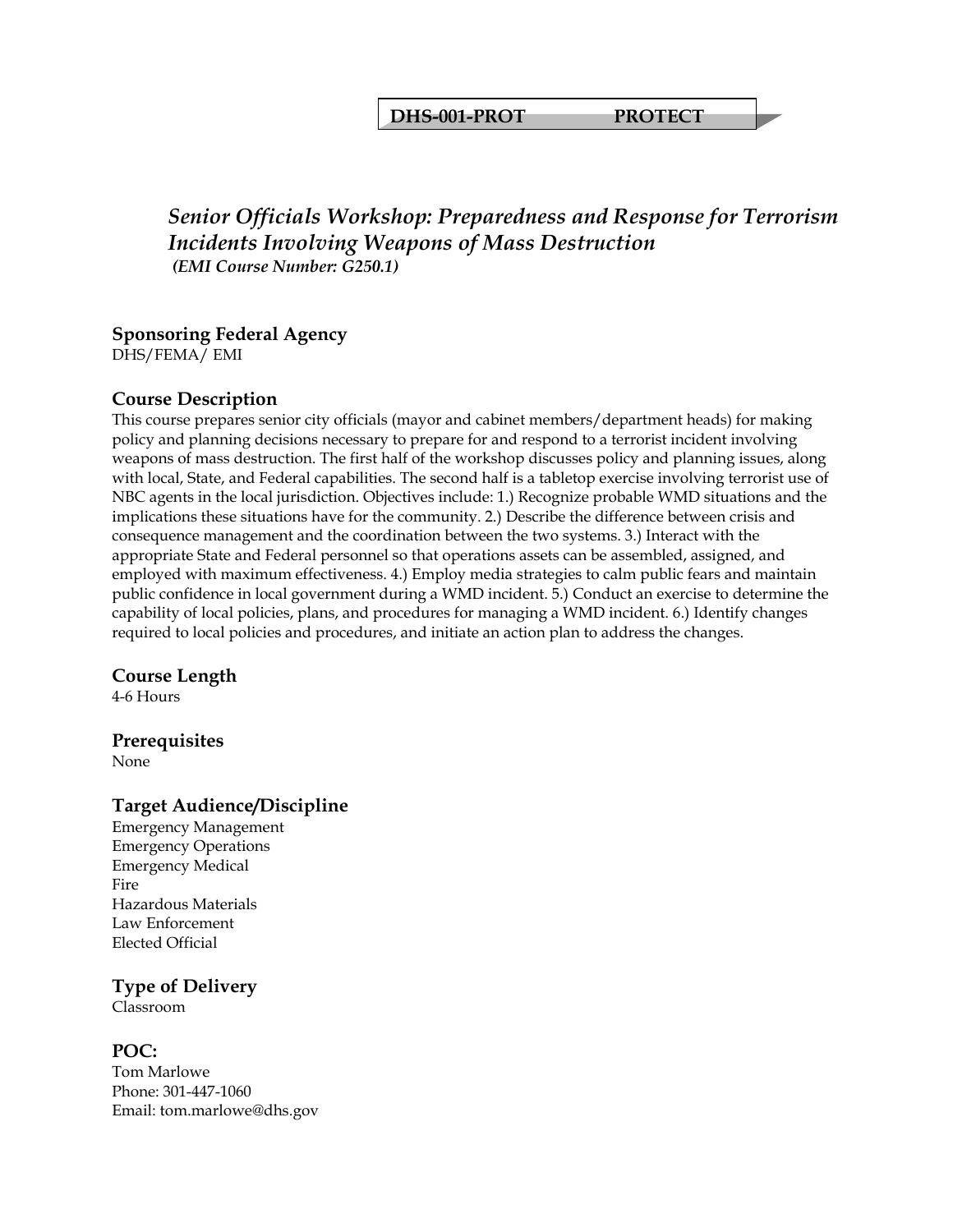**DHS-001-PROT PROTECT**

## *Senior Officials Workshop: Preparedness and Response for Terrorism Incidents Involving Weapons of Mass Destruction*

***(EMI Course Number: G250.1)***

### Sponsoring Federal Agency

DHS/FEMA/ EMI

### Course Description

This course prepares senior city officials (mayor and cabinet members/department heads) for making policy and planning decisions necessary to prepare for and respond to a terrorist incident involving weapons of mass destruction. The first half of the workshop discusses policy and planning issues, along with local, State, and Federal capabilities. The second half is a tabletop exercise involving terrorist use of NBC agents in the local jurisdiction. Objectives include: 1.) Recognize probable WMD situations and the implications these situations have for the community. 2.) Describe the difference between crisis and consequence management and the coordination between the two systems. 3.) Interact with the appropriate State and Federal personnel so that operations assets can be assembled, assigned, and employed with maximum effectiveness. 4.) Employ media strategies to calm public fears and maintain public confidence in local government during a WMD incident. 5.) Conduct an exercise to determine the capability of local policies, plans, and procedures for managing a WMD incident. 6.) Identify changes required to local policies and procedures, and initiate an action plan to address the changes.

### Course Length

4-6 Hours

### Prerequisites

None

### Target Audience/Discipline

Emergency Management
Emergency Operations
Emergency Medical
Fire
Hazardous Materials
Law Enforcement
Elected Official

### Type of Delivery

Classroom

### POC:

Tom Marlowe
Phone: 301-447-1060
Email: tom.marlowe@dhs.gov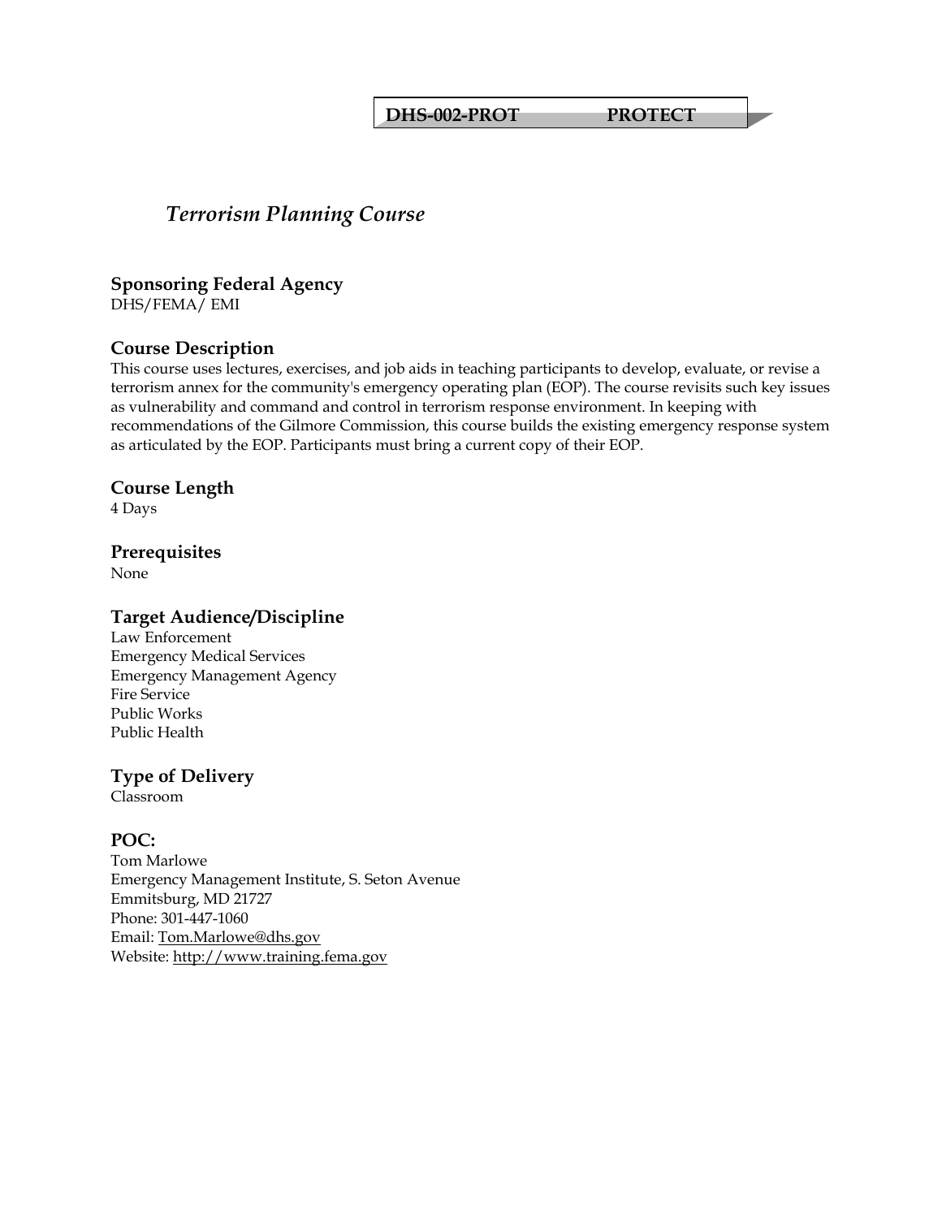**DHS-002-PROT PROTECT**

# *Terrorism Planning Course*

## Sponsoring Federal Agency

DHS/FEMA/ EMI

## Course Description

This course uses lectures, exercises, and job aids in teaching participants to develop, evaluate, or revise a terrorism annex for the community's emergency operating plan (EOP). The course revisits such key issues as vulnerability and command and control in terrorism response environment. In keeping with recommendations of the Gilmore Commission, this course builds the existing emergency response system as articulated by the EOP. Participants must bring a current copy of their EOP.

## Course Length

4 Days

## Prerequisites

None

## Target Audience/Discipline

Law Enforcement
Emergency Medical Services
Emergency Management Agency
Fire Service
Public Works
Public Health

## Type of Delivery

Classroom

## POC:

Tom Marlowe
Emergency Management Institute, S. Seton Avenue
Emmitsburg, MD 21727
Phone: 301-447-1060
Email: Tom.Marlowe@dhs.gov
Website: http://www.training.fema.gov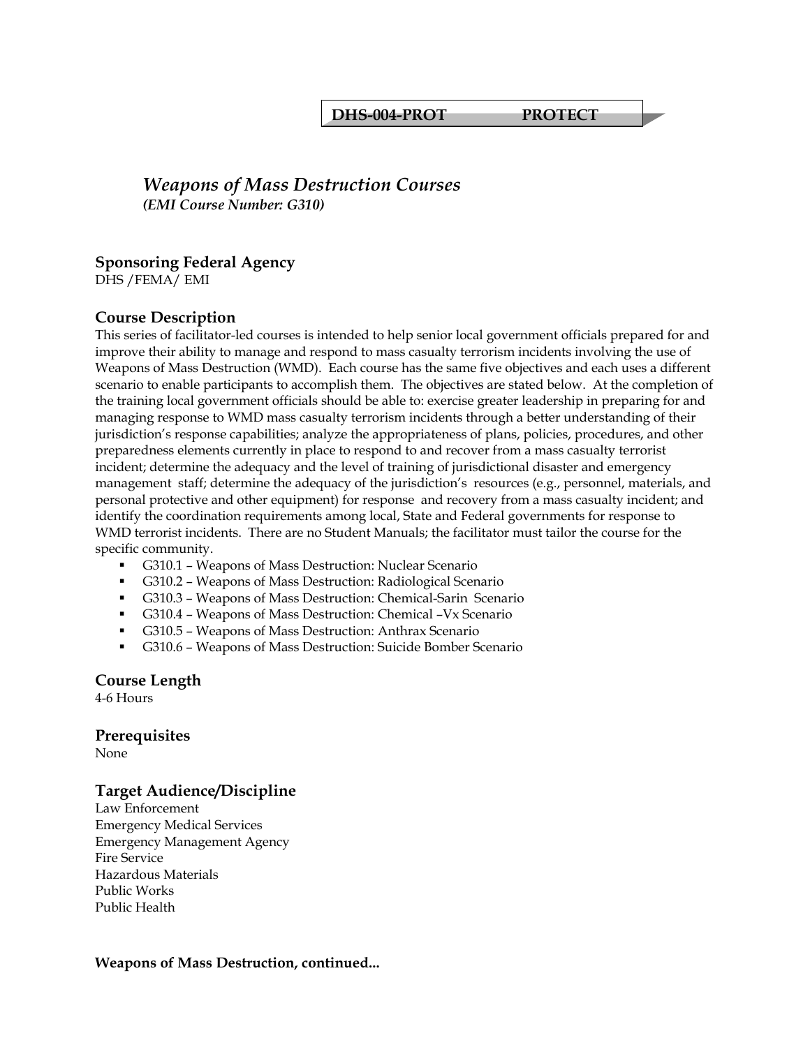**DHS-004-PROT PROTECT**

## *Weapons of Mass Destruction Courses*
***(EMI Course Number: G310)***

### Sponsoring Federal Agency
DHS /FEMA/ EMI

### Course Description
This series of facilitator-led courses is intended to help senior local government officials prepared for and improve their ability to manage and respond to mass casualty terrorism incidents involving the use of Weapons of Mass Destruction (WMD). Each course has the same five objectives and each uses a different scenario to enable participants to accomplish them. The objectives are stated below. At the completion of the training local government officials should be able to: exercise greater leadership in preparing for and managing response to WMD mass casualty terrorism incidents through a better understanding of their jurisdiction's response capabilities; analyze the appropriateness of plans, policies, procedures, and other preparedness elements currently in place to respond to and recover from a mass casualty terrorist incident; determine the adequacy and the level of training of jurisdictional disaster and emergency management staff; determine the adequacy of the jurisdiction's resources (e.g., personnel, materials, and personal protective and other equipment) for response and recovery from a mass casualty incident; and identify the coordination requirements among local, State and Federal governments for response to WMD terrorist incidents. There are no Student Manuals; the facilitator must tailor the course for the specific community.

- G310.1 – Weapons of Mass Destruction: Nuclear Scenario
- G310.2 – Weapons of Mass Destruction: Radiological Scenario
- G310.3 – Weapons of Mass Destruction: Chemical-Sarin Scenario
- G310.4 – Weapons of Mass Destruction: Chemical –Vx Scenario
- G310.5 – Weapons of Mass Destruction: Anthrax Scenario
- G310.6 – Weapons of Mass Destruction: Suicide Bomber Scenario

### Course Length
4-6 Hours

### Prerequisites
None

### Target Audience/Discipline
Law Enforcement
Emergency Medical Services
Emergency Management Agency
Fire Service
Hazardous Materials
Public Works
Public Health

**Weapons of Mass Destruction, continued...**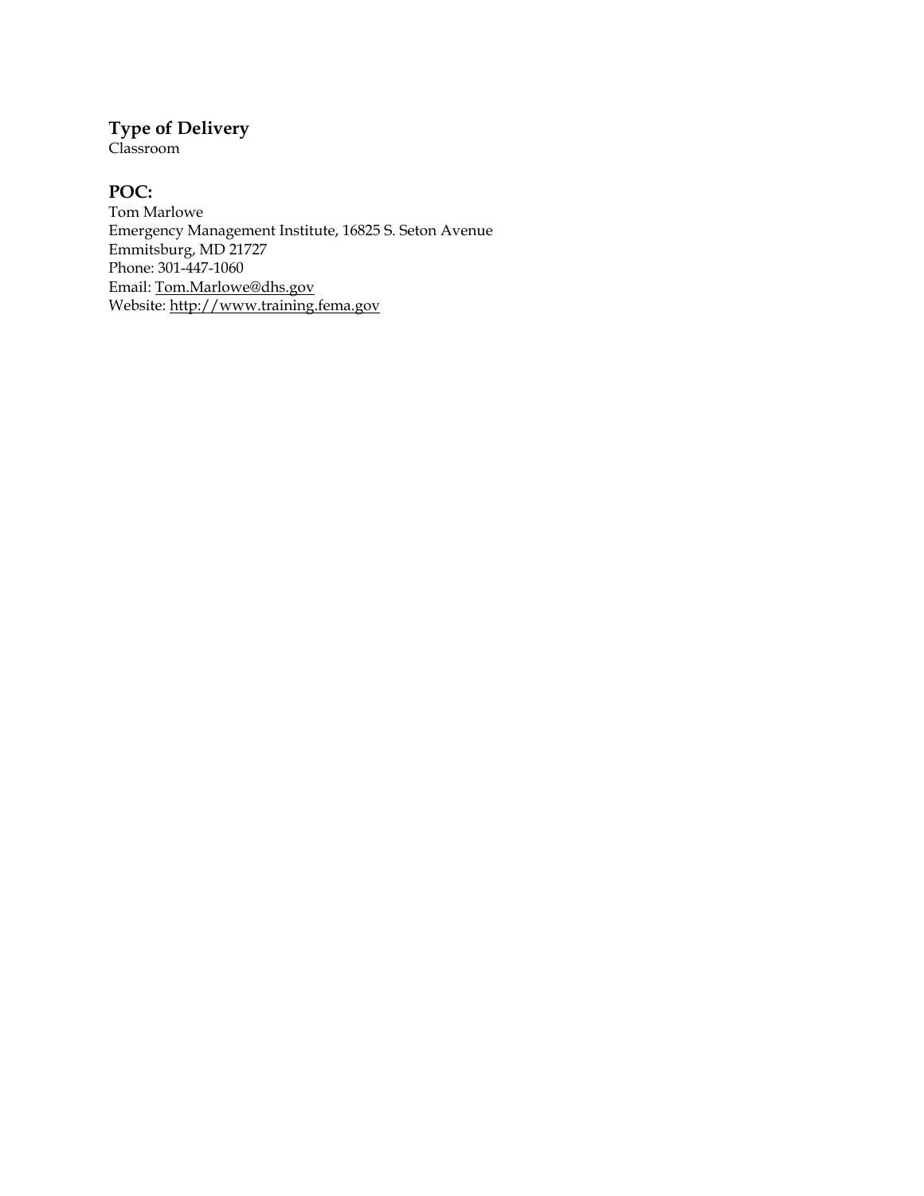### Type of Delivery

Classroom

### POC:

Tom Marlowe
Emergency Management Institute, 16825 S. Seton Avenue
Emmitsburg, MD 21727
Phone: 301-447-1060
Email: Tom.Marlowe@dhs.gov
Website: http://www.training.fema.gov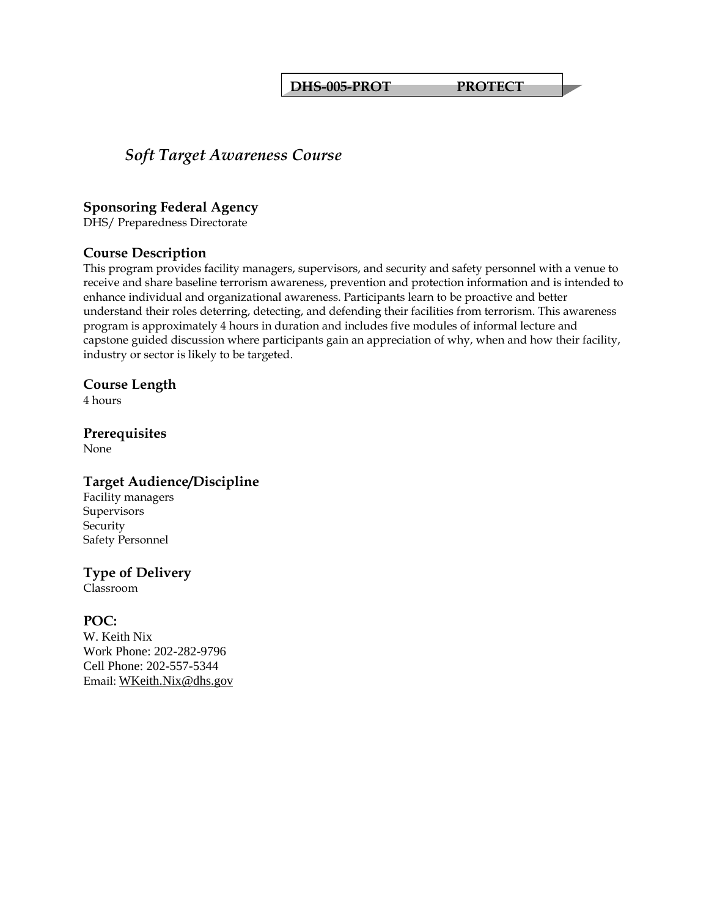**DHS-005-PROT PROTECT**

# *Soft Target Awareness Course*

### Sponsoring Federal Agency
DHS/ Preparedness Directorate

### Course Description
This program provides facility managers, supervisors, and security and safety personnel with a venue to receive and share baseline terrorism awareness, prevention and protection information and is intended to enhance individual and organizational awareness. Participants learn to be proactive and better understand their roles deterring, detecting, and defending their facilities from terrorism. This awareness program is approximately 4 hours in duration and includes five modules of informal lecture and capstone guided discussion where participants gain an appreciation of why, when and how their facility, industry or sector is likely to be targeted.

### Course Length
4 hours

### Prerequisites
None

### Target Audience/Discipline
Facility managers
Supervisors
Security
Safety Personnel

### Type of Delivery
Classroom

### POC:
W. Keith Nix
Work Phone: 202-282-9796
Cell Phone: 202-557-5344
Email: WKeith.Nix@dhs.gov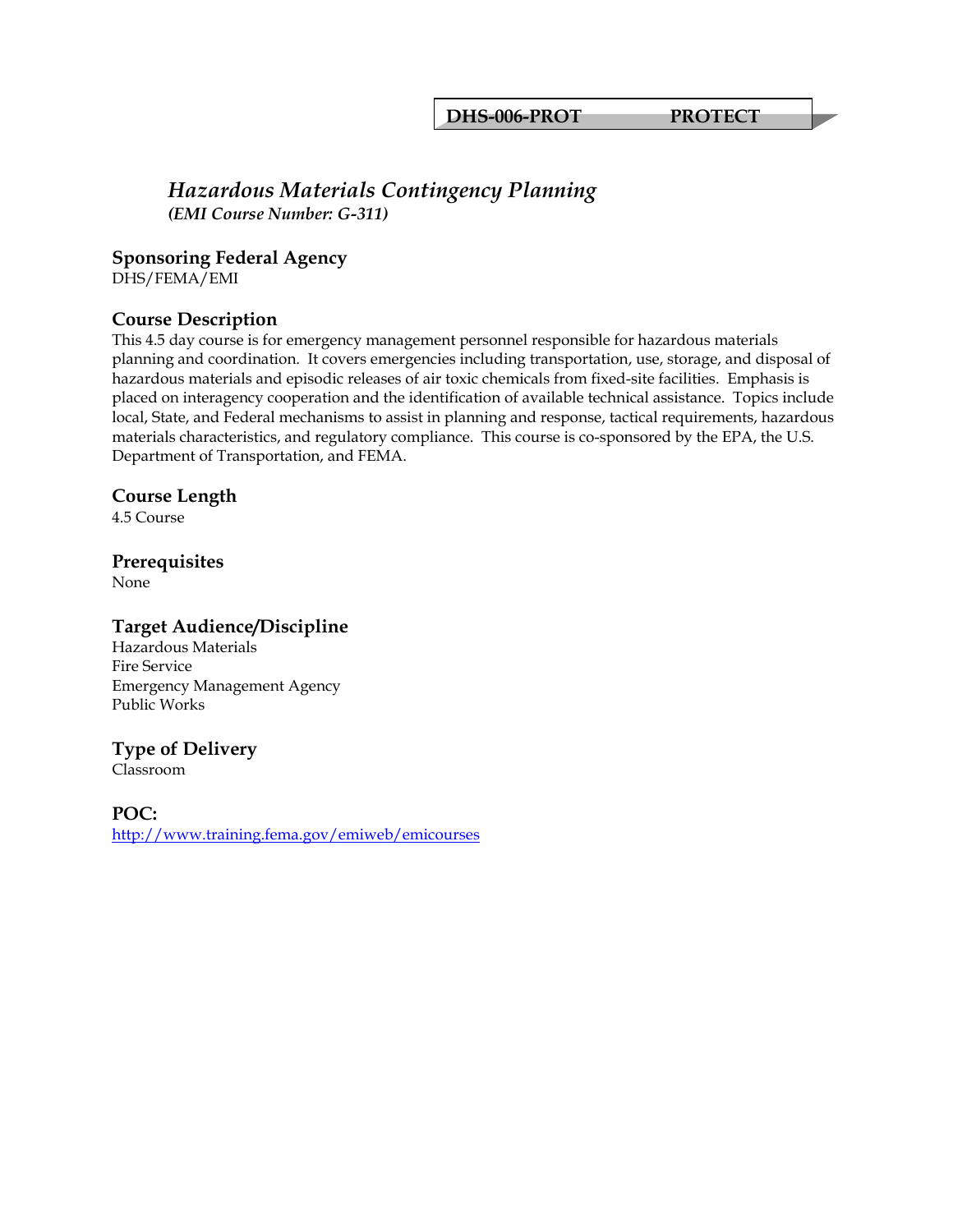**DHS-006-PROT PROTECT**

# *Hazardous Materials Contingency Planning*

***(EMI Course Number: G-311)***

## Sponsoring Federal Agency

DHS/FEMA/EMI

## Course Description

This 4.5 day course is for emergency management personnel responsible for hazardous materials planning and coordination. It covers emergencies including transportation, use, storage, and disposal of hazardous materials and episodic releases of air toxic chemicals from fixed-site facilities. Emphasis is placed on interagency cooperation and the identification of available technical assistance. Topics include local, State, and Federal mechanisms to assist in planning and response, tactical requirements, hazardous materials characteristics, and regulatory compliance. This course is co-sponsored by the EPA, the U.S. Department of Transportation, and FEMA.

## Course Length

4.5 Course

## Prerequisites

None

## Target Audience/Discipline

Hazardous Materials
Fire Service
Emergency Management Agency
Public Works

## Type of Delivery

Classroom

## POC:

http://www.training.fema.gov/emiweb/emicourses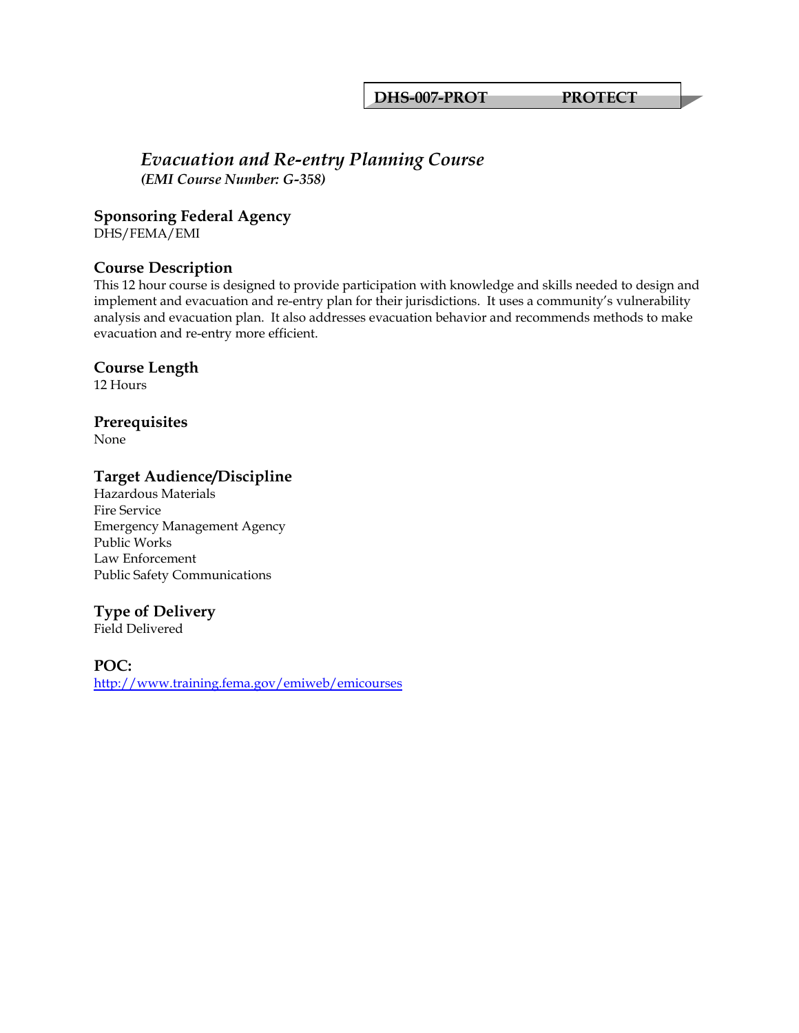**DHS-007-PROT PROTECT**

# *Evacuation and Re-entry Planning Course*

***(EMI Course Number: G-358)***

## Sponsoring Federal Agency

DHS/FEMA/EMI

## Course Description

This 12 hour course is designed to provide participation with knowledge and skills needed to design and implement and evacuation and re-entry plan for their jurisdictions. It uses a community's vulnerability analysis and evacuation plan. It also addresses evacuation behavior and recommends methods to make evacuation and re-entry more efficient.

## Course Length

12 Hours

## Prerequisites

None

## Target Audience/Discipline

Hazardous Materials
Fire Service
Emergency Management Agency
Public Works
Law Enforcement
Public Safety Communications

## Type of Delivery

Field Delivered

## POC:

http://www.training.fema.gov/emiweb/emicourses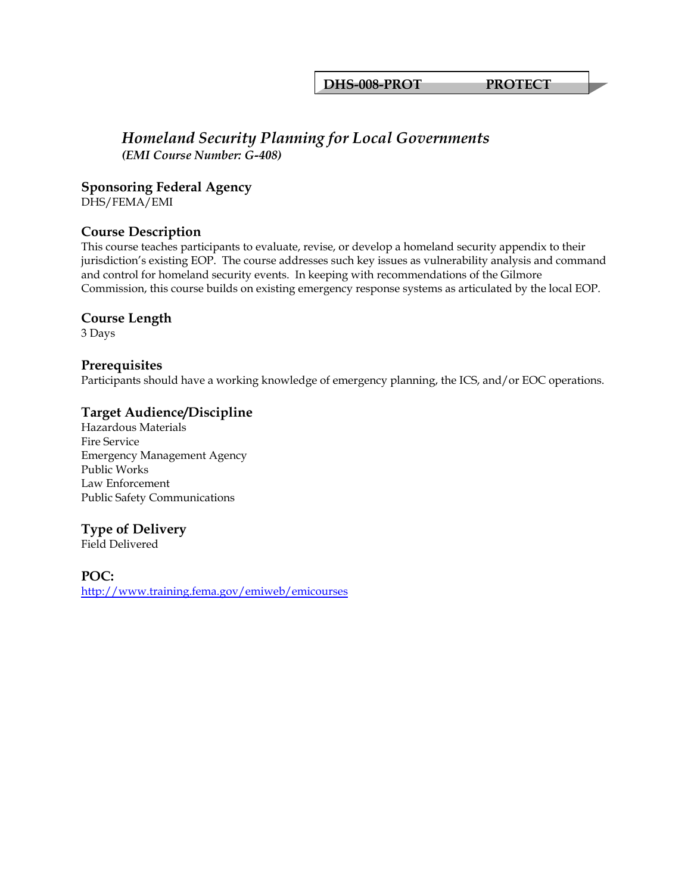**DHS-008-PROT PROTECT**

# *Homeland Security Planning for Local Governments*

***(EMI Course Number: G-408)***

## Sponsoring Federal Agency

DHS/FEMA/EMI

## Course Description

This course teaches participants to evaluate, revise, or develop a homeland security appendix to their jurisdiction's existing EOP. The course addresses such key issues as vulnerability analysis and command and control for homeland security events. In keeping with recommendations of the Gilmore Commission, this course builds on existing emergency response systems as articulated by the local EOP.

## Course Length

3 Days

## Prerequisites

Participants should have a working knowledge of emergency planning, the ICS, and/or EOC operations.

## Target Audience/Discipline

Hazardous Materials
Fire Service
Emergency Management Agency
Public Works
Law Enforcement
Public Safety Communications

## Type of Delivery

Field Delivered

## POC:

[http://www.training.fema.gov/emiweb/emicourses](http://www.training.fema.gov/emiweb/emicourses)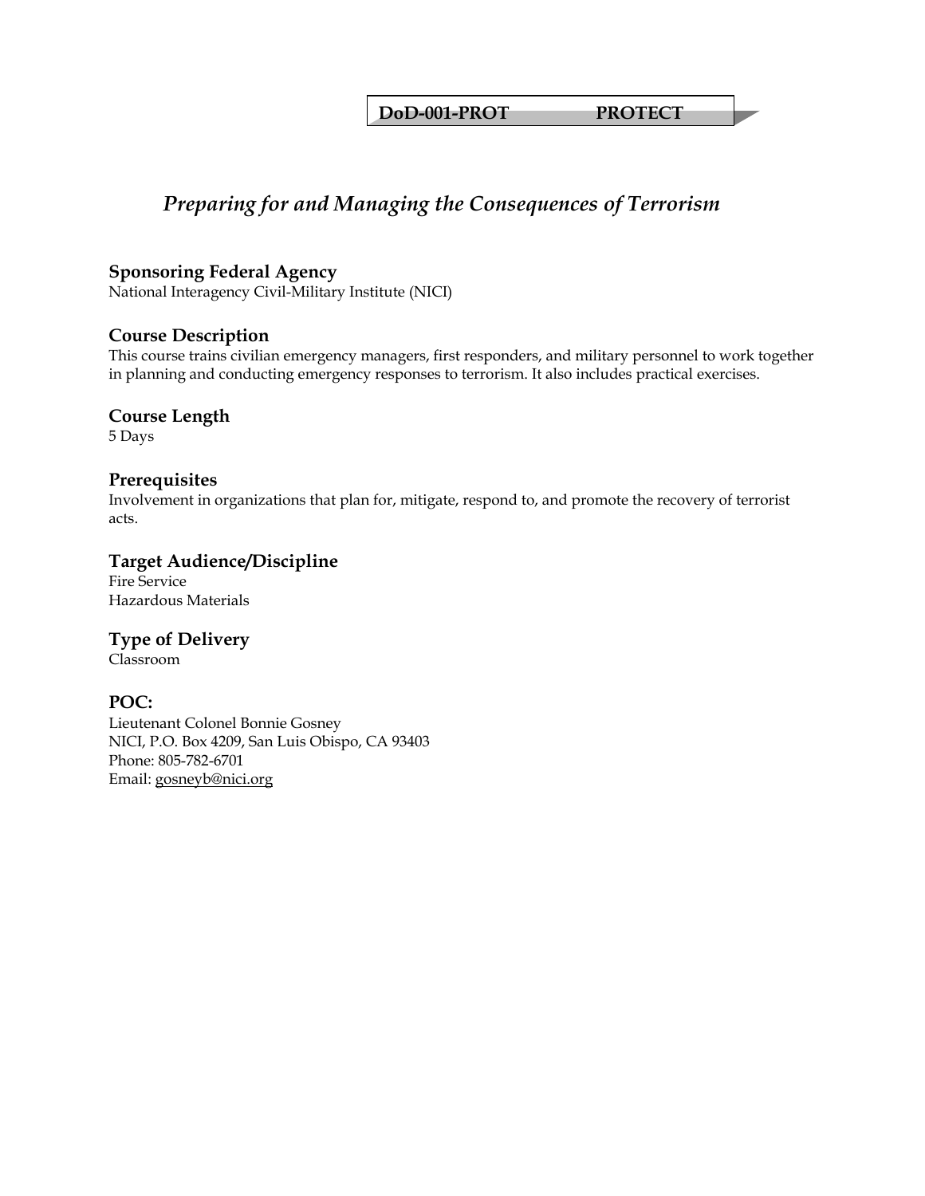**DoD-001-PROT PROTECT**

# *Preparing for and Managing the Consequences of Terrorism*

### Sponsoring Federal Agency
National Interagency Civil-Military Institute (NICI)

### Course Description
This course trains civilian emergency managers, first responders, and military personnel to work together in planning and conducting emergency responses to terrorism. It also includes practical exercises.

### Course Length
5 Days

### Prerequisites
Involvement in organizations that plan for, mitigate, respond to, and promote the recovery of terrorist acts.

### Target Audience/Discipline
Fire Service
Hazardous Materials

### Type of Delivery
Classroom

### POC:
Lieutenant Colonel Bonnie Gosney
NICI, P.O. Box 4209, San Luis Obispo, CA 93403
Phone: 805-782-6701
Email: gosneyb@nici.org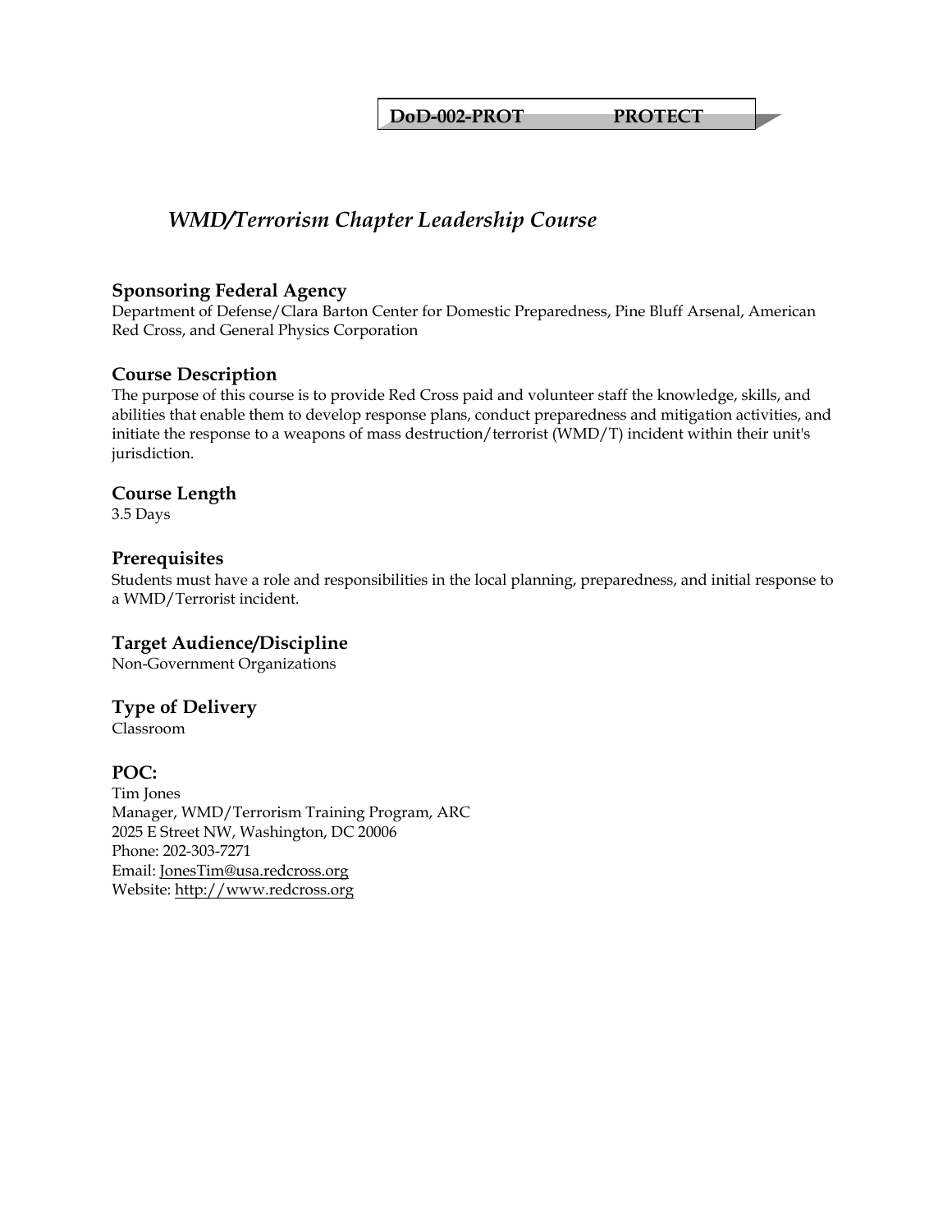**DoD-002-PROT PROTECT**

## *WMD/Terrorism Chapter Leadership Course*

### Sponsoring Federal Agency
Department of Defense/Clara Barton Center for Domestic Preparedness, Pine Bluff Arsenal, American Red Cross, and General Physics Corporation

### Course Description
The purpose of this course is to provide Red Cross paid and volunteer staff the knowledge, skills, and abilities that enable them to develop response plans, conduct preparedness and mitigation activities, and initiate the response to a weapons of mass destruction/terrorist (WMD/T) incident within their unit's jurisdiction.

### Course Length
3.5 Days

### Prerequisites
Students must have a role and responsibilities in the local planning, preparedness, and initial response to a WMD/Terrorist incident.

### Target Audience/Discipline
Non-Government Organizations

### Type of Delivery
Classroom

### POC:
Tim Jones
Manager, WMD/Terrorism Training Program, ARC
2025 E Street NW, Washington, DC 20006
Phone: 202-303-7271
Email: JonesTim@usa.redcross.org
Website: http://www.redcross.org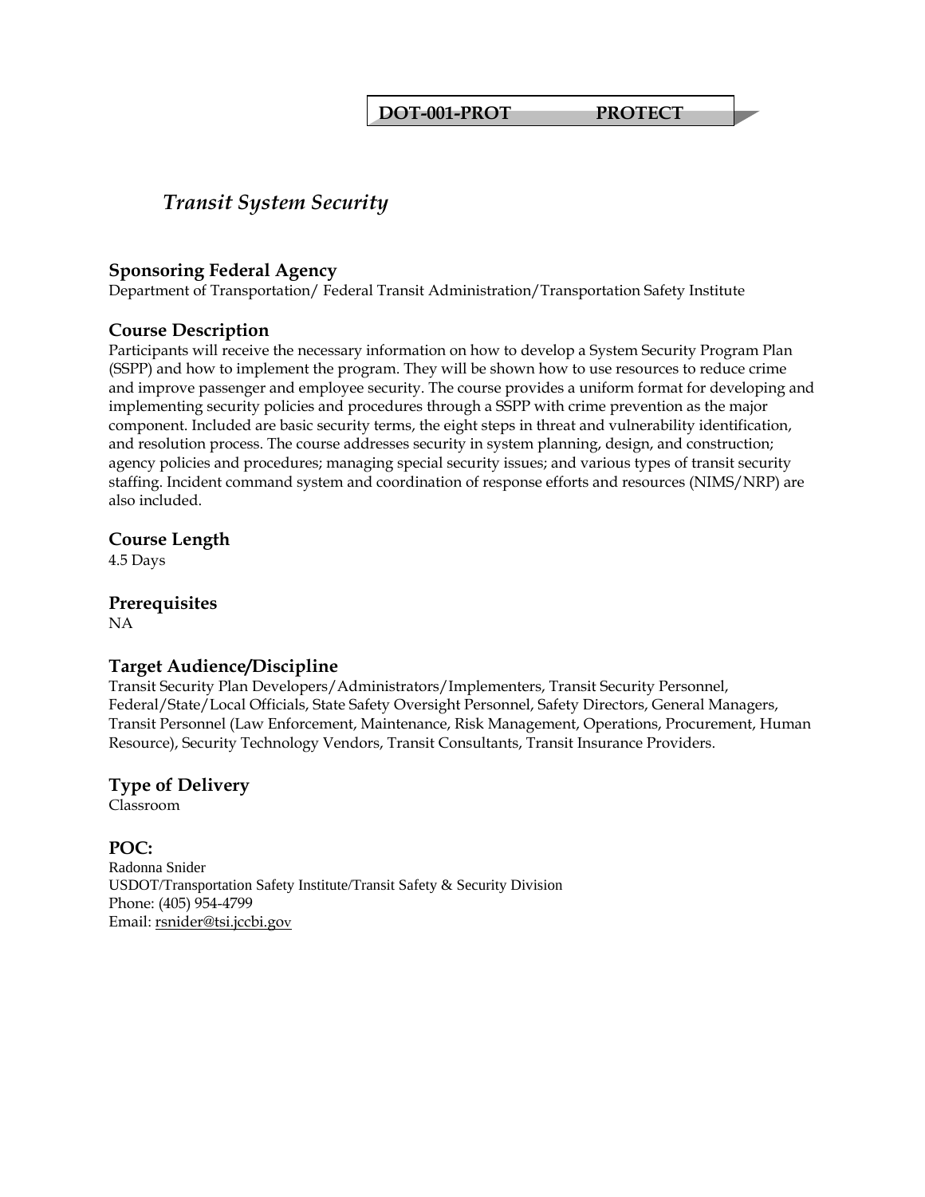**DOT-001-PROT PROTECT**

# *Transit System Security*

## Sponsoring Federal Agency

Department of Transportation/ Federal Transit Administration/Transportation Safety Institute

## Course Description

Participants will receive the necessary information on how to develop a System Security Program Plan (SSPP) and how to implement the program. They will be shown how to use resources to reduce crime and improve passenger and employee security. The course provides a uniform format for developing and implementing security policies and procedures through a SSPP with crime prevention as the major component. Included are basic security terms, the eight steps in threat and vulnerability identification, and resolution process. The course addresses security in system planning, design, and construction; agency policies and procedures; managing special security issues; and various types of transit security staffing. Incident command system and coordination of response efforts and resources (NIMS/NRP) are also included.

## Course Length

4.5 Days

## Prerequisites

NA

## Target Audience/Discipline

Transit Security Plan Developers/Administrators/Implementers, Transit Security Personnel, Federal/State/Local Officials, State Safety Oversight Personnel, Safety Directors, General Managers, Transit Personnel (Law Enforcement, Maintenance, Risk Management, Operations, Procurement, Human Resource), Security Technology Vendors, Transit Consultants, Transit Insurance Providers.

## Type of Delivery

Classroom

## POC:

Radonna Snider
USDOT/Transportation Safety Institute/Transit Safety & Security Division
Phone: (405) 954-4799
Email: rsnider@tsi.jccbi.gov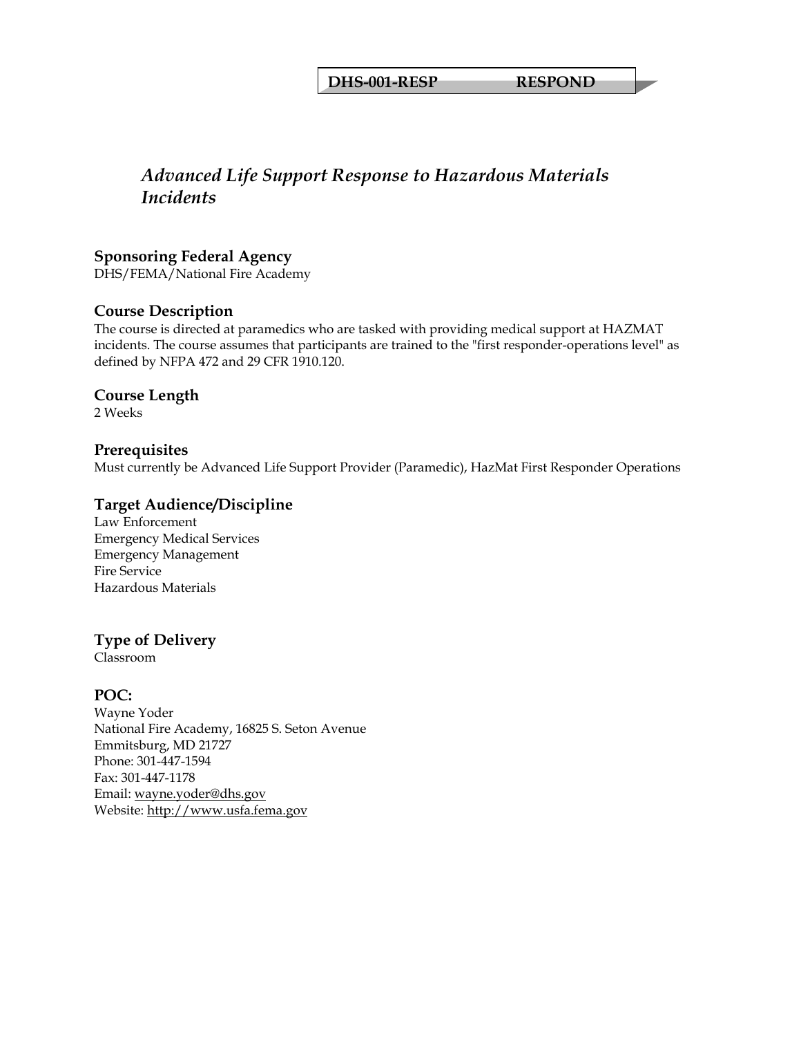**DHS-001-RESP RESPOND**

# *Advanced Life Support Response to Hazardous Materials Incidents*

## Sponsoring Federal Agency

DHS/FEMA/National Fire Academy

## Course Description

The course is directed at paramedics who are tasked with providing medical support at HAZMAT incidents. The course assumes that participants are trained to the "first responder-operations level" as defined by NFPA 472 and 29 CFR 1910.120.

## Course Length

2 Weeks

## Prerequisites

Must currently be Advanced Life Support Provider (Paramedic), HazMat First Responder Operations

## Target Audience/Discipline

Law Enforcement
Emergency Medical Services
Emergency Management
Fire Service
Hazardous Materials

## Type of Delivery

Classroom

## POC:

Wayne Yoder
National Fire Academy, 16825 S. Seton Avenue
Emmitsburg, MD 21727
Phone: 301-447-1594
Fax: 301-447-1178
Email: wayne.yoder@dhs.gov
Website: http://www.usfa.fema.gov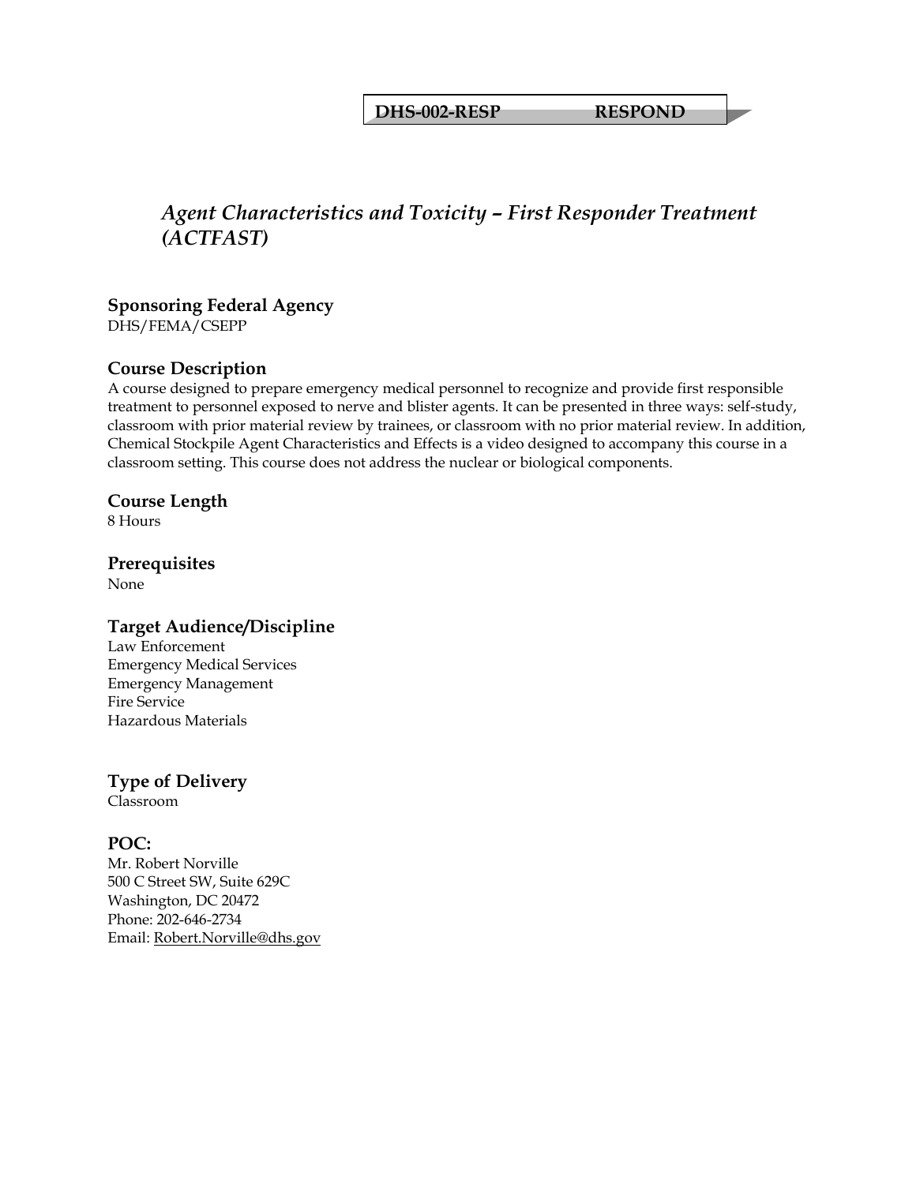**DHS-002-RESP RESPOND**

# *Agent Characteristics and Toxicity – First Responder Treatment (ACTFAST)*

## Sponsoring Federal Agency

DHS/FEMA/CSEPP

## Course Description

A course designed to prepare emergency medical personnel to recognize and provide first responsible treatment to personnel exposed to nerve and blister agents. It can be presented in three ways: self-study, classroom with prior material review by trainees, or classroom with no prior material review. In addition, Chemical Stockpile Agent Characteristics and Effects is a video designed to accompany this course in a classroom setting. This course does not address the nuclear or biological components.

## Course Length

8 Hours

## Prerequisites

None

## Target Audience/Discipline

Law Enforcement
Emergency Medical Services
Emergency Management
Fire Service
Hazardous Materials

## Type of Delivery

Classroom

## POC:

Mr. Robert Norville
500 C Street SW, Suite 629C
Washington, DC 20472
Phone: 202-646-2734
Email: Robert.Norville@dhs.gov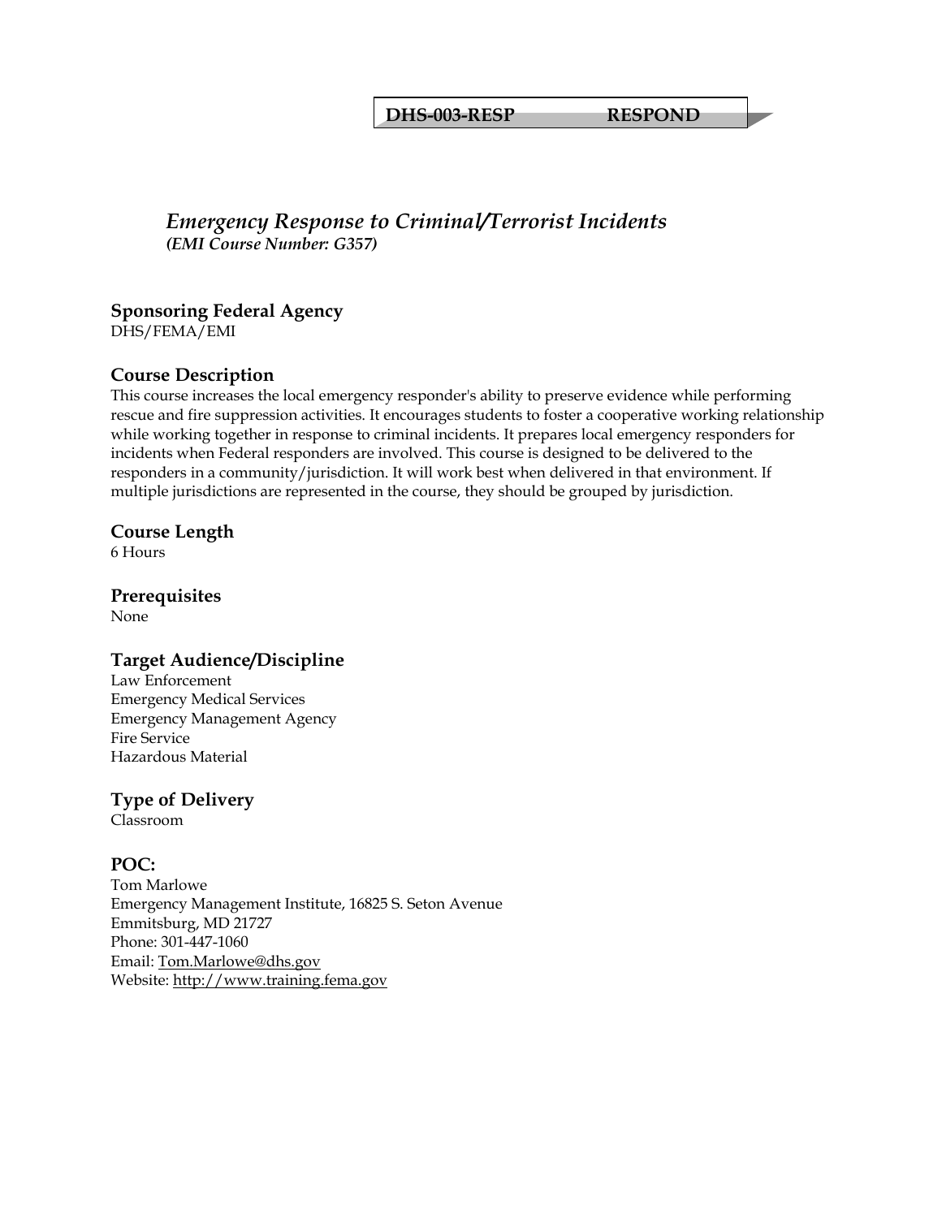**DHS-003-RESP RESPOND**

# *Emergency Response to Criminal/Terrorist Incidents*

***(EMI Course Number: G357)***

## Sponsoring Federal Agency

DHS/FEMA/EMI

## Course Description

This course increases the local emergency responder's ability to preserve evidence while performing rescue and fire suppression activities. It encourages students to foster a cooperative working relationship while working together in response to criminal incidents. It prepares local emergency responders for incidents when Federal responders are involved. This course is designed to be delivered to the responders in a community/jurisdiction. It will work best when delivered in that environment. If multiple jurisdictions are represented in the course, they should be grouped by jurisdiction.

## Course Length

6 Hours

## Prerequisites

None

## Target Audience/Discipline

Law Enforcement
Emergency Medical Services
Emergency Management Agency
Fire Service
Hazardous Material

## Type of Delivery

Classroom

## POC:

Tom Marlowe
Emergency Management Institute, 16825 S. Seton Avenue
Emmitsburg, MD 21727
Phone: 301-447-1060
Email: Tom.Marlowe@dhs.gov
Website: http://www.training.fema.gov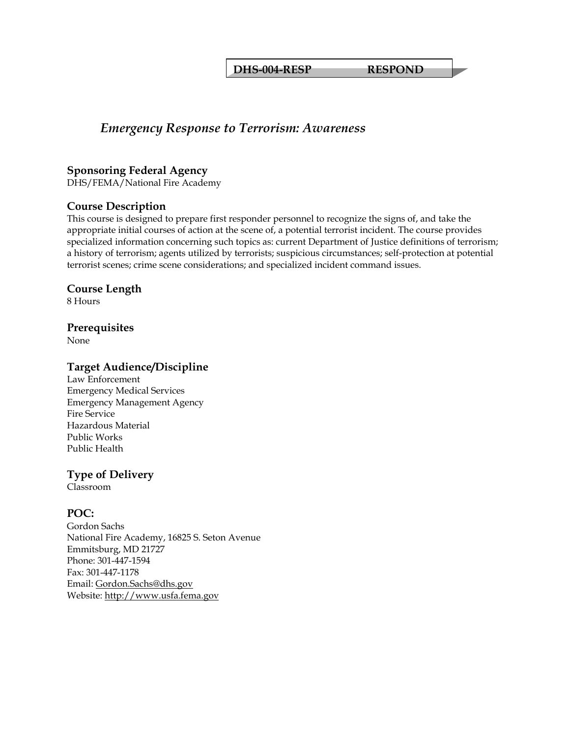**DHS-004-RESP RESPOND**

# *Emergency Response to Terrorism: Awareness*

## Sponsoring Federal Agency
DHS/FEMA/National Fire Academy

## Course Description
This course is designed to prepare first responder personnel to recognize the signs of, and take the appropriate initial courses of action at the scene of, a potential terrorist incident. The course provides specialized information concerning such topics as: current Department of Justice definitions of terrorism; a history of terrorism; agents utilized by terrorists; suspicious circumstances; self-protection at potential terrorist scenes; crime scene considerations; and specialized incident command issues.

## Course Length
8 Hours

## Prerequisites
None

## Target Audience/Discipline
Law Enforcement
Emergency Medical Services
Emergency Management Agency
Fire Service
Hazardous Material
Public Works
Public Health

## Type of Delivery
Classroom

## POC:
Gordon Sachs
National Fire Academy, 16825 S. Seton Avenue
Emmitsburg, MD 21727
Phone: 301-447-1594
Fax: 301-447-1178
Email: Gordon.Sachs@dhs.gov
Website: http://www.usfa.fema.gov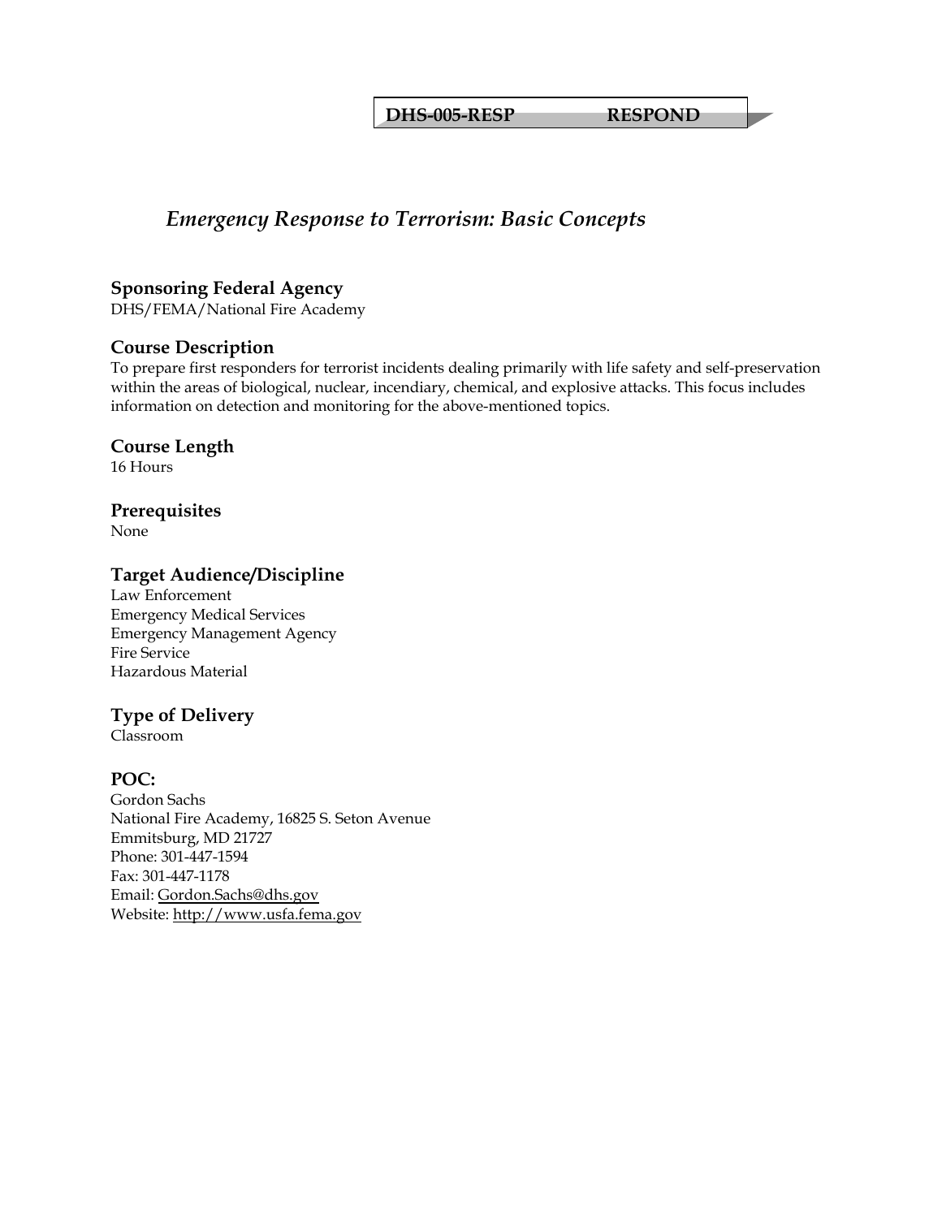**DHS-005-RESP RESPOND**

# *Emergency Response to Terrorism: Basic Concepts*

## Sponsoring Federal Agency

DHS/FEMA/National Fire Academy

## Course Description

To prepare first responders for terrorist incidents dealing primarily with life safety and self-preservation within the areas of biological, nuclear, incendiary, chemical, and explosive attacks. This focus includes information on detection and monitoring for the above-mentioned topics.

## Course Length

16 Hours

## Prerequisites

None

## Target Audience/Discipline

Law Enforcement
Emergency Medical Services
Emergency Management Agency
Fire Service
Hazardous Material

## Type of Delivery

Classroom

## POC:

Gordon Sachs
National Fire Academy, 16825 S. Seton Avenue
Emmitsburg, MD 21727
Phone: 301-447-1594
Fax: 301-447-1178
Email: Gordon.Sachs@dhs.gov
Website: http://www.usfa.fema.gov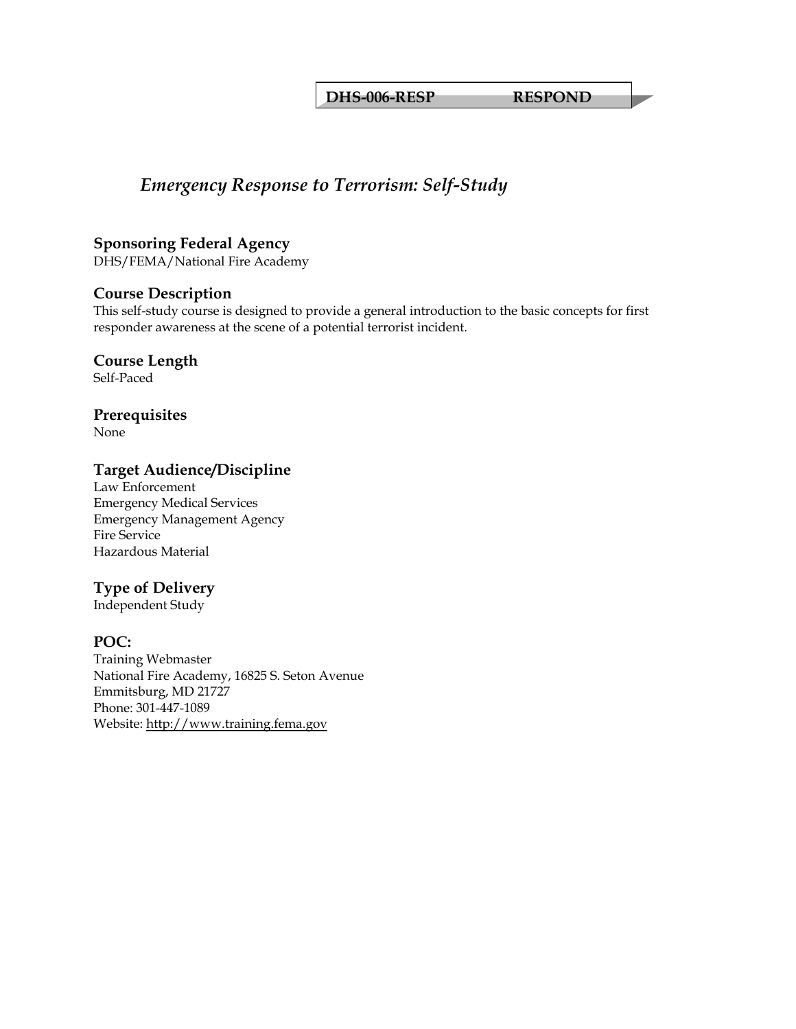**DHS-006-RESP RESPOND**

# *Emergency Response to Terrorism: Self-Study*

## Sponsoring Federal Agency

DHS/FEMA/National Fire Academy

## Course Description

This self-study course is designed to provide a general introduction to the basic concepts for first responder awareness at the scene of a potential terrorist incident.

## Course Length

Self-Paced

## Prerequisites

None

## Target Audience/Discipline

Law Enforcement
Emergency Medical Services
Emergency Management Agency
Fire Service
Hazardous Material

## Type of Delivery

Independent Study

## POC:

Training Webmaster
National Fire Academy, 16825 S. Seton Avenue
Emmitsburg, MD 21727
Phone: 301-447-1089
Website: http://www.training.fema.gov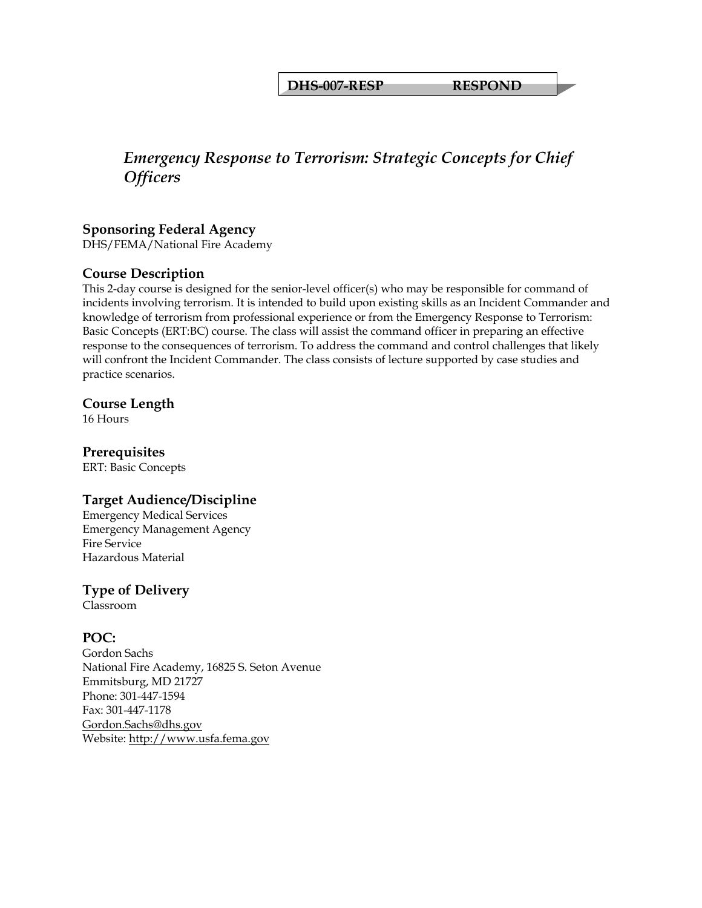**DHS-007-RESP RESPOND**

# *Emergency Response to Terrorism: Strategic Concepts for Chief Officers*

## Sponsoring Federal Agency

DHS/FEMA/National Fire Academy

## Course Description

This 2-day course is designed for the senior-level officer(s) who may be responsible for command of incidents involving terrorism. It is intended to build upon existing skills as an Incident Commander and knowledge of terrorism from professional experience or from the Emergency Response to Terrorism: Basic Concepts (ERT:BC) course. The class will assist the command officer in preparing an effective response to the consequences of terrorism. To address the command and control challenges that likely will confront the Incident Commander. The class consists of lecture supported by case studies and practice scenarios.

## Course Length

16 Hours

## Prerequisites

ERT: Basic Concepts

## Target Audience/Discipline

Emergency Medical Services
Emergency Management Agency
Fire Service
Hazardous Material

## Type of Delivery

Classroom

## POC:

Gordon Sachs
National Fire Academy, 16825 S. Seton Avenue
Emmitsburg, MD 21727
Phone: 301-447-1594
Fax: 301-447-1178
Gordon.Sachs@dhs.gov
Website: http://www.usfa.fema.gov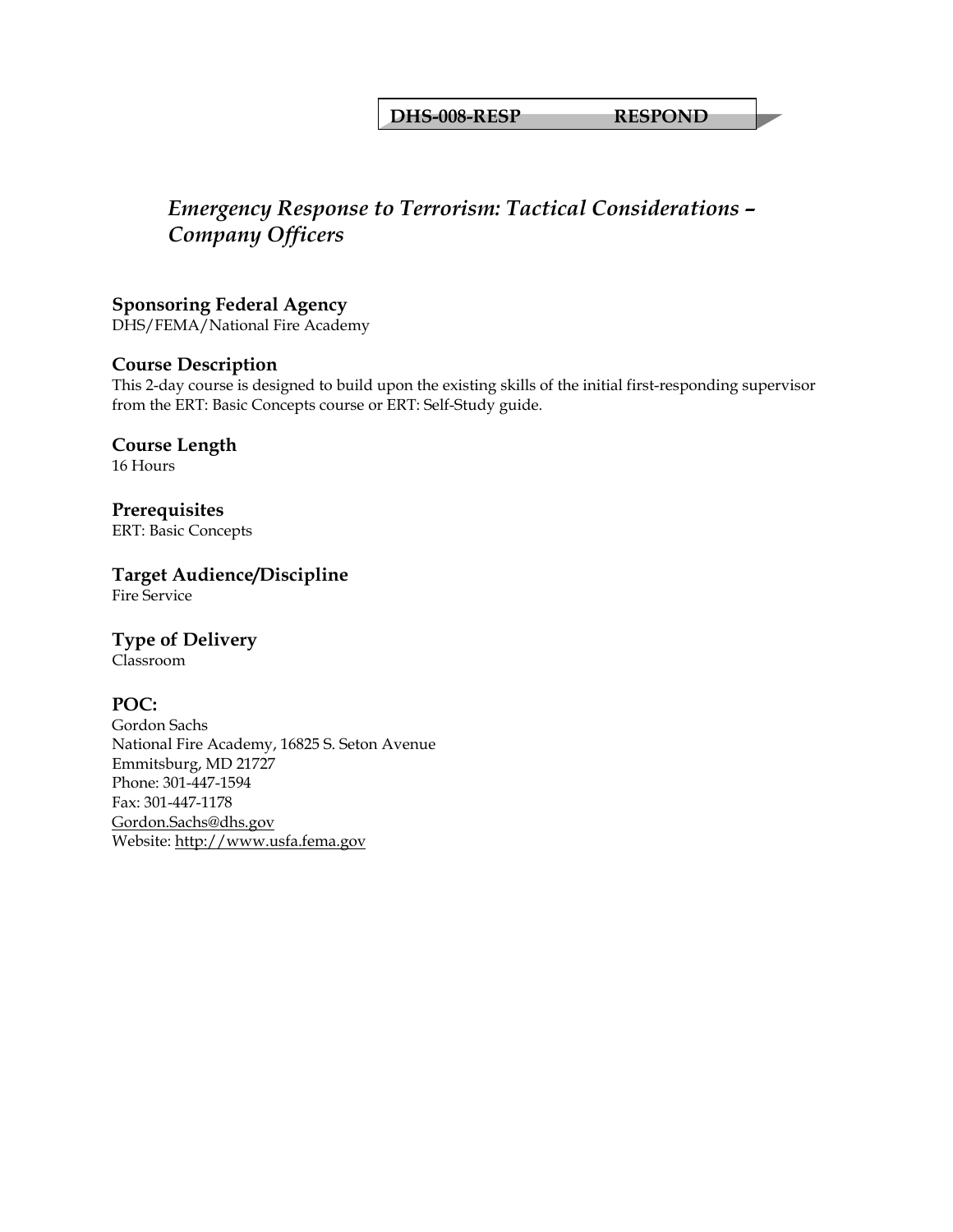**DHS-008-RESP RESPOND**

# *Emergency Response to Terrorism: Tactical Considerations – Company Officers*

### Sponsoring Federal Agency
DHS/FEMA/National Fire Academy

### Course Description
This 2-day course is designed to build upon the existing skills of the initial first-responding supervisor from the ERT: Basic Concepts course or ERT: Self-Study guide.

### Course Length
16 Hours

### Prerequisites
ERT: Basic Concepts

### Target Audience/Discipline
Fire Service

### Type of Delivery
Classroom

### POC:
Gordon Sachs
National Fire Academy, 16825 S. Seton Avenue
Emmitsburg, MD 21727
Phone: 301-447-1594
Fax: 301-447-1178
Gordon.Sachs@dhs.gov
Website: http://www.usfa.fema.gov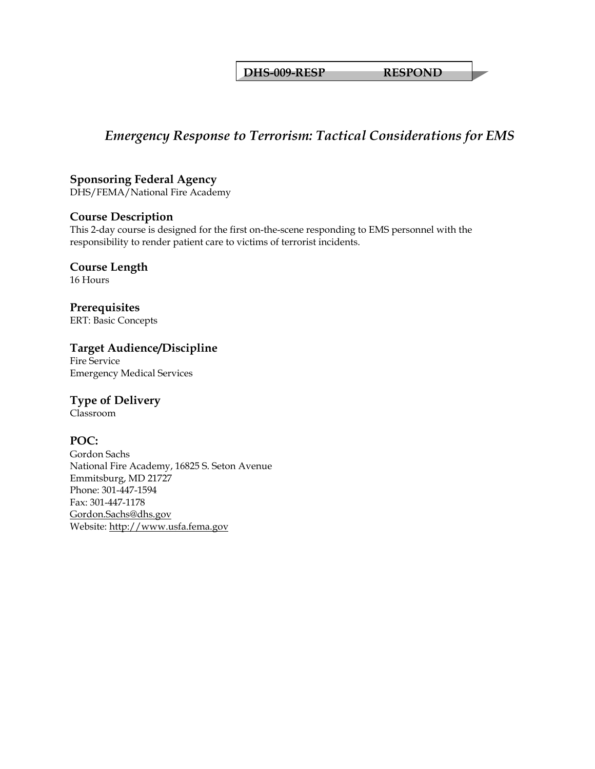**DHS-009-RESP RESPOND**

# *Emergency Response to Terrorism: Tactical Considerations for EMS*

## Sponsoring Federal Agency
DHS/FEMA/National Fire Academy

## Course Description
This 2-day course is designed for the first on-the-scene responding to EMS personnel with the responsibility to render patient care to victims of terrorist incidents.

## Course Length
16 Hours

## Prerequisites
ERT: Basic Concepts

## Target Audience/Discipline
Fire Service
Emergency Medical Services

## Type of Delivery
Classroom

## POC:
Gordon Sachs
National Fire Academy, 16825 S. Seton Avenue
Emmitsburg, MD 21727
Phone: 301-447-1594
Fax: 301-447-1178
Gordon.Sachs@dhs.gov
Website: http://www.usfa.fema.gov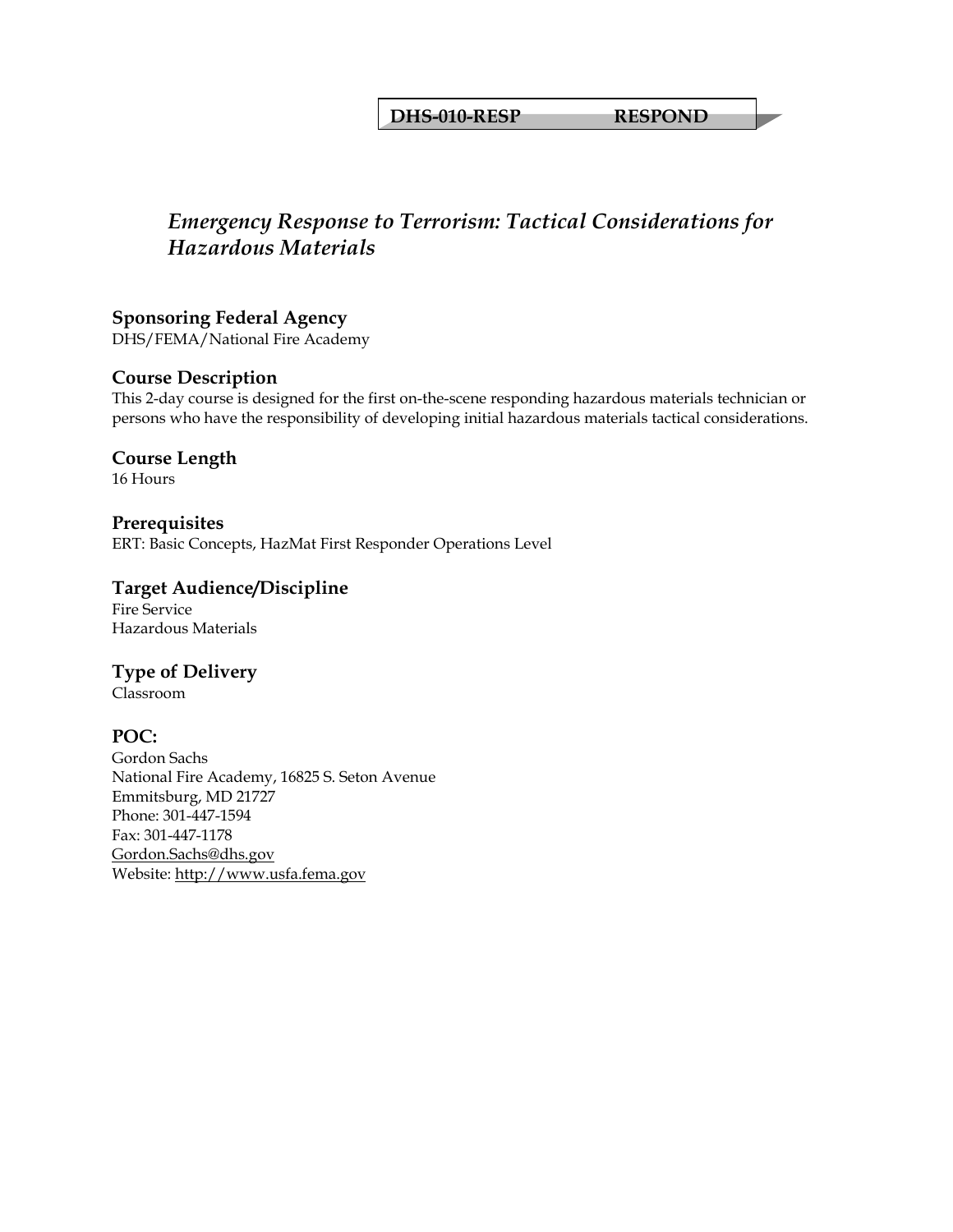**DHS-010-RESP RESPOND**

# *Emergency Response to Terrorism: Tactical Considerations for Hazardous Materials*

## Sponsoring Federal Agency

DHS/FEMA/National Fire Academy

## Course Description

This 2-day course is designed for the first on-the-scene responding hazardous materials technician or persons who have the responsibility of developing initial hazardous materials tactical considerations.

## Course Length

16 Hours

## Prerequisites

ERT: Basic Concepts, HazMat First Responder Operations Level

## Target Audience/Discipline

Fire Service
Hazardous Materials

## Type of Delivery

Classroom

## POC:

Gordon Sachs
National Fire Academy, 16825 S. Seton Avenue
Emmitsburg, MD 21727
Phone: 301-447-1594
Fax: 301-447-1178
Gordon.Sachs@dhs.gov
Website: http://www.usfa.fema.gov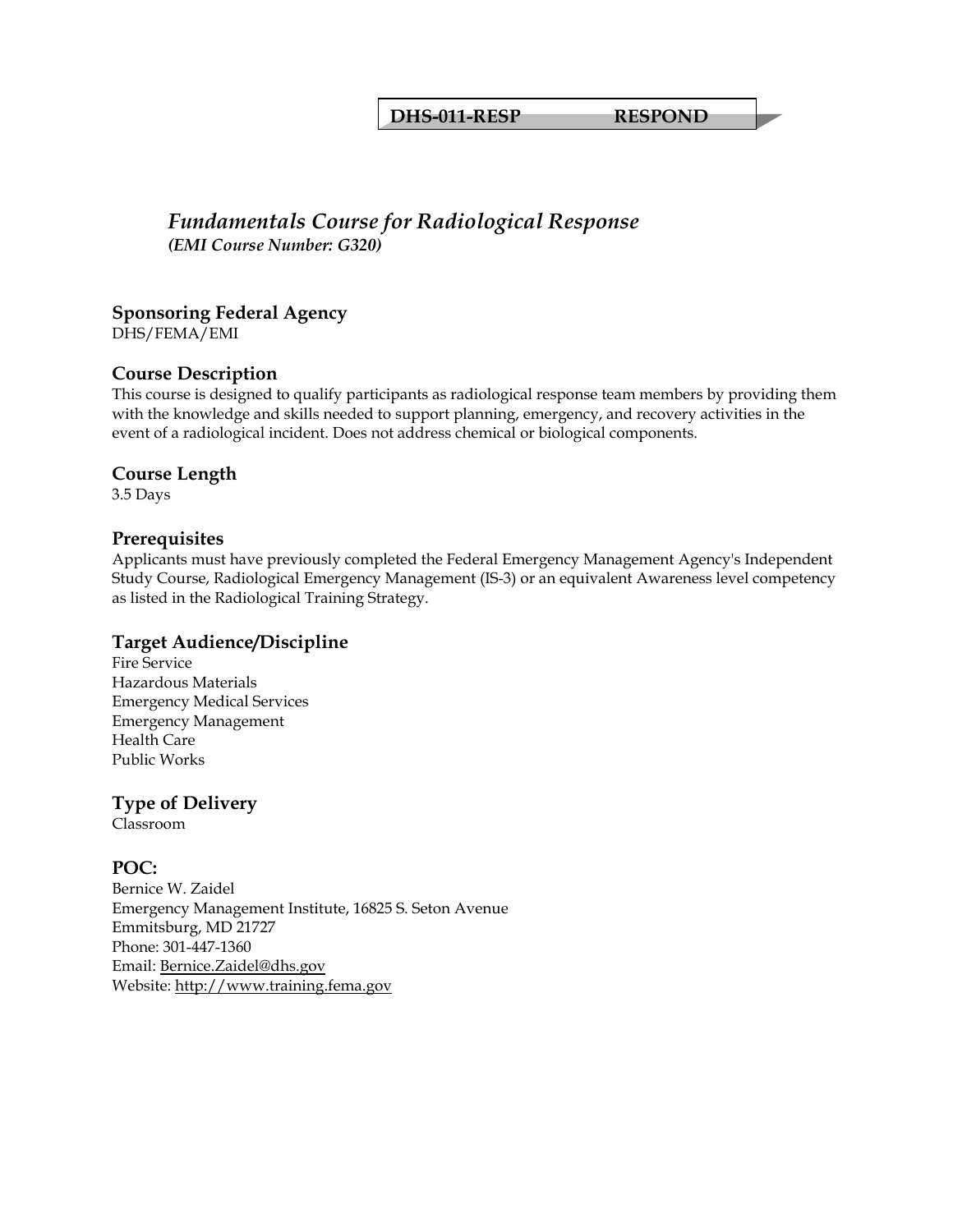**DHS-011-RESP RESPOND**

# *Fundamentals Course for Radiological Response*

***(EMI Course Number: G320)***

## Sponsoring Federal Agency

DHS/FEMA/EMI

## Course Description

This course is designed to qualify participants as radiological response team members by providing them with the knowledge and skills needed to support planning, emergency, and recovery activities in the event of a radiological incident. Does not address chemical or biological components.

## Course Length

3.5 Days

## Prerequisites

Applicants must have previously completed the Federal Emergency Management Agency's Independent Study Course, Radiological Emergency Management (IS-3) or an equivalent Awareness level competency as listed in the Radiological Training Strategy.

## Target Audience/Discipline

Fire Service
Hazardous Materials
Emergency Medical Services
Emergency Management
Health Care
Public Works

## Type of Delivery

Classroom

## POC:

Bernice W. Zaidel
Emergency Management Institute, 16825 S. Seton Avenue
Emmitsburg, MD 21727
Phone: 301-447-1360
Email: Bernice.Zaidel@dhs.gov
Website: http://www.training.fema.gov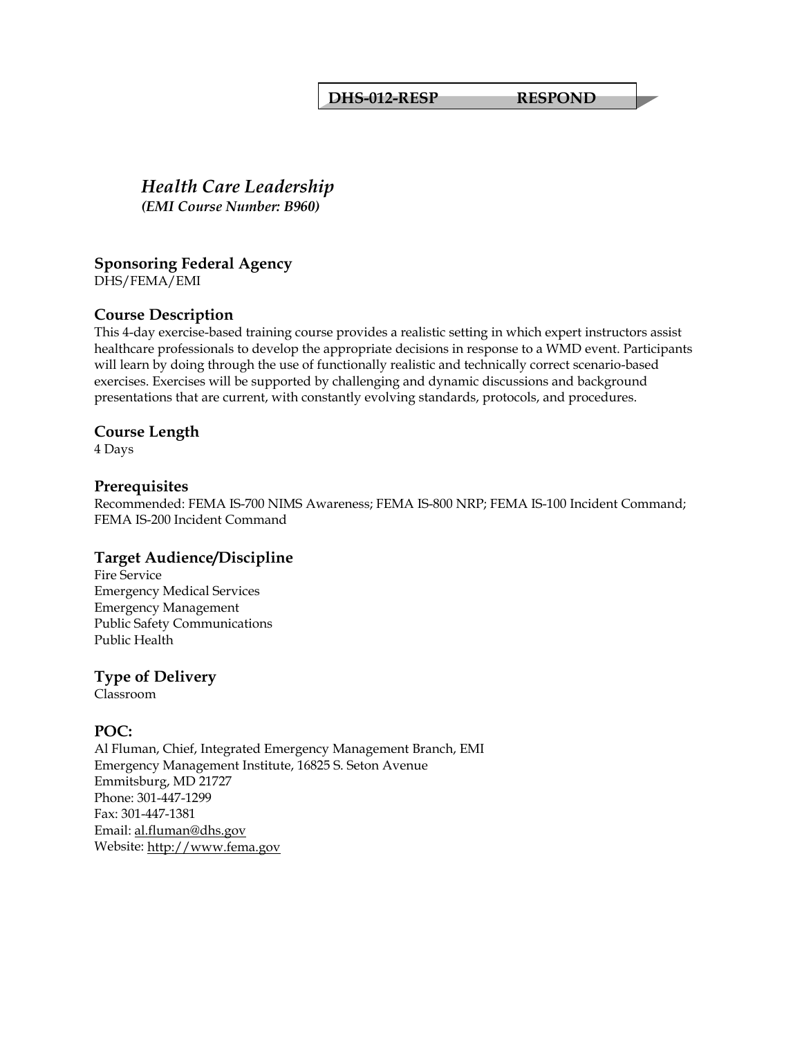**DHS-012-RESP RESPOND**

# *Health Care Leadership*

***(EMI Course Number: B960)***

## Sponsoring Federal Agency

DHS/FEMA/EMI

## Course Description

This 4-day exercise-based training course provides a realistic setting in which expert instructors assist healthcare professionals to develop the appropriate decisions in response to a WMD event. Participants will learn by doing through the use of functionally realistic and technically correct scenario-based exercises. Exercises will be supported by challenging and dynamic discussions and background presentations that are current, with constantly evolving standards, protocols, and procedures.

## Course Length

4 Days

## Prerequisites

Recommended: FEMA IS-700 NIMS Awareness; FEMA IS-800 NRP; FEMA IS-100 Incident Command; FEMA IS-200 Incident Command

## Target Audience/Discipline

Fire Service
Emergency Medical Services
Emergency Management
Public Safety Communications
Public Health

## Type of Delivery

Classroom

## POC:

Al Fluman, Chief, Integrated Emergency Management Branch, EMI
Emergency Management Institute, 16825 S. Seton Avenue
Emmitsburg, MD 21727
Phone: 301-447-1299
Fax: 301-447-1381
Email: al.fluman@dhs.gov
Website: http://www.fema.gov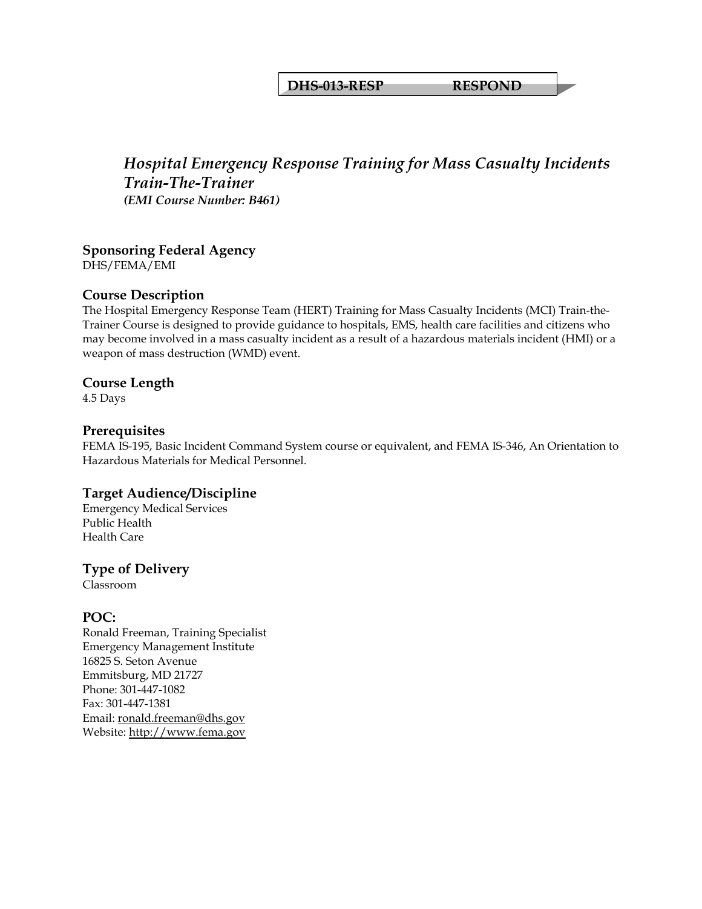**DHS-013-RESP RESPOND**

# *Hospital Emergency Response Training for Mass Casualty Incidents Train-The-Trainer*

***(EMI Course Number: B461)***

## Sponsoring Federal Agency

DHS/FEMA/EMI

## Course Description

The Hospital Emergency Response Team (HERT) Training for Mass Casualty Incidents (MCI) Train-the-Trainer Course is designed to provide guidance to hospitals, EMS, health care facilities and citizens who may become involved in a mass casualty incident as a result of a hazardous materials incident (HMI) or a weapon of mass destruction (WMD) event.

## Course Length

4.5 Days

## Prerequisites

FEMA IS-195, Basic Incident Command System course or equivalent, and FEMA IS-346, An Orientation to Hazardous Materials for Medical Personnel.

## Target Audience/Discipline

Emergency Medical Services
Public Health
Health Care

## Type of Delivery

Classroom

## POC:

Ronald Freeman, Training Specialist
Emergency Management Institute
16825 S. Seton Avenue
Emmitsburg, MD 21727
Phone: 301-447-1082
Fax: 301-447-1381
Email: ronald.freeman@dhs.gov
Website: http://www.fema.gov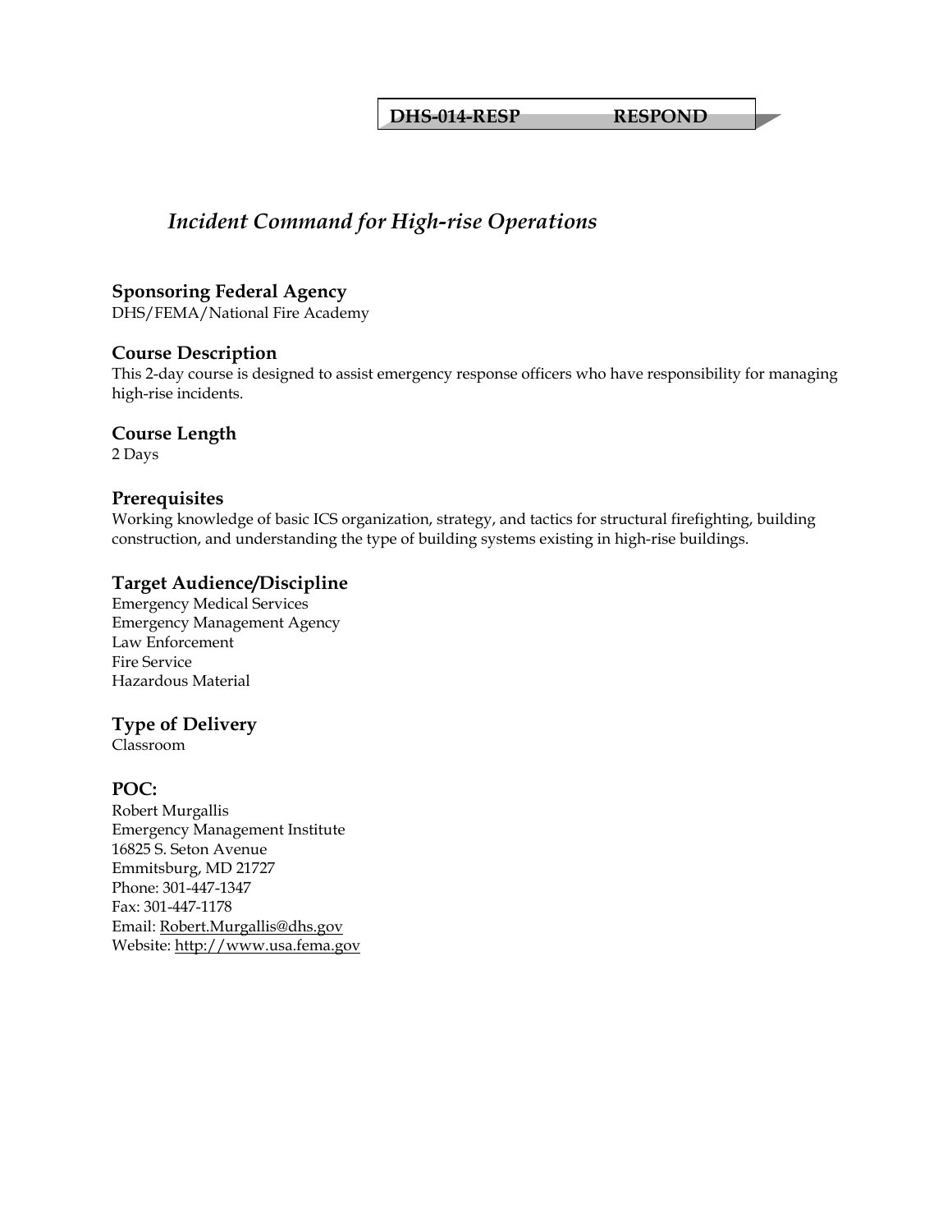**DHS-014-RESP RESPOND**

# *Incident Command for High-rise Operations*

## Sponsoring Federal Agency
DHS/FEMA/National Fire Academy

## Course Description
This 2-day course is designed to assist emergency response officers who have responsibility for managing high-rise incidents.

## Course Length
2 Days

## Prerequisites
Working knowledge of basic ICS organization, strategy, and tactics for structural firefighting, building construction, and understanding the type of building systems existing in high-rise buildings.

## Target Audience/Discipline
Emergency Medical Services  
Emergency Management Agency  
Law Enforcement  
Fire Service  
Hazardous Material

## Type of Delivery
Classroom

## POC:
Robert Murgallis  
Emergency Management Institute  
16825 S. Seton Avenue  
Emmitsburg, MD 21727  
Phone: 301-447-1347  
Fax: 301-447-1178  
Email: Robert.Murgallis@dhs.gov  
Website: http://www.usa.fema.gov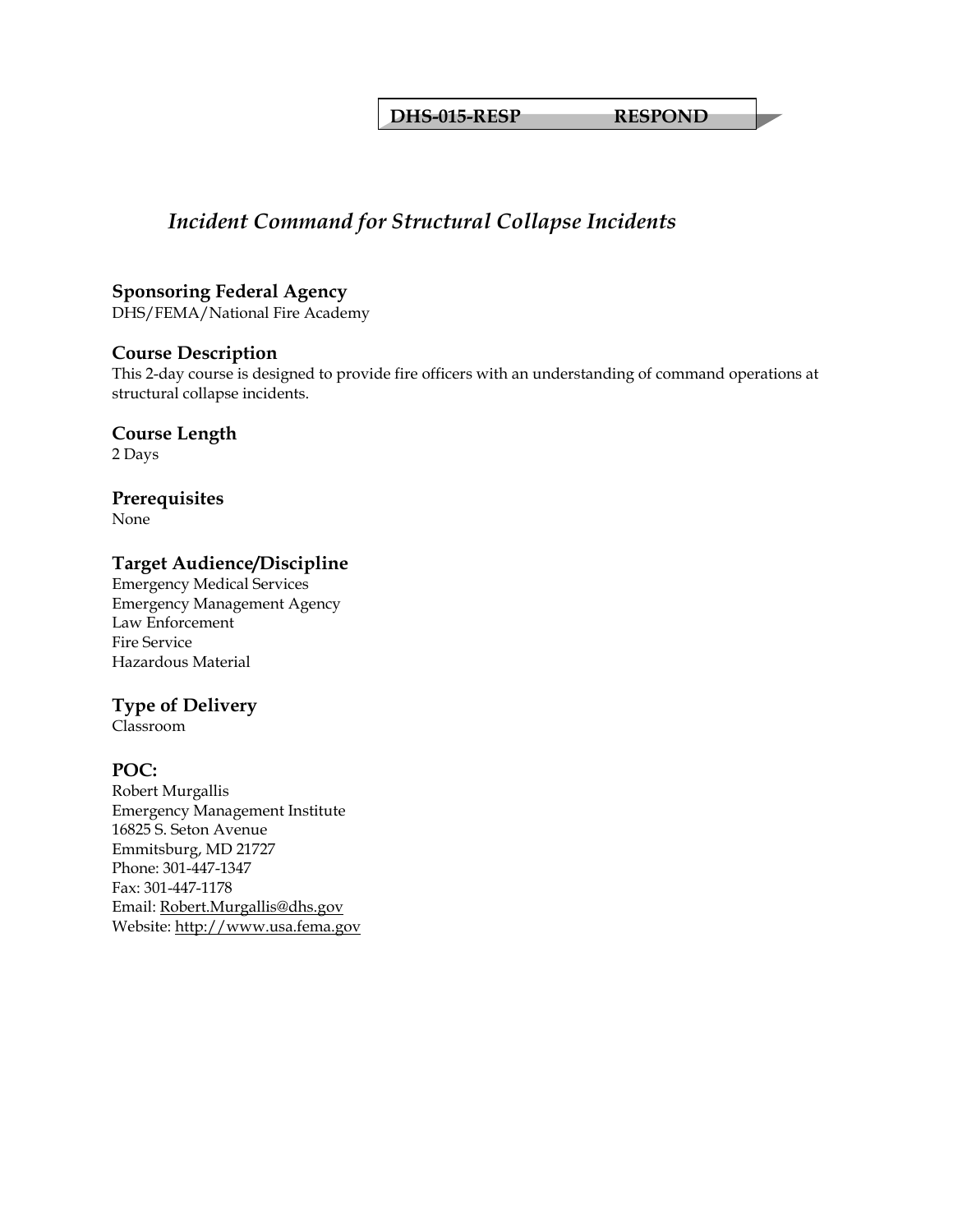**DHS-015-RESP RESPOND**

# *Incident Command for Structural Collapse Incidents*

## Sponsoring Federal Agency

DHS/FEMA/National Fire Academy

## Course Description

This 2-day course is designed to provide fire officers with an understanding of command operations at structural collapse incidents.

## Course Length

2 Days

## Prerequisites

None

## Target Audience/Discipline

Emergency Medical Services
Emergency Management Agency
Law Enforcement
Fire Service
Hazardous Material

## Type of Delivery

Classroom

## POC:

Robert Murgallis
Emergency Management Institute
16825 S. Seton Avenue
Emmitsburg, MD 21727
Phone: 301-447-1347
Fax: 301-447-1178
Email: Robert.Murgallis@dhs.gov
Website: http://www.usa.fema.gov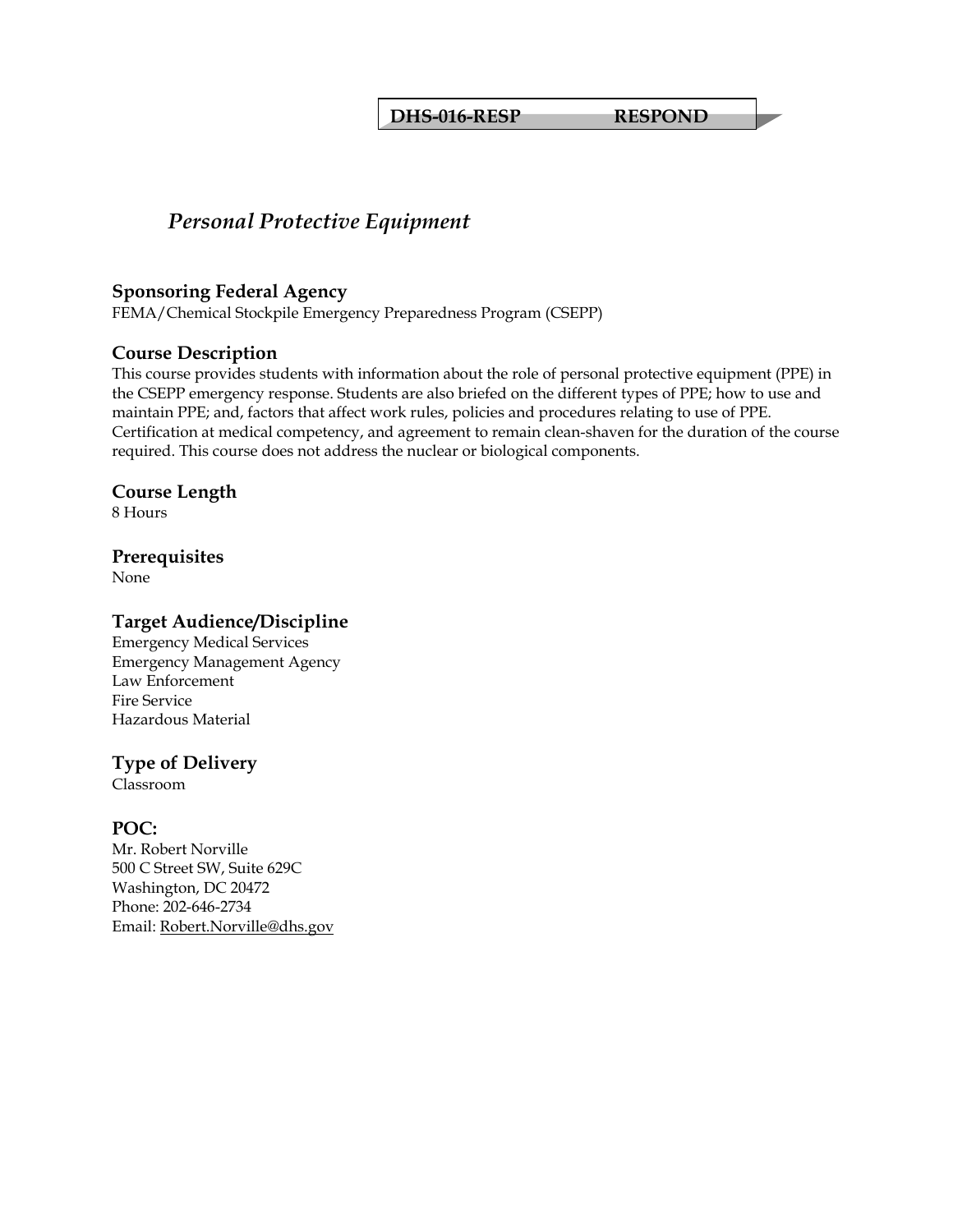**DHS-016-RESP RESPOND**

# *Personal Protective Equipment*

## Sponsoring Federal Agency

FEMA/Chemical Stockpile Emergency Preparedness Program (CSEPP)

## Course Description

This course provides students with information about the role of personal protective equipment (PPE) in the CSEPP emergency response. Students are also briefed on the different types of PPE; how to use and maintain PPE; and, factors that affect work rules, policies and procedures relating to use of PPE. Certification at medical competency, and agreement to remain clean-shaven for the duration of the course required. This course does not address the nuclear or biological components.

## Course Length

8 Hours

## Prerequisites

None

## Target Audience/Discipline

Emergency Medical Services
Emergency Management Agency
Law Enforcement
Fire Service
Hazardous Material

## Type of Delivery

Classroom

## POC:

Mr. Robert Norville
500 C Street SW, Suite 629C
Washington, DC 20472
Phone: 202-646-2734
Email: Robert.Norville@dhs.gov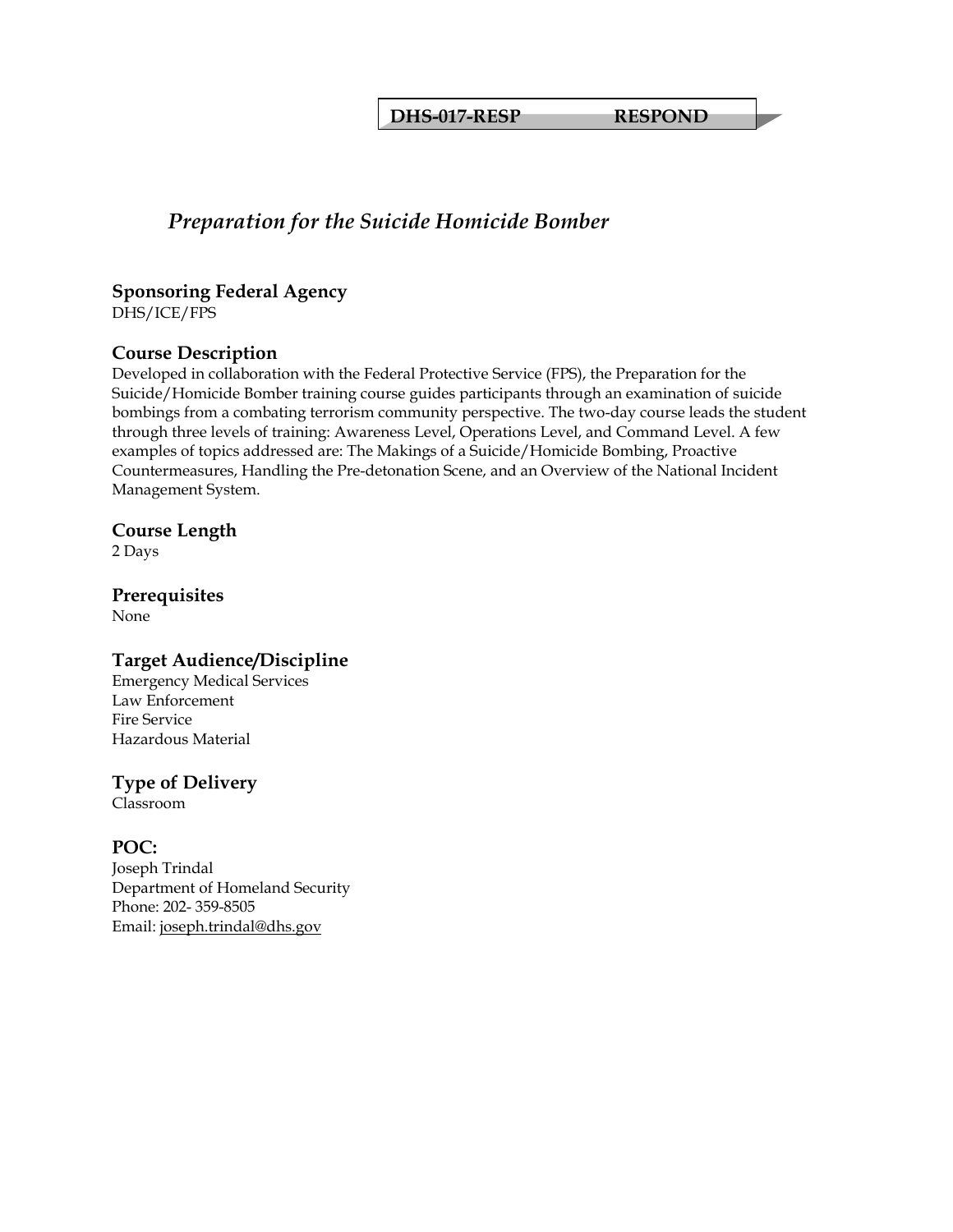**DHS-017-RESP RESPOND**

# *Preparation for the Suicide Homicide Bomber*

## Sponsoring Federal Agency
DHS/ICE/FPS

## Course Description
Developed in collaboration with the Federal Protective Service (FPS), the Preparation for the Suicide/Homicide Bomber training course guides participants through an examination of suicide bombings from a combating terrorism community perspective. The two-day course leads the student through three levels of training: Awareness Level, Operations Level, and Command Level. A few examples of topics addressed are: The Makings of a Suicide/Homicide Bombing, Proactive Countermeasures, Handling the Pre-detonation Scene, and an Overview of the National Incident Management System.

## Course Length
2 Days

## Prerequisites
None

## Target Audience/Discipline
Emergency Medical Services  
Law Enforcement  
Fire Service  
Hazardous Material

## Type of Delivery
Classroom

## POC:
Joseph Trindal  
Department of Homeland Security  
Phone: 202- 359-8505  
Email: joseph.trindal@dhs.gov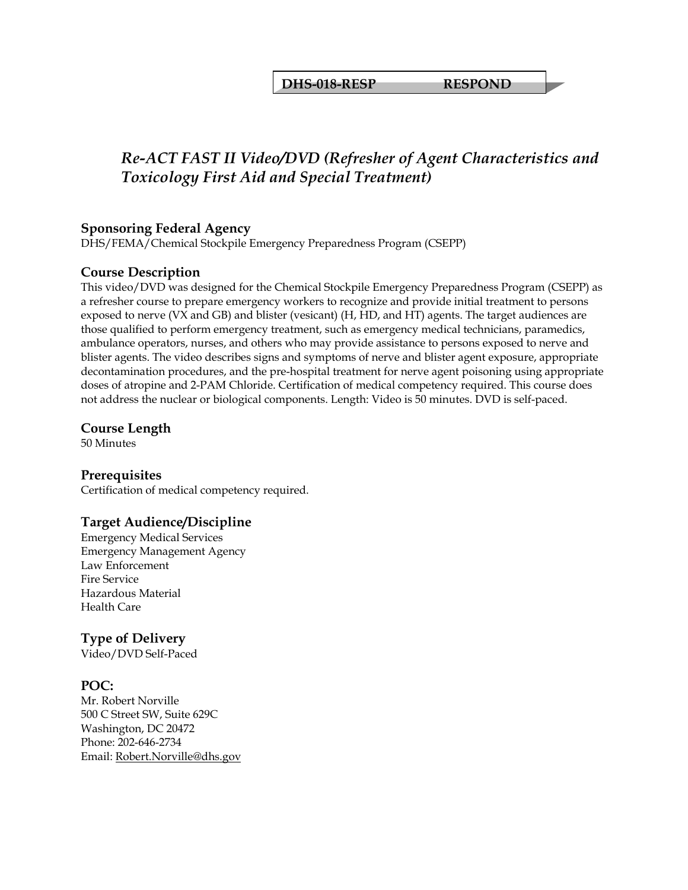**DHS-018-RESP RESPOND**

# *Re-ACT FAST II Video/DVD (Refresher of Agent Characteristics and Toxicology First Aid and Special Treatment)*

## Sponsoring Federal Agency

DHS/FEMA/Chemical Stockpile Emergency Preparedness Program (CSEPP)

## Course Description

This video/DVD was designed for the Chemical Stockpile Emergency Preparedness Program (CSEPP) as a refresher course to prepare emergency workers to recognize and provide initial treatment to persons exposed to nerve (VX and GB) and blister (vesicant) (H, HD, and HT) agents. The target audiences are those qualified to perform emergency treatment, such as emergency medical technicians, paramedics, ambulance operators, nurses, and others who may provide assistance to persons exposed to nerve and blister agents. The video describes signs and symptoms of nerve and blister agent exposure, appropriate decontamination procedures, and the pre-hospital treatment for nerve agent poisoning using appropriate doses of atropine and 2-PAM Chloride. Certification of medical competency required. This course does not address the nuclear or biological components. Length: Video is 50 minutes. DVD is self-paced.

## Course Length

50 Minutes

## Prerequisites

Certification of medical competency required.

## Target Audience/Discipline

Emergency Medical Services
Emergency Management Agency
Law Enforcement
Fire Service
Hazardous Material
Health Care

## Type of Delivery

Video/DVD Self-Paced

## POC:

Mr. Robert Norville
500 C Street SW, Suite 629C
Washington, DC 20472
Phone: 202-646-2734
Email: Robert.Norville@dhs.gov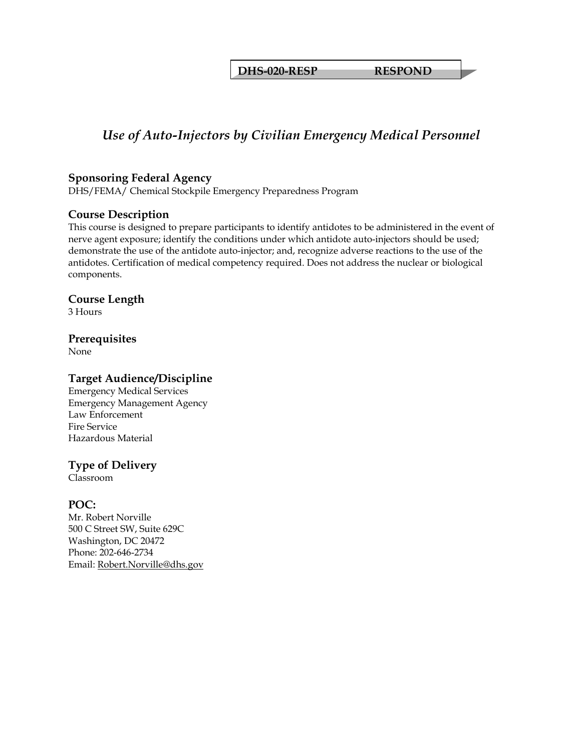**DHS-020-RESP RESPOND**

# *Use of Auto-Injectors by Civilian Emergency Medical Personnel*

## Sponsoring Federal Agency

DHS/FEMA/ Chemical Stockpile Emergency Preparedness Program

## Course Description

This course is designed to prepare participants to identify antidotes to be administered in the event of nerve agent exposure; identify the conditions under which antidote auto-injectors should be used; demonstrate the use of the antidote auto-injector; and, recognize adverse reactions to the use of the antidotes. Certification of medical competency required. Does not address the nuclear or biological components.

## Course Length

3 Hours

## Prerequisites

None

## Target Audience/Discipline

Emergency Medical Services
Emergency Management Agency
Law Enforcement
Fire Service
Hazardous Material

## Type of Delivery

Classroom

## POC:

Mr. Robert Norville
500 C Street SW, Suite 629C
Washington, DC 20472
Phone: 202-646-2734
Email: Robert.Norville@dhs.gov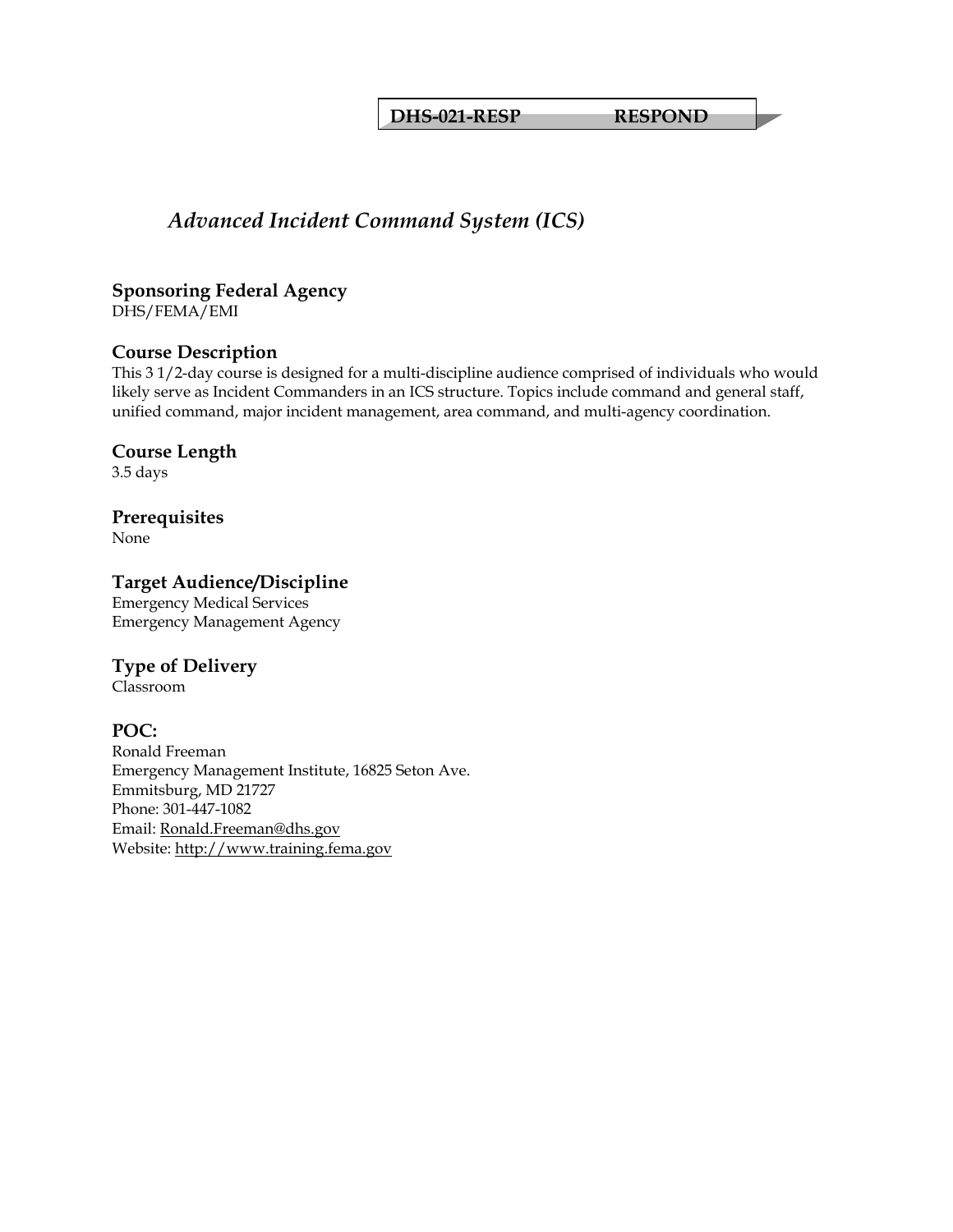**DHS-021-RESP RESPOND**

# *Advanced Incident Command System (ICS)*

## Sponsoring Federal Agency
DHS/FEMA/EMI

## Course Description
This 3 1/2-day course is designed for a multi-discipline audience comprised of individuals who would likely serve as Incident Commanders in an ICS structure. Topics include command and general staff, unified command, major incident management, area command, and multi-agency coordination.

## Course Length
3.5 days

## Prerequisites
None

## Target Audience/Discipline
Emergency Medical Services
Emergency Management Agency

## Type of Delivery
Classroom

## POC:
Ronald Freeman
Emergency Management Institute, 16825 Seton Ave.
Emmitsburg, MD 21727
Phone: 301-447-1082
Email: Ronald.Freeman@dhs.gov
Website: http://www.training.fema.gov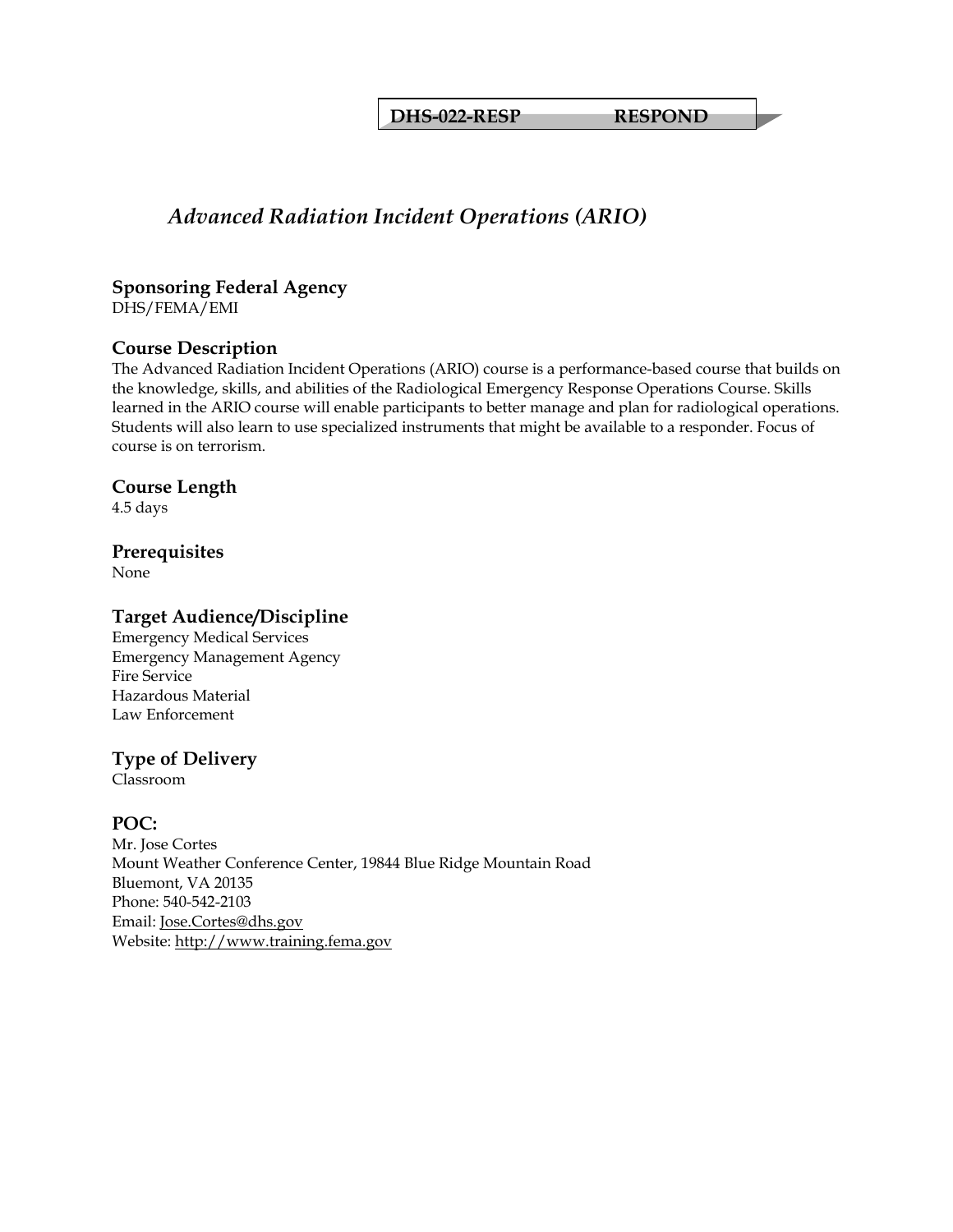**DHS-022-RESP RESPOND**

# *Advanced Radiation Incident Operations (ARIO)*

## Sponsoring Federal Agency
DHS/FEMA/EMI

## Course Description
The Advanced Radiation Incident Operations (ARIO) course is a performance-based course that builds on the knowledge, skills, and abilities of the Radiological Emergency Response Operations Course. Skills learned in the ARIO course will enable participants to better manage and plan for radiological operations. Students will also learn to use specialized instruments that might be available to a responder. Focus of course is on terrorism.

## Course Length
4.5 days

## Prerequisites
None

## Target Audience/Discipline
Emergency Medical Services
Emergency Management Agency
Fire Service
Hazardous Material
Law Enforcement

## Type of Delivery
Classroom

## POC:
Mr. Jose Cortes
Mount Weather Conference Center, 19844 Blue Ridge Mountain Road
Bluemont, VA 20135
Phone: 540-542-2103
Email: Jose.Cortes@dhs.gov
Website: http://www.training.fema.gov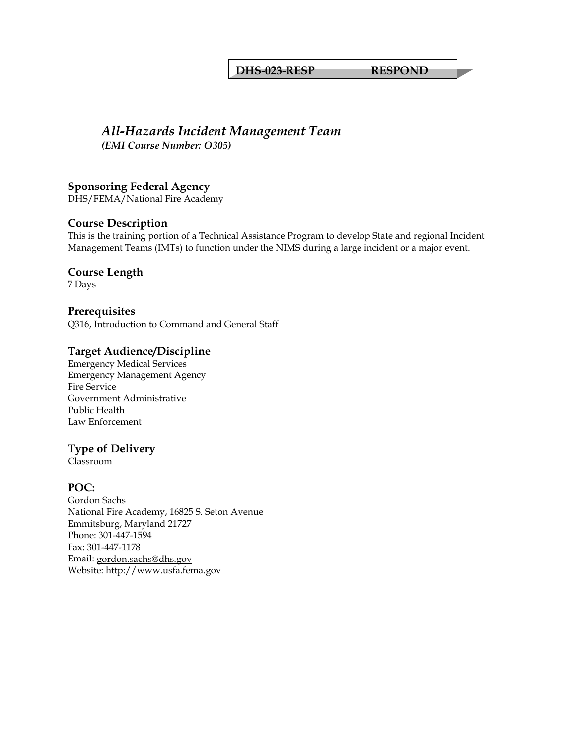**DHS-023-RESP RESPOND**

# *All-Hazards Incident Management Team*

***(EMI Course Number: O305)***

## Sponsoring Federal Agency

DHS/FEMA/National Fire Academy

## Course Description

This is the training portion of a Technical Assistance Program to develop State and regional Incident Management Teams (IMTs) to function under the NIMS during a large incident or a major event.

## Course Length

7 Days

## Prerequisites

Q316, Introduction to Command and General Staff

## Target Audience/Discipline

Emergency Medical Services
Emergency Management Agency
Fire Service
Government Administrative
Public Health
Law Enforcement

## Type of Delivery

Classroom

## POC:

Gordon Sachs
National Fire Academy, 16825 S. Seton Avenue
Emmitsburg, Maryland 21727
Phone: 301-447-1594
Fax: 301-447-1178
Email: gordon.sachs@dhs.gov
Website: http://www.usfa.fema.gov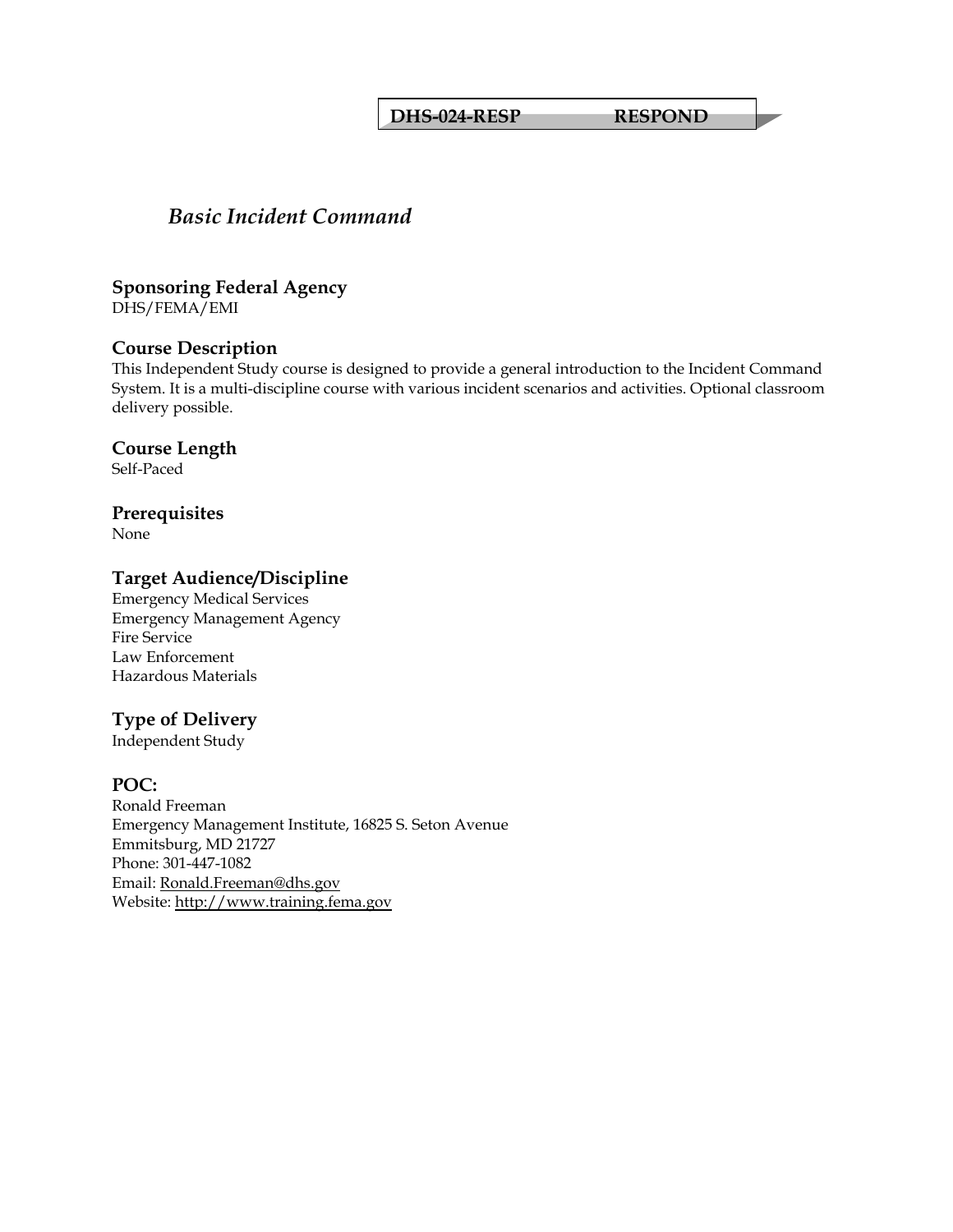**DHS-024-RESP RESPOND**

# *Basic Incident Command*

## Sponsoring Federal Agency
DHS/FEMA/EMI

## Course Description
This Independent Study course is designed to provide a general introduction to the Incident Command System. It is a multi-discipline course with various incident scenarios and activities. Optional classroom delivery possible.

## Course Length
Self-Paced

## Prerequisites
None

## Target Audience/Discipline
Emergency Medical Services
Emergency Management Agency
Fire Service
Law Enforcement
Hazardous Materials

## Type of Delivery
Independent Study

## POC:
Ronald Freeman
Emergency Management Institute, 16825 S. Seton Avenue
Emmitsburg, MD 21727
Phone: 301-447-1082
Email: Ronald.Freeman@dhs.gov
Website: http://www.training.fema.gov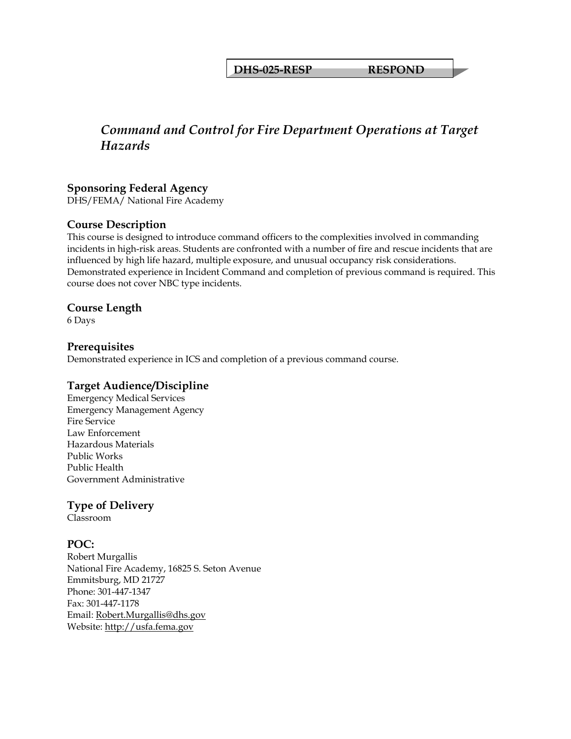**DHS-025-RESP RESPOND**

# *Command and Control for Fire Department Operations at Target Hazards*

## Sponsoring Federal Agency
DHS/FEMA/ National Fire Academy

## Course Description
This course is designed to introduce command officers to the complexities involved in commanding incidents in high-risk areas. Students are confronted with a number of fire and rescue incidents that are influenced by high life hazard, multiple exposure, and unusual occupancy risk considerations. Demonstrated experience in Incident Command and completion of previous command is required. This course does not cover NBC type incidents.

## Course Length
6 Days

## Prerequisites
Demonstrated experience in ICS and completion of a previous command course.

## Target Audience/Discipline
Emergency Medical Services
Emergency Management Agency
Fire Service
Law Enforcement
Hazardous Materials
Public Works
Public Health
Government Administrative

## Type of Delivery
Classroom

## POC:
Robert Murgallis
National Fire Academy, 16825 S. Seton Avenue
Emmitsburg, MD 21727
Phone: 301-447-1347
Fax: 301-447-1178
Email: Robert.Murgallis@dhs.gov
Website: http://usfa.fema.gov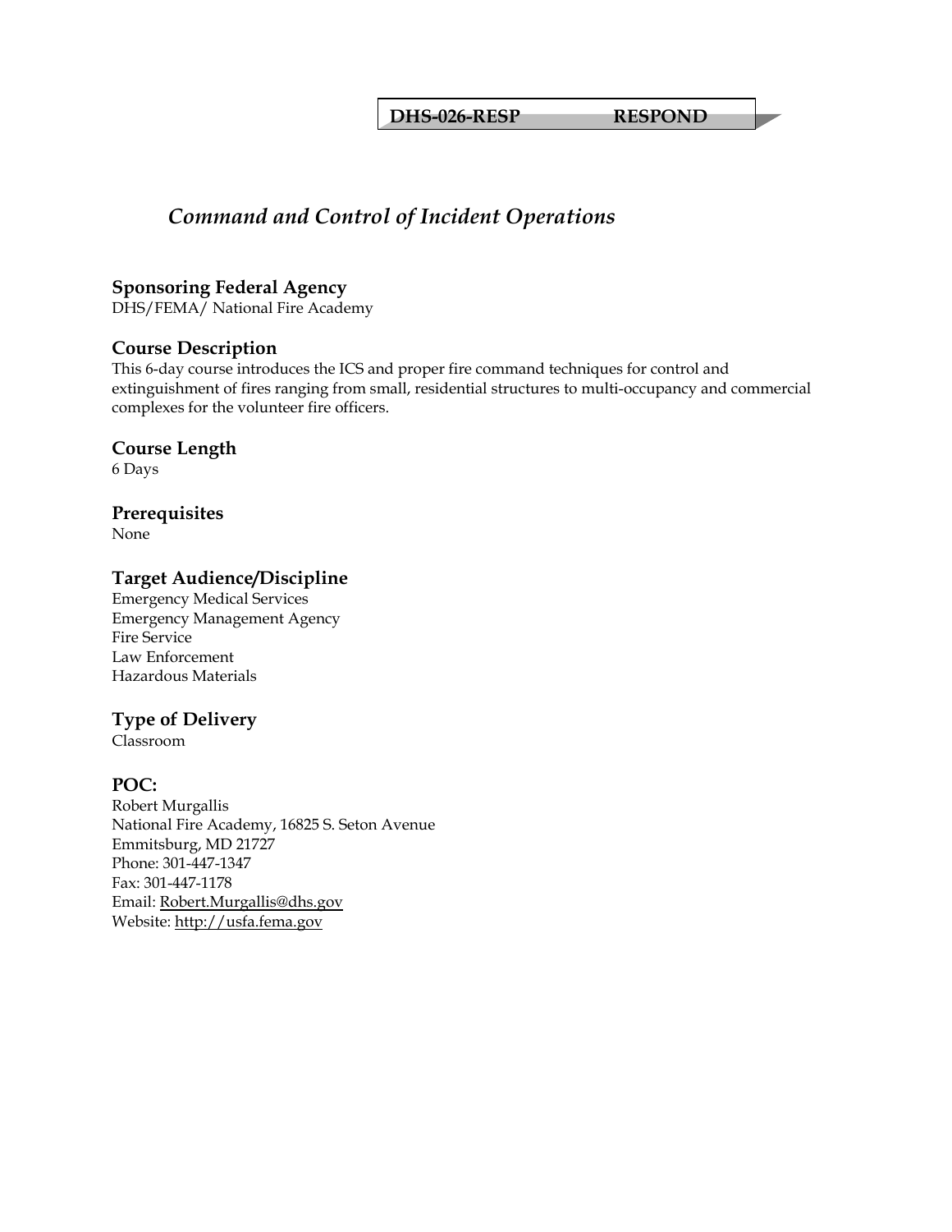**DHS-026-RESP RESPOND**

# *Command and Control of Incident Operations*

### Sponsoring Federal Agency
DHS/FEMA/ National Fire Academy

### Course Description
This 6-day course introduces the ICS and proper fire command techniques for control and extinguishment of fires ranging from small, residential structures to multi-occupancy and commercial complexes for the volunteer fire officers.

### Course Length
6 Days

### Prerequisites
None

### Target Audience/Discipline
Emergency Medical Services  
Emergency Management Agency  
Fire Service  
Law Enforcement  
Hazardous Materials

### Type of Delivery
Classroom

### POC:
Robert Murgallis  
National Fire Academy, 16825 S. Seton Avenue  
Emmitsburg, MD 21727  
Phone: 301-447-1347  
Fax: 301-447-1178  
Email: Robert.Murgallis@dhs.gov  
Website: http://usfa.fema.gov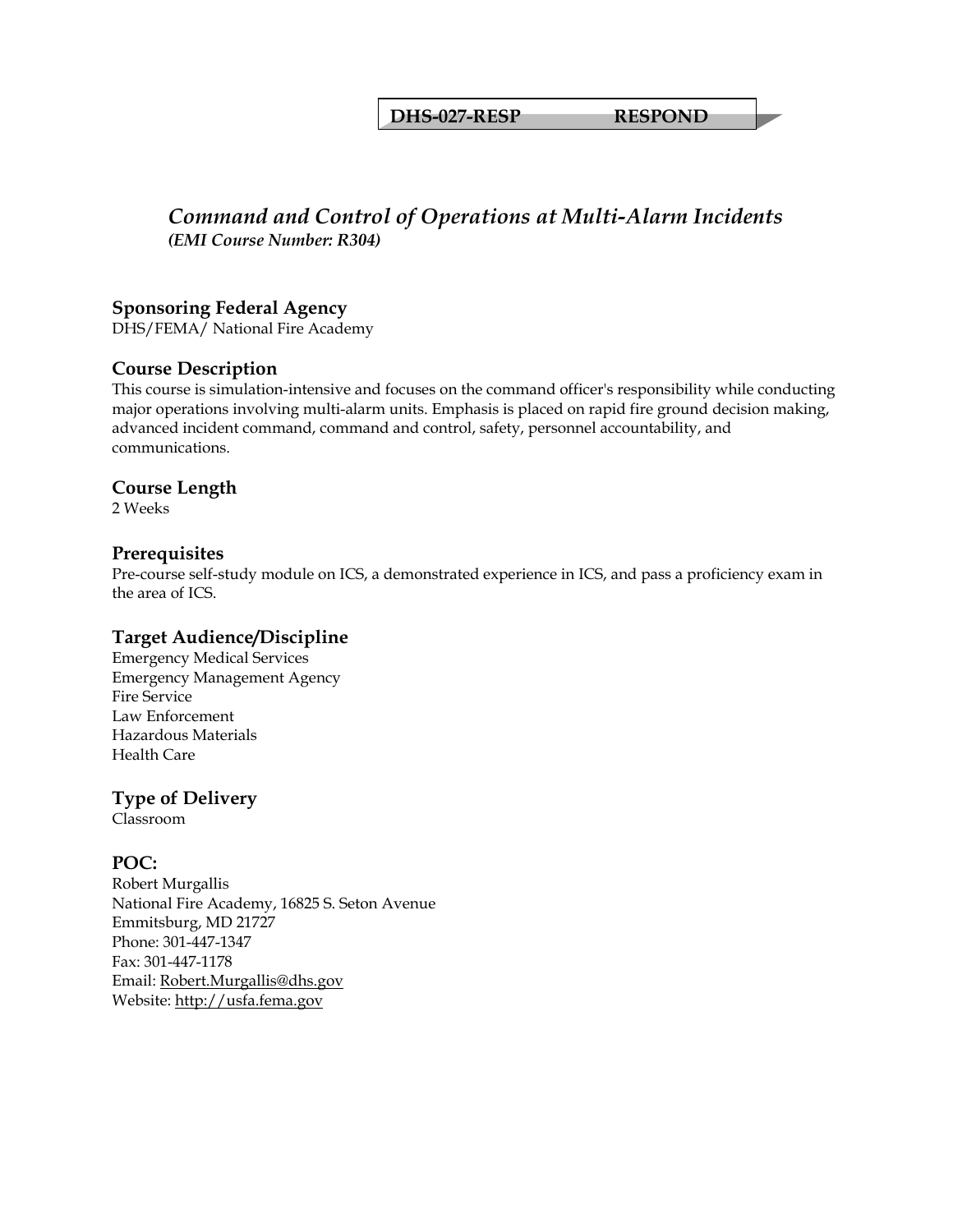**DHS-027-RESP RESPOND**

# *Command and Control of Operations at Multi-Alarm Incidents*

***(EMI Course Number: R304)***

## Sponsoring Federal Agency

DHS/FEMA/ National Fire Academy

## Course Description

This course is simulation-intensive and focuses on the command officer's responsibility while conducting major operations involving multi-alarm units. Emphasis is placed on rapid fire ground decision making, advanced incident command, command and control, safety, personnel accountability, and communications.

## Course Length

2 Weeks

## Prerequisites

Pre-course self-study module on ICS, a demonstrated experience in ICS, and pass a proficiency exam in the area of ICS.

## Target Audience/Discipline

Emergency Medical Services
Emergency Management Agency
Fire Service
Law Enforcement
Hazardous Materials
Health Care

## Type of Delivery

Classroom

## POC:

Robert Murgallis
National Fire Academy, 16825 S. Seton Avenue
Emmitsburg, MD 21727
Phone: 301-447-1347
Fax: 301-447-1178
Email: Robert.Murgallis@dhs.gov
Website: http://usfa.fema.gov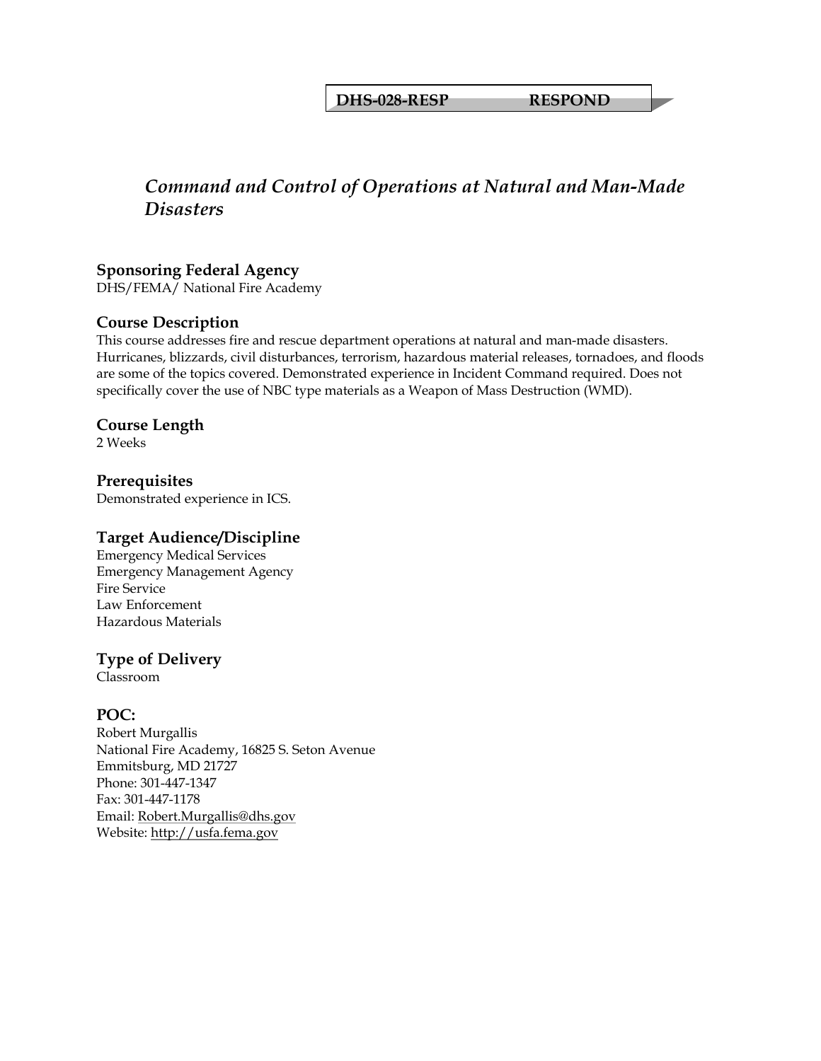**DHS-028-RESP RESPOND**

## *Command and Control of Operations at Natural and Man-Made Disasters*

### Sponsoring Federal Agency
DHS/FEMA/ National Fire Academy

### Course Description
This course addresses fire and rescue department operations at natural and man-made disasters. Hurricanes, blizzards, civil disturbances, terrorism, hazardous material releases, tornadoes, and floods are some of the topics covered. Demonstrated experience in Incident Command required. Does not specifically cover the use of NBC type materials as a Weapon of Mass Destruction (WMD).

### Course Length
2 Weeks

### Prerequisites
Demonstrated experience in ICS.

### Target Audience/Discipline
Emergency Medical Services
Emergency Management Agency
Fire Service
Law Enforcement
Hazardous Materials

### Type of Delivery
Classroom

### POC:
Robert Murgallis
National Fire Academy, 16825 S. Seton Avenue
Emmitsburg, MD 21727
Phone: 301-447-1347
Fax: 301-447-1178
Email: Robert.Murgallis@dhs.gov
Website: http://usfa.fema.gov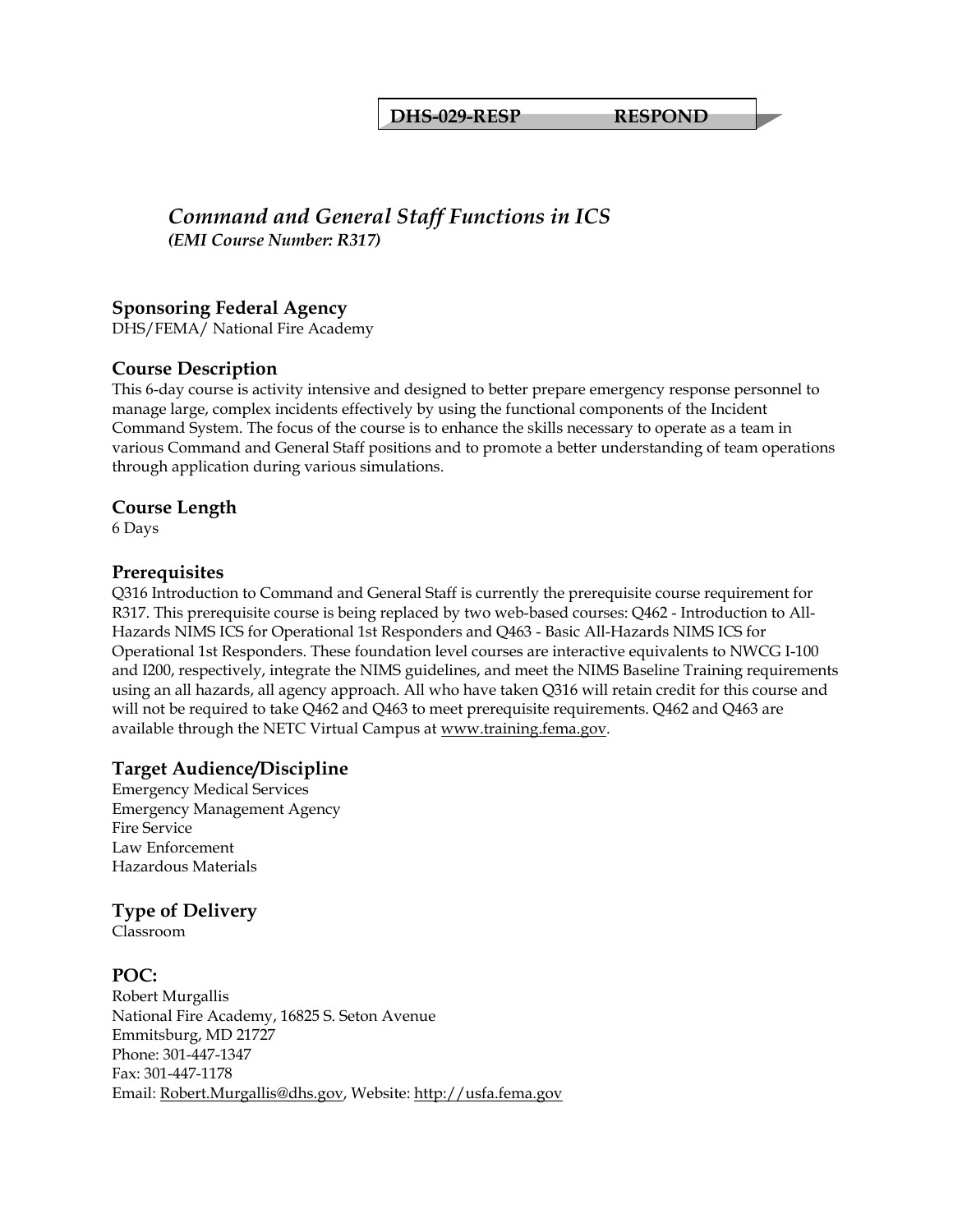**DHS-029-RESP RESPOND**

# *Command and General Staff Functions in ICS*
***(EMI Course Number: R317)***

## Sponsoring Federal Agency

DHS/FEMA/ National Fire Academy

## Course Description

This 6-day course is activity intensive and designed to better prepare emergency response personnel to manage large, complex incidents effectively by using the functional components of the Incident Command System. The focus of the course is to enhance the skills necessary to operate as a team in various Command and General Staff positions and to promote a better understanding of team operations through application during various simulations.

## Course Length

6 Days

## Prerequisites

Q316 Introduction to Command and General Staff is currently the prerequisite course requirement for R317. This prerequisite course is being replaced by two web-based courses: Q462 - Introduction to All-Hazards NIMS ICS for Operational 1st Responders and Q463 - Basic All-Hazards NIMS ICS for Operational 1st Responders. These foundation level courses are interactive equivalents to NWCG I-100 and I200, respectively, integrate the NIMS guidelines, and meet the NIMS Baseline Training requirements using an all hazards, all agency approach. All who have taken Q316 will retain credit for this course and will not be required to take Q462 and Q463 to meet prerequisite requirements. Q462 and Q463 are available through the NETC Virtual Campus at www.training.fema.gov.

## Target Audience/Discipline

Emergency Medical Services
Emergency Management Agency
Fire Service
Law Enforcement
Hazardous Materials

## Type of Delivery

Classroom

## POC:

Robert Murgallis
National Fire Academy, 16825 S. Seton Avenue
Emmitsburg, MD 21727
Phone: 301-447-1347
Fax: 301-447-1178
Email: Robert.Murgallis@dhs.gov, Website: http://usfa.fema.gov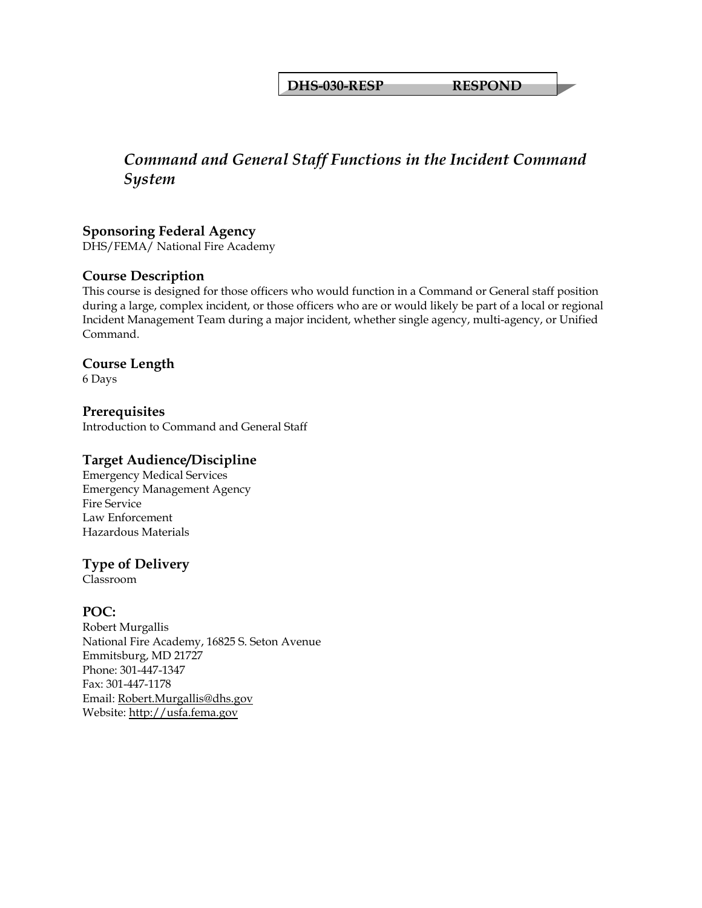**DHS-030-RESP RESPOND**

# *Command and General Staff Functions in the Incident Command System*

## Sponsoring Federal Agency
DHS/FEMA/ National Fire Academy

## Course Description
This course is designed for those officers who would function in a Command or General staff position during a large, complex incident, or those officers who are or would likely be part of a local or regional Incident Management Team during a major incident, whether single agency, multi-agency, or Unified Command.

## Course Length
6 Days

## Prerequisites
Introduction to Command and General Staff

## Target Audience/Discipline
Emergency Medical Services
Emergency Management Agency
Fire Service
Law Enforcement
Hazardous Materials

## Type of Delivery
Classroom

## POC:
Robert Murgallis
National Fire Academy, 16825 S. Seton Avenue
Emmitsburg, MD 21727
Phone: 301-447-1347
Fax: 301-447-1178
Email: Robert.Murgallis@dhs.gov
Website: http://usfa.fema.gov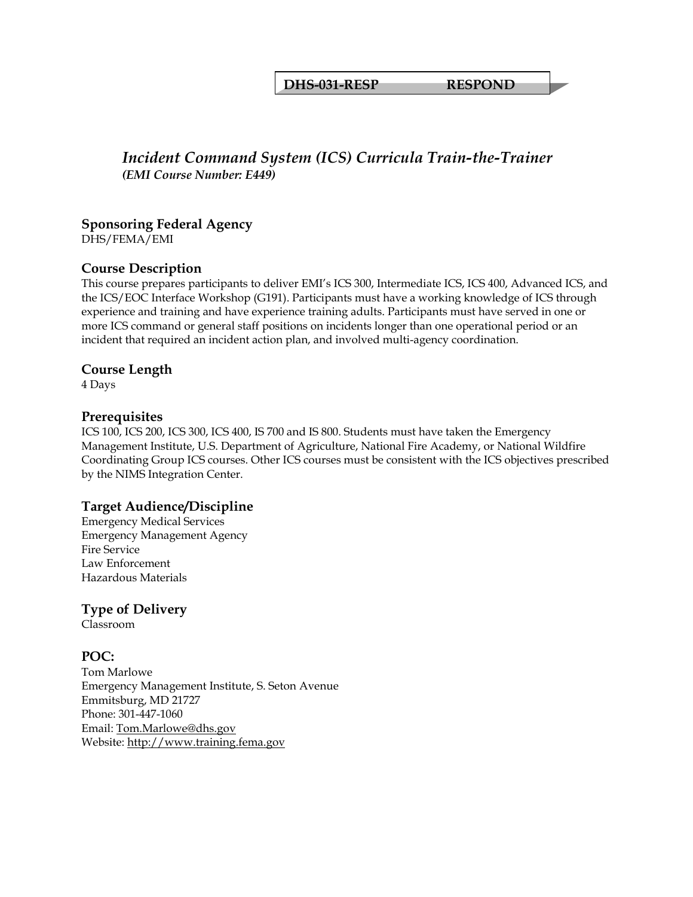**DHS-031-RESP RESPOND**

# *Incident Command System (ICS) Curricula Train-the-Trainer*

***(EMI Course Number: E449)***

## Sponsoring Federal Agency

DHS/FEMA/EMI

## Course Description

This course prepares participants to deliver EMI's ICS 300, Intermediate ICS, ICS 400, Advanced ICS, and the ICS/EOC Interface Workshop (G191). Participants must have a working knowledge of ICS through experience and training and have experience training adults. Participants must have served in one or more ICS command or general staff positions on incidents longer than one operational period or an incident that required an incident action plan, and involved multi-agency coordination.

## Course Length

4 Days

## Prerequisites

ICS 100, ICS 200, ICS 300, ICS 400, IS 700 and IS 800. Students must have taken the Emergency Management Institute, U.S. Department of Agriculture, National Fire Academy, or National Wildfire Coordinating Group ICS courses. Other ICS courses must be consistent with the ICS objectives prescribed by the NIMS Integration Center.

## Target Audience/Discipline

Emergency Medical Services
Emergency Management Agency
Fire Service
Law Enforcement
Hazardous Materials

## Type of Delivery

Classroom

## POC:

Tom Marlowe
Emergency Management Institute, S. Seton Avenue
Emmitsburg, MD 21727
Phone: 301-447-1060
Email: Tom.Marlowe@dhs.gov
Website: http://www.training.fema.gov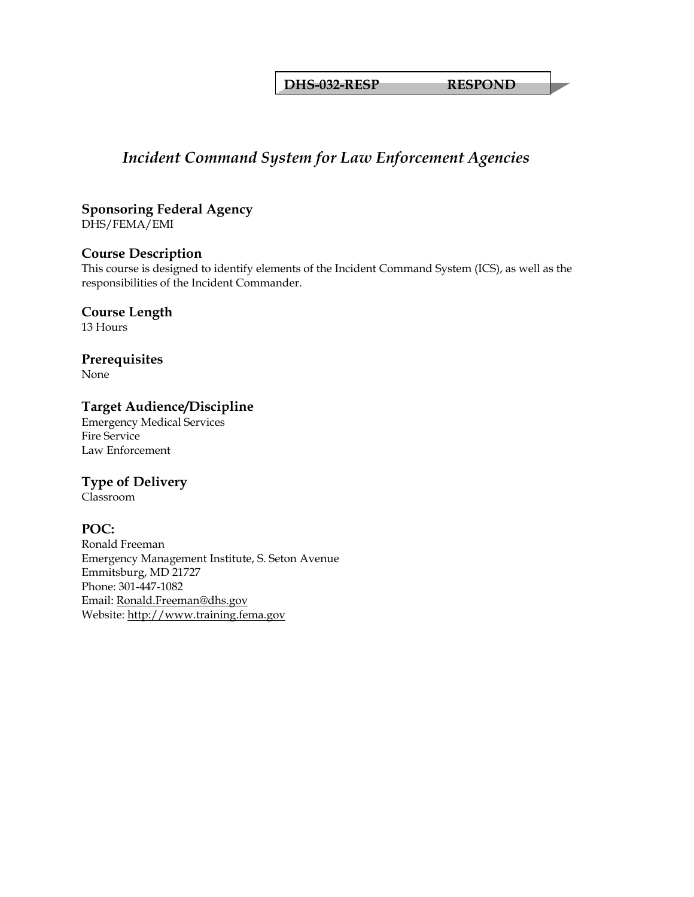**DHS-032-RESP RESPOND**

# *Incident Command System for Law Enforcement Agencies*

### Sponsoring Federal Agency
DHS/FEMA/EMI

### Course Description
This course is designed to identify elements of the Incident Command System (ICS), as well as the responsibilities of the Incident Commander.

### Course Length
13 Hours

### Prerequisites
None

### Target Audience/Discipline
Emergency Medical Services
Fire Service
Law Enforcement

### Type of Delivery
Classroom

### POC:
Ronald Freeman
Emergency Management Institute, S. Seton Avenue
Emmitsburg, MD 21727
Phone: 301-447-1082
Email: Ronald.Freeman@dhs.gov
Website: http://www.training.fema.gov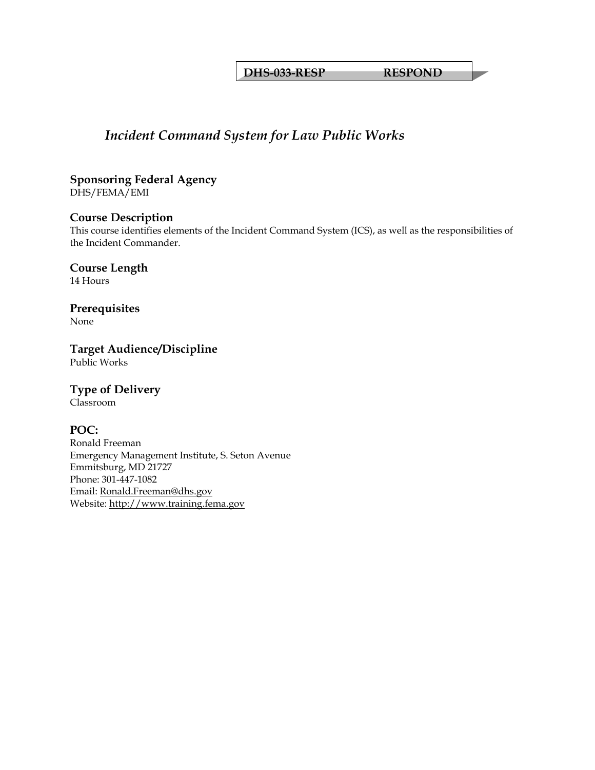**DHS-033-RESP RESPOND**

# *Incident Command System for Law Public Works*

### Sponsoring Federal Agency
DHS/FEMA/EMI

### Course Description
This course identifies elements of the Incident Command System (ICS), as well as the responsibilities of the Incident Commander.

### Course Length
14 Hours

### Prerequisites
None

### Target Audience/Discipline
Public Works

### Type of Delivery
Classroom

### POC:
Ronald Freeman
Emergency Management Institute, S. Seton Avenue
Emmitsburg, MD 21727
Phone: 301-447-1082
Email: Ronald.Freeman@dhs.gov
Website: http://www.training.fema.gov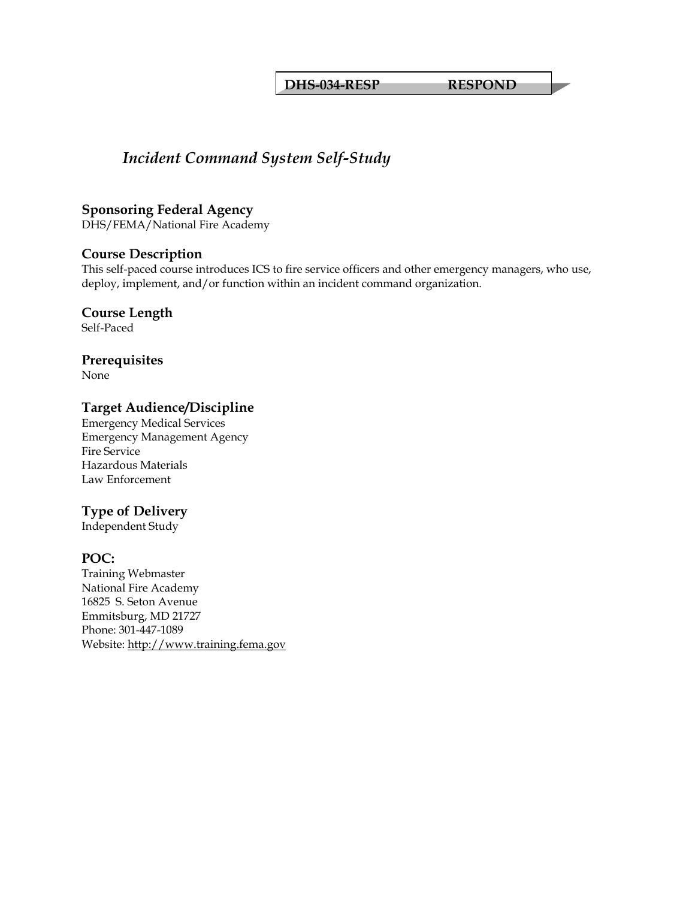**DHS-034-RESP RESPOND**

# *Incident Command System Self-Study*

### Sponsoring Federal Agency
DHS/FEMA/National Fire Academy

### Course Description
This self-paced course introduces ICS to fire service officers and other emergency managers, who use, deploy, implement, and/or function within an incident command organization.

### Course Length
Self-Paced

### Prerequisites
None

### Target Audience/Discipline
Emergency Medical Services
Emergency Management Agency
Fire Service
Hazardous Materials
Law Enforcement

### Type of Delivery
Independent Study

### POC:
Training Webmaster
National Fire Academy
16825 S. Seton Avenue
Emmitsburg, MD 21727
Phone: 301-447-1089
Website: http://www.training.fema.gov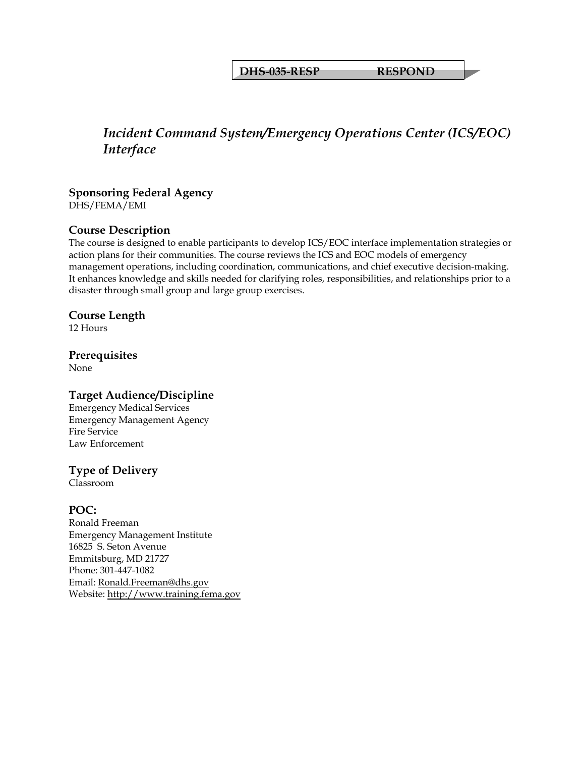**DHS-035-RESP RESPOND**

# *Incident Command System/Emergency Operations Center (ICS/EOC) Interface*

## Sponsoring Federal Agency
DHS/FEMA/EMI

## Course Description
The course is designed to enable participants to develop ICS/EOC interface implementation strategies or action plans for their communities. The course reviews the ICS and EOC models of emergency management operations, including coordination, communications, and chief executive decision-making. It enhances knowledge and skills needed for clarifying roles, responsibilities, and relationships prior to a disaster through small group and large group exercises.

## Course Length
12 Hours

## Prerequisites
None

## Target Audience/Discipline
Emergency Medical Services
Emergency Management Agency
Fire Service
Law Enforcement

## Type of Delivery
Classroom

## POC:
Ronald Freeman
Emergency Management Institute
16825 S. Seton Avenue
Emmitsburg, MD 21727
Phone: 301-447-1082
Email: Ronald.Freeman@dhs.gov
Website: http://www.training.fema.gov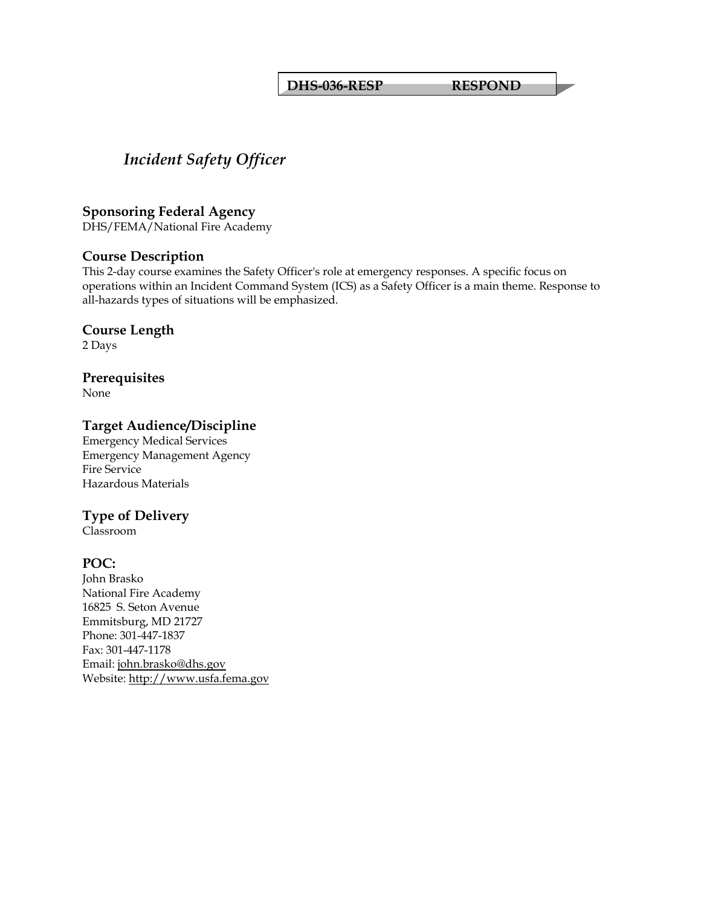**DHS-036-RESP RESPOND**

# *Incident Safety Officer*

## Sponsoring Federal Agency

DHS/FEMA/National Fire Academy

## Course Description

This 2-day course examines the Safety Officer's role at emergency responses. A specific focus on operations within an Incident Command System (ICS) as a Safety Officer is a main theme. Response to all-hazards types of situations will be emphasized.

## Course Length

2 Days

## Prerequisites

None

## Target Audience/Discipline

Emergency Medical Services
Emergency Management Agency
Fire Service
Hazardous Materials

## Type of Delivery

Classroom

## POC:

John Brasko
National Fire Academy
16825 S. Seton Avenue
Emmitsburg, MD 21727
Phone: 301-447-1837
Fax: 301-447-1178
Email: john.brasko@dhs.gov
Website: http://www.usfa.fema.gov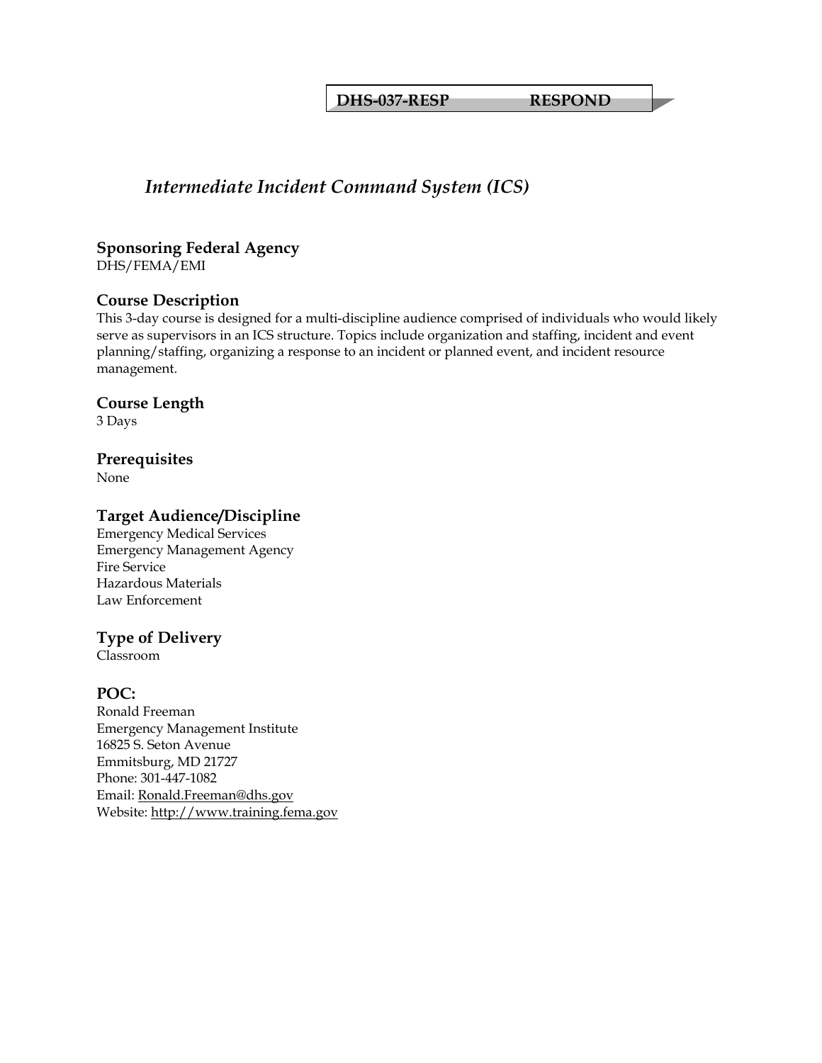**DHS-037-RESP RESPOND**

# *Intermediate Incident Command System (ICS)*

## Sponsoring Federal Agency

DHS/FEMA/EMI

## Course Description

This 3-day course is designed for a multi-discipline audience comprised of individuals who would likely serve as supervisors in an ICS structure. Topics include organization and staffing, incident and event planning/staffing, organizing a response to an incident or planned event, and incident resource management.

## Course Length

3 Days

## Prerequisites

None

## Target Audience/Discipline

Emergency Medical Services
Emergency Management Agency
Fire Service
Hazardous Materials
Law Enforcement

## Type of Delivery

Classroom

## POC:

Ronald Freeman
Emergency Management Institute
16825 S. Seton Avenue
Emmitsburg, MD 21727
Phone: 301-447-1082
Email: Ronald.Freeman@dhs.gov
Website: http://www.training.fema.gov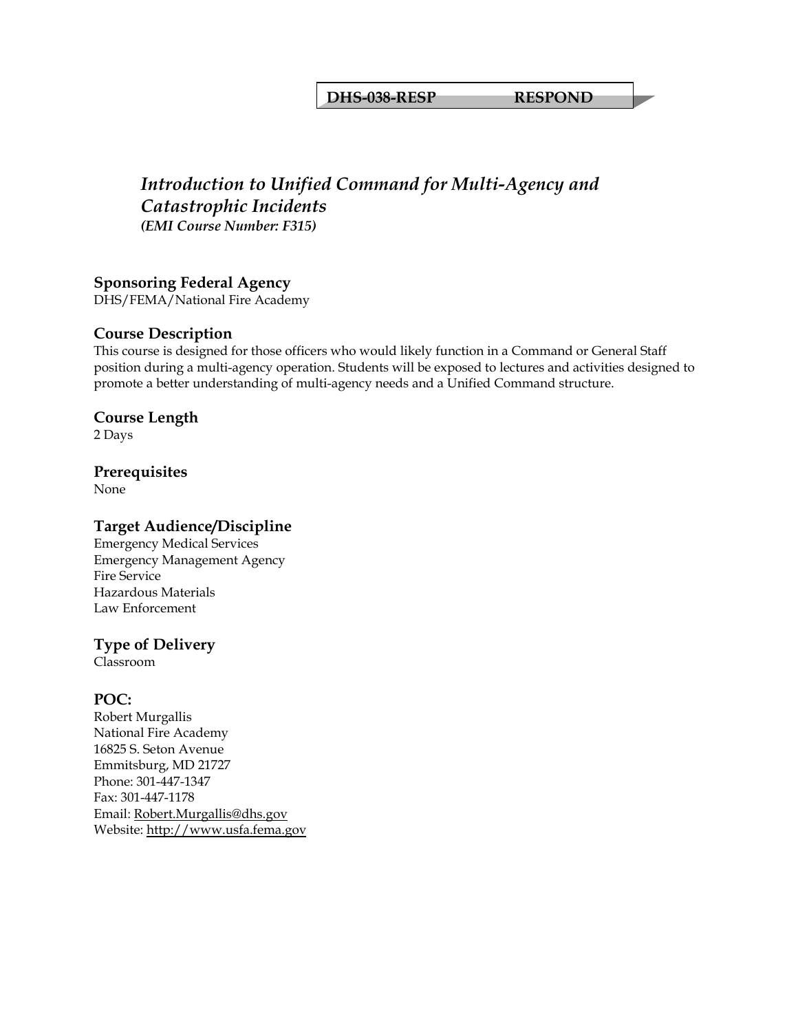**DHS-038-RESP RESPOND**

# *Introduction to Unified Command for Multi-Agency and Catastrophic Incidents*

***(EMI Course Number: F315)***

## Sponsoring Federal Agency

DHS/FEMA/National Fire Academy

## Course Description

This course is designed for those officers who would likely function in a Command or General Staff position during a multi-agency operation. Students will be exposed to lectures and activities designed to promote a better understanding of multi-agency needs and a Unified Command structure.

## Course Length

2 Days

## Prerequisites

None

## Target Audience/Discipline

Emergency Medical Services
Emergency Management Agency
Fire Service
Hazardous Materials
Law Enforcement

## Type of Delivery

Classroom

## POC:

Robert Murgallis
National Fire Academy
16825 S. Seton Avenue
Emmitsburg, MD 21727
Phone: 301-447-1347
Fax: 301-447-1178
Email: Robert.Murgallis@dhs.gov
Website: http://www.usfa.fema.gov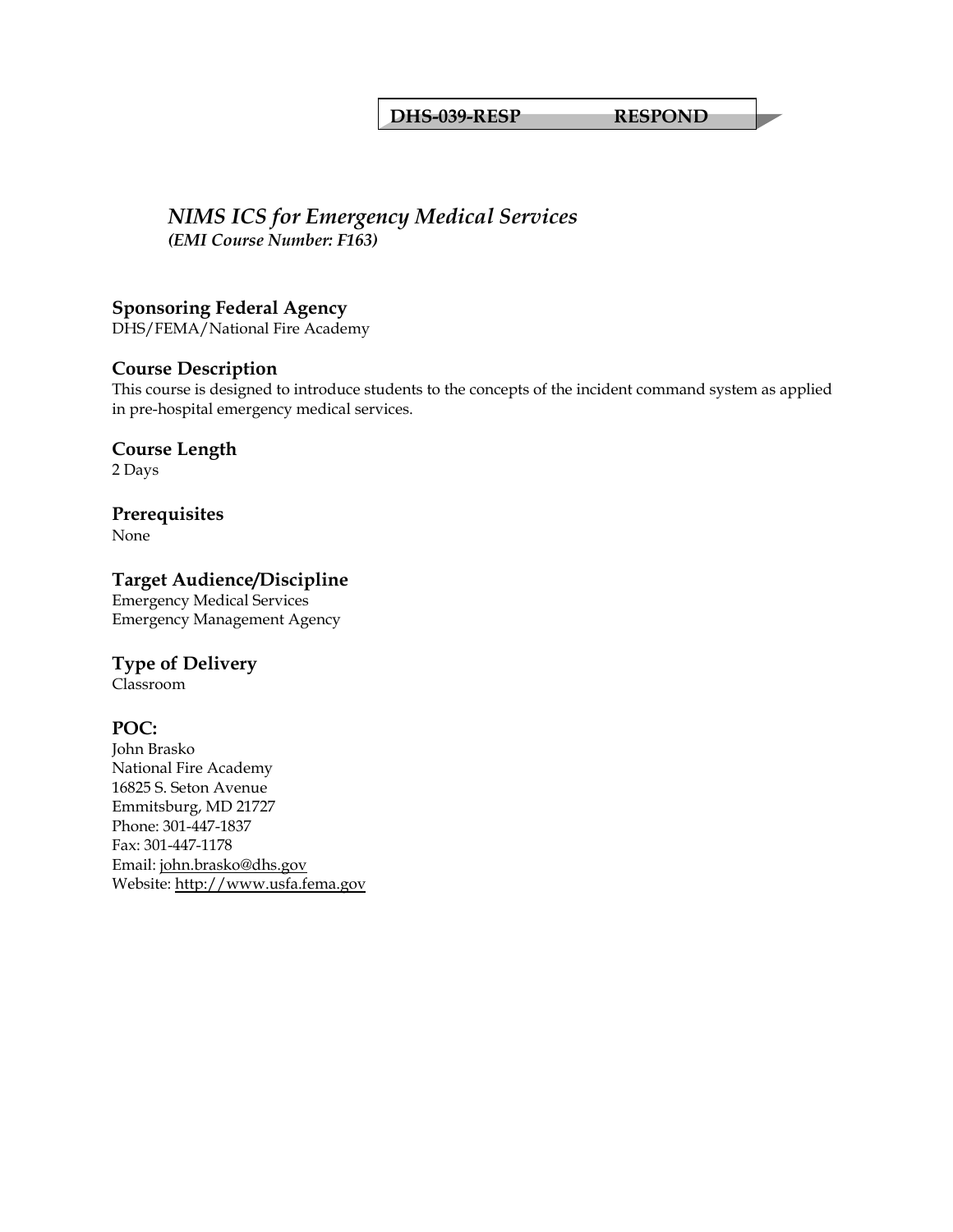**DHS-039-RESP RESPOND**

## *NIMS ICS for Emergency Medical Services*

***(EMI Course Number: F163)***

### Sponsoring Federal Agency

DHS/FEMA/National Fire Academy

### Course Description

This course is designed to introduce students to the concepts of the incident command system as applied in pre-hospital emergency medical services.

### Course Length

2 Days

### Prerequisites

None

### Target Audience/Discipline

Emergency Medical Services
Emergency Management Agency

### Type of Delivery

Classroom

### POC:

John Brasko
National Fire Academy
16825 S. Seton Avenue
Emmitsburg, MD 21727
Phone: 301-447-1837
Fax: 301-447-1178
Email: john.brasko@dhs.gov
Website: http://www.usfa.fema.gov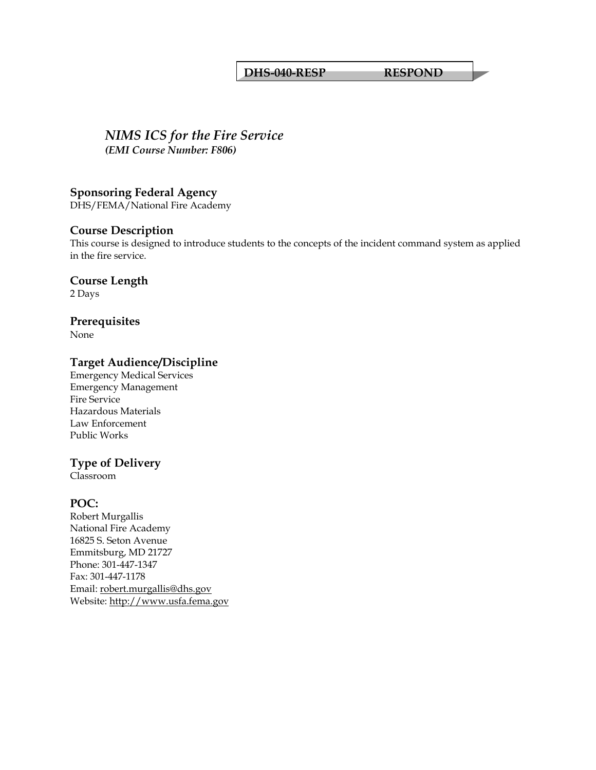**DHS-040-RESP RESPOND**

# *NIMS ICS for the Fire Service*

***(EMI Course Number: F806)***

## Sponsoring Federal Agency

DHS/FEMA/National Fire Academy

## Course Description

This course is designed to introduce students to the concepts of the incident command system as applied in the fire service.

## Course Length

2 Days

## Prerequisites

None

## Target Audience/Discipline

Emergency Medical Services
Emergency Management
Fire Service
Hazardous Materials
Law Enforcement
Public Works

## Type of Delivery

Classroom

## POC:

Robert Murgallis
National Fire Academy
16825 S. Seton Avenue
Emmitsburg, MD 21727
Phone: 301-447-1347
Fax: 301-447-1178
Email: robert.murgallis@dhs.gov
Website: http://www.usfa.fema.gov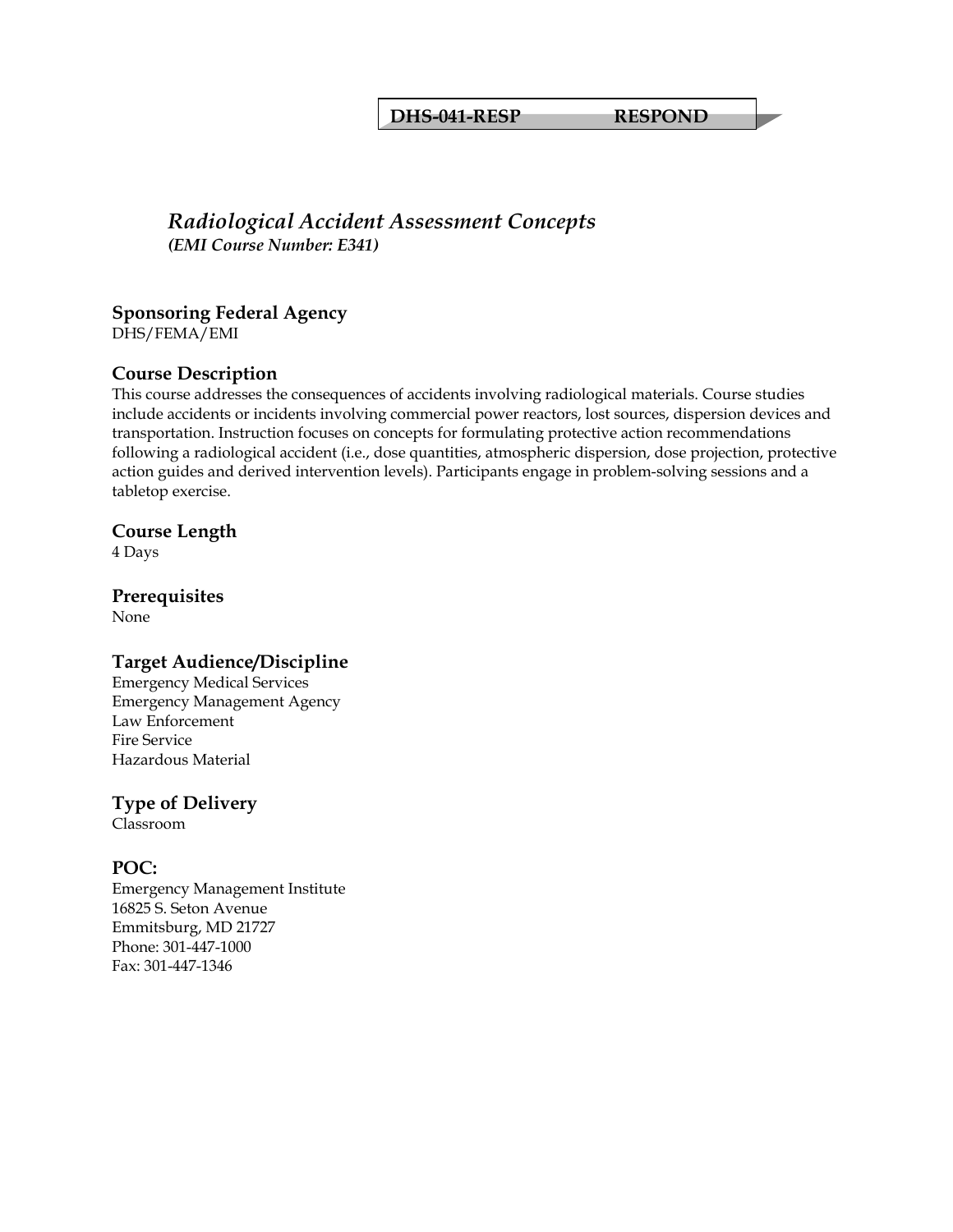**DHS-041-RESP RESPOND**

# *Radiological Accident Assessment Concepts*

***(EMI Course Number: E341)***

## Sponsoring Federal Agency

DHS/FEMA/EMI

## Course Description

This course addresses the consequences of accidents involving radiological materials. Course studies include accidents or incidents involving commercial power reactors, lost sources, dispersion devices and transportation. Instruction focuses on concepts for formulating protective action recommendations following a radiological accident (i.e., dose quantities, atmospheric dispersion, dose projection, protective action guides and derived intervention levels). Participants engage in problem-solving sessions and a tabletop exercise.

## Course Length

4 Days

## Prerequisites

None

## Target Audience/Discipline

Emergency Medical Services
Emergency Management Agency
Law Enforcement
Fire Service
Hazardous Material

## Type of Delivery

Classroom

## POC:

Emergency Management Institute
16825 S. Seton Avenue
Emmitsburg, MD 21727
Phone: 301-447-1000
Fax: 301-447-1346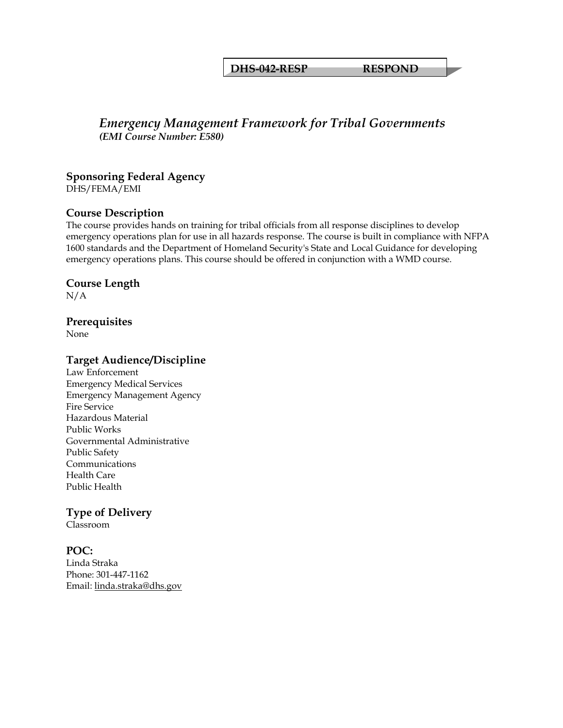**DHS-042-RESP RESPOND**

# *Emergency Management Framework for Tribal Governments*

***(EMI Course Number: E580)***

## Sponsoring Federal Agency

DHS/FEMA/EMI

## Course Description

The course provides hands on training for tribal officials from all response disciplines to develop emergency operations plan for use in all hazards response. The course is built in compliance with NFPA 1600 standards and the Department of Homeland Security's State and Local Guidance for developing emergency operations plans. This course should be offered in conjunction with a WMD course.

## Course Length

N/A

## Prerequisites

None

## Target Audience/Discipline

Law Enforcement
Emergency Medical Services
Emergency Management Agency
Fire Service
Hazardous Material
Public Works
Governmental Administrative
Public Safety
Communications
Health Care
Public Health

## Type of Delivery

Classroom

## POC:

Linda Straka
Phone: 301-447-1162
Email: linda.straka@dhs.gov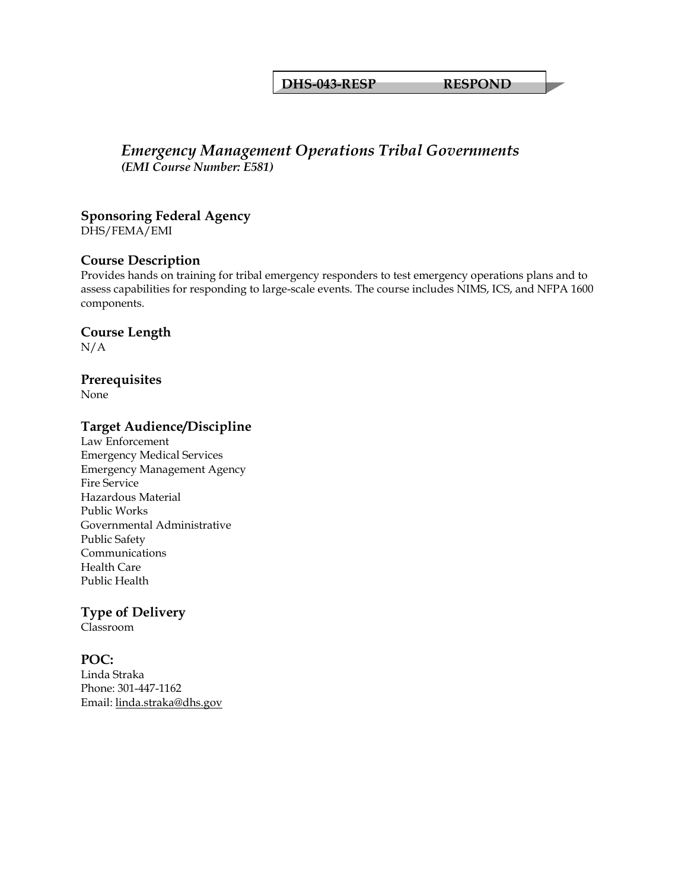**DHS-043-RESP RESPOND**

# *Emergency Management Operations Tribal Governments*

***(EMI Course Number: E581)***

## Sponsoring Federal Agency

DHS/FEMA/EMI

## Course Description

Provides hands on training for tribal emergency responders to test emergency operations plans and to assess capabilities for responding to large-scale events. The course includes NIMS, ICS, and NFPA 1600 components.

## Course Length

N/A

## Prerequisites

None

## Target Audience/Discipline

Law Enforcement
Emergency Medical Services
Emergency Management Agency
Fire Service
Hazardous Material
Public Works
Governmental Administrative
Public Safety
Communications
Health Care
Public Health

## Type of Delivery

Classroom

## POC:

Linda Straka
Phone: 301-447-1162
Email: linda.straka@dhs.gov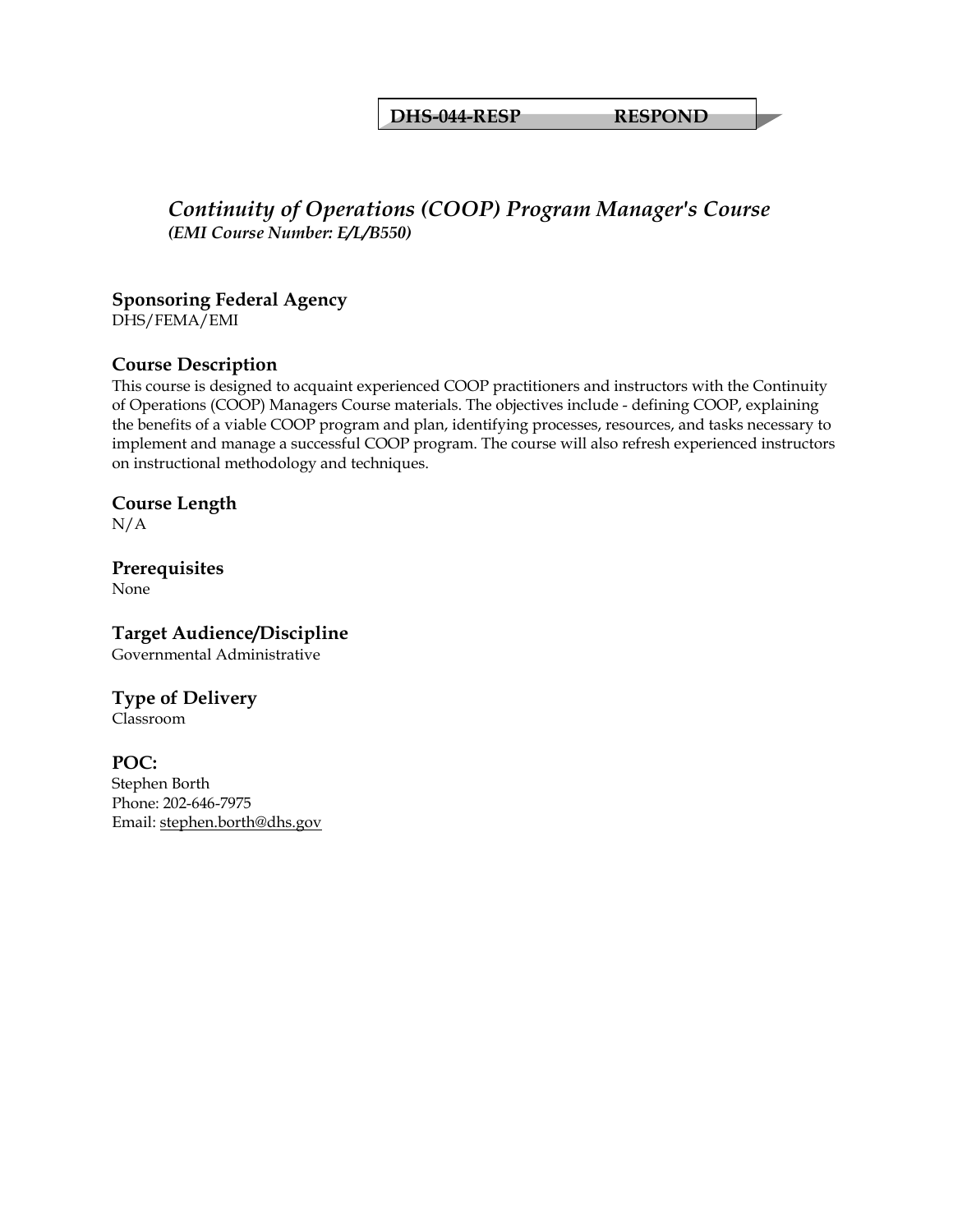**DHS-044-RESP RESPOND**

## *Continuity of Operations (COOP) Program Manager's Course*

***(EMI Course Number: E/L/B550)***

### Sponsoring Federal Agency

DHS/FEMA/EMI

### Course Description

This course is designed to acquaint experienced COOP practitioners and instructors with the Continuity of Operations (COOP) Managers Course materials. The objectives include - defining COOP, explaining the benefits of a viable COOP program and plan, identifying processes, resources, and tasks necessary to implement and manage a successful COOP program. The course will also refresh experienced instructors on instructional methodology and techniques.

### Course Length

N/A

### Prerequisites

None

### Target Audience/Discipline

Governmental Administrative

### Type of Delivery

Classroom

### POC:

Stephen Borth
Phone: 202-646-7975
Email: stephen.borth@dhs.gov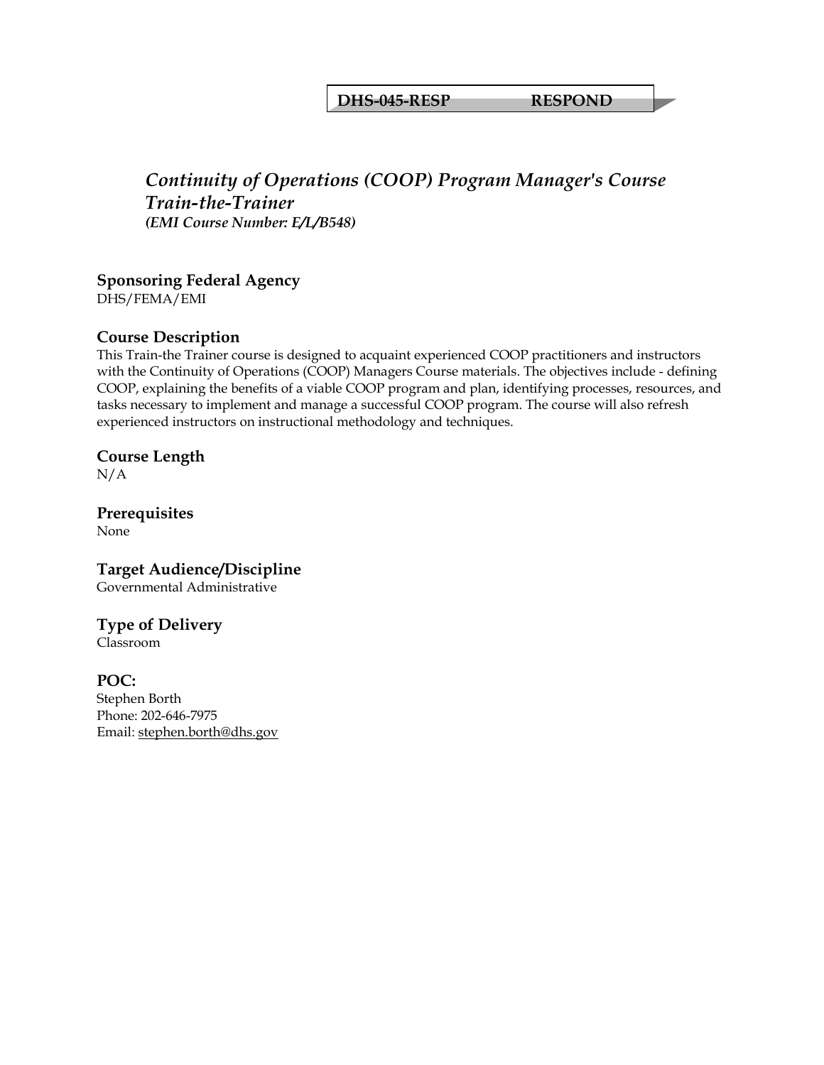**DHS-045-RESP RESPOND**

# *Continuity of Operations (COOP) Program Manager's Course Train-the-Trainer*

***(EMI Course Number: E/L/B548)***

### Sponsoring Federal Agency
DHS/FEMA/EMI

### Course Description
This Train-the Trainer course is designed to acquaint experienced COOP practitioners and instructors with the Continuity of Operations (COOP) Managers Course materials. The objectives include - defining COOP, explaining the benefits of a viable COOP program and plan, identifying processes, resources, and tasks necessary to implement and manage a successful COOP program. The course will also refresh experienced instructors on instructional methodology and techniques.

### Course Length
N/A

### Prerequisites
None

### Target Audience/Discipline
Governmental Administrative

### Type of Delivery
Classroom

### POC:
Stephen Borth
Phone: 202-646-7975
Email: stephen.borth@dhs.gov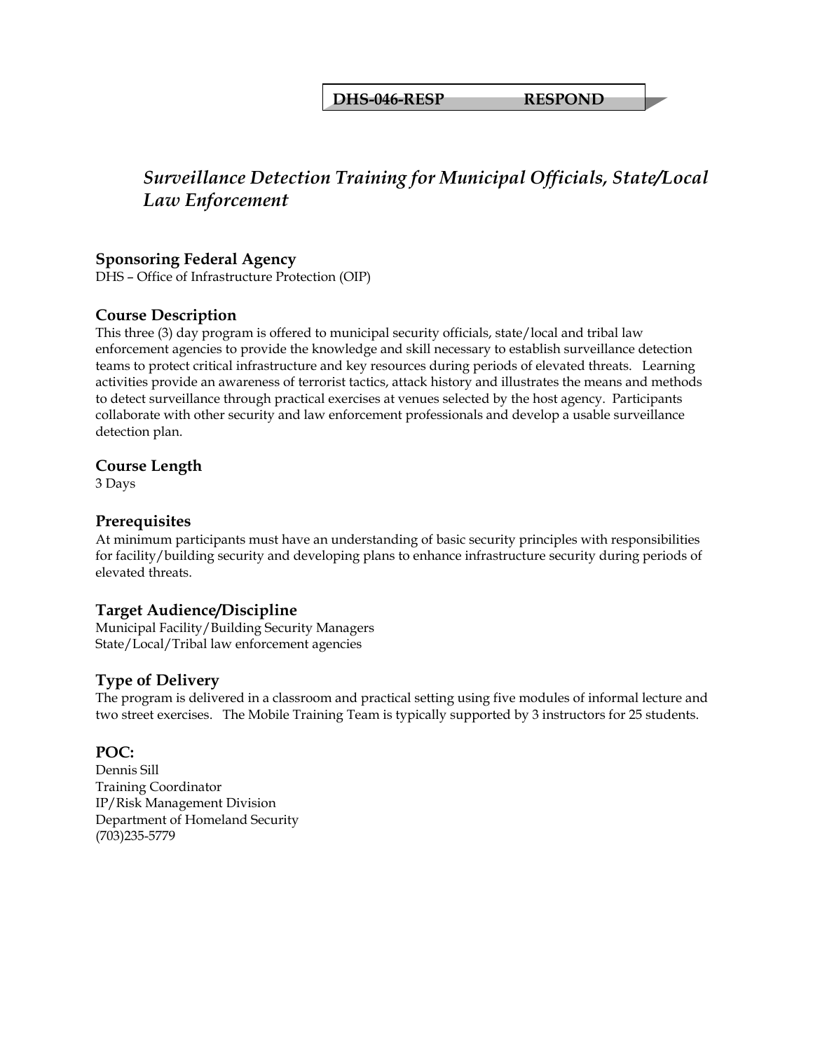**DHS-046-RESP RESPOND**

# *Surveillance Detection Training for Municipal Officials, State/Local Law Enforcement*

## Sponsoring Federal Agency

DHS – Office of Infrastructure Protection (OIP)

## Course Description

This three (3) day program is offered to municipal security officials, state/local and tribal law enforcement agencies to provide the knowledge and skill necessary to establish surveillance detection teams to protect critical infrastructure and key resources during periods of elevated threats. Learning activities provide an awareness of terrorist tactics, attack history and illustrates the means and methods to detect surveillance through practical exercises at venues selected by the host agency. Participants collaborate with other security and law enforcement professionals and develop a usable surveillance detection plan.

## Course Length

3 Days

## Prerequisites

At minimum participants must have an understanding of basic security principles with responsibilities for facility/building security and developing plans to enhance infrastructure security during periods of elevated threats.

## Target Audience/Discipline

Municipal Facility/Building Security Managers
State/Local/Tribal law enforcement agencies

## Type of Delivery

The program is delivered in a classroom and practical setting using five modules of informal lecture and two street exercises. The Mobile Training Team is typically supported by 3 instructors for 25 students.

## POC:

Dennis Sill
Training Coordinator
IP/Risk Management Division
Department of Homeland Security
(703)235-5779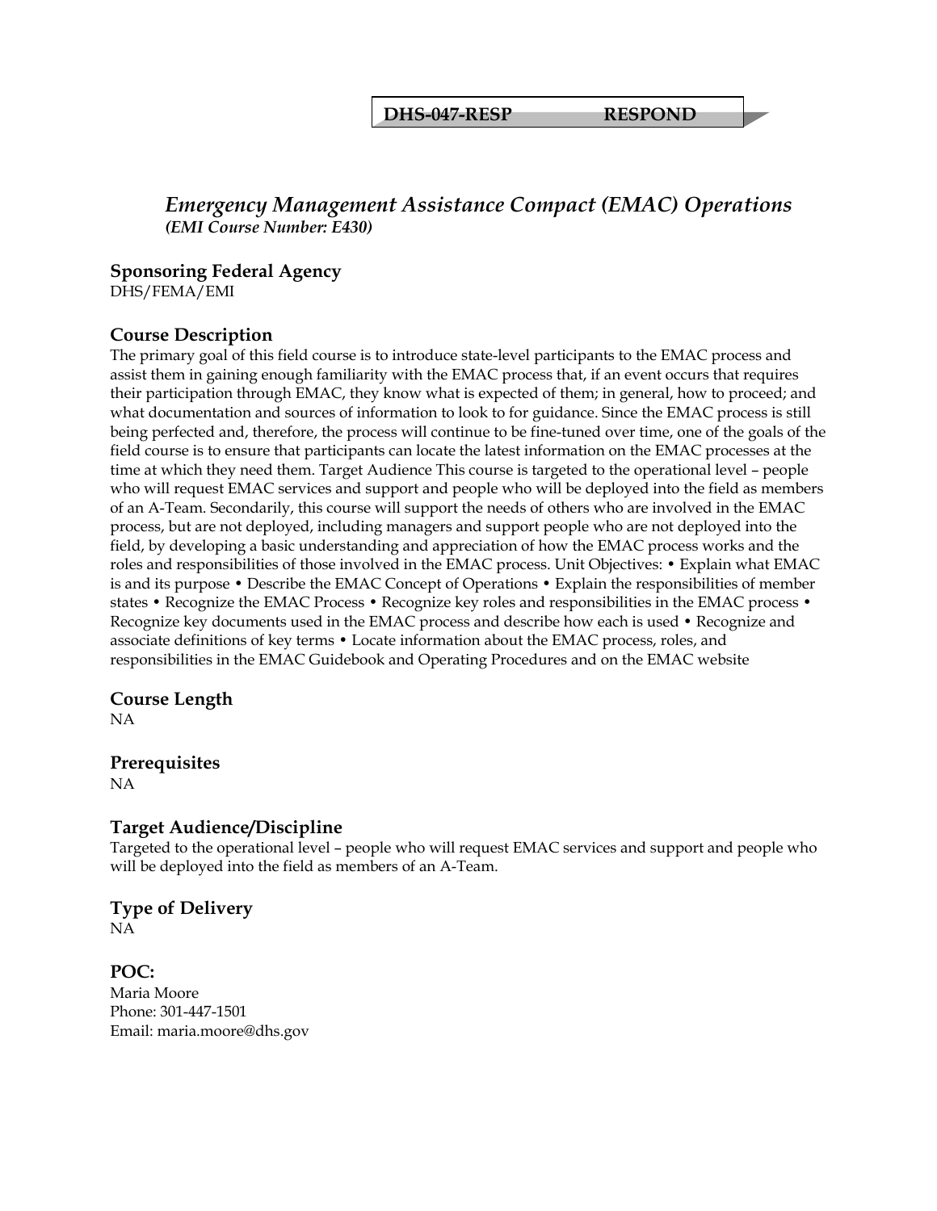**DHS-047-RESP RESPOND**

## *Emergency Management Assistance Compact (EMAC) Operations*
***(EMI Course Number: E430)***

### Sponsoring Federal Agency
DHS/FEMA/EMI

### Course Description
The primary goal of this field course is to introduce state-level participants to the EMAC process and assist them in gaining enough familiarity with the EMAC process that, if an event occurs that requires their participation through EMAC, they know what is expected of them; in general, how to proceed; and what documentation and sources of information to look to for guidance. Since the EMAC process is still being perfected and, therefore, the process will continue to be fine-tuned over time, one of the goals of the field course is to ensure that participants can locate the latest information on the EMAC processes at the time at which they need them. Target Audience This course is targeted to the operational level – people who will request EMAC services and support and people who will be deployed into the field as members of an A-Team. Secondarily, this course will support the needs of others who are involved in the EMAC process, but are not deployed, including managers and support people who are not deployed into the field, by developing a basic understanding and appreciation of how the EMAC process works and the roles and responsibilities of those involved in the EMAC process. Unit Objectives: • Explain what EMAC is and its purpose • Describe the EMAC Concept of Operations • Explain the responsibilities of member states • Recognize the EMAC Process • Recognize key roles and responsibilities in the EMAC process • Recognize key documents used in the EMAC process and describe how each is used • Recognize and associate definitions of key terms • Locate information about the EMAC process, roles, and responsibilities in the EMAC Guidebook and Operating Procedures and on the EMAC website

### Course Length
NA

### Prerequisites
NA

### Target Audience/Discipline
Targeted to the operational level – people who will request EMAC services and support and people who will be deployed into the field as members of an A-Team.

### Type of Delivery
NA

### POC:
Maria Moore
Phone: 301-447-1501
Email: maria.moore@dhs.gov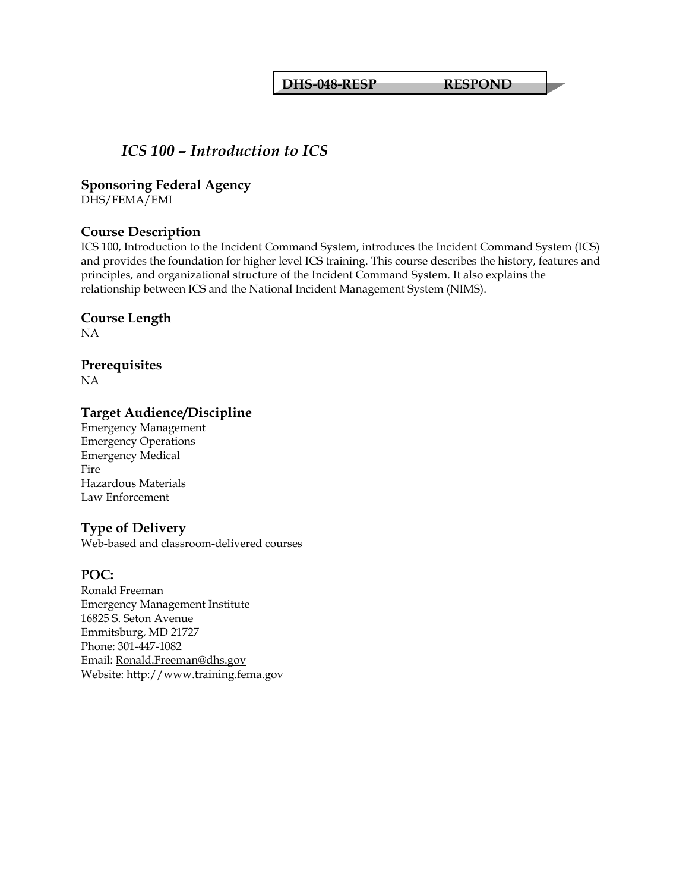**DHS-048-RESP RESPOND**

# *ICS 100 – Introduction to ICS*

## Sponsoring Federal Agency

DHS/FEMA/EMI

## Course Description

ICS 100, Introduction to the Incident Command System, introduces the Incident Command System (ICS) and provides the foundation for higher level ICS training. This course describes the history, features and principles, and organizational structure of the Incident Command System. It also explains the relationship between ICS and the National Incident Management System (NIMS).

## Course Length

NA

## Prerequisites

NA

## Target Audience/Discipline

Emergency Management
Emergency Operations
Emergency Medical
Fire
Hazardous Materials
Law Enforcement

## Type of Delivery

Web-based and classroom-delivered courses

## POC:

Ronald Freeman
Emergency Management Institute
16825 S. Seton Avenue
Emmitsburg, MD 21727
Phone: 301-447-1082
Email: Ronald.Freeman@dhs.gov
Website: http://www.training.fema.gov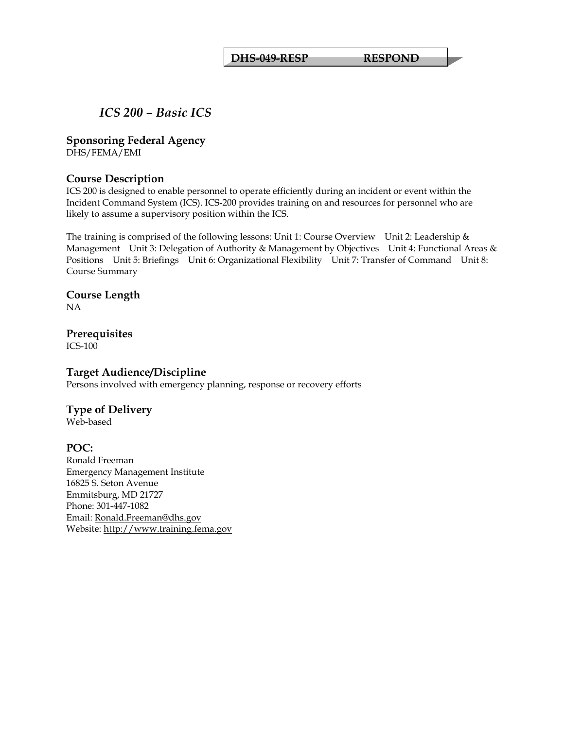**DHS-049-RESP RESPOND**

# *ICS 200 – Basic ICS*

## Sponsoring Federal Agency

DHS/FEMA/EMI

## Course Description

ICS 200 is designed to enable personnel to operate efficiently during an incident or event within the Incident Command System (ICS). ICS-200 provides training on and resources for personnel who are likely to assume a supervisory position within the ICS.

The training is comprised of the following lessons: Unit 1: Course Overview Unit 2: Leadership & Management Unit 3: Delegation of Authority & Management by Objectives Unit 4: Functional Areas & Positions Unit 5: Briefings Unit 6: Organizational Flexibility Unit 7: Transfer of Command Unit 8: Course Summary

## Course Length

NA

## Prerequisites

ICS-100

## Target Audience/Discipline

Persons involved with emergency planning, response or recovery efforts

## Type of Delivery

Web-based

## POC:

Ronald Freeman
Emergency Management Institute
16825 S. Seton Avenue
Emmitsburg, MD 21727
Phone: 301-447-1082
Email: Ronald.Freeman@dhs.gov
Website: http://www.training.fema.gov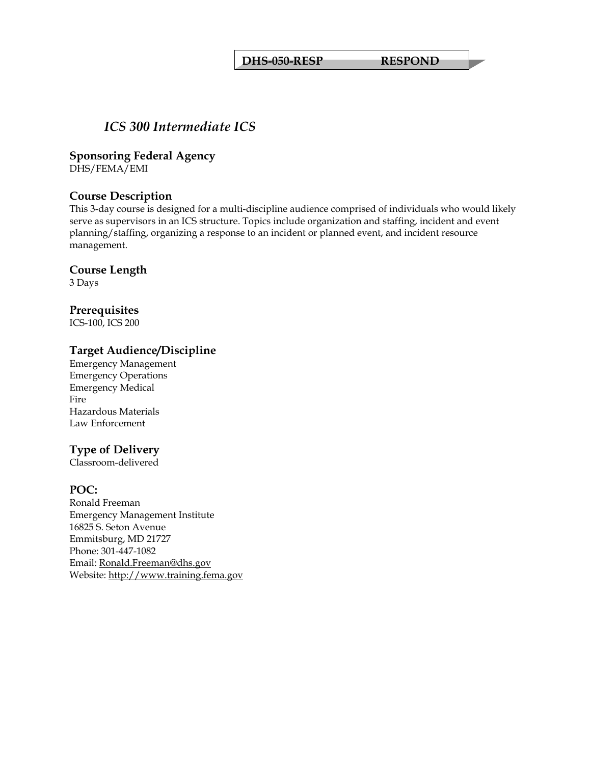**DHS-050-RESP RESPOND**

# *ICS 300 Intermediate ICS*

## Sponsoring Federal Agency
DHS/FEMA/EMI

## Course Description
This 3-day course is designed for a multi-discipline audience comprised of individuals who would likely serve as supervisors in an ICS structure. Topics include organization and staffing, incident and event planning/staffing, organizing a response to an incident or planned event, and incident resource management.

## Course Length
3 Days

## Prerequisites
ICS-100, ICS 200

## Target Audience/Discipline
Emergency Management
Emergency Operations
Emergency Medical
Fire
Hazardous Materials
Law Enforcement

## Type of Delivery
Classroom-delivered

## POC:
Ronald Freeman
Emergency Management Institute
16825 S. Seton Avenue
Emmitsburg, MD 21727
Phone: 301-447-1082
Email: Ronald.Freeman@dhs.gov
Website: http://www.training.fema.gov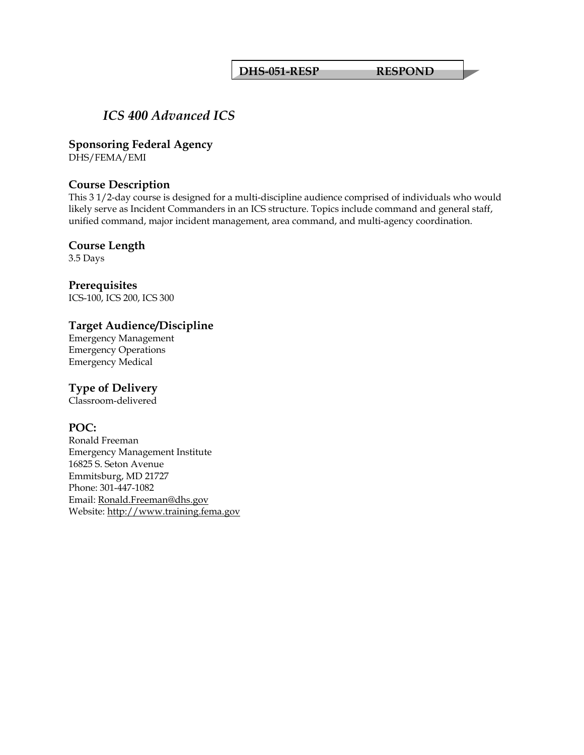**DHS-051-RESP RESPOND**

# *ICS 400 Advanced ICS*

## Sponsoring Federal Agency
DHS/FEMA/EMI

## Course Description
This 3 1/2-day course is designed for a multi-discipline audience comprised of individuals who would likely serve as Incident Commanders in an ICS structure. Topics include command and general staff, unified command, major incident management, area command, and multi-agency coordination.

## Course Length
3.5 Days

## Prerequisites
ICS-100, ICS 200, ICS 300

## Target Audience/Discipline
Emergency Management
Emergency Operations
Emergency Medical

## Type of Delivery
Classroom-delivered

## POC:
Ronald Freeman
Emergency Management Institute
16825 S. Seton Avenue
Emmitsburg, MD 21727
Phone: 301-447-1082
Email: Ronald.Freeman@dhs.gov
Website: http://www.training.fema.gov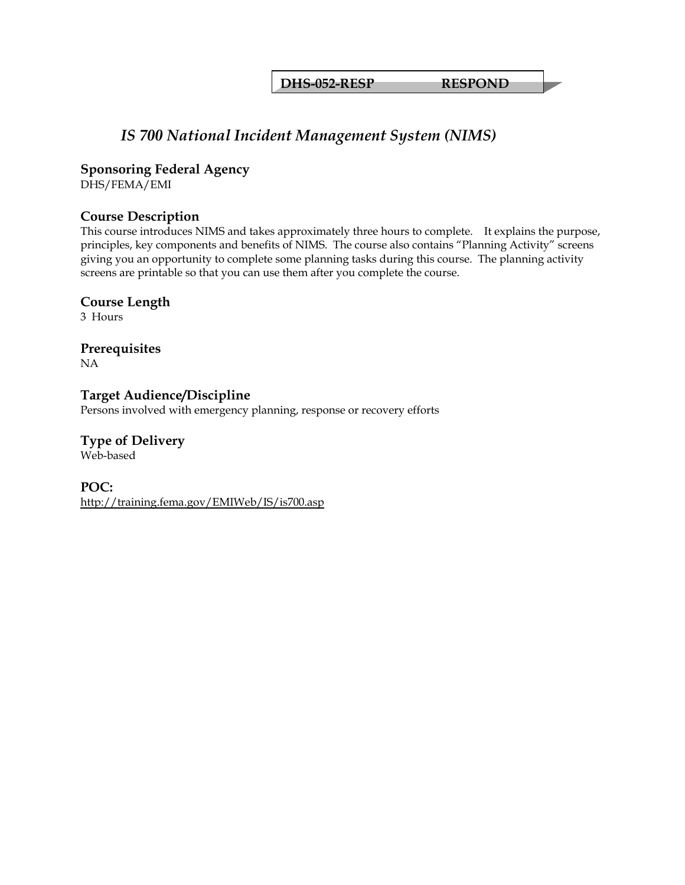**DHS-052-RESP RESPOND**

# *IS 700 National Incident Management System (NIMS)*

### Sponsoring Federal Agency

DHS/FEMA/EMI

### Course Description

This course introduces NIMS and takes approximately three hours to complete. It explains the purpose, principles, key components and benefits of NIMS. The course also contains "Planning Activity" screens giving you an opportunity to complete some planning tasks during this course. The planning activity screens are printable so that you can use them after you complete the course.

### Course Length

3 Hours

### Prerequisites

NA

### Target Audience/Discipline

Persons involved with emergency planning, response or recovery efforts

### Type of Delivery

Web-based

### POC:

http://training.fema.gov/EMIWeb/IS/is700.asp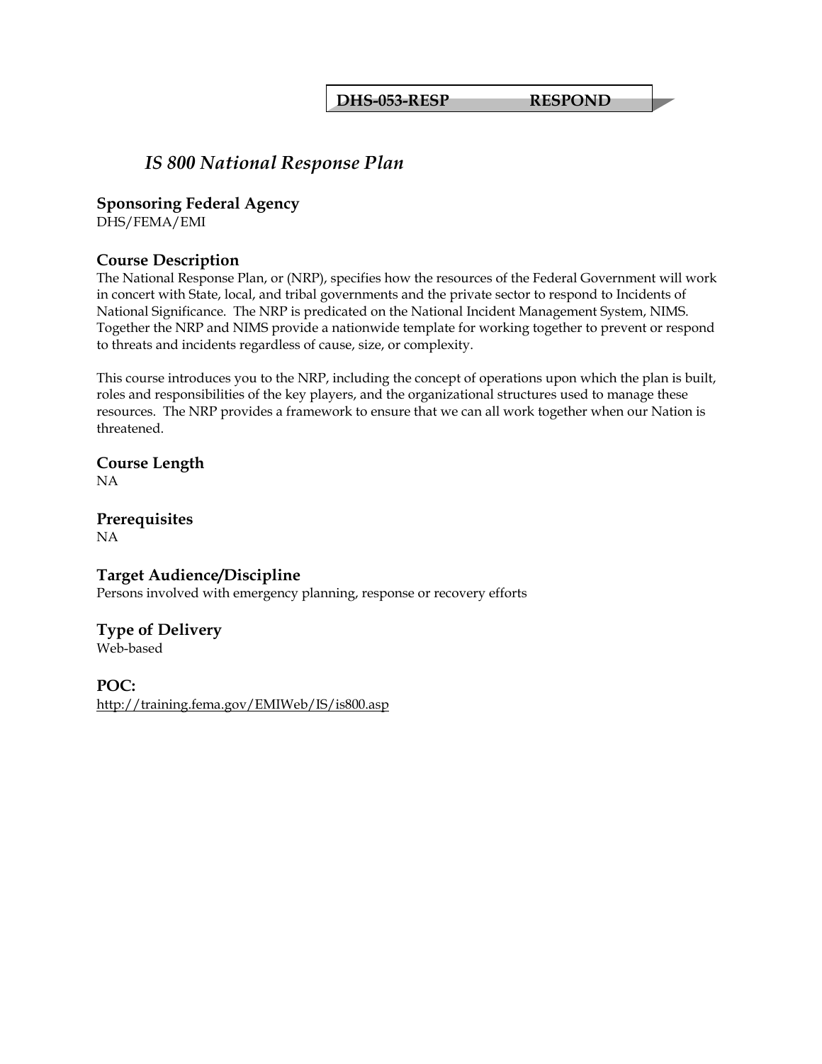**DHS-053-RESP RESPOND**

# *IS 800 National Response Plan*

### Sponsoring Federal Agency

DHS/FEMA/EMI

### Course Description

The National Response Plan, or (NRP), specifies how the resources of the Federal Government will work in concert with State, local, and tribal governments and the private sector to respond to Incidents of National Significance. The NRP is predicated on the National Incident Management System, NIMS. Together the NRP and NIMS provide a nationwide template for working together to prevent or respond to threats and incidents regardless of cause, size, or complexity.

This course introduces you to the NRP, including the concept of operations upon which the plan is built, roles and responsibilities of the key players, and the organizational structures used to manage these resources. The NRP provides a framework to ensure that we can all work together when our Nation is threatened.

### Course Length

NA

### Prerequisites

NA

### Target Audience/Discipline

Persons involved with emergency planning, response or recovery efforts

### Type of Delivery

Web-based

### POC:

http://training.fema.gov/EMIWeb/IS/is800.asp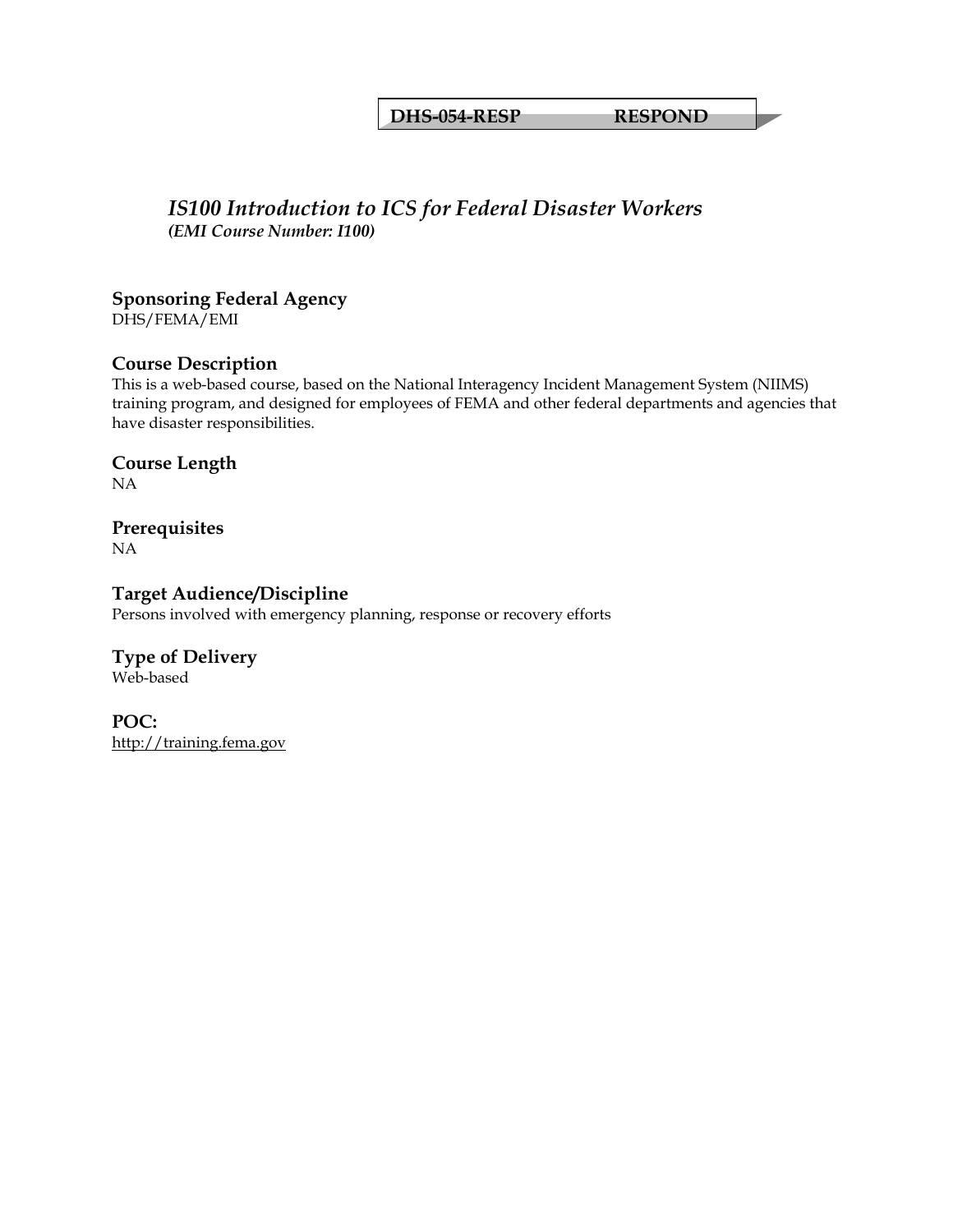**DHS-054-RESP RESPOND**

## *IS100 Introduction to ICS for Federal Disaster Workers*

***(EMI Course Number: I100)***

### Sponsoring Federal Agency

DHS/FEMA/EMI

### Course Description

This is a web-based course, based on the National Interagency Incident Management System (NIIMS) training program, and designed for employees of FEMA and other federal departments and agencies that have disaster responsibilities.

### Course Length

NA

### Prerequisites

NA

### Target Audience/Discipline

Persons involved with emergency planning, response or recovery efforts

### Type of Delivery

Web-based

### POC:

http://training.fema.gov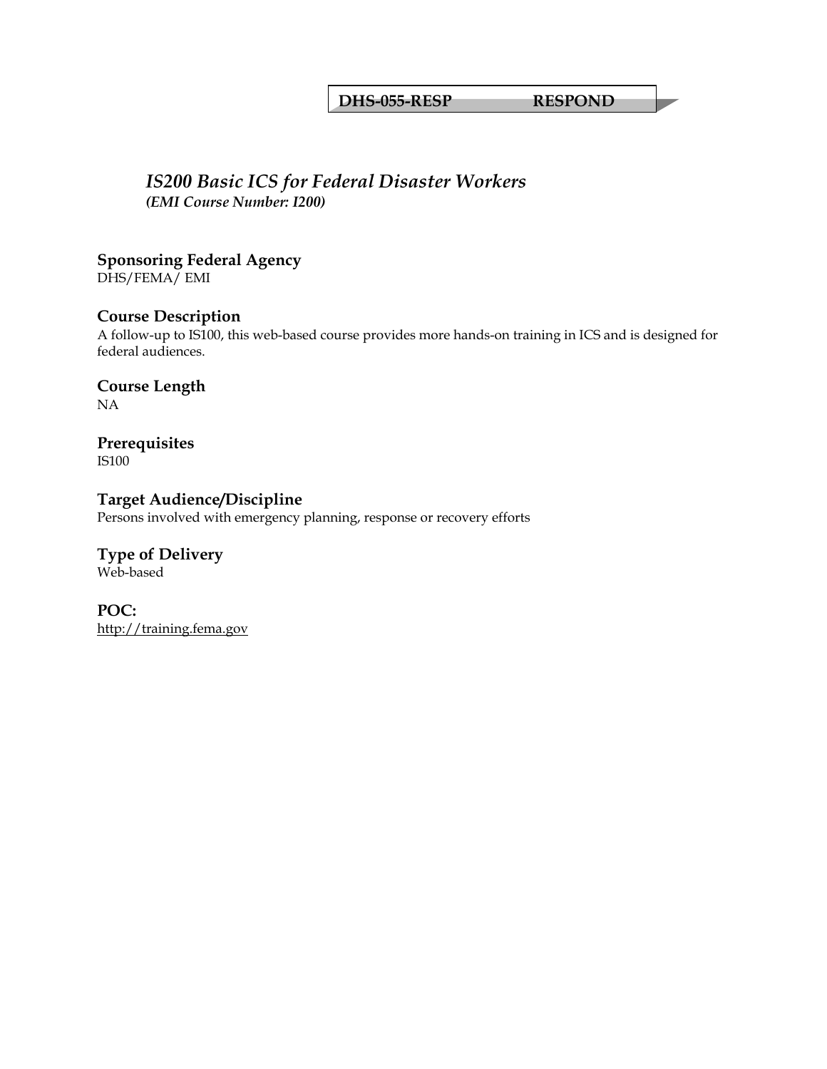**DHS-055-RESP RESPOND**

## *IS200 Basic ICS for Federal Disaster Workers*
***(EMI Course Number: I200)***

### Sponsoring Federal Agency
DHS/FEMA/ EMI

### Course Description
A follow-up to IS100, this web-based course provides more hands-on training in ICS and is designed for federal audiences.

### Course Length
NA

### Prerequisites
IS100

### Target Audience/Discipline
Persons involved with emergency planning, response or recovery efforts

### Type of Delivery
Web-based

### POC:
http://training.fema.gov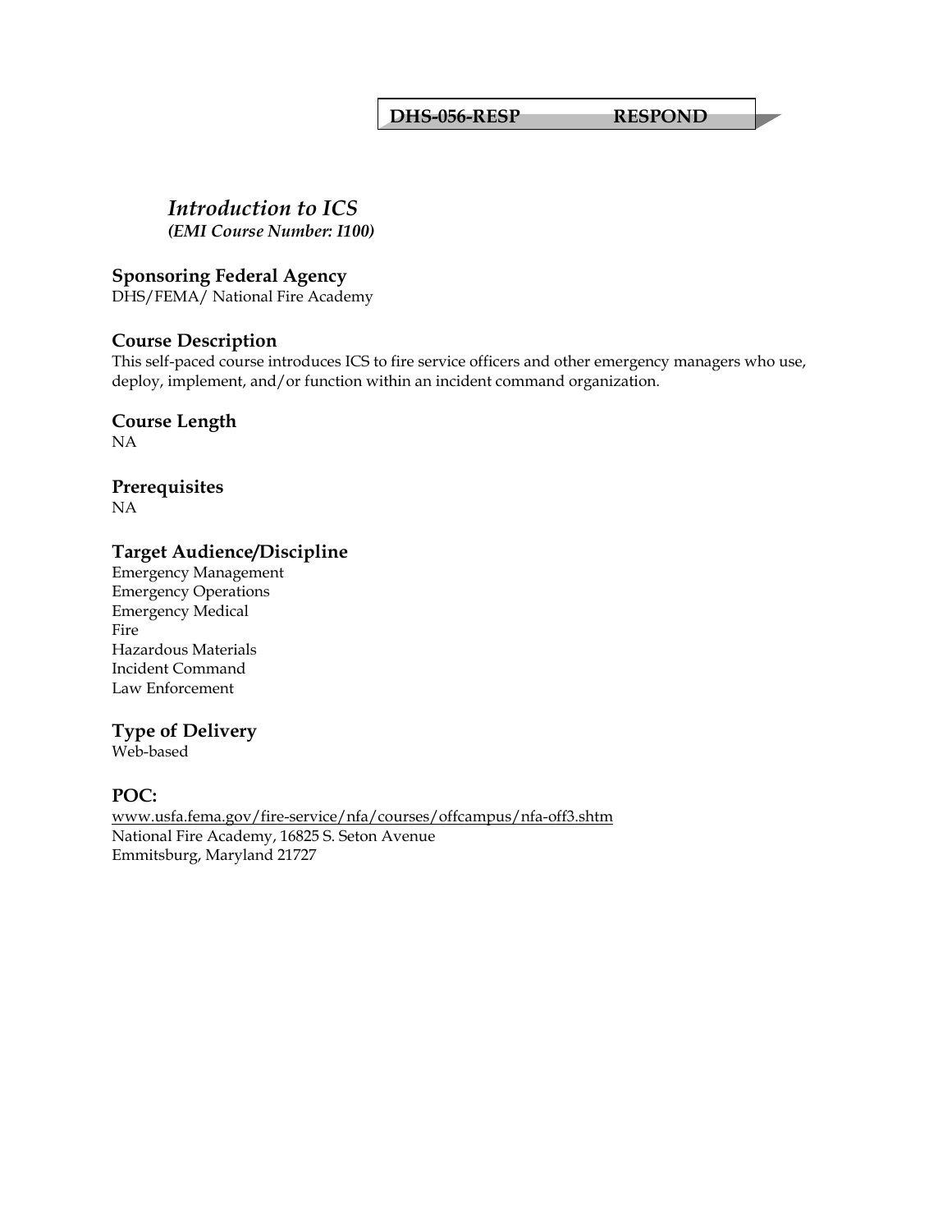**DHS-056-RESP RESPOND**

# *Introduction to ICS*

***(EMI Course Number: I100)***

## Sponsoring Federal Agency

DHS/FEMA/ National Fire Academy

## Course Description

This self-paced course introduces ICS to fire service officers and other emergency managers who use, deploy, implement, and/or function within an incident command organization.

## Course Length

NA

## Prerequisites

NA

## Target Audience/Discipline

Emergency Management
Emergency Operations
Emergency Medical
Fire
Hazardous Materials
Incident Command
Law Enforcement

## Type of Delivery

Web-based

## POC:

www.usfa.fema.gov/fire-service/nfa/courses/offcampus/nfa-off3.shtm
National Fire Academy, 16825 S. Seton Avenue
Emmitsburg, Maryland 21727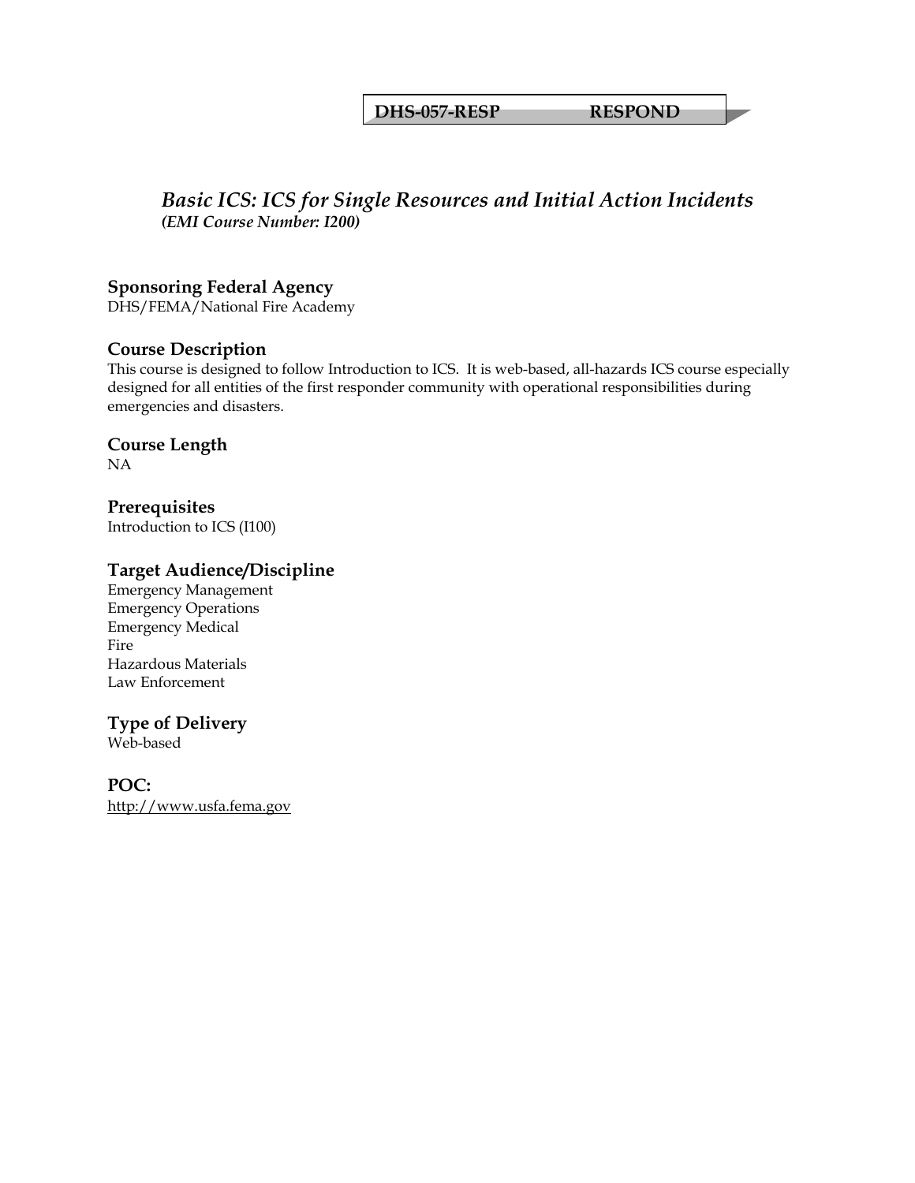**DHS-057-RESP RESPOND**

## *Basic ICS: ICS for Single Resources and Initial Action Incidents*

***(EMI Course Number: I200)***

### Sponsoring Federal Agency

DHS/FEMA/National Fire Academy

### Course Description

This course is designed to follow Introduction to ICS. It is web-based, all-hazards ICS course especially designed for all entities of the first responder community with operational responsibilities during emergencies and disasters.

### Course Length

NA

### Prerequisites

Introduction to ICS (I100)

### Target Audience/Discipline

Emergency Management
Emergency Operations
Emergency Medical
Fire
Hazardous Materials
Law Enforcement

### Type of Delivery

Web-based

### POC:

http://www.usfa.fema.gov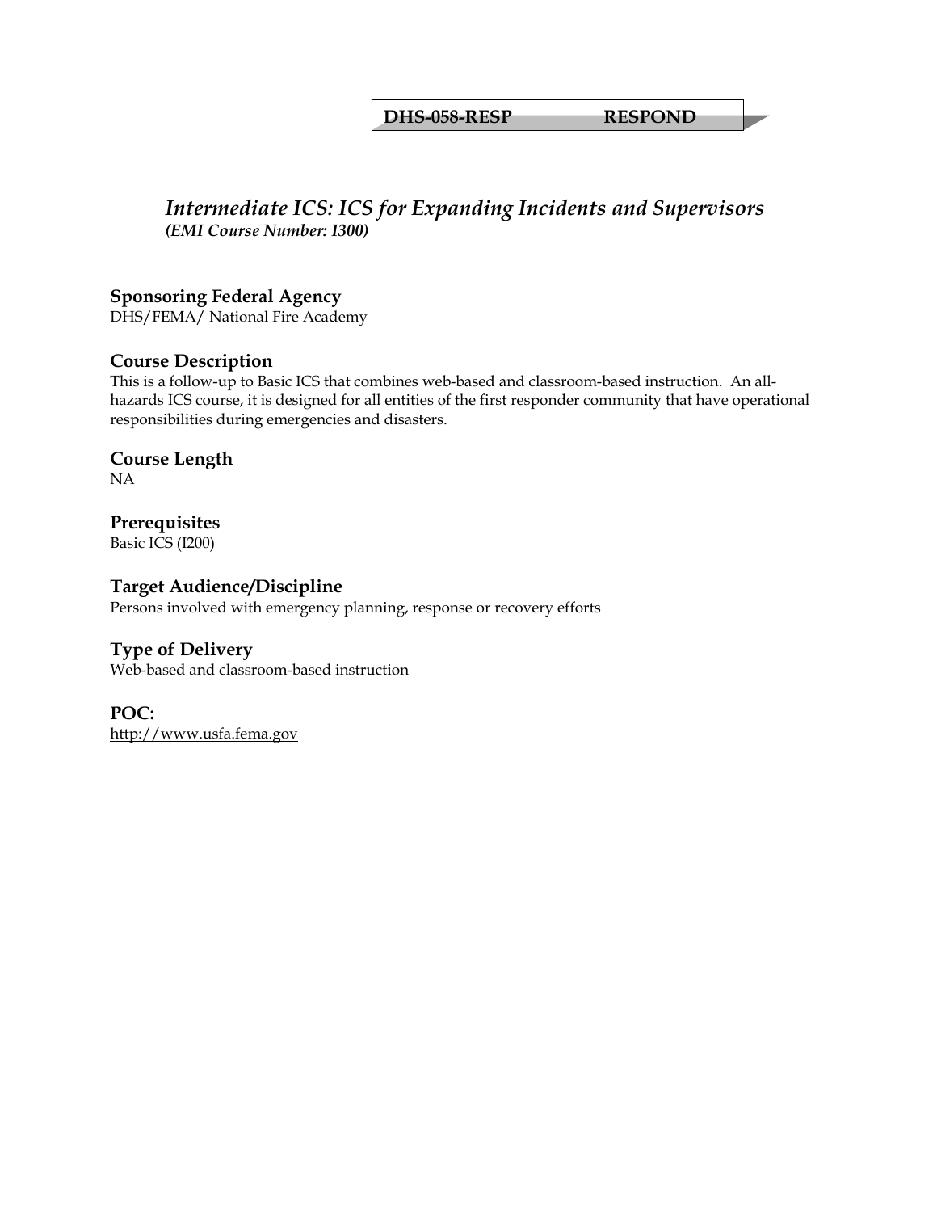**DHS-058-RESP RESPOND**

## *Intermediate ICS: ICS for Expanding Incidents and Supervisors*

***(EMI Course Number: I300)***

### Sponsoring Federal Agency
DHS/FEMA/ National Fire Academy

### Course Description
This is a follow-up to Basic ICS that combines web-based and classroom-based instruction. An all-hazards ICS course, it is designed for all entities of the first responder community that have operational responsibilities during emergencies and disasters.

### Course Length
NA

### Prerequisites
Basic ICS (I200)

### Target Audience/Discipline
Persons involved with emergency planning, response or recovery efforts

### Type of Delivery
Web-based and classroom-based instruction

### POC:
http://www.usfa.fema.gov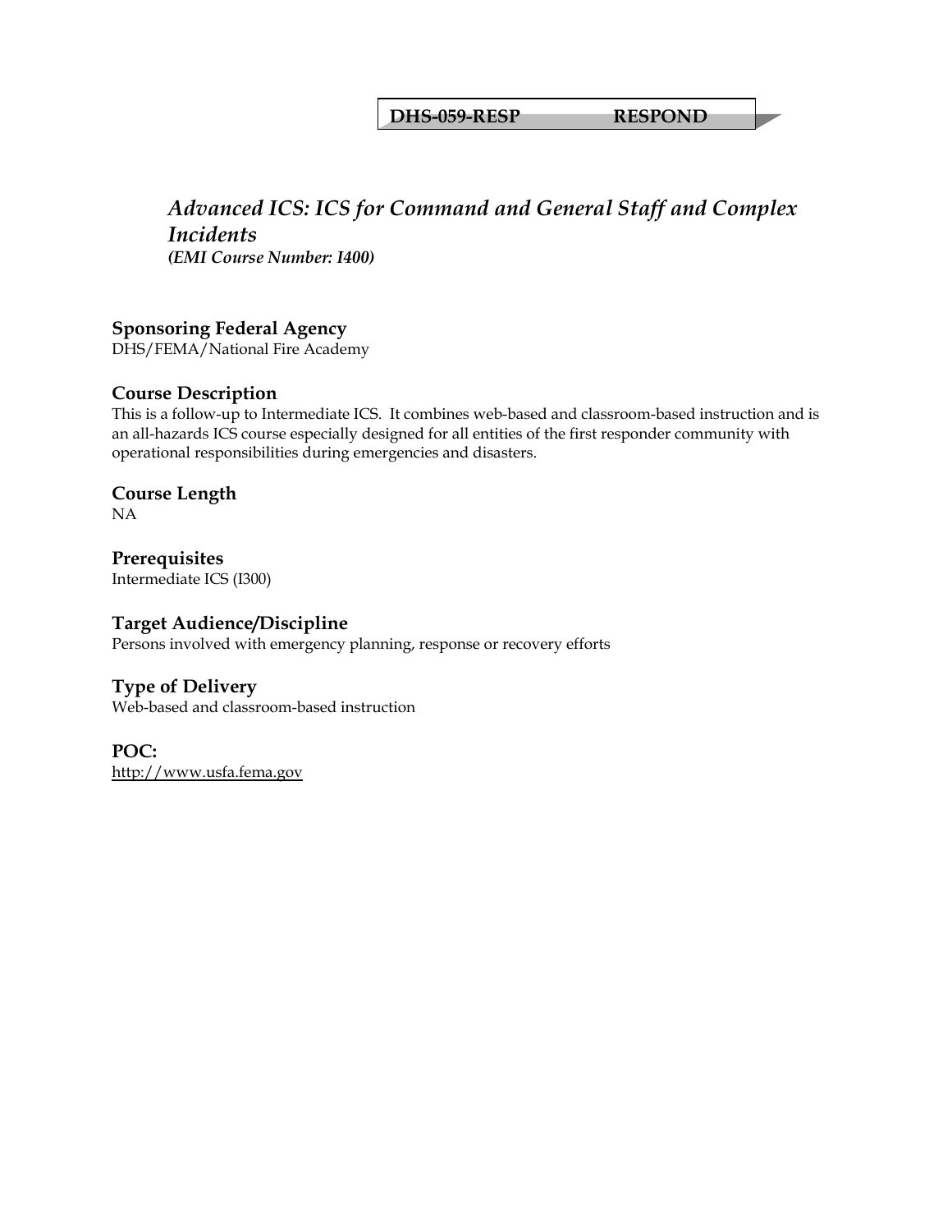**DHS-059-RESP RESPOND**

# *Advanced ICS: ICS for Command and General Staff and Complex Incidents*

***(EMI Course Number: I400)***

## Sponsoring Federal Agency

DHS/FEMA/National Fire Academy

## Course Description

This is a follow-up to Intermediate ICS. It combines web-based and classroom-based instruction and is an all-hazards ICS course especially designed for all entities of the first responder community with operational responsibilities during emergencies and disasters.

## Course Length

NA

## Prerequisites

Intermediate ICS (I300)

## Target Audience/Discipline

Persons involved with emergency planning, response or recovery efforts

## Type of Delivery

Web-based and classroom-based instruction

## POC:

http://www.usfa.fema.gov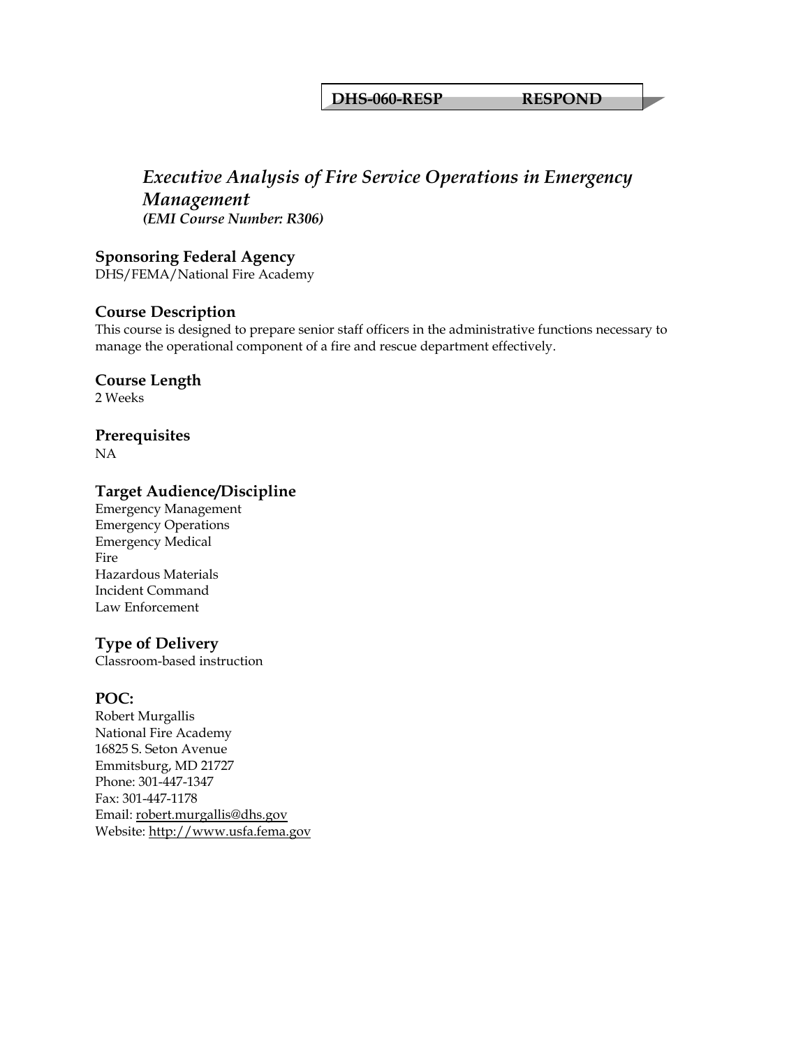**DHS-060-RESP RESPOND**

## *Executive Analysis of Fire Service Operations in Emergency Management*
***(EMI Course Number: R306)***

### Sponsoring Federal Agency
DHS/FEMA/National Fire Academy

### Course Description
This course is designed to prepare senior staff officers in the administrative functions necessary to manage the operational component of a fire and rescue department effectively.

### Course Length
2 Weeks

### Prerequisites
NA

### Target Audience/Discipline
Emergency Management
Emergency Operations
Emergency Medical
Fire
Hazardous Materials
Incident Command
Law Enforcement

### Type of Delivery
Classroom-based instruction

### POC:
Robert Murgallis
National Fire Academy
16825 S. Seton Avenue
Emmitsburg, MD 21727
Phone: 301-447-1347
Fax: 301-447-1178
Email: robert.murgallis@dhs.gov
Website: http://www.usfa.fema.gov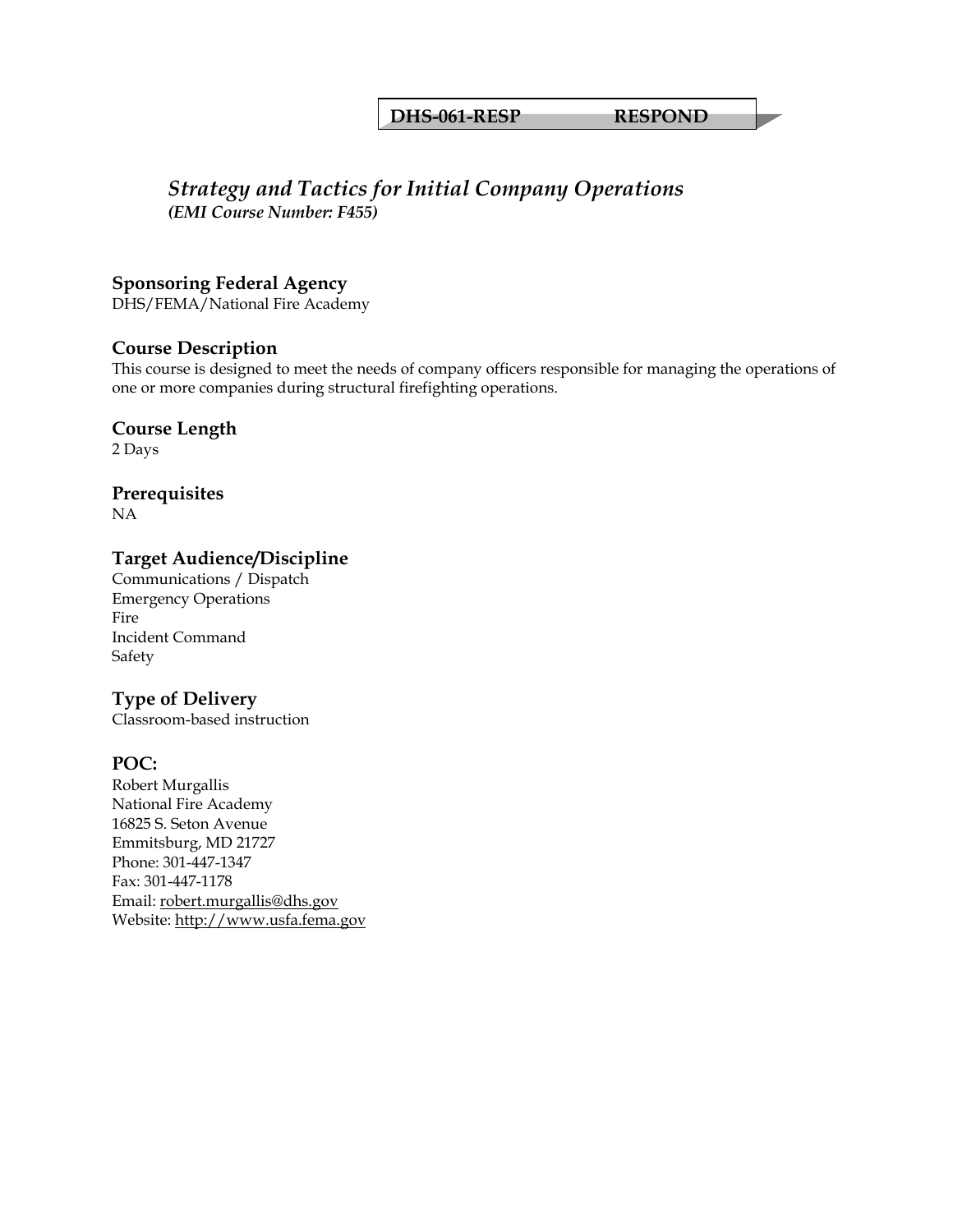**DHS-061-RESP RESPOND**

# *Strategy and Tactics for Initial Company Operations*
***(EMI Course Number: F455)***

## Sponsoring Federal Agency
DHS/FEMA/National Fire Academy

## Course Description
This course is designed to meet the needs of company officers responsible for managing the operations of one or more companies during structural firefighting operations.

## Course Length
2 Days

## Prerequisites
NA

## Target Audience/Discipline
Communications / Dispatch
Emergency Operations
Fire
Incident Command
Safety

## Type of Delivery
Classroom-based instruction

## POC:
Robert Murgallis
National Fire Academy
16825 S. Seton Avenue
Emmitsburg, MD 21727
Phone: 301-447-1347
Fax: 301-447-1178
Email: robert.murgallis@dhs.gov
Website: http://www.usfa.fema.gov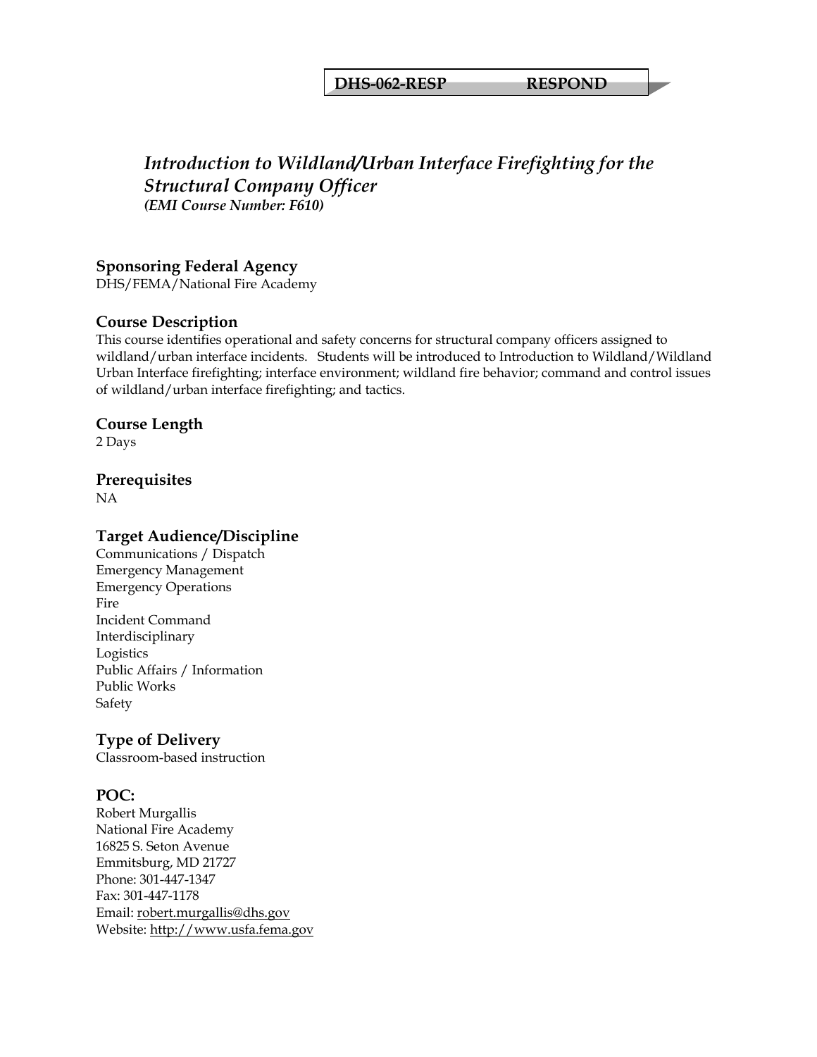**DHS-062-RESP RESPOND**

# *Introduction to Wildland/Urban Interface Firefighting for the Structural Company Officer*

***(EMI Course Number: F610)***

## Sponsoring Federal Agency

DHS/FEMA/National Fire Academy

## Course Description

This course identifies operational and safety concerns for structural company officers assigned to wildland/urban interface incidents. Students will be introduced to Introduction to Wildland/Wildland Urban Interface firefighting; interface environment; wildland fire behavior; command and control issues of wildland/urban interface firefighting; and tactics.

## Course Length

2 Days

## Prerequisites

NA

## Target Audience/Discipline

Communications / Dispatch
Emergency Management
Emergency Operations
Fire
Incident Command
Interdisciplinary
Logistics
Public Affairs / Information
Public Works
Safety

## Type of Delivery

Classroom-based instruction

## POC:

Robert Murgallis
National Fire Academy
16825 S. Seton Avenue
Emmitsburg, MD 21727
Phone: 301-447-1347
Fax: 301-447-1178
Email: robert.murgallis@dhs.gov
Website: http://www.usfa.fema.gov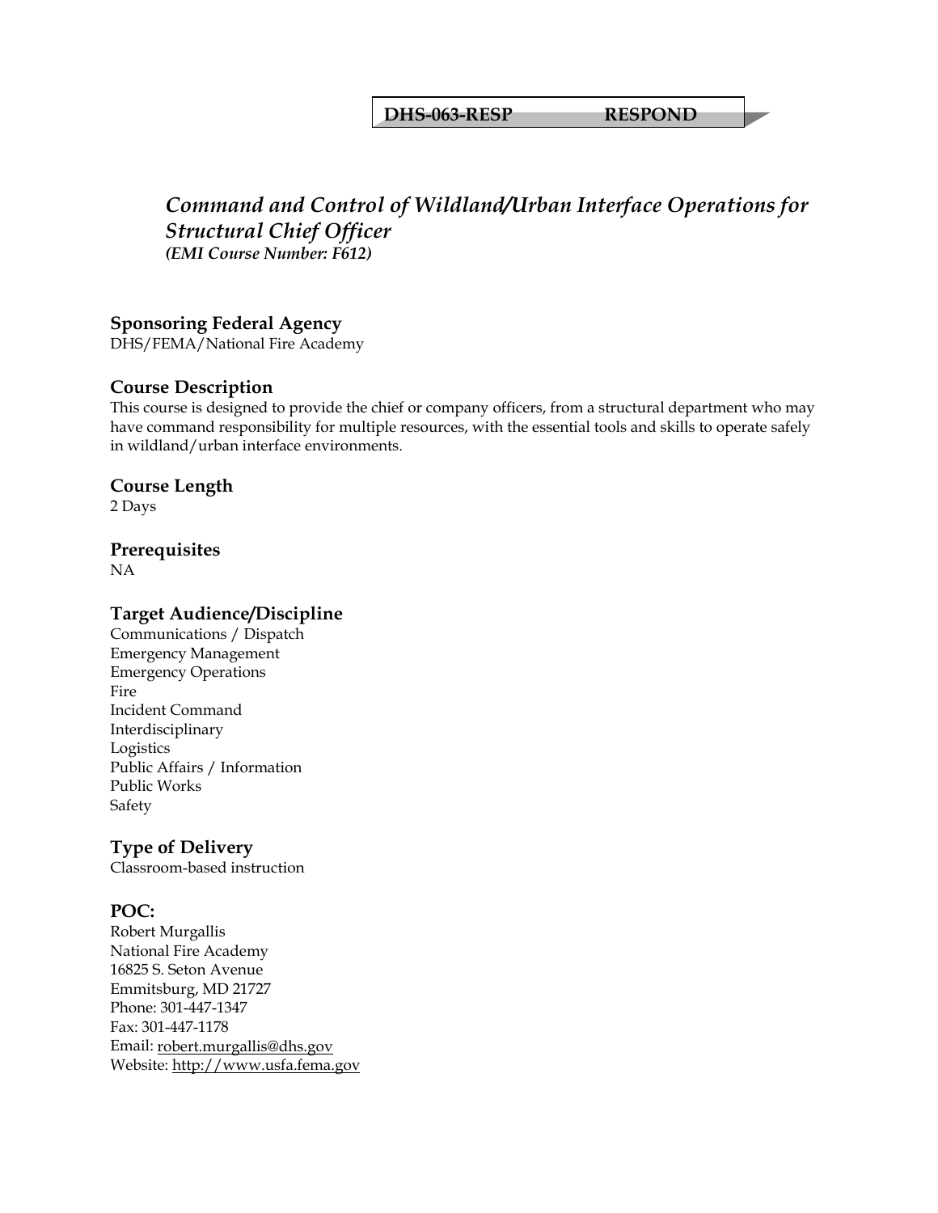**DHS-063-RESP RESPOND**

## *Command and Control of Wildland/Urban Interface Operations for Structural Chief Officer*

***(EMI Course Number: F612)***

### Sponsoring Federal Agency

DHS/FEMA/National Fire Academy

### Course Description

This course is designed to provide the chief or company officers, from a structural department who may have command responsibility for multiple resources, with the essential tools and skills to operate safely in wildland/urban interface environments.

### Course Length

2 Days

### Prerequisites

NA

### Target Audience/Discipline

Communications / Dispatch
Emergency Management
Emergency Operations
Fire
Incident Command
Interdisciplinary
Logistics
Public Affairs / Information
Public Works
Safety

### Type of Delivery

Classroom-based instruction

### POC:

Robert Murgallis
National Fire Academy
16825 S. Seton Avenue
Emmitsburg, MD 21727
Phone: 301-447-1347
Fax: 301-447-1178
Email: robert.murgallis@dhs.gov
Website: http://www.usfa.fema.gov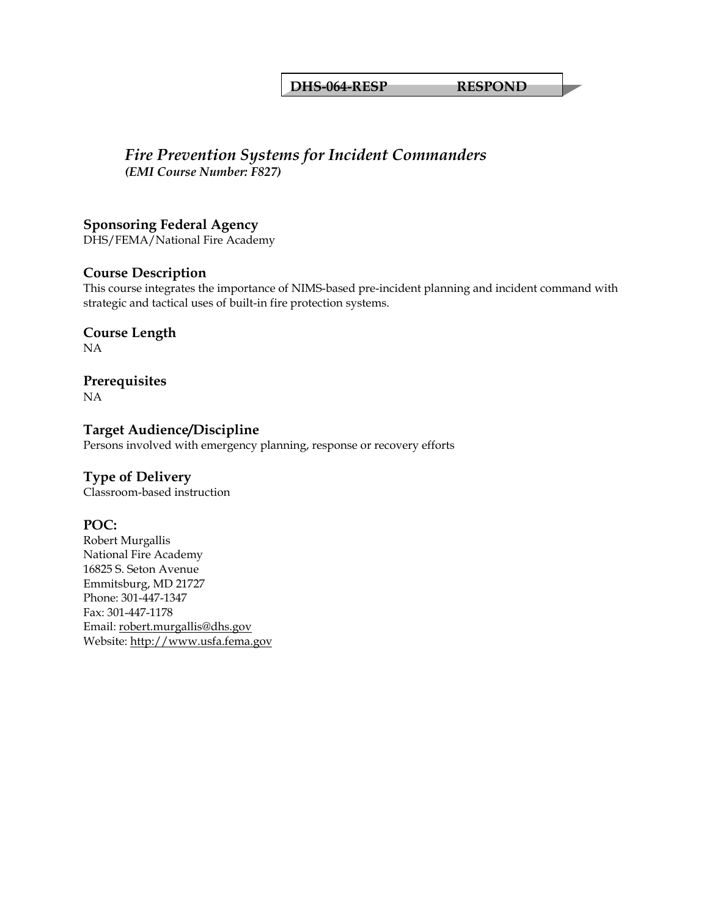**DHS-064-RESP RESPOND**

# *Fire Prevention Systems for Incident Commanders*
***(EMI Course Number: F827)***

## Sponsoring Federal Agency
DHS/FEMA/National Fire Academy

## Course Description
This course integrates the importance of NIMS-based pre-incident planning and incident command with strategic and tactical uses of built-in fire protection systems.

## Course Length
NA

## Prerequisites
NA

## Target Audience/Discipline
Persons involved with emergency planning, response or recovery efforts

## Type of Delivery
Classroom-based instruction

## POC:
Robert Murgallis
National Fire Academy
16825 S. Seton Avenue
Emmitsburg, MD 21727
Phone: 301-447-1347
Fax: 301-447-1178
Email: robert.murgallis@dhs.gov
Website: http://www.usfa.fema.gov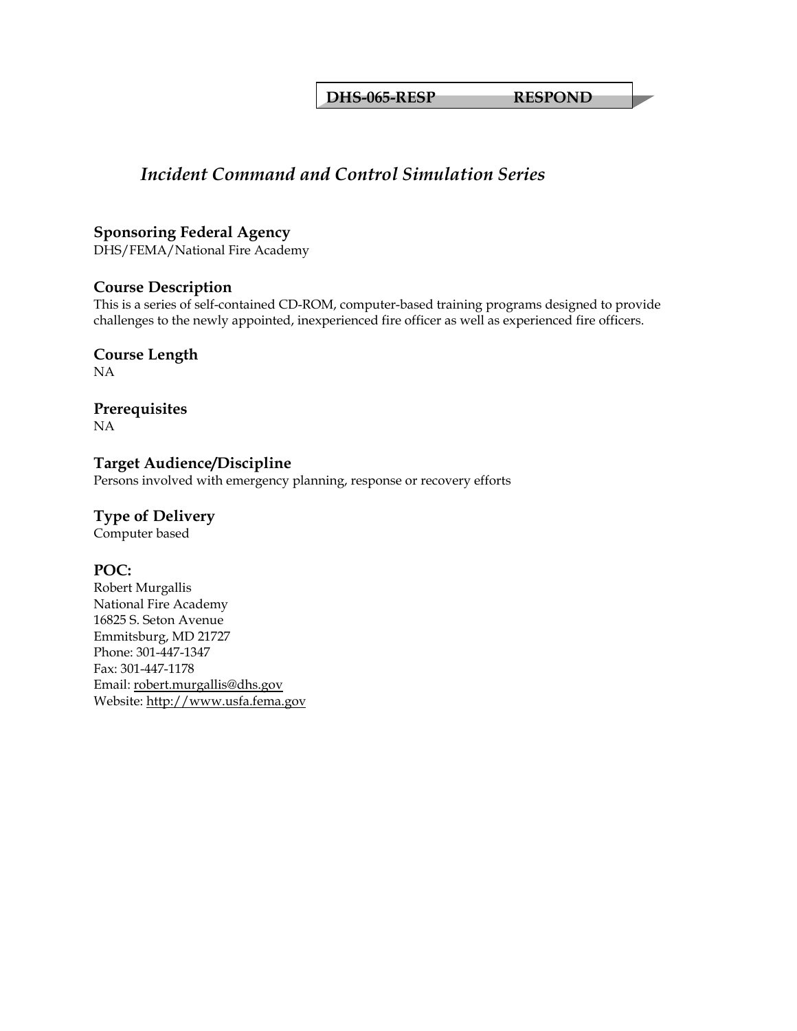**DHS-065-RESP RESPOND**

# *Incident Command and Control Simulation Series*

### Sponsoring Federal Agency
DHS/FEMA/National Fire Academy

### Course Description
This is a series of self-contained CD-ROM, computer-based training programs designed to provide challenges to the newly appointed, inexperienced fire officer as well as experienced fire officers.

### Course Length
NA

### Prerequisites
NA

### Target Audience/Discipline
Persons involved with emergency planning, response or recovery efforts

### Type of Delivery
Computer based

### POC:
Robert Murgallis
National Fire Academy
16825 S. Seton Avenue
Emmitsburg, MD 21727
Phone: 301-447-1347
Fax: 301-447-1178
Email: robert.murgallis@dhs.gov
Website: http://www.usfa.fema.gov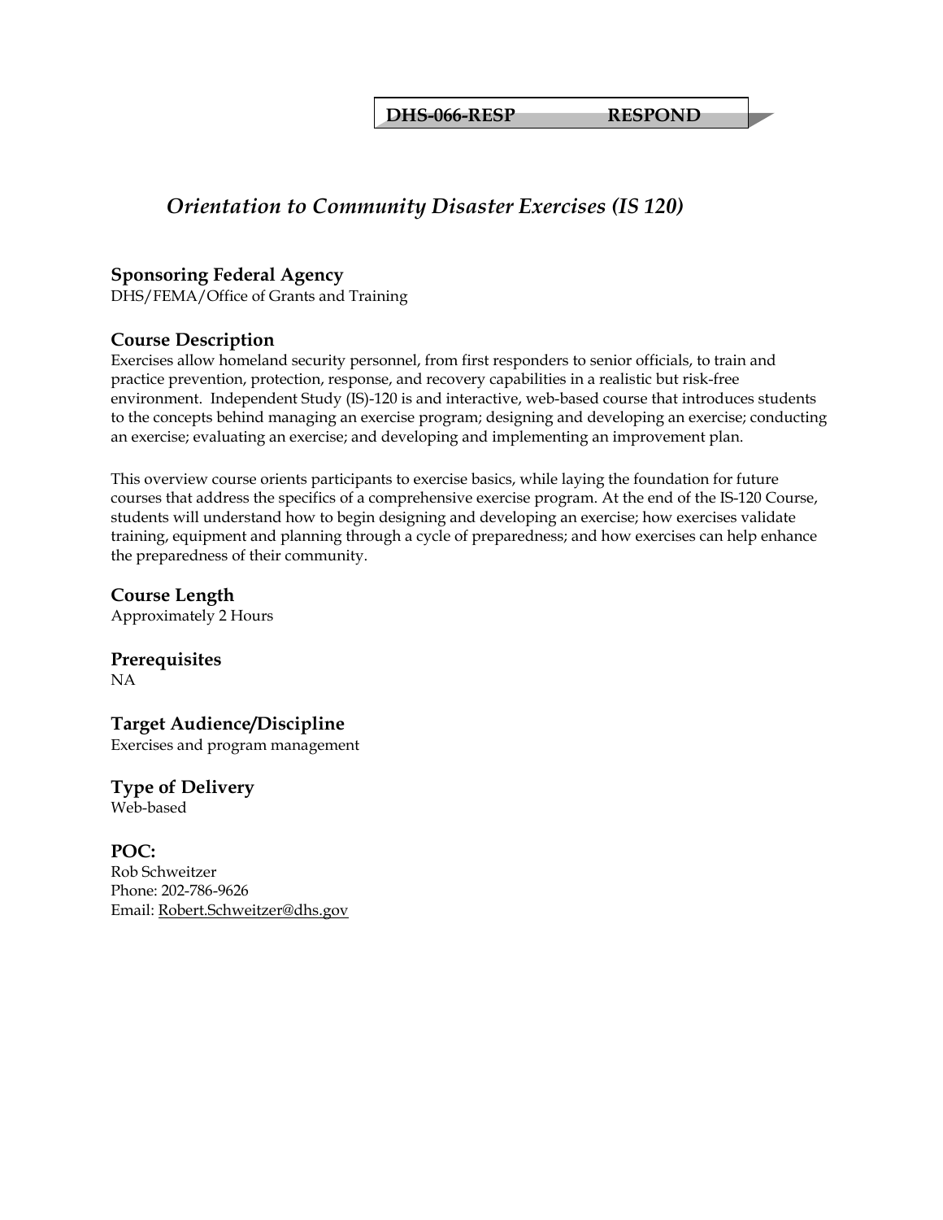**DHS-066-RESP RESPOND**

# *Orientation to Community Disaster Exercises (IS 120)*

### Sponsoring Federal Agency
DHS/FEMA/Office of Grants and Training

### Course Description
Exercises allow homeland security personnel, from first responders to senior officials, to train and practice prevention, protection, response, and recovery capabilities in a realistic but risk-free environment. Independent Study (IS)-120 is and interactive, web-based course that introduces students to the concepts behind managing an exercise program; designing and developing an exercise; conducting an exercise; evaluating an exercise; and developing and implementing an improvement plan.

This overview course orients participants to exercise basics, while laying the foundation for future courses that address the specifics of a comprehensive exercise program. At the end of the IS-120 Course, students will understand how to begin designing and developing an exercise; how exercises validate training, equipment and planning through a cycle of preparedness; and how exercises can help enhance the preparedness of their community.

### Course Length
Approximately 2 Hours

### Prerequisites
NA

### Target Audience/Discipline
Exercises and program management

### Type of Delivery
Web-based

### POC:
Rob Schweitzer
Phone: 202-786-9626
Email: Robert.Schweitzer@dhs.gov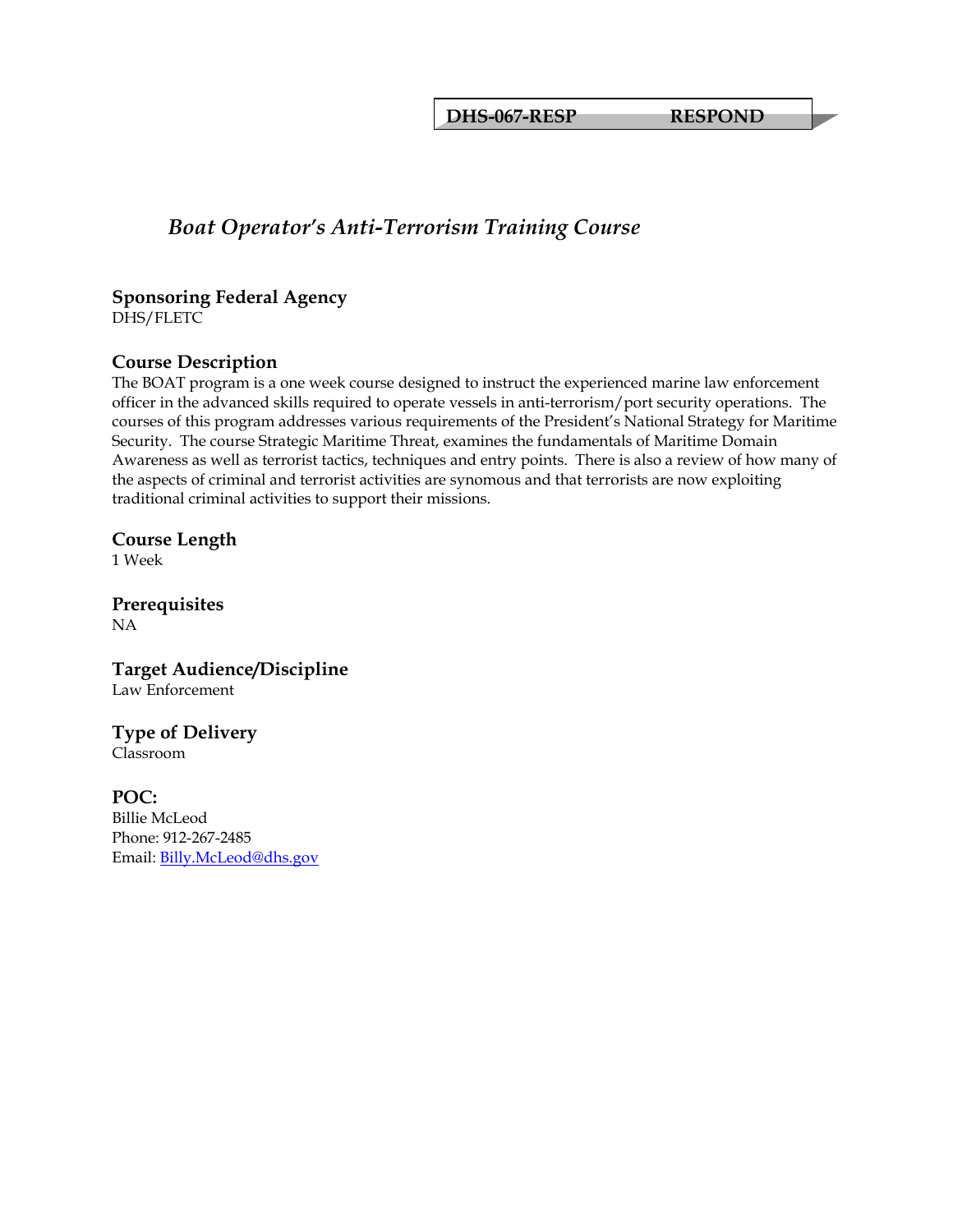**DHS-067-RESP RESPOND**

# *Boat Operator's Anti-Terrorism Training Course*

## Sponsoring Federal Agency

DHS/FLETC

## Course Description

The BOAT program is a one week course designed to instruct the experienced marine law enforcement officer in the advanced skills required to operate vessels in anti-terrorism/port security operations. The courses of this program addresses various requirements of the President's National Strategy for Maritime Security. The course Strategic Maritime Threat, examines the fundamentals of Maritime Domain Awareness as well as terrorist tactics, techniques and entry points. There is also a review of how many of the aspects of criminal and terrorist activities are synomous and that terrorists are now exploiting traditional criminal activities to support their missions.

## Course Length

1 Week

## Prerequisites

NA

## Target Audience/Discipline

Law Enforcement

## Type of Delivery

Classroom

## POC:

Billie McLeod
Phone: 912-267-2485
Email: Billy.McLeod@dhs.gov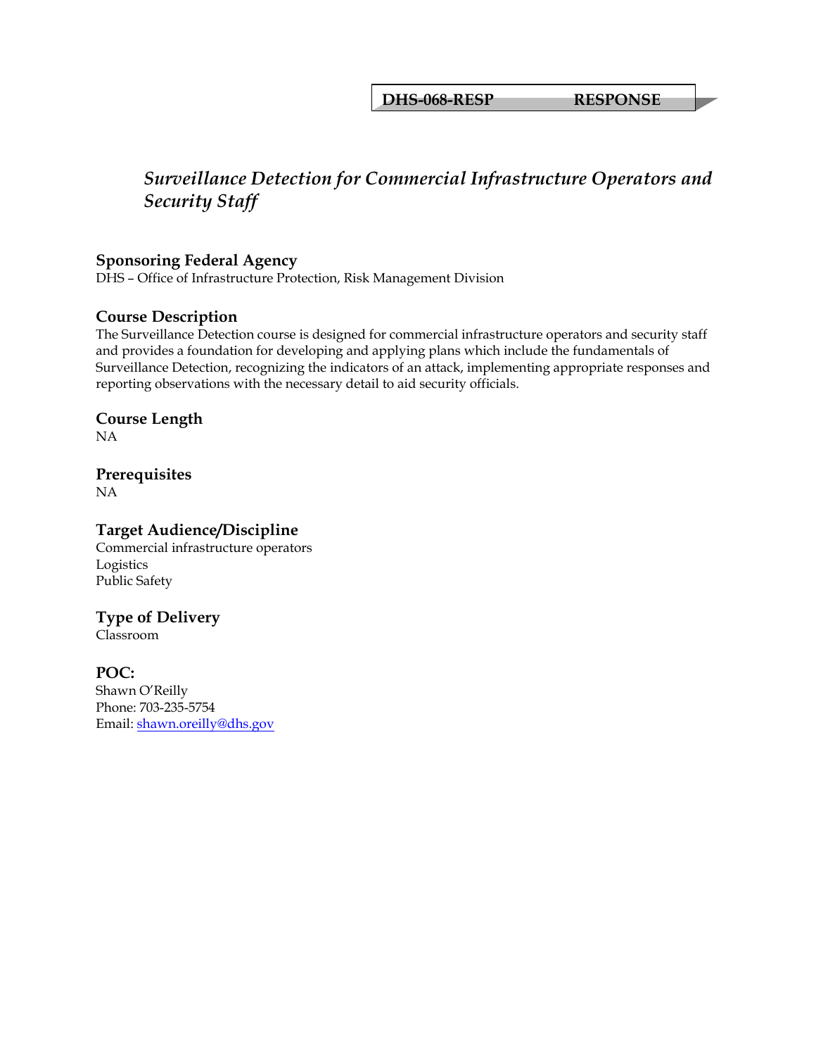**DHS-068-RESP RESPONSE**

# *Surveillance Detection for Commercial Infrastructure Operators and Security Staff*

## Sponsoring Federal Agency

DHS – Office of Infrastructure Protection, Risk Management Division

## Course Description

The Surveillance Detection course is designed for commercial infrastructure operators and security staff and provides a foundation for developing and applying plans which include the fundamentals of Surveillance Detection, recognizing the indicators of an attack, implementing appropriate responses and reporting observations with the necessary detail to aid security officials.

## Course Length

NA

## Prerequisites

NA

## Target Audience/Discipline

Commercial infrastructure operators
Logistics
Public Safety

## Type of Delivery

Classroom

## POC:

Shawn O'Reilly
Phone: 703-235-5754
Email: shawn.oreilly@dhs.gov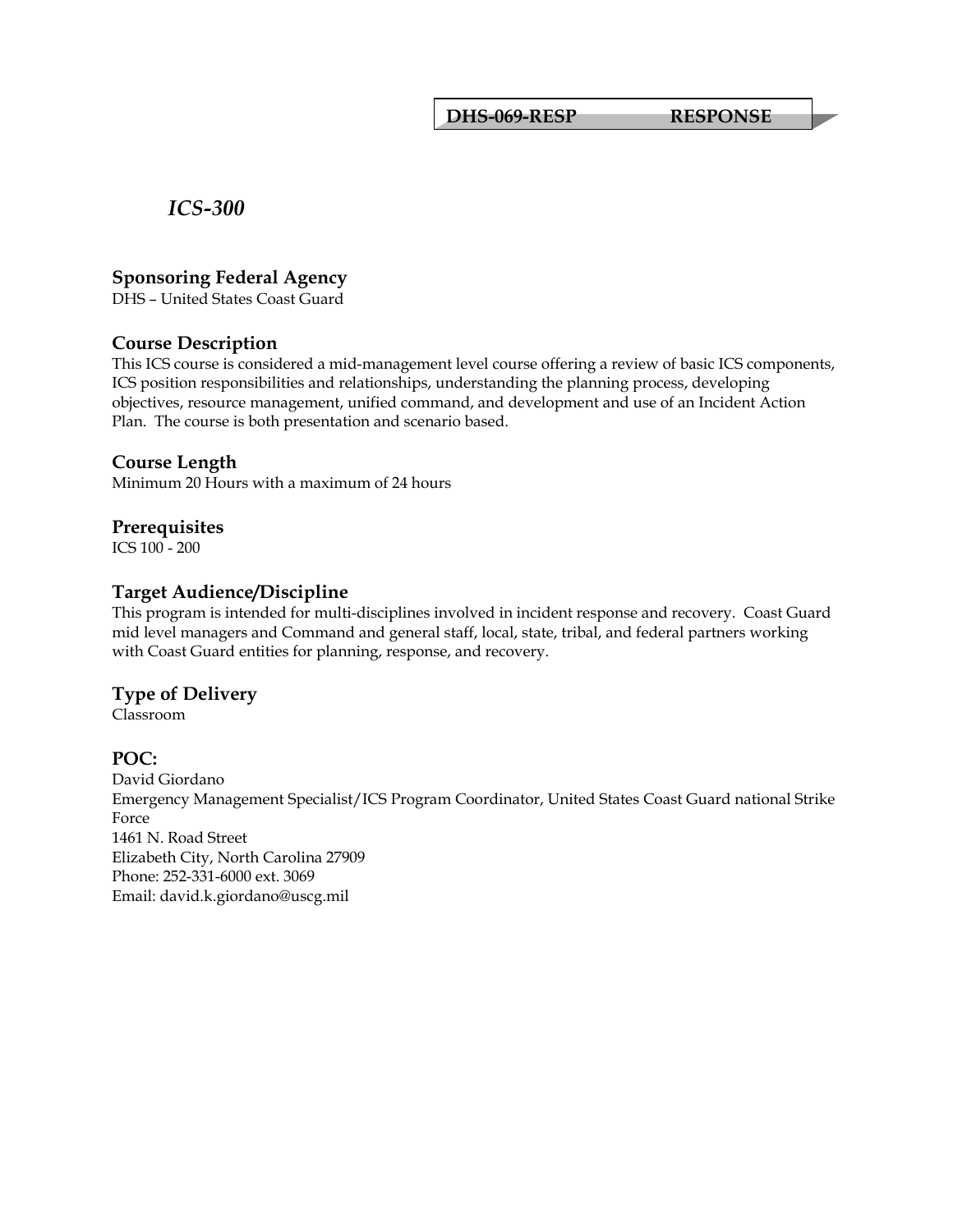**DHS-069-RESP RESPONSE**

# *ICS-300*

## Sponsoring Federal Agency

DHS – United States Coast Guard

## Course Description

This ICS course is considered a mid-management level course offering a review of basic ICS components, ICS position responsibilities and relationships, understanding the planning process, developing objectives, resource management, unified command, and development and use of an Incident Action Plan. The course is both presentation and scenario based.

## Course Length

Minimum 20 Hours with a maximum of 24 hours

## Prerequisites

ICS 100 - 200

## Target Audience/Discipline

This program is intended for multi-disciplines involved in incident response and recovery. Coast Guard mid level managers and Command and general staff, local, state, tribal, and federal partners working with Coast Guard entities for planning, response, and recovery.

## Type of Delivery

Classroom

## POC:

David Giordano
Emergency Management Specialist/ICS Program Coordinator, United States Coast Guard national Strike Force
1461 N. Road Street
Elizabeth City, North Carolina 27909
Phone: 252-331-6000 ext. 3069
Email: david.k.giordano@uscg.mil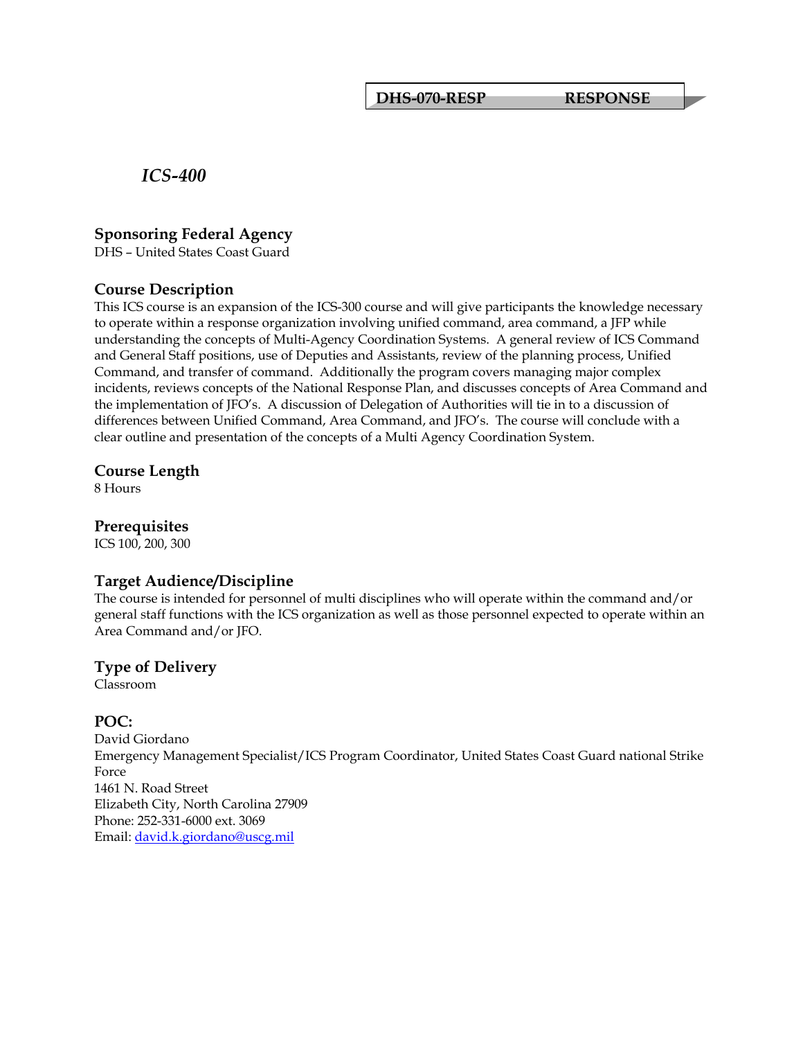**DHS-070-RESP RESPONSE**

# *ICS-400*

## Sponsoring Federal Agency

DHS – United States Coast Guard

## Course Description

This ICS course is an expansion of the ICS-300 course and will give participants the knowledge necessary to operate within a response organization involving unified command, area command, a JFP while understanding the concepts of Multi-Agency Coordination Systems. A general review of ICS Command and General Staff positions, use of Deputies and Assistants, review of the planning process, Unified Command, and transfer of command. Additionally the program covers managing major complex incidents, reviews concepts of the National Response Plan, and discusses concepts of Area Command and the implementation of JFO's. A discussion of Delegation of Authorities will tie in to a discussion of differences between Unified Command, Area Command, and JFO's. The course will conclude with a clear outline and presentation of the concepts of a Multi Agency Coordination System.

## Course Length

8 Hours

## Prerequisites

ICS 100, 200, 300

## Target Audience/Discipline

The course is intended for personnel of multi disciplines who will operate within the command and/or general staff functions with the ICS organization as well as those personnel expected to operate within an Area Command and/or JFO.

## Type of Delivery

Classroom

## POC:

David Giordano
Emergency Management Specialist/ICS Program Coordinator, United States Coast Guard national Strike Force
1461 N. Road Street
Elizabeth City, North Carolina 27909
Phone: 252-331-6000 ext. 3069
Email: david.k.giordano@uscg.mil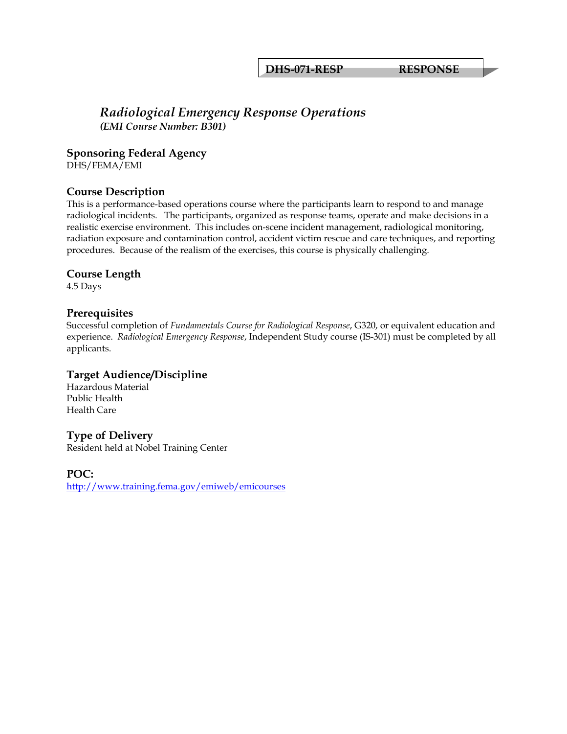**DHS-071-RESP RESPONSE**

# *Radiological Emergency Response Operations*

***(EMI Course Number: B301)***

## Sponsoring Federal Agency

DHS/FEMA/EMI

## Course Description

This is a performance-based operations course where the participants learn to respond to and manage radiological incidents. The participants, organized as response teams, operate and make decisions in a realistic exercise environment. This includes on-scene incident management, radiological monitoring, radiation exposure and contamination control, accident victim rescue and care techniques, and reporting procedures. Because of the realism of the exercises, this course is physically challenging.

## Course Length

4.5 Days

## Prerequisites

Successful completion of *Fundamentals Course for Radiological Response*, G320, or equivalent education and experience. *Radiological Emergency Response*, Independent Study course (IS-301) must be completed by all applicants.

## Target Audience/Discipline

Hazardous Material
Public Health
Health Care

## Type of Delivery

Resident held at Nobel Training Center

## POC:

http://www.training.fema.gov/emiweb/emicourses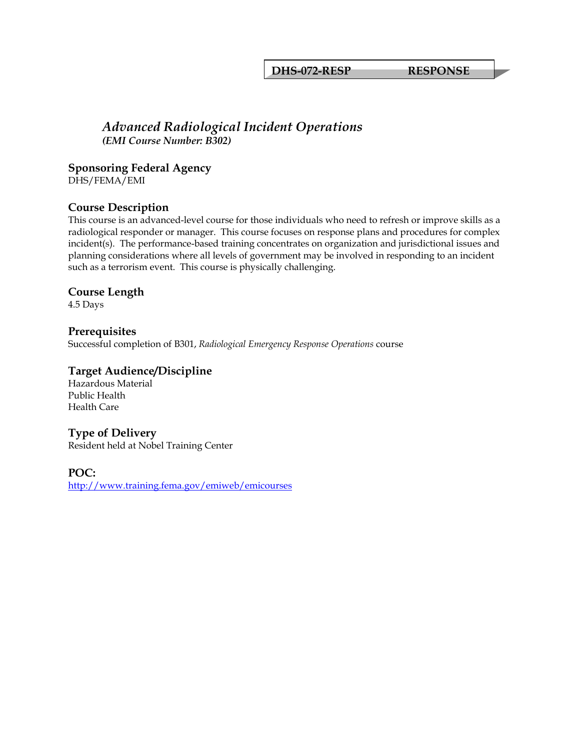**DHS-072-RESP RESPONSE**

# *Advanced Radiological Incident Operations*

***(EMI Course Number: B302)***

## Sponsoring Federal Agency

DHS/FEMA/EMI

## Course Description

This course is an advanced-level course for those individuals who need to refresh or improve skills as a radiological responder or manager. This course focuses on response plans and procedures for complex incident(s). The performance-based training concentrates on organization and jurisdictional issues and planning considerations where all levels of government may be involved in responding to an incident such as a terrorism event. This course is physically challenging.

## Course Length

4.5 Days

## Prerequisites

Successful completion of B301, *Radiological Emergency Response Operations* course

## Target Audience/Discipline

Hazardous Material
Public Health
Health Care

## Type of Delivery

Resident held at Nobel Training Center

## POC:

http://www.training.fema.gov/emiweb/emicourses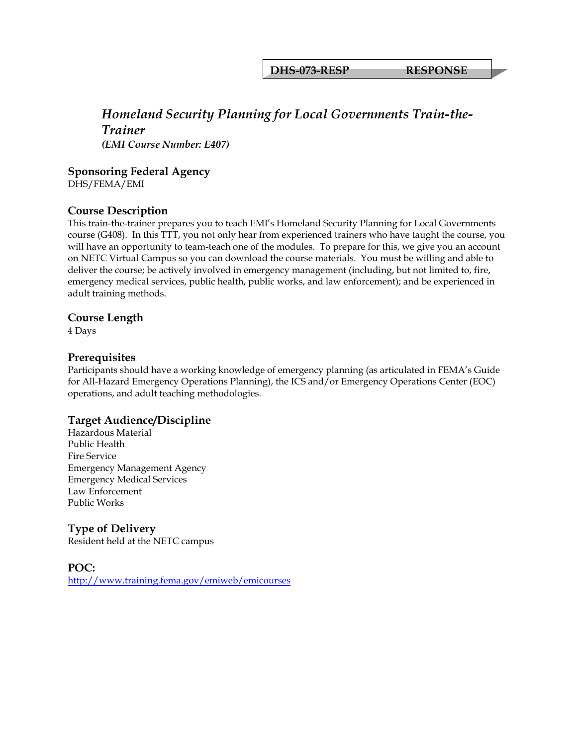**DHS-073-RESP RESPONSE**

## *Homeland Security Planning for Local Governments Train-the-Trainer*

***(EMI Course Number: E407)***

### Sponsoring Federal Agency

DHS/FEMA/EMI

### Course Description

This train-the-trainer prepares you to teach EMI's Homeland Security Planning for Local Governments course (G408). In this TTT, you not only hear from experienced trainers who have taught the course, you will have an opportunity to team-teach one of the modules. To prepare for this, we give you an account on NETC Virtual Campus so you can download the course materials. You must be willing and able to deliver the course; be actively involved in emergency management (including, but not limited to, fire, emergency medical services, public health, public works, and law enforcement); and be experienced in adult training methods.

### Course Length

4 Days

### Prerequisites

Participants should have a working knowledge of emergency planning (as articulated in FEMA's Guide for All-Hazard Emergency Operations Planning), the ICS and/or Emergency Operations Center (EOC) operations, and adult teaching methodologies.

### Target Audience/Discipline

Hazardous Material
Public Health
Fire Service
Emergency Management Agency
Emergency Medical Services
Law Enforcement
Public Works

### Type of Delivery

Resident held at the NETC campus

### POC:

http://www.training.fema.gov/emiweb/emicourses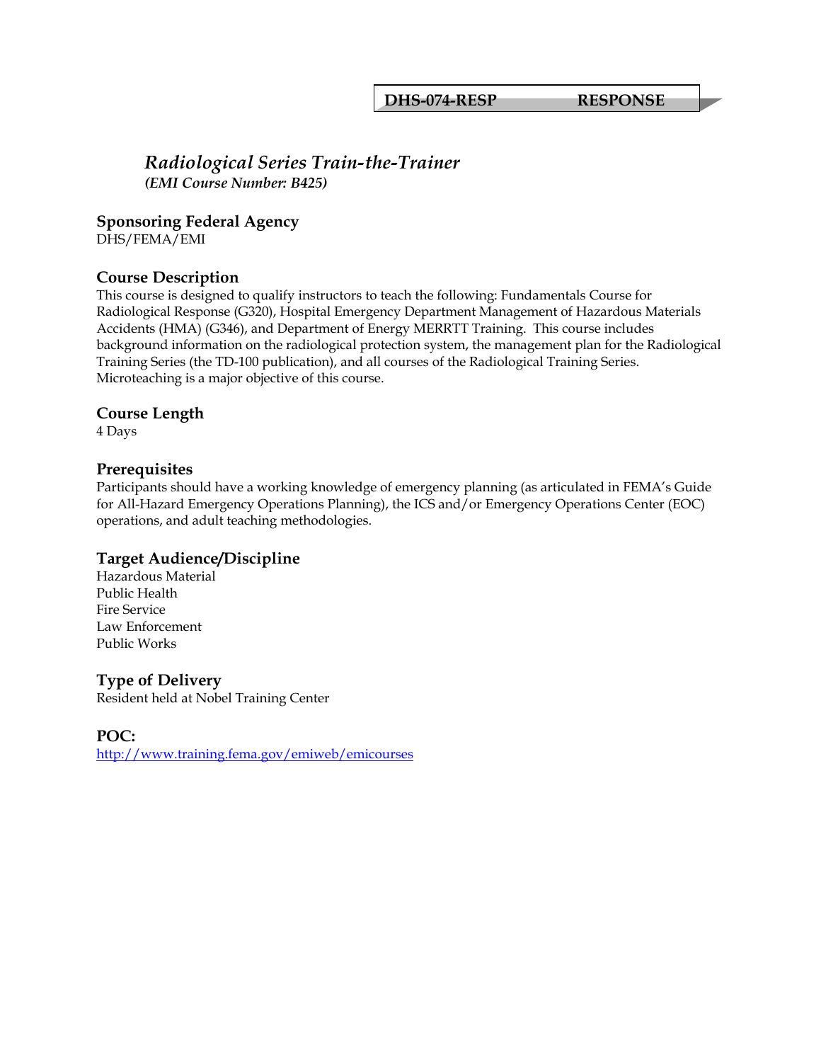**DHS-074-RESP RESPONSE**

# *Radiological Series Train-the-Trainer*

***(EMI Course Number: B425)***

## Sponsoring Federal Agency

DHS/FEMA/EMI

## Course Description

This course is designed to qualify instructors to teach the following: Fundamentals Course for Radiological Response (G320), Hospital Emergency Department Management of Hazardous Materials Accidents (HMA) (G346), and Department of Energy MERRTT Training. This course includes background information on the radiological protection system, the management plan for the Radiological Training Series (the TD-100 publication), and all courses of the Radiological Training Series. Microteaching is a major objective of this course.

## Course Length

4 Days

## Prerequisites

Participants should have a working knowledge of emergency planning (as articulated in FEMA's Guide for All-Hazard Emergency Operations Planning), the ICS and/or Emergency Operations Center (EOC) operations, and adult teaching methodologies.

## Target Audience/Discipline

Hazardous Material
Public Health
Fire Service
Law Enforcement
Public Works

## Type of Delivery

Resident held at Nobel Training Center

## POC:

http://www.training.fema.gov/emiweb/emicourses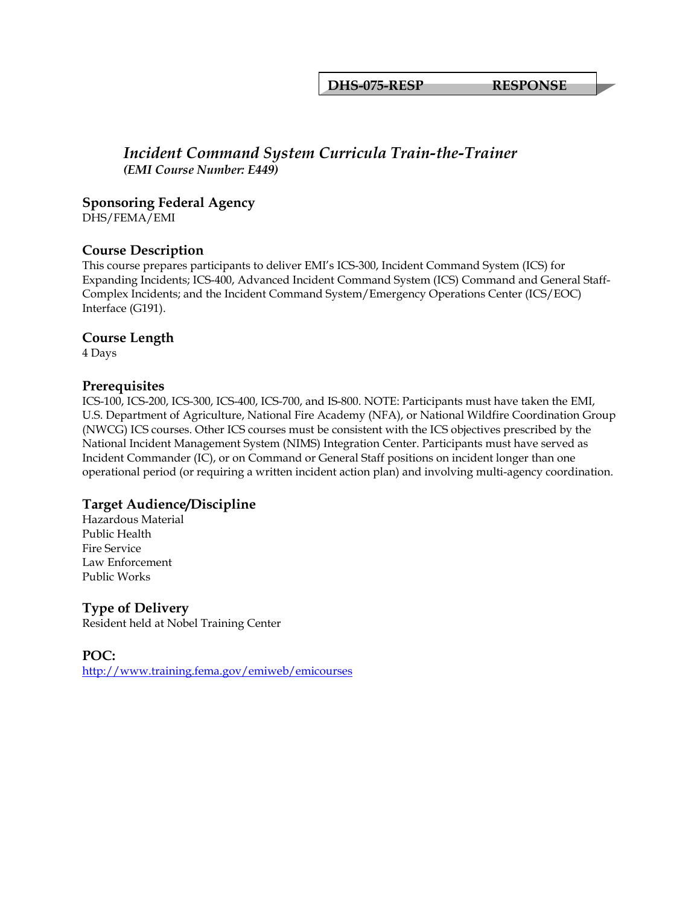**DHS-075-RESP** **RESPONSE**

## *Incident Command System Curricula Train-the-Trainer*
***(EMI Course Number: E449)***

### Sponsoring Federal Agency
DHS/FEMA/EMI

### Course Description
This course prepares participants to deliver EMI's ICS-300, Incident Command System (ICS) for Expanding Incidents; ICS-400, Advanced Incident Command System (ICS) Command and General Staff-Complex Incidents; and the Incident Command System/Emergency Operations Center (ICS/EOC) Interface (G191).

### Course Length
4 Days

### Prerequisites
ICS-100, ICS-200, ICS-300, ICS-400, ICS-700, and IS-800. NOTE: Participants must have taken the EMI, U.S. Department of Agriculture, National Fire Academy (NFA), or National Wildfire Coordination Group (NWCG) ICS courses. Other ICS courses must be consistent with the ICS objectives prescribed by the National Incident Management System (NIMS) Integration Center. Participants must have served as Incident Commander (IC), or on Command or General Staff positions on incident longer than one operational period (or requiring a written incident action plan) and involving multi-agency coordination.

### Target Audience/Discipline
Hazardous Material
Public Health
Fire Service
Law Enforcement
Public Works

### Type of Delivery
Resident held at Nobel Training Center

### POC:
http://www.training.fema.gov/emiweb/emicourses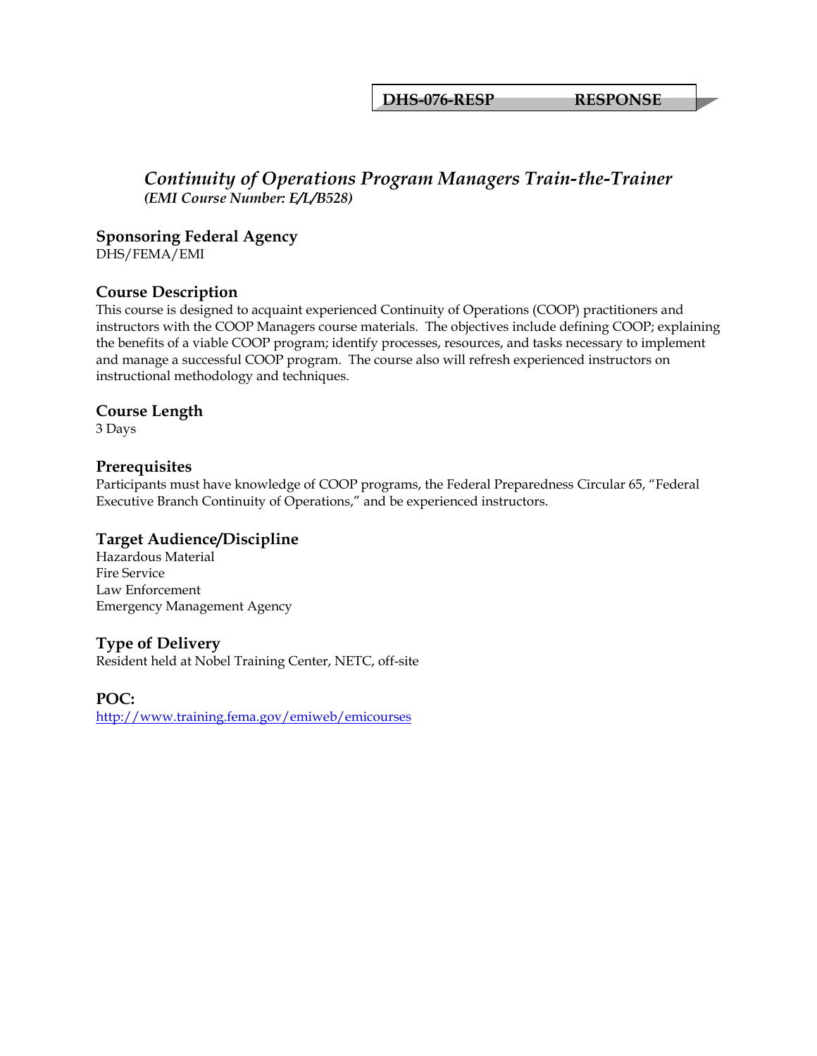**DHS-076-RESP RESPONSE**

## *Continuity of Operations Program Managers Train-the-Trainer*

***(EMI Course Number: E/L/B528)***

### Sponsoring Federal Agency

DHS/FEMA/EMI

### Course Description

This course is designed to acquaint experienced Continuity of Operations (COOP) practitioners and instructors with the COOP Managers course materials. The objectives include defining COOP; explaining the benefits of a viable COOP program; identify processes, resources, and tasks necessary to implement and manage a successful COOP program. The course also will refresh experienced instructors on instructional methodology and techniques.

### Course Length

3 Days

### Prerequisites

Participants must have knowledge of COOP programs, the Federal Preparedness Circular 65, "Federal Executive Branch Continuity of Operations," and be experienced instructors.

### Target Audience/Discipline

Hazardous Material
Fire Service
Law Enforcement
Emergency Management Agency

### Type of Delivery

Resident held at Nobel Training Center, NETC, off-site

### POC:

http://www.training.fema.gov/emiweb/emicourses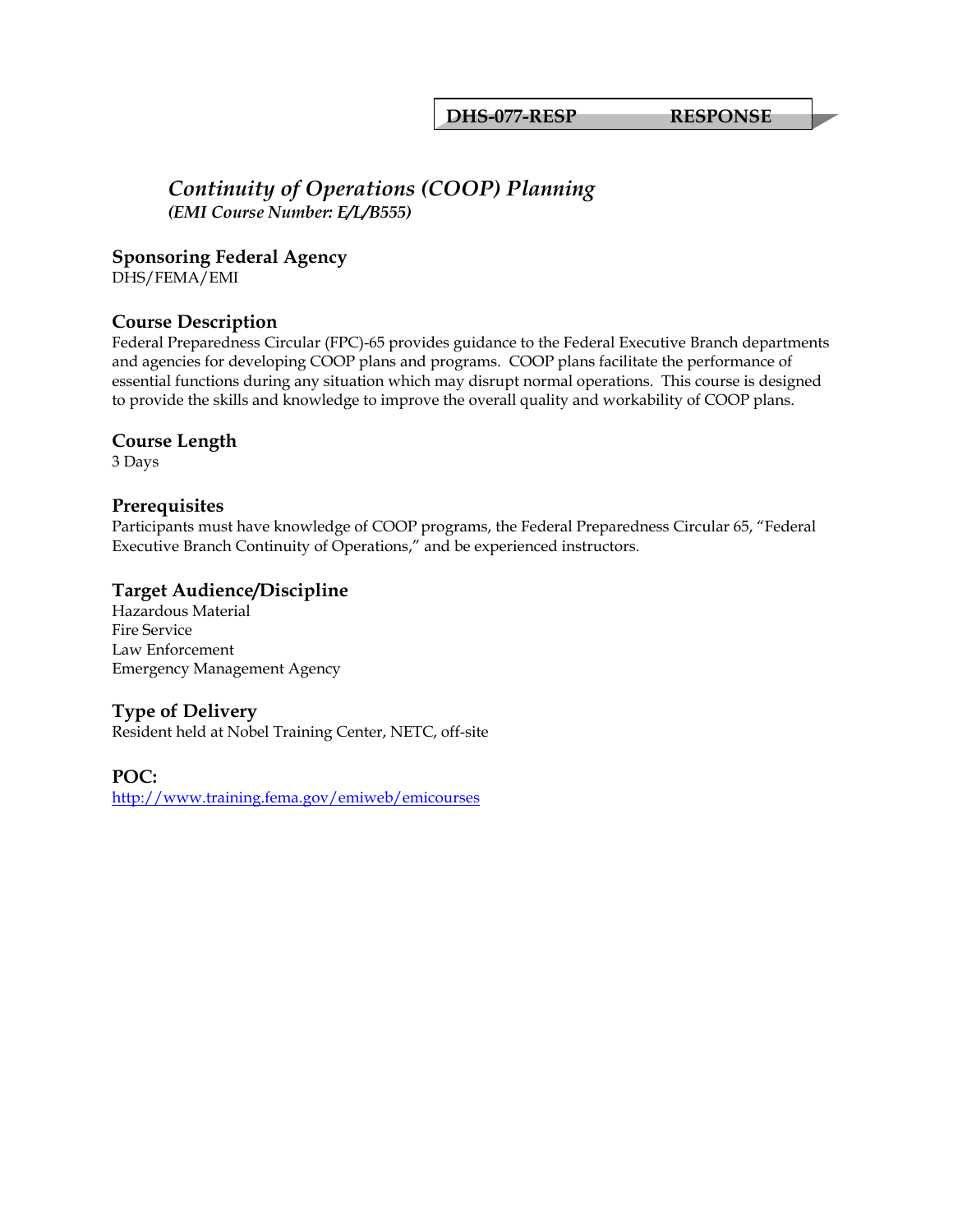**DHS-077-RESP RESPONSE**

# *Continuity of Operations (COOP) Planning*

***(EMI Course Number: E/L/B555)***

## Sponsoring Federal Agency

DHS/FEMA/EMI

## Course Description

Federal Preparedness Circular (FPC)-65 provides guidance to the Federal Executive Branch departments and agencies for developing COOP plans and programs. COOP plans facilitate the performance of essential functions during any situation which may disrupt normal operations. This course is designed to provide the skills and knowledge to improve the overall quality and workability of COOP plans.

## Course Length

3 Days

## Prerequisites

Participants must have knowledge of COOP programs, the Federal Preparedness Circular 65, "Federal Executive Branch Continuity of Operations," and be experienced instructors.

## Target Audience/Discipline

Hazardous Material
Fire Service
Law Enforcement
Emergency Management Agency

## Type of Delivery

Resident held at Nobel Training Center, NETC, off-site

## POC:

http://www.training.fema.gov/emiweb/emicourses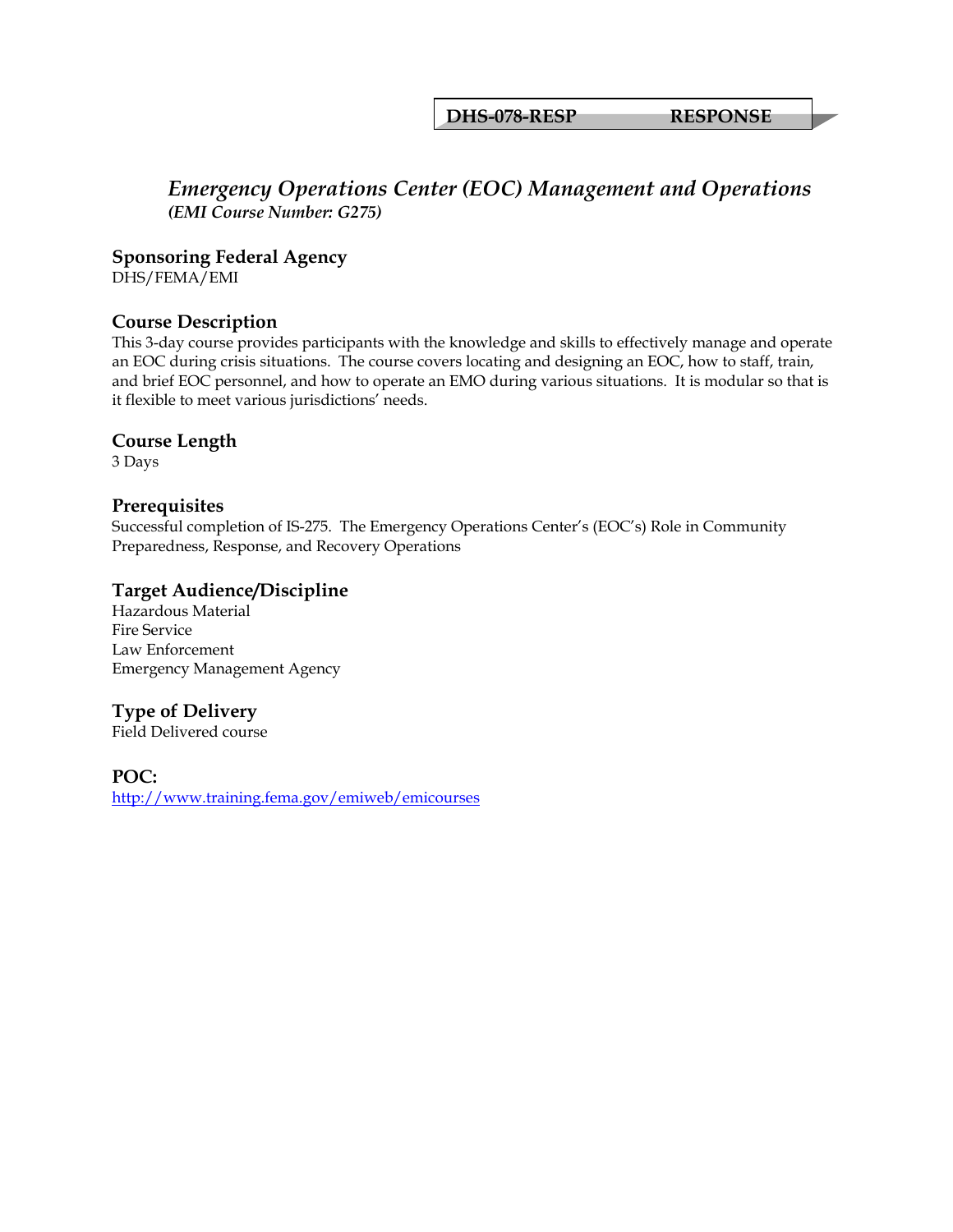**DHS-078-RESP RESPONSE**

# *Emergency Operations Center (EOC) Management and Operations*

***(EMI Course Number: G275)***

## Sponsoring Federal Agency

DHS/FEMA/EMI

## Course Description

This 3-day course provides participants with the knowledge and skills to effectively manage and operate an EOC during crisis situations. The course covers locating and designing an EOC, how to staff, train, and brief EOC personnel, and how to operate an EMO during various situations. It is modular so that is it flexible to meet various jurisdictions' needs.

## Course Length

3 Days

## Prerequisites

Successful completion of IS-275. The Emergency Operations Center's (EOC's) Role in Community Preparedness, Response, and Recovery Operations

## Target Audience/Discipline

Hazardous Material
Fire Service
Law Enforcement
Emergency Management Agency

## Type of Delivery

Field Delivered course

## POC:

http://www.training.fema.gov/emiweb/emicourses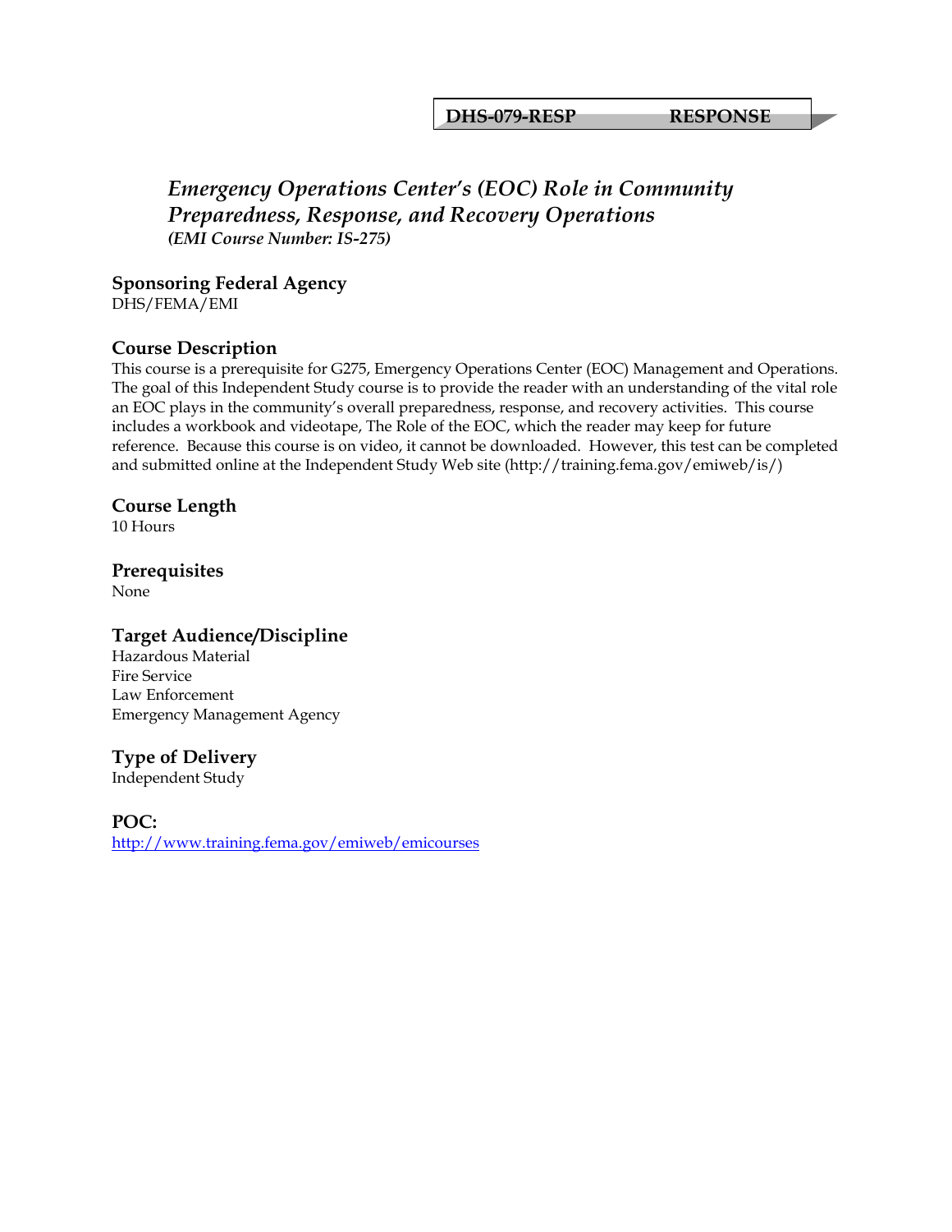**DHS-079-RESP RESPONSE**

## *Emergency Operations Center's (EOC) Role in Community Preparedness, Response, and Recovery Operations*
***(EMI Course Number: IS-275)***

### Sponsoring Federal Agency
DHS/FEMA/EMI

### Course Description
This course is a prerequisite for G275, Emergency Operations Center (EOC) Management and Operations. The goal of this Independent Study course is to provide the reader with an understanding of the vital role an EOC plays in the community's overall preparedness, response, and recovery activities. This course includes a workbook and videotape, The Role of the EOC, which the reader may keep for future reference. Because this course is on video, it cannot be downloaded. However, this test can be completed and submitted online at the Independent Study Web site (http://training.fema.gov/emiweb/is/)

### Course Length
10 Hours

### Prerequisites
None

### Target Audience/Discipline
Hazardous Material
Fire Service
Law Enforcement
Emergency Management Agency

### Type of Delivery
Independent Study

### POC:
http://www.training.fema.gov/emiweb/emicourses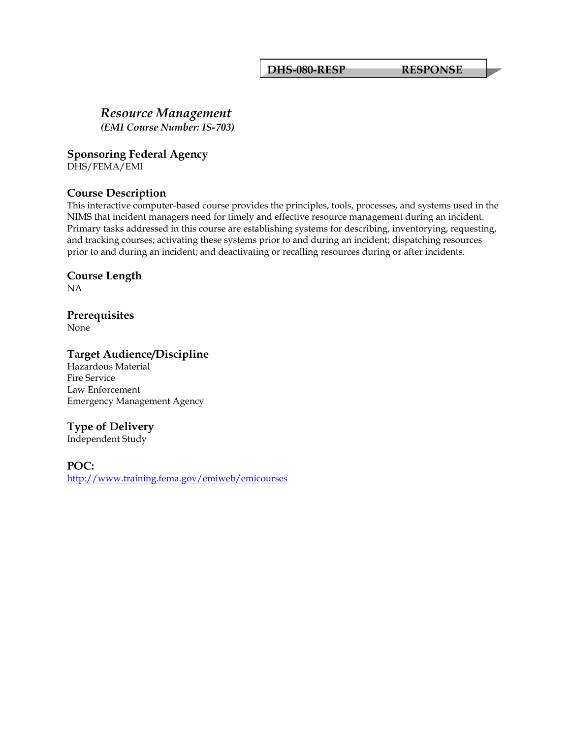**DHS-080-RESP** **RESPONSE**

## *Resource Management*

***(EMI Course Number: IS-703)***

### Sponsoring Federal Agency

DHS/FEMA/EMI

### Course Description

This interactive computer-based course provides the principles, tools, processes, and systems used in the NIMS that incident managers need for timely and effective resource management during an incident. Primary tasks addressed in this course are establishing systems for describing, inventorying, requesting, and tracking courses; activating these systems prior to and during an incident; dispatching resources prior to and during an incident; and deactivating or recalling resources during or after incidents.

### Course Length

NA

### Prerequisites

None

### Target Audience/Discipline

Hazardous Material
Fire Service
Law Enforcement
Emergency Management Agency

### Type of Delivery

Independent Study

### POC:

http://www.training.fema.gov/emiweb/emicourses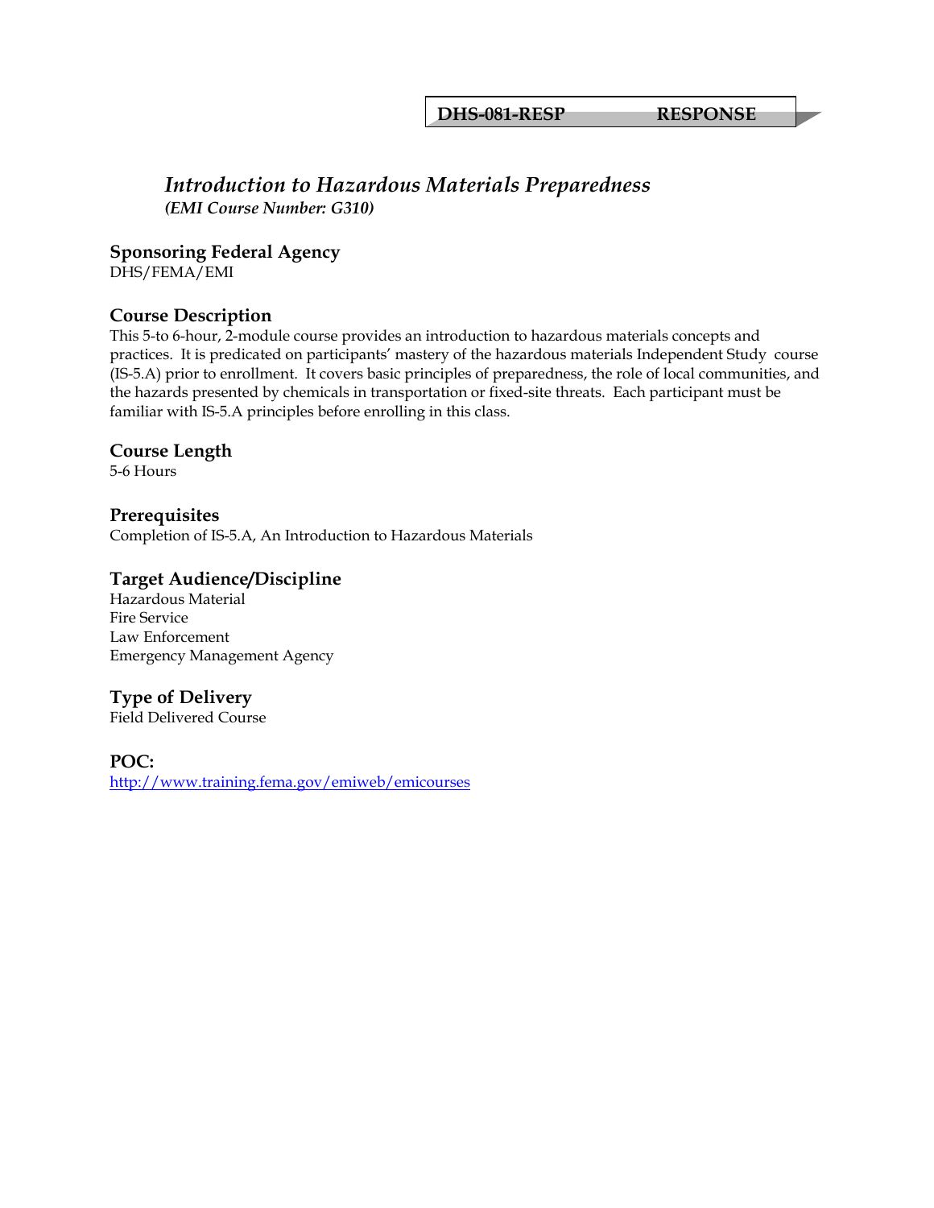**DHS-081-RESP RESPONSE**

# *Introduction to Hazardous Materials Preparedness*

***(EMI Course Number: G310)***

## Sponsoring Federal Agency

DHS/FEMA/EMI

## Course Description

This 5-to 6-hour, 2-module course provides an introduction to hazardous materials concepts and practices. It is predicated on participants' mastery of the hazardous materials Independent Study course (IS-5.A) prior to enrollment. It covers basic principles of preparedness, the role of local communities, and the hazards presented by chemicals in transportation or fixed-site threats. Each participant must be familiar with IS-5.A principles before enrolling in this class.

## Course Length

5-6 Hours

## Prerequisites

Completion of IS-5.A, An Introduction to Hazardous Materials

## Target Audience/Discipline

Hazardous Material
Fire Service
Law Enforcement
Emergency Management Agency

## Type of Delivery

Field Delivered Course

## POC:

http://www.training.fema.gov/emiweb/emicourses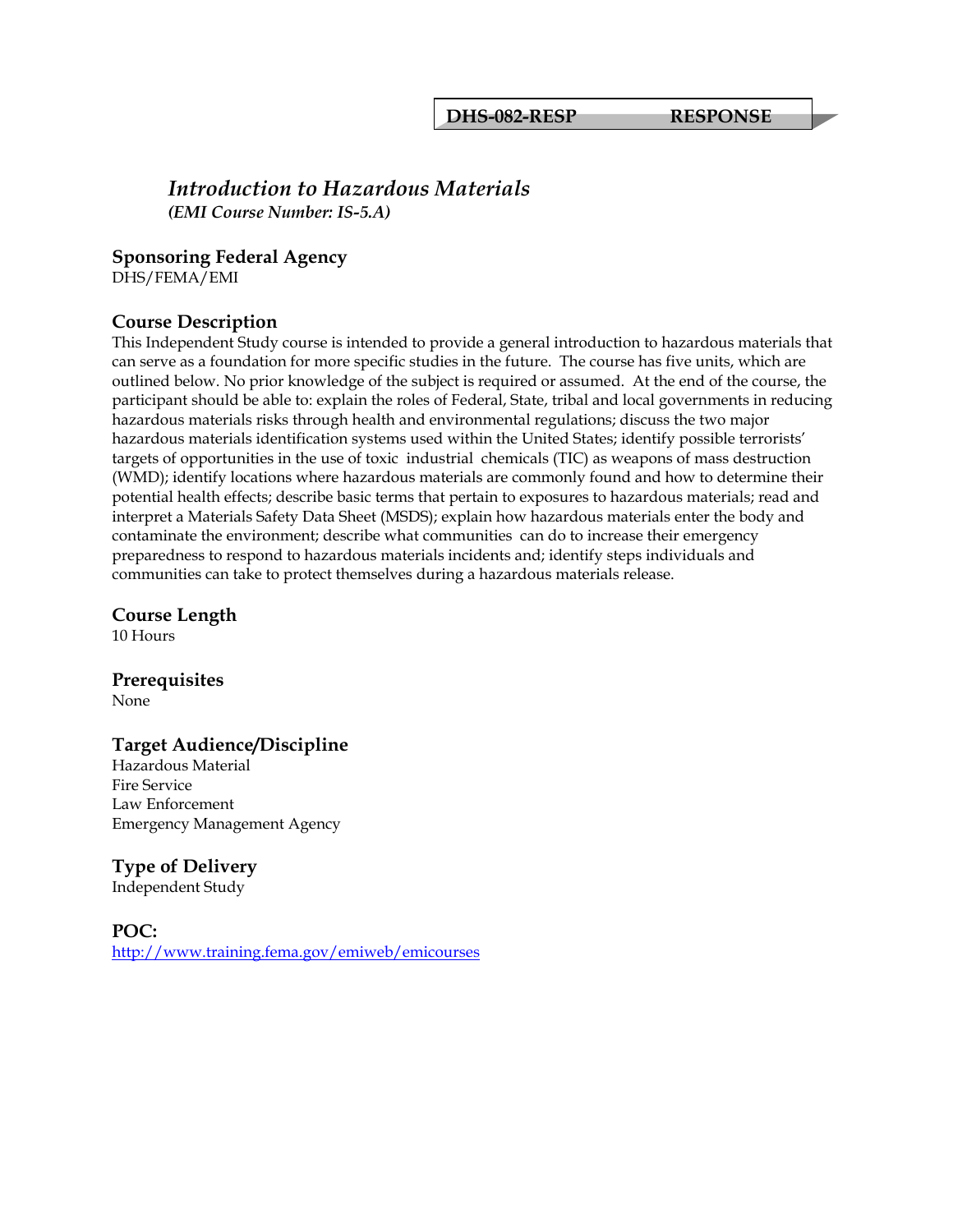**DHS-082-RESP RESPONSE**

# *Introduction to Hazardous Materials*

***(EMI Course Number: IS-5.A)***

## Sponsoring Federal Agency

DHS/FEMA/EMI

## Course Description

This Independent Study course is intended to provide a general introduction to hazardous materials that can serve as a foundation for more specific studies in the future. The course has five units, which are outlined below. No prior knowledge of the subject is required or assumed. At the end of the course, the participant should be able to: explain the roles of Federal, State, tribal and local governments in reducing hazardous materials risks through health and environmental regulations; discuss the two major hazardous materials identification systems used within the United States; identify possible terrorists' targets of opportunities in the use of toxic industrial chemicals (TIC) as weapons of mass destruction (WMD); identify locations where hazardous materials are commonly found and how to determine their potential health effects; describe basic terms that pertain to exposures to hazardous materials; read and interpret a Materials Safety Data Sheet (MSDS); explain how hazardous materials enter the body and contaminate the environment; describe what communities can do to increase their emergency preparedness to respond to hazardous materials incidents and; identify steps individuals and communities can take to protect themselves during a hazardous materials release.

## Course Length

10 Hours

## Prerequisites

None

## Target Audience/Discipline

Hazardous Material
Fire Service
Law Enforcement
Emergency Management Agency

## Type of Delivery

Independent Study

## POC:

http://www.training.fema.gov/emiweb/emicourses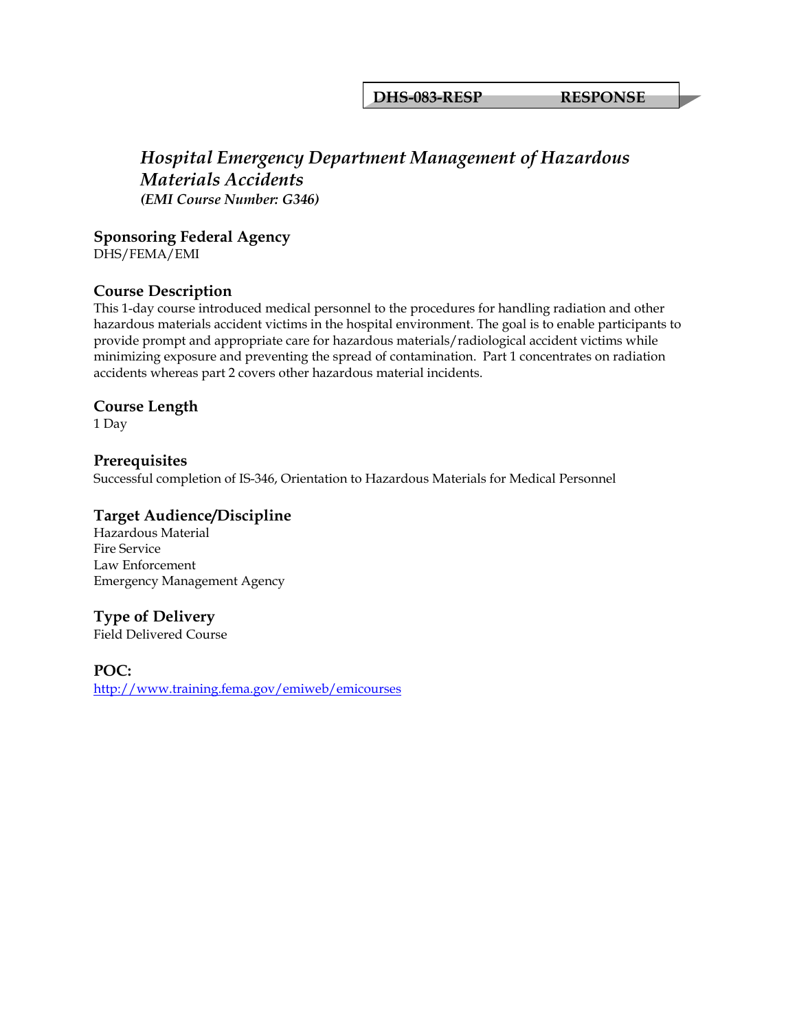**DHS-083-RESP RESPONSE**

# *Hospital Emergency Department Management of Hazardous Materials Accidents*
***(EMI Course Number: G346)***

## Sponsoring Federal Agency
DHS/FEMA/EMI

## Course Description
This 1-day course introduced medical personnel to the procedures for handling radiation and other hazardous materials accident victims in the hospital environment. The goal is to enable participants to provide prompt and appropriate care for hazardous materials/radiological accident victims while minimizing exposure and preventing the spread of contamination. Part 1 concentrates on radiation accidents whereas part 2 covers other hazardous material incidents.

## Course Length
1 Day

## Prerequisites
Successful completion of IS-346, Orientation to Hazardous Materials for Medical Personnel

## Target Audience/Discipline
Hazardous Material
Fire Service
Law Enforcement
Emergency Management Agency

## Type of Delivery
Field Delivered Course

## POC:
http://www.training.fema.gov/emiweb/emicourses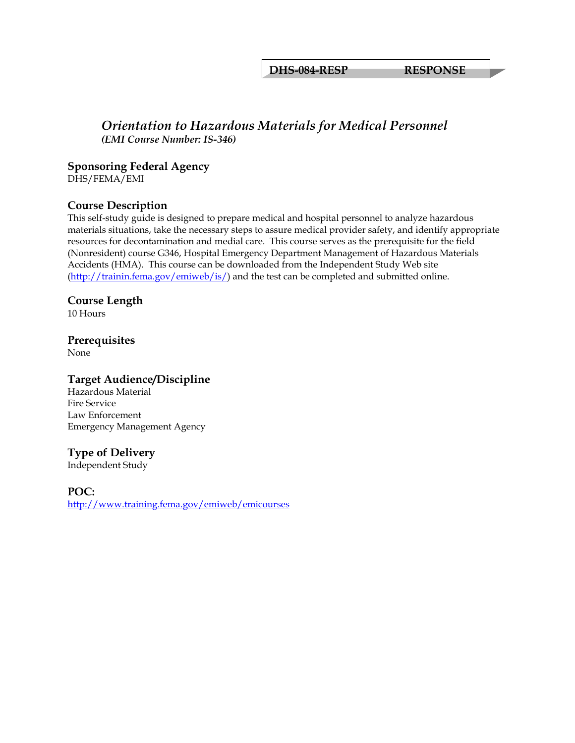**DHS-084-RESP RESPONSE**

# *Orientation to Hazardous Materials for Medical Personnel*

***(EMI Course Number: IS-346)***

## Sponsoring Federal Agency

DHS/FEMA/EMI

## Course Description

This self-study guide is designed to prepare medical and hospital personnel to analyze hazardous materials situations, take the necessary steps to assure medical provider safety, and identify appropriate resources for decontamination and medial care. This course serves as the prerequisite for the field (Nonresident) course G346, Hospital Emergency Department Management of Hazardous Materials Accidents (HMA). This course can be downloaded from the Independent Study Web site (http://trainin.fema.gov/emiweb/is/) and the test can be completed and submitted online.

## Course Length

10 Hours

## Prerequisites

None

## Target Audience/Discipline

Hazardous Material
Fire Service
Law Enforcement
Emergency Management Agency

## Type of Delivery

Independent Study

## POC:

http://www.training.fema.gov/emiweb/emicourses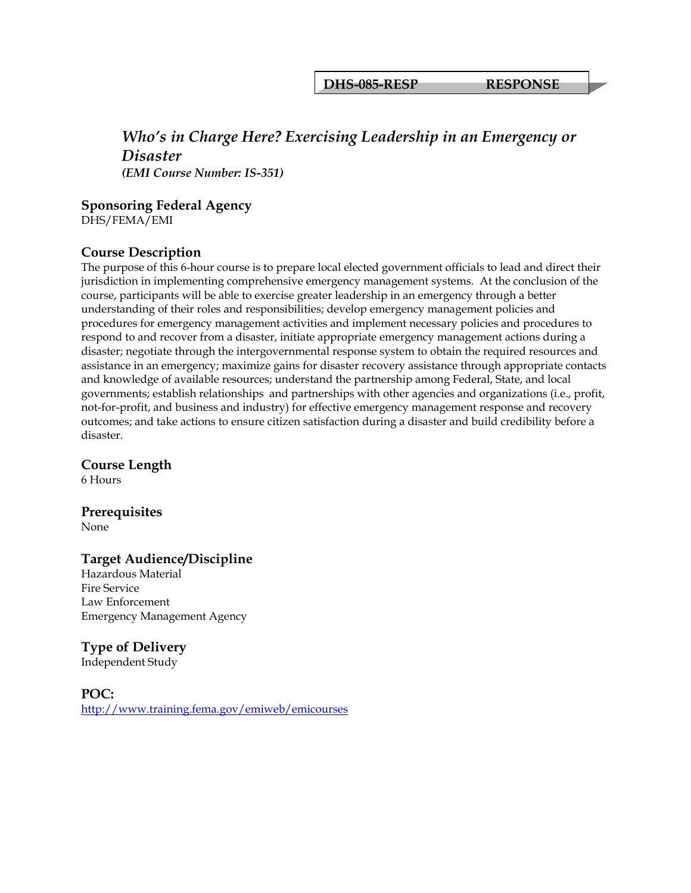**DHS-085-RESP RESPONSE**

# *Who's in Charge Here? Exercising Leadership in an Emergency or Disaster*

***(EMI Course Number: IS-351)***

## Sponsoring Federal Agency

DHS/FEMA/EMI

## Course Description

The purpose of this 6-hour course is to prepare local elected government officials to lead and direct their jurisdiction in implementing comprehensive emergency management systems. At the conclusion of the course, participants will be able to exercise greater leadership in an emergency through a better understanding of their roles and responsibilities; develop emergency management policies and procedures for emergency management activities and implement necessary policies and procedures to respond to and recover from a disaster, initiate appropriate emergency management actions during a disaster; negotiate through the intergovernmental response system to obtain the required resources and assistance in an emergency; maximize gains for disaster recovery assistance through appropriate contacts and knowledge of available resources; understand the partnership among Federal, State, and local governments; establish relationships and partnerships with other agencies and organizations (i.e., profit, not-for-profit, and business and industry) for effective emergency management response and recovery outcomes; and take actions to ensure citizen satisfaction during a disaster and build credibility before a disaster.

## Course Length

6 Hours

## Prerequisites

None

## Target Audience/Discipline

Hazardous Material
Fire Service
Law Enforcement
Emergency Management Agency

## Type of Delivery

Independent Study

## POC:

http://www.training.fema.gov/emiweb/emicourses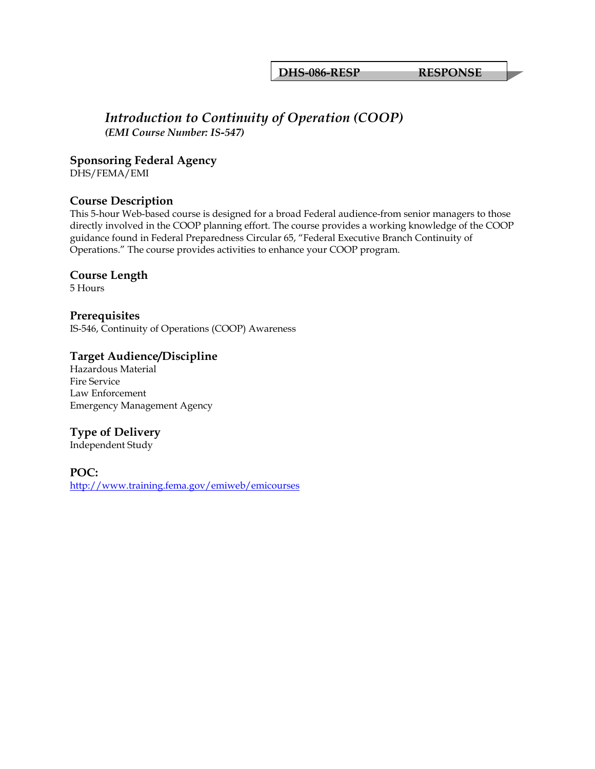**DHS-086-RESP RESPONSE**

# *Introduction to Continuity of Operation (COOP)*

***(EMI Course Number: IS-547)***

## Sponsoring Federal Agency

DHS/FEMA/EMI

## Course Description

This 5-hour Web-based course is designed for a broad Federal audience-from senior managers to those directly involved in the COOP planning effort. The course provides a working knowledge of the COOP guidance found in Federal Preparedness Circular 65, "Federal Executive Branch Continuity of Operations." The course provides activities to enhance your COOP program.

## Course Length

5 Hours

## Prerequisites

IS-546, Continuity of Operations (COOP) Awareness

## Target Audience/Discipline

Hazardous Material
Fire Service
Law Enforcement
Emergency Management Agency

## Type of Delivery

Independent Study

## POC:

http://www.training.fema.gov/emiweb/emicourses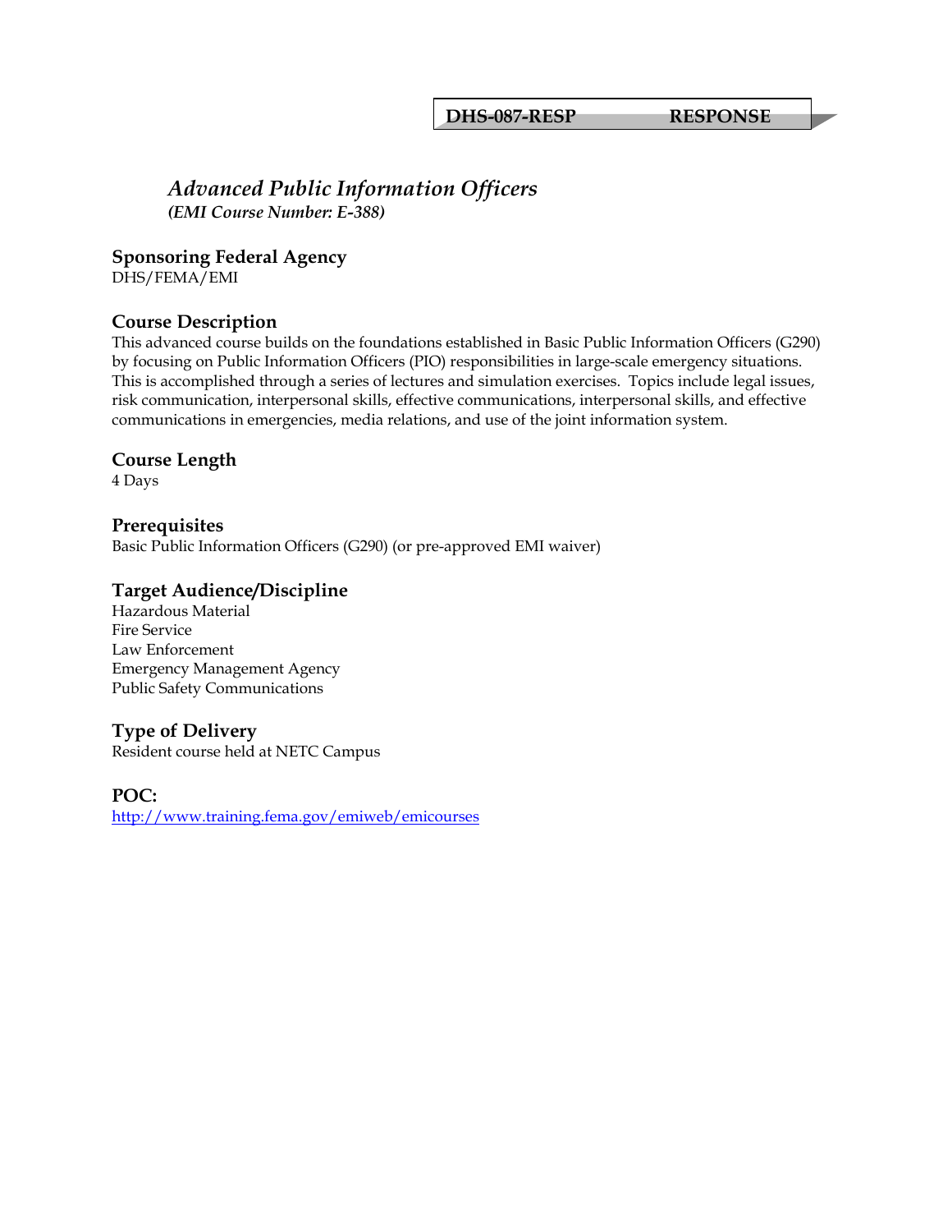**DHS-087-RESP RESPONSE**

## *Advanced Public Information Officers*

***(EMI Course Number: E-388)***

### Sponsoring Federal Agency
DHS/FEMA/EMI

### Course Description
This advanced course builds on the foundations established in Basic Public Information Officers (G290) by focusing on Public Information Officers (PIO) responsibilities in large-scale emergency situations. This is accomplished through a series of lectures and simulation exercises. Topics include legal issues, risk communication, interpersonal skills, effective communications, interpersonal skills, and effective communications in emergencies, media relations, and use of the joint information system.

### Course Length
4 Days

### Prerequisites
Basic Public Information Officers (G290) (or pre-approved EMI waiver)

### Target Audience/Discipline
Hazardous Material
Fire Service
Law Enforcement
Emergency Management Agency
Public Safety Communications

### Type of Delivery
Resident course held at NETC Campus

### POC:
http://www.training.fema.gov/emiweb/emicourses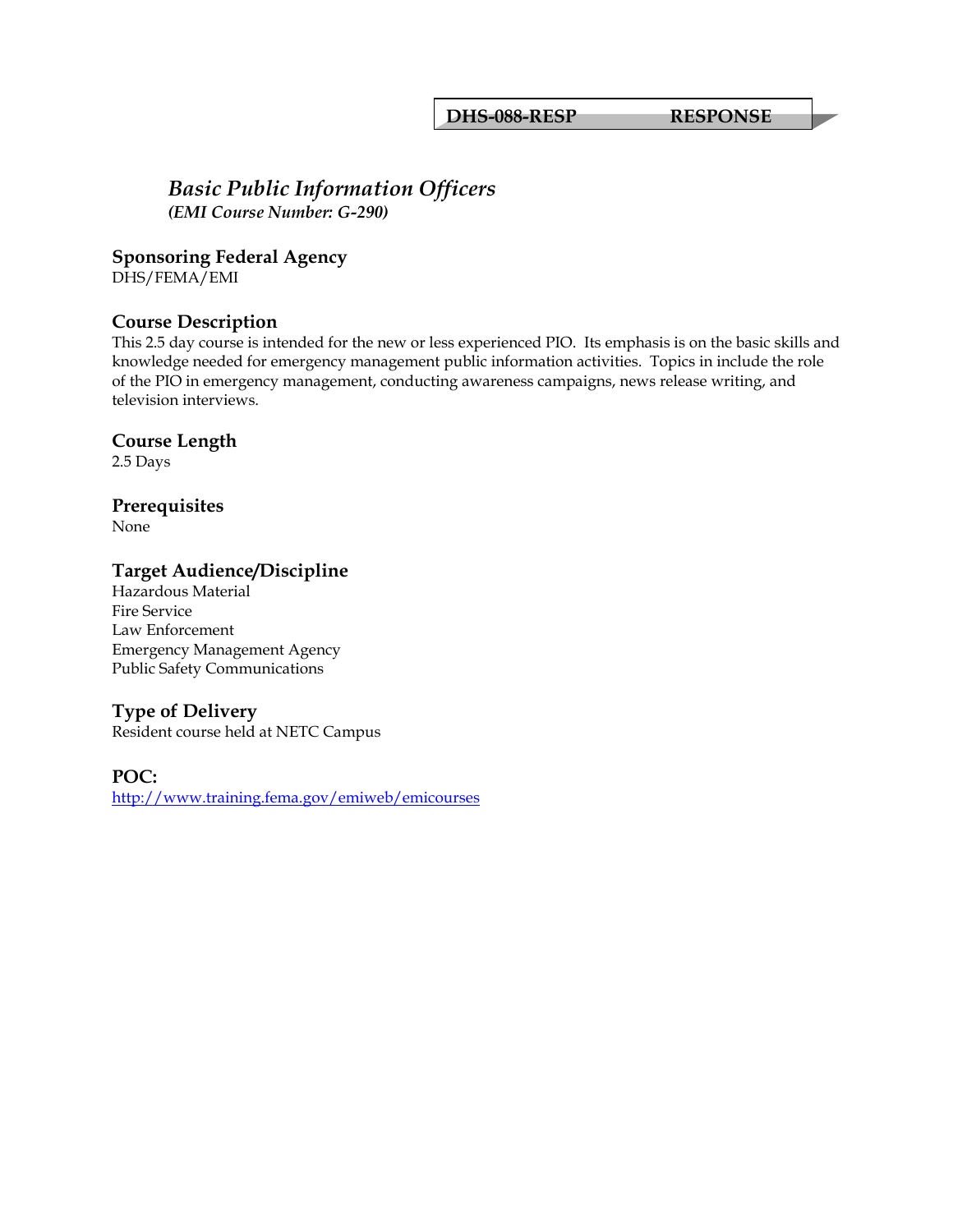**DHS-088-RESP** **RESPONSE**

# *Basic Public Information Officers*

***(EMI Course Number: G-290)***

## Sponsoring Federal Agency

DHS/FEMA/EMI

## Course Description

This 2.5 day course is intended for the new or less experienced PIO. Its emphasis is on the basic skills and knowledge needed for emergency management public information activities. Topics in include the role of the PIO in emergency management, conducting awareness campaigns, news release writing, and television interviews.

## Course Length

2.5 Days

## Prerequisites

None

## Target Audience/Discipline

Hazardous Material
Fire Service
Law Enforcement
Emergency Management Agency
Public Safety Communications

## Type of Delivery

Resident course held at NETC Campus

## POC:

http://www.training.fema.gov/emiweb/emicourses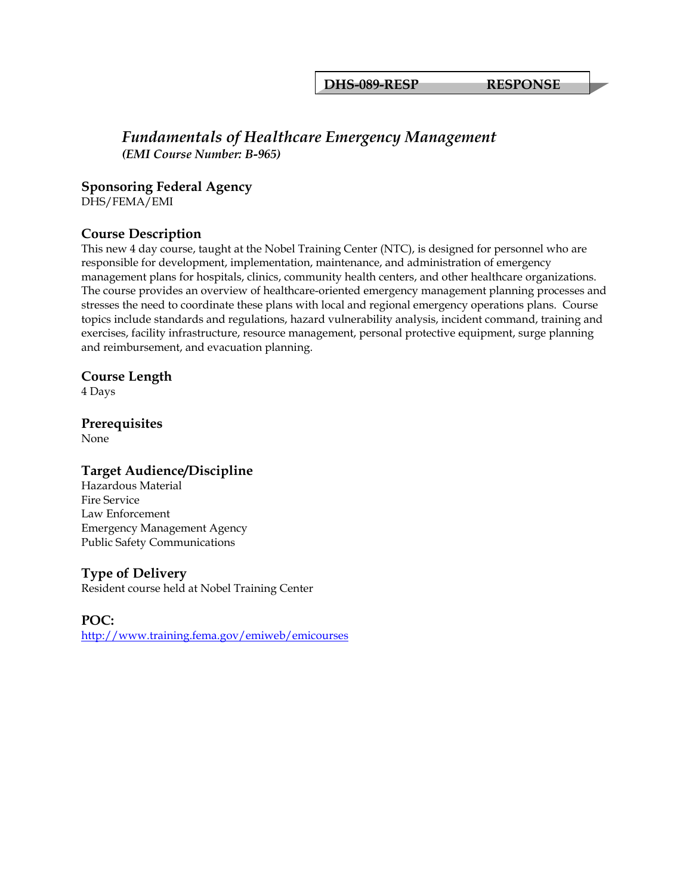**DHS-089-RESP RESPONSE**

# *Fundamentals of Healthcare Emergency Management*

***(EMI Course Number: B-965)***

## Sponsoring Federal Agency

DHS/FEMA/EMI

## Course Description

This new 4 day course, taught at the Nobel Training Center (NTC), is designed for personnel who are responsible for development, implementation, maintenance, and administration of emergency management plans for hospitals, clinics, community health centers, and other healthcare organizations. The course provides an overview of healthcare-oriented emergency management planning processes and stresses the need to coordinate these plans with local and regional emergency operations plans. Course topics include standards and regulations, hazard vulnerability analysis, incident command, training and exercises, facility infrastructure, resource management, personal protective equipment, surge planning and reimbursement, and evacuation planning.

## Course Length

4 Days

## Prerequisites

None

## Target Audience/Discipline

Hazardous Material
Fire Service
Law Enforcement
Emergency Management Agency
Public Safety Communications

## Type of Delivery

Resident course held at Nobel Training Center

## POC:

http://www.training.fema.gov/emiweb/emicourses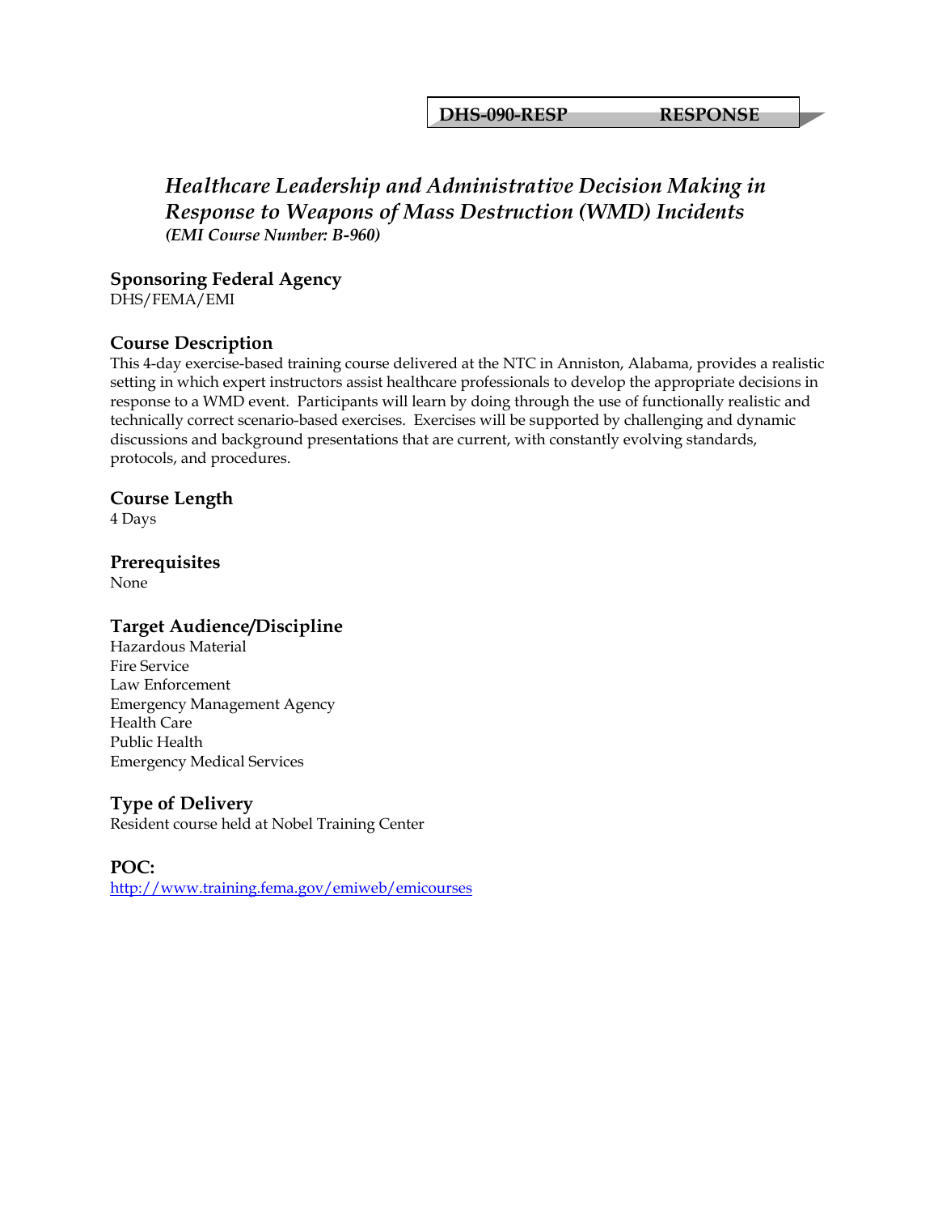**DHS-090-RESP RESPONSE**

## *Healthcare Leadership and Administrative Decision Making in Response to Weapons of Mass Destruction (WMD) Incidents*

***(EMI Course Number: B-960)***

### Sponsoring Federal Agency

DHS/FEMA/EMI

### Course Description

This 4-day exercise-based training course delivered at the NTC in Anniston, Alabama, provides a realistic setting in which expert instructors assist healthcare professionals to develop the appropriate decisions in response to a WMD event. Participants will learn by doing through the use of functionally realistic and technically correct scenario-based exercises. Exercises will be supported by challenging and dynamic discussions and background presentations that are current, with constantly evolving standards, protocols, and procedures.

### Course Length

4 Days

### Prerequisites

None

### Target Audience/Discipline

Hazardous Material
Fire Service
Law Enforcement
Emergency Management Agency
Health Care
Public Health
Emergency Medical Services

### Type of Delivery

Resident course held at Nobel Training Center

### POC:

http://www.training.fema.gov/emiweb/emicourses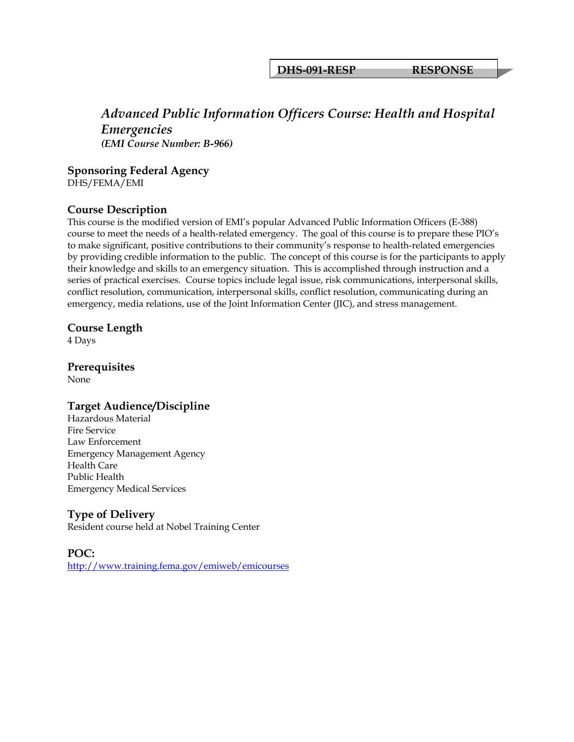**DHS-091-RESP RESPONSE**

## *Advanced Public Information Officers Course: Health and Hospital Emergencies*

***(EMI Course Number: B-966)***

### Sponsoring Federal Agency

DHS/FEMA/EMI

### Course Description

This course is the modified version of EMI's popular Advanced Public Information Officers (E-388) course to meet the needs of a health-related emergency. The goal of this course is to prepare these PIO's to make significant, positive contributions to their community's response to health-related emergencies by providing credible information to the public. The concept of this course is for the participants to apply their knowledge and skills to an emergency situation. This is accomplished through instruction and a series of practical exercises. Course topics include legal issue, risk communications, interpersonal skills, conflict resolution, communication, interpersonal skills, conflict resolution, communicating during an emergency, media relations, use of the Joint Information Center (JIC), and stress management.

### Course Length

4 Days

### Prerequisites

None

### Target Audience/Discipline

Hazardous Material
Fire Service
Law Enforcement
Emergency Management Agency
Health Care
Public Health
Emergency Medical Services

### Type of Delivery

Resident course held at Nobel Training Center

### POC:

http://www.training.fema.gov/emiweb/emicourses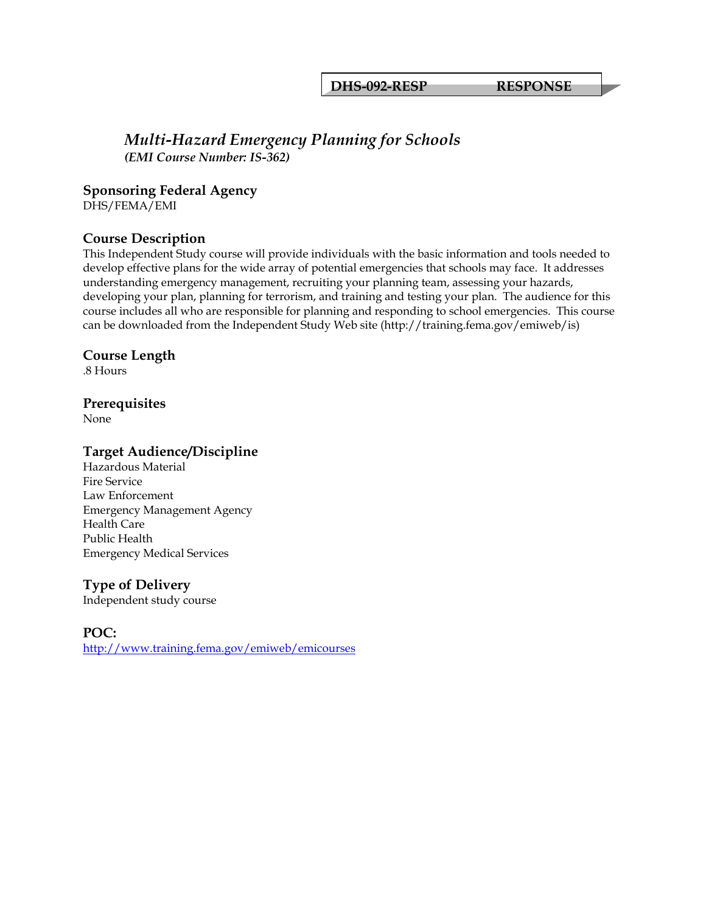**DHS-092-RESP RESPONSE**

# *Multi-Hazard Emergency Planning for Schools*

***(EMI Course Number: IS-362)***

## Sponsoring Federal Agency

DHS/FEMA/EMI

## Course Description

This Independent Study course will provide individuals with the basic information and tools needed to develop effective plans for the wide array of potential emergencies that schools may face. It addresses understanding emergency management, recruiting your planning team, assessing your hazards, developing your plan, planning for terrorism, and training and testing your plan. The audience for this course includes all who are responsible for planning and responding to school emergencies. This course can be downloaded from the Independent Study Web site (http://training.fema.gov/emiweb/is)

## Course Length

.8 Hours

## Prerequisites

None

## Target Audience/Discipline

Hazardous Material
Fire Service
Law Enforcement
Emergency Management Agency
Health Care
Public Health
Emergency Medical Services

## Type of Delivery

Independent study course

## POC:

http://www.training.fema.gov/emiweb/emicourses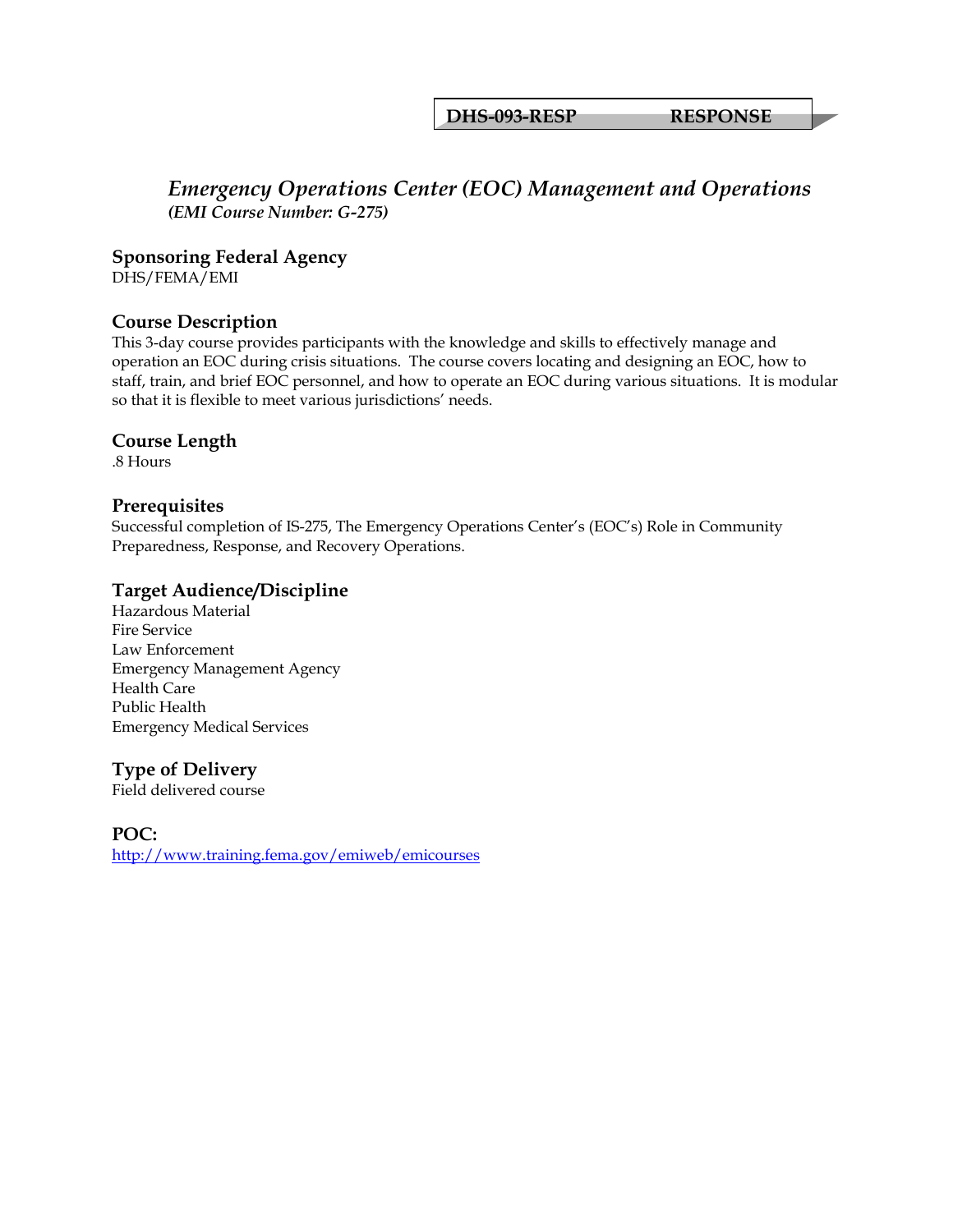**DHS-093-RESP RESPONSE**

# *Emergency Operations Center (EOC) Management and Operations*

***(EMI Course Number: G-275)***

## Sponsoring Federal Agency

DHS/FEMA/EMI

## Course Description

This 3-day course provides participants with the knowledge and skills to effectively manage and operation an EOC during crisis situations. The course covers locating and designing an EOC, how to staff, train, and brief EOC personnel, and how to operate an EOC during various situations. It is modular so that it is flexible to meet various jurisdictions' needs.

## Course Length

.8 Hours

## Prerequisites

Successful completion of IS-275, The Emergency Operations Center's (EOC's) Role in Community Preparedness, Response, and Recovery Operations.

## Target Audience/Discipline

Hazardous Material
Fire Service
Law Enforcement
Emergency Management Agency
Health Care
Public Health
Emergency Medical Services

## Type of Delivery

Field delivered course

## POC:

http://www.training.fema.gov/emiweb/emicourses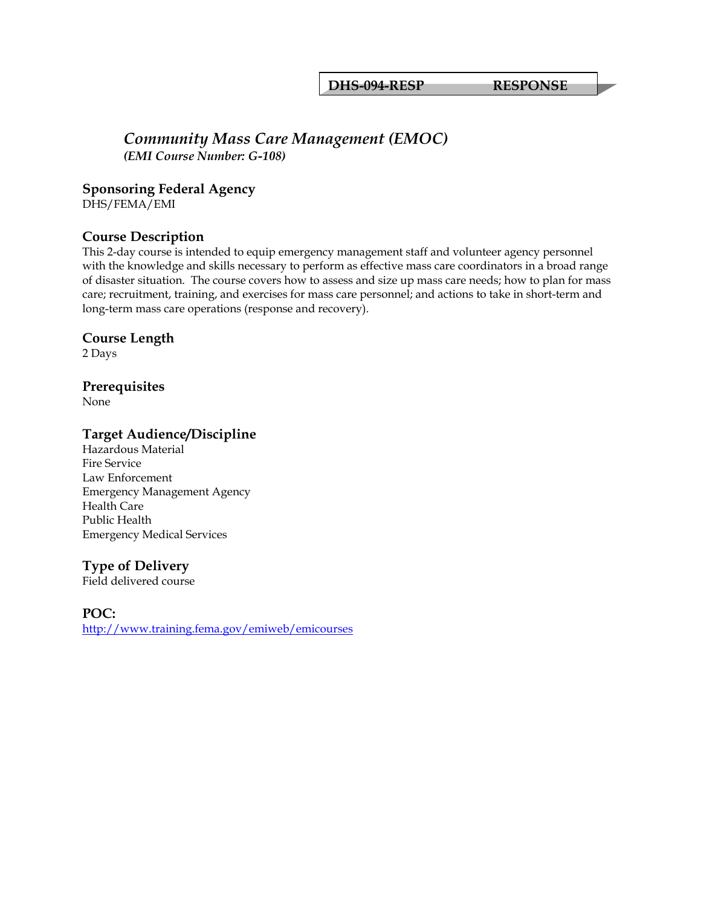**DHS-094-RESP RESPONSE**

## *Community Mass Care Management (EMOC)*

***(EMI Course Number: G-108)***

### Sponsoring Federal Agency

DHS/FEMA/EMI

### Course Description

This 2-day course is intended to equip emergency management staff and volunteer agency personnel with the knowledge and skills necessary to perform as effective mass care coordinators in a broad range of disaster situation. The course covers how to assess and size up mass care needs; how to plan for mass care; recruitment, training, and exercises for mass care personnel; and actions to take in short-term and long-term mass care operations (response and recovery).

### Course Length

2 Days

### Prerequisites

None

### Target Audience/Discipline

Hazardous Material
Fire Service
Law Enforcement
Emergency Management Agency
Health Care
Public Health
Emergency Medical Services

### Type of Delivery

Field delivered course

### POC:

http://www.training.fema.gov/emiweb/emicourses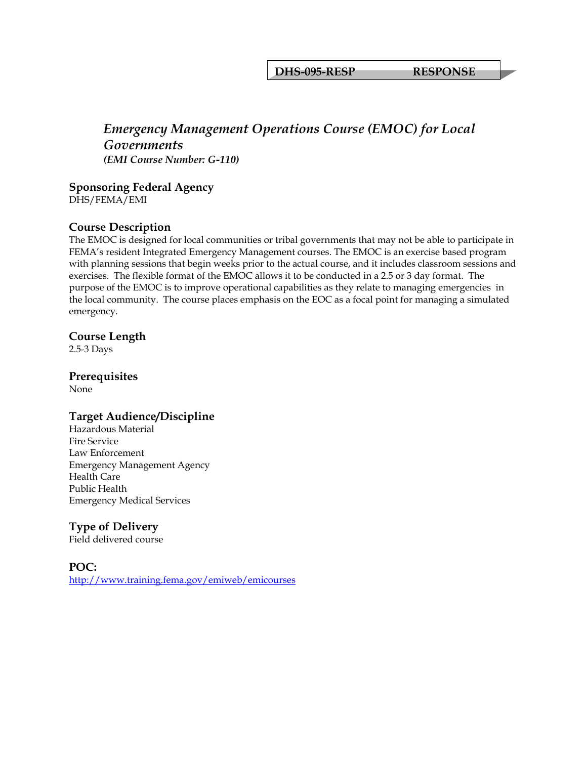**DHS-095-RESP RESPONSE**

# *Emergency Management Operations Course (EMOC) for Local Governments*

***(EMI Course Number: G-110)***

## Sponsoring Federal Agency

DHS/FEMA/EMI

## Course Description

The EMOC is designed for local communities or tribal governments that may not be able to participate in FEMA's resident Integrated Emergency Management courses. The EMOC is an exercise based program with planning sessions that begin weeks prior to the actual course, and it includes classroom sessions and exercises. The flexible format of the EMOC allows it to be conducted in a 2.5 or 3 day format. The purpose of the EMOC is to improve operational capabilities as they relate to managing emergencies in the local community. The course places emphasis on the EOC as a focal point for managing a simulated emergency.

## Course Length

2.5-3 Days

## Prerequisites

None

## Target Audience/Discipline

Hazardous Material
Fire Service
Law Enforcement
Emergency Management Agency
Health Care
Public Health
Emergency Medical Services

## Type of Delivery

Field delivered course

## POC:

http://www.training.fema.gov/emiweb/emicourses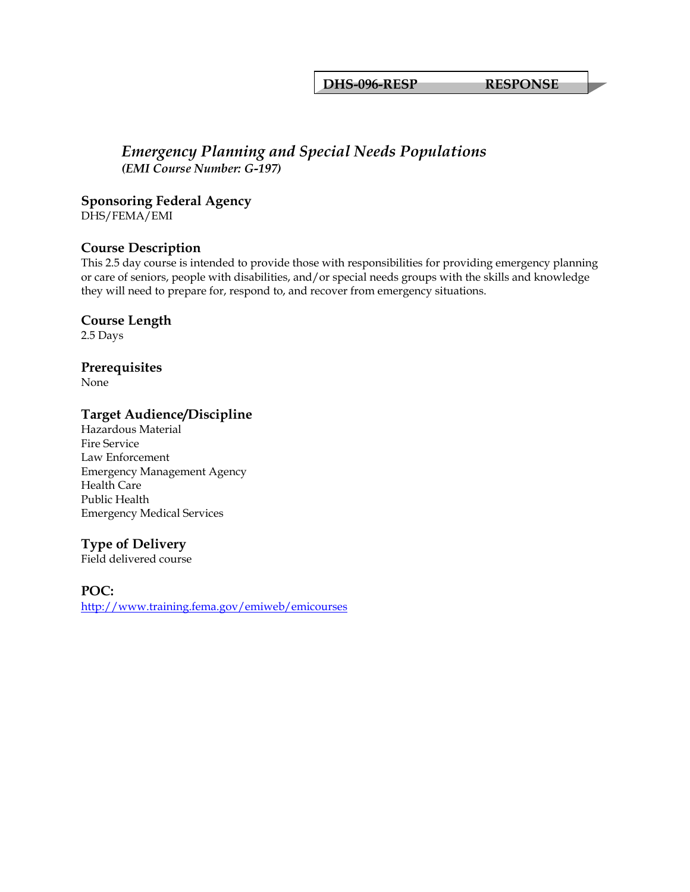**DHS-096-RESP RESPONSE**

# *Emergency Planning and Special Needs Populations*

***(EMI Course Number: G-197)***

## Sponsoring Federal Agency

DHS/FEMA/EMI

## Course Description

This 2.5 day course is intended to provide those with responsibilities for providing emergency planning or care of seniors, people with disabilities, and/or special needs groups with the skills and knowledge they will need to prepare for, respond to, and recover from emergency situations.

## Course Length

2.5 Days

## Prerequisites

None

## Target Audience/Discipline

Hazardous Material
Fire Service
Law Enforcement
Emergency Management Agency
Health Care
Public Health
Emergency Medical Services

## Type of Delivery

Field delivered course

## POC:

http://www.training.fema.gov/emiweb/emicourses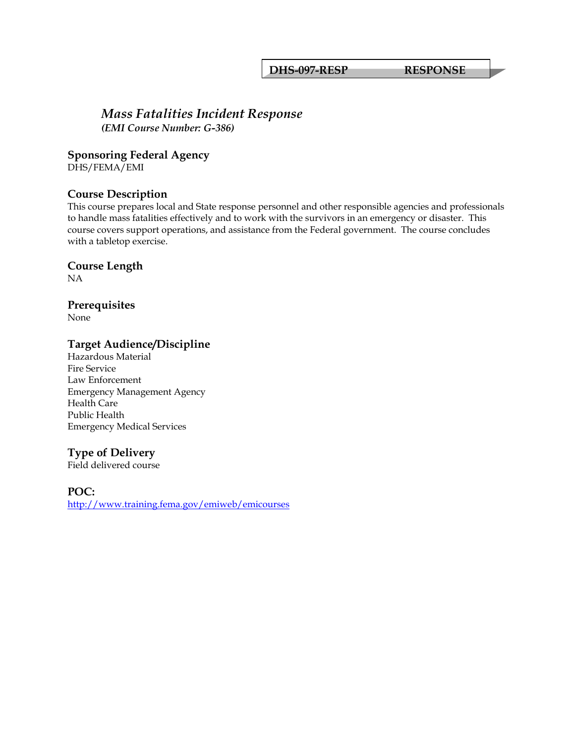**DHS-097-RESP RESPONSE**

# *Mass Fatalities Incident Response*

***(EMI Course Number: G-386)***

## Sponsoring Federal Agency

DHS/FEMA/EMI

## Course Description

This course prepares local and State response personnel and other responsible agencies and professionals to handle mass fatalities effectively and to work with the survivors in an emergency or disaster. This course covers support operations, and assistance from the Federal government. The course concludes with a tabletop exercise.

## Course Length

NA

## Prerequisites

None

## Target Audience/Discipline

Hazardous Material
Fire Service
Law Enforcement
Emergency Management Agency
Health Care
Public Health
Emergency Medical Services

## Type of Delivery

Field delivered course

## POC:

http://www.training.fema.gov/emiweb/emicourses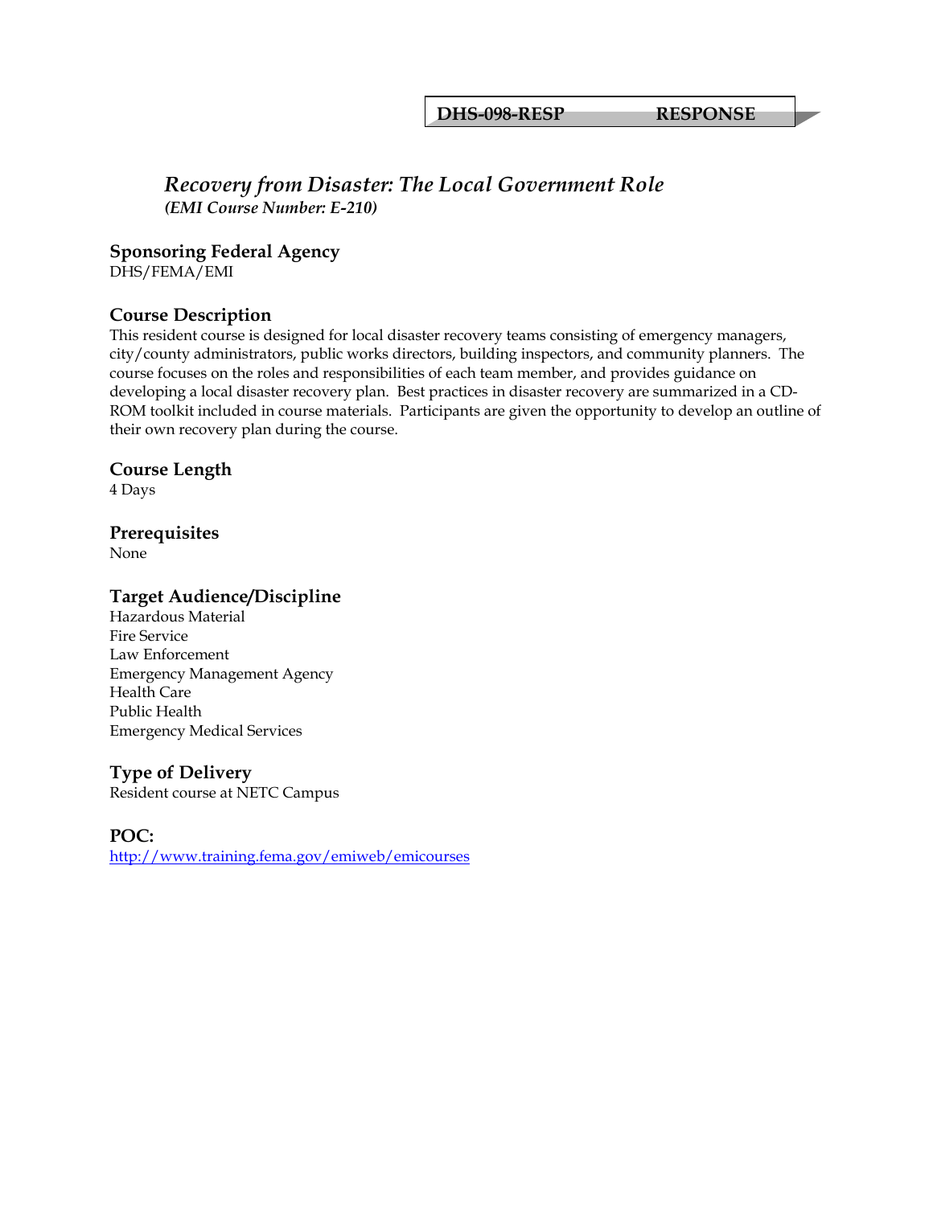**DHS-098-RESP RESPONSE**

# *Recovery from Disaster: The Local Government Role*

***(EMI Course Number: E-210)***

## Sponsoring Federal Agency

DHS/FEMA/EMI

## Course Description

This resident course is designed for local disaster recovery teams consisting of emergency managers, city/county administrators, public works directors, building inspectors, and community planners. The course focuses on the roles and responsibilities of each team member, and provides guidance on developing a local disaster recovery plan. Best practices in disaster recovery are summarized in a CD-ROM toolkit included in course materials. Participants are given the opportunity to develop an outline of their own recovery plan during the course.

## Course Length

4 Days

## Prerequisites

None

## Target Audience/Discipline

Hazardous Material
Fire Service
Law Enforcement
Emergency Management Agency
Health Care
Public Health
Emergency Medical Services

## Type of Delivery

Resident course at NETC Campus

## POC:

[http://www.training.fema.gov/emiweb/emicourses](http://www.training.fema.gov/emiweb/emicourses)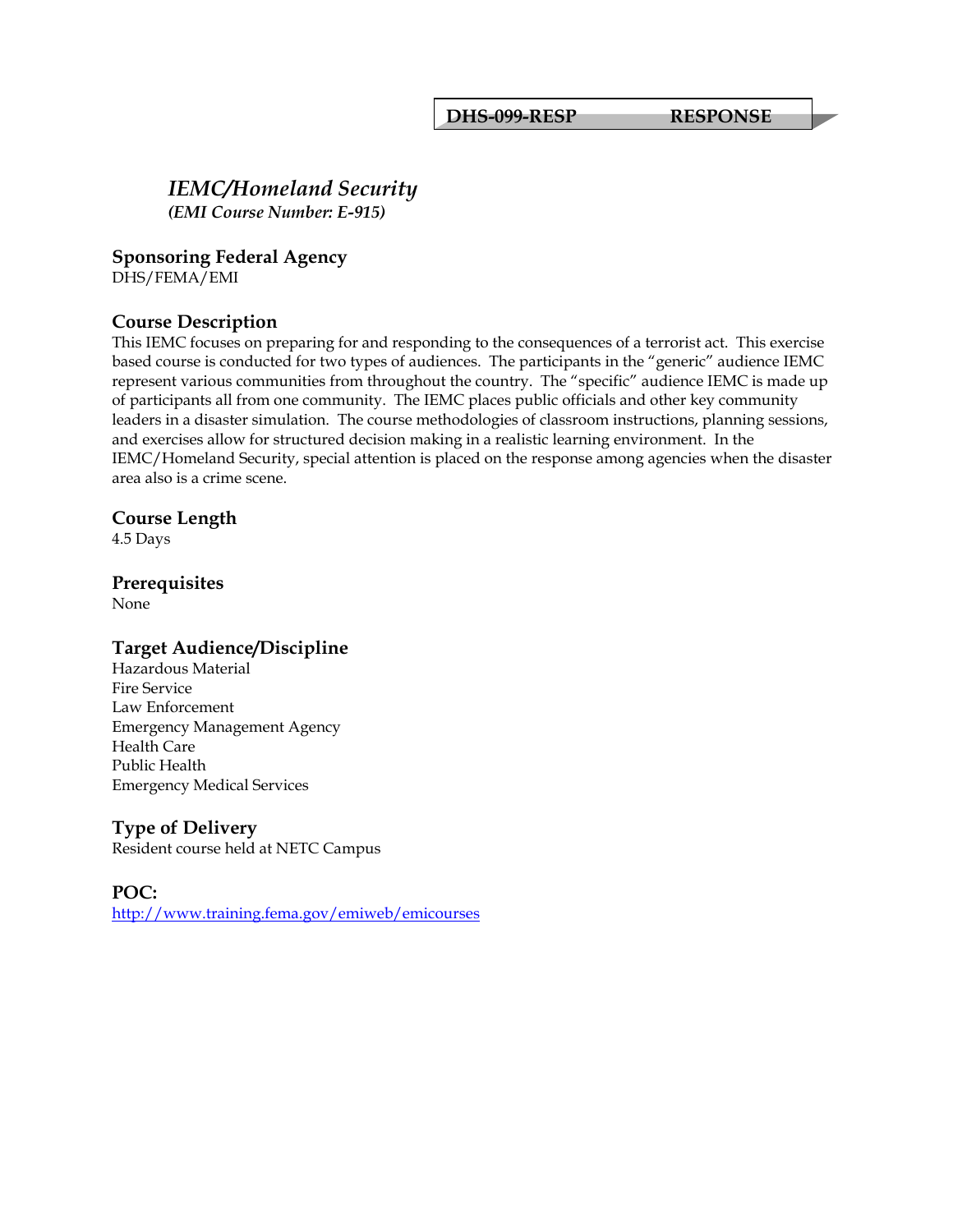**DHS-099-RESP RESPONSE**

# *IEMC/Homeland Security*

***(EMI Course Number: E-915)***

## Sponsoring Federal Agency

DHS/FEMA/EMI

## Course Description

This IEMC focuses on preparing for and responding to the consequences of a terrorist act. This exercise based course is conducted for two types of audiences. The participants in the "generic" audience IEMC represent various communities from throughout the country. The "specific" audience IEMC is made up of participants all from one community. The IEMC places public officials and other key community leaders in a disaster simulation. The course methodologies of classroom instructions, planning sessions, and exercises allow for structured decision making in a realistic learning environment. In the IEMC/Homeland Security, special attention is placed on the response among agencies when the disaster area also is a crime scene.

## Course Length

4.5 Days

## Prerequisites

None

## Target Audience/Discipline

Hazardous Material
Fire Service
Law Enforcement
Emergency Management Agency
Health Care
Public Health
Emergency Medical Services

## Type of Delivery

Resident course held at NETC Campus

## POC:

http://www.training.fema.gov/emiweb/emicourses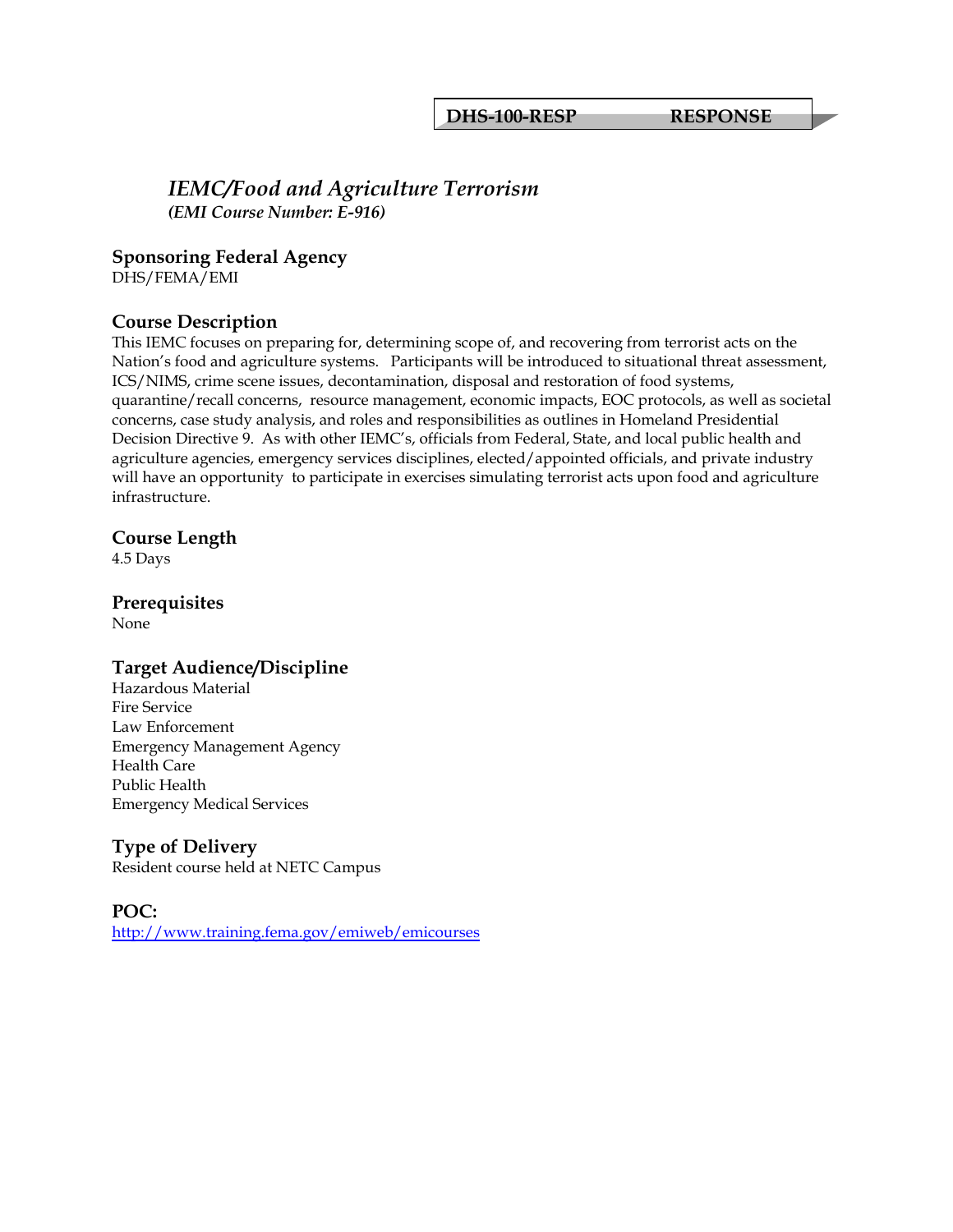**DHS-100-RESP RESPONSE**

# *IEMC/Food and Agriculture Terrorism*

***(EMI Course Number: E-916)***

## Sponsoring Federal Agency

DHS/FEMA/EMI

## Course Description

This IEMC focuses on preparing for, determining scope of, and recovering from terrorist acts on the Nation's food and agriculture systems. Participants will be introduced to situational threat assessment, ICS/NIMS, crime scene issues, decontamination, disposal and restoration of food systems, quarantine/recall concerns, resource management, economic impacts, EOC protocols, as well as societal concerns, case study analysis, and roles and responsibilities as outlines in Homeland Presidential Decision Directive 9. As with other IEMC's, officials from Federal, State, and local public health and agriculture agencies, emergency services disciplines, elected/appointed officials, and private industry will have an opportunity to participate in exercises simulating terrorist acts upon food and agriculture infrastructure.

## Course Length

4.5 Days

## Prerequisites

None

## Target Audience/Discipline

Hazardous Material
Fire Service
Law Enforcement
Emergency Management Agency
Health Care
Public Health
Emergency Medical Services

## Type of Delivery

Resident course held at NETC Campus

## POC:

http://www.training.fema.gov/emiweb/emicourses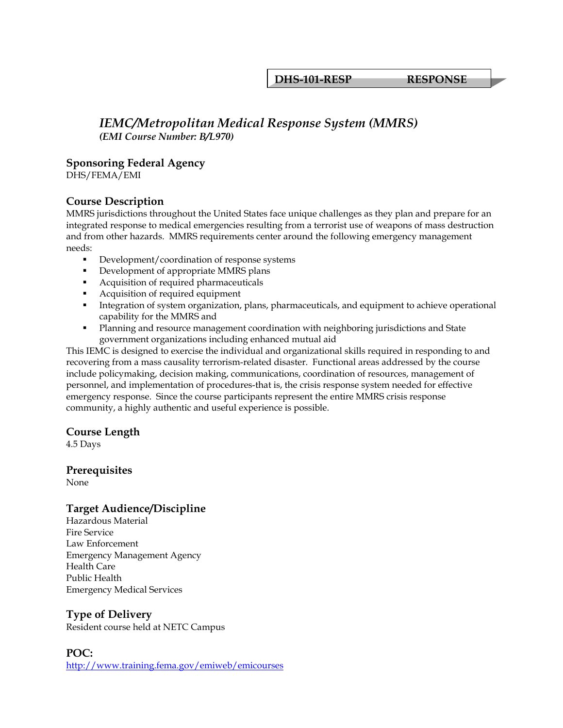**DHS-101-RESP RESPONSE**

# *IEMC/Metropolitan Medical Response System (MMRS)*

***(EMI Course Number: B/L970)***

## Sponsoring Federal Agency

DHS/FEMA/EMI

## Course Description

MMRS jurisdictions throughout the United States face unique challenges as they plan and prepare for an integrated response to medical emergencies resulting from a terrorist use of weapons of mass destruction and from other hazards. MMRS requirements center around the following emergency management needs:

- Development/coordination of response systems
- Development of appropriate MMRS plans
- Acquisition of required pharmaceuticals
- Acquisition of required equipment
- Integration of system organization, plans, pharmaceuticals, and equipment to achieve operational capability for the MMRS and
- Planning and resource management coordination with neighboring jurisdictions and State government organizations including enhanced mutual aid

This IEMC is designed to exercise the individual and organizational skills required in responding to and recovering from a mass causality terrorism-related disaster. Functional areas addressed by the course include policymaking, decision making, communications, coordination of resources, management of personnel, and implementation of procedures-that is, the crisis response system needed for effective emergency response. Since the course participants represent the entire MMRS crisis response community, a highly authentic and useful experience is possible.

## Course Length

4.5 Days

## Prerequisites

None

## Target Audience/Discipline

Hazardous Material
Fire Service
Law Enforcement
Emergency Management Agency
Health Care
Public Health
Emergency Medical Services

## Type of Delivery

Resident course held at NETC Campus

## POC:

http://www.training.fema.gov/emiweb/emicourses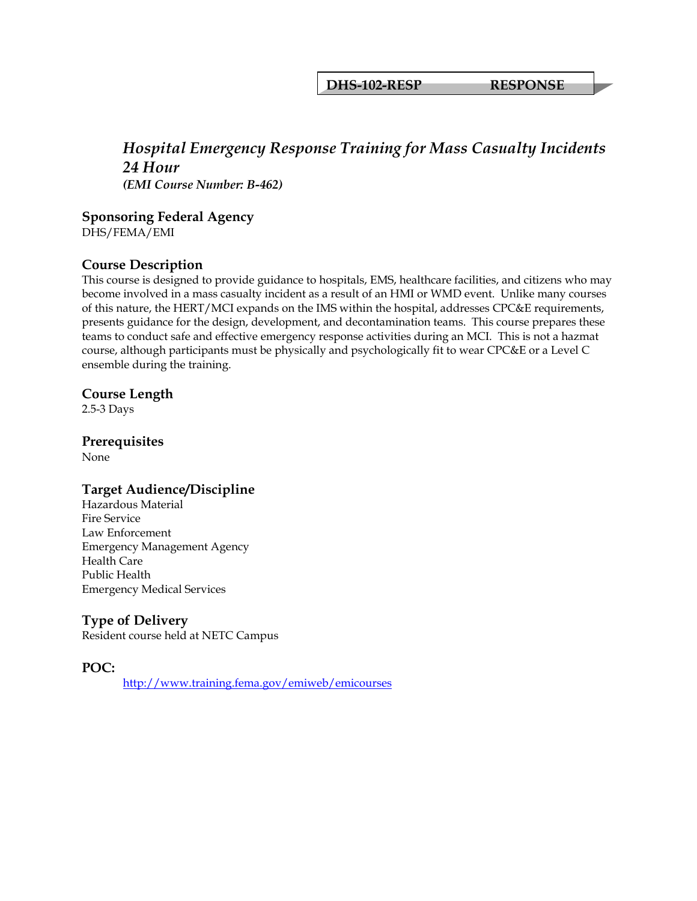**DHS-102-RESP RESPONSE**

# *Hospital Emergency Response Training for Mass Casualty Incidents 24 Hour*

***(EMI Course Number: B-462)***

## Sponsoring Federal Agency

DHS/FEMA/EMI

## Course Description

This course is designed to provide guidance to hospitals, EMS, healthcare facilities, and citizens who may become involved in a mass casualty incident as a result of an HMI or WMD event. Unlike many courses of this nature, the HERT/MCI expands on the IMS within the hospital, addresses CPC&E requirements, presents guidance for the design, development, and decontamination teams. This course prepares these teams to conduct safe and effective emergency response activities during an MCI. This is not a hazmat course, although participants must be physically and psychologically fit to wear CPC&E or a Level C ensemble during the training.

## Course Length

2.5-3 Days

## Prerequisites

None

## Target Audience/Discipline

Hazardous Material
Fire Service
Law Enforcement
Emergency Management Agency
Health Care
Public Health
Emergency Medical Services

## Type of Delivery

Resident course held at NETC Campus

## POC:

http://www.training.fema.gov/emiweb/emicourses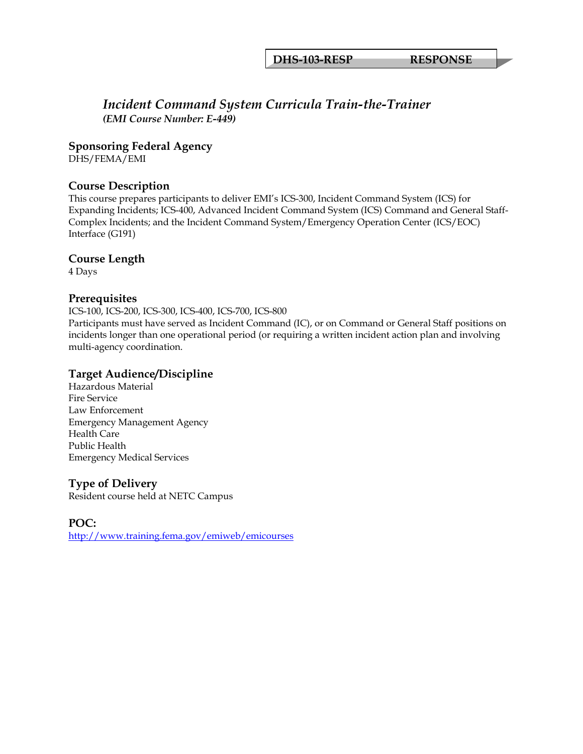DHS-103-RESP RESPONSE

# *Incident Command System Curricula Train-the-Trainer*

***(EMI Course Number: E-449)***

## Sponsoring Federal Agency

DHS/FEMA/EMI

## Course Description

This course prepares participants to deliver EMI's ICS-300, Incident Command System (ICS) for Expanding Incidents; ICS-400, Advanced Incident Command System (ICS) Command and General Staff-Complex Incidents; and the Incident Command System/Emergency Operation Center (ICS/EOC) Interface (G191)

## Course Length

4 Days

## Prerequisites

ICS-100, ICS-200, ICS-300, ICS-400, ICS-700, ICS-800

Participants must have served as Incident Command (IC), or on Command or General Staff positions on incidents longer than one operational period (or requiring a written incident action plan and involving multi-agency coordination.

## Target Audience/Discipline

Hazardous Material
Fire Service
Law Enforcement
Emergency Management Agency
Health Care
Public Health
Emergency Medical Services

## Type of Delivery

Resident course held at NETC Campus

## POC:

http://www.training.fema.gov/emiweb/emicourses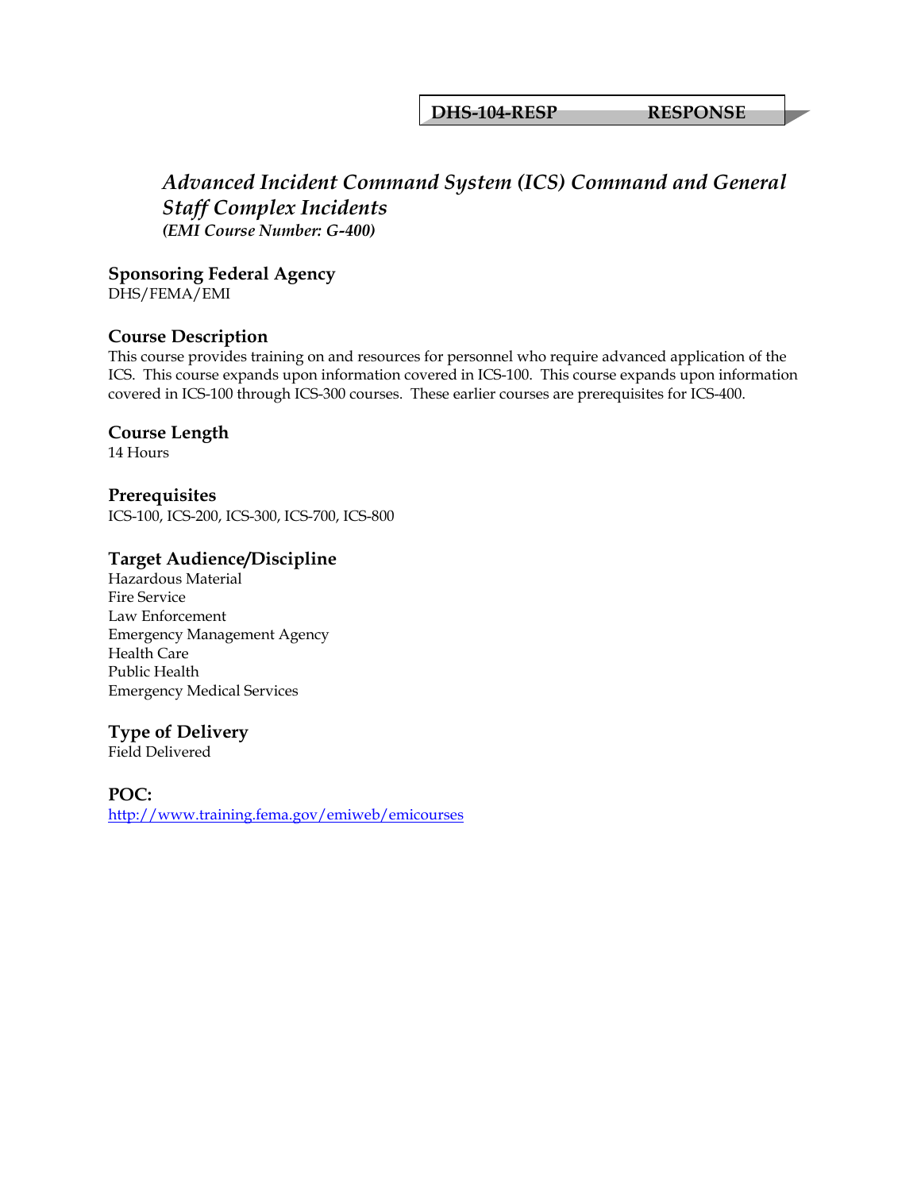**DHS-104-RESP RESPONSE**

# *Advanced Incident Command System (ICS) Command and General Staff Complex Incidents*

***(EMI Course Number: G-400)***

## Sponsoring Federal Agency

DHS/FEMA/EMI

## Course Description

This course provides training on and resources for personnel who require advanced application of the ICS. This course expands upon information covered in ICS-100. This course expands upon information covered in ICS-100 through ICS-300 courses. These earlier courses are prerequisites for ICS-400.

## Course Length

14 Hours

## Prerequisites

ICS-100, ICS-200, ICS-300, ICS-700, ICS-800

## Target Audience/Discipline

Hazardous Material
Fire Service
Law Enforcement
Emergency Management Agency
Health Care
Public Health
Emergency Medical Services

## Type of Delivery

Field Delivered

## POC:

http://www.training.fema.gov/emiweb/emicourses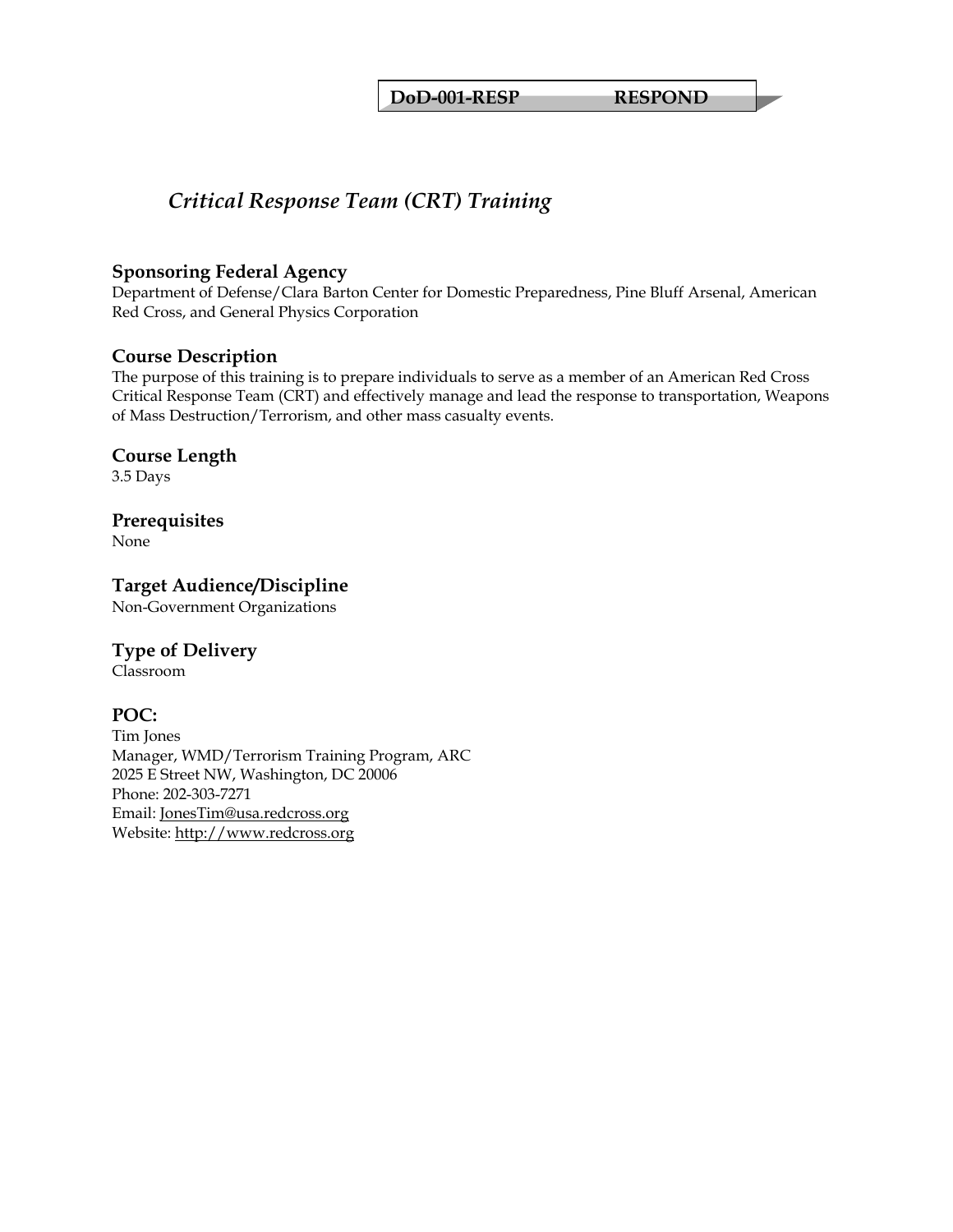**DoD-001-RESP RESPOND**

# *Critical Response Team (CRT) Training*

## Sponsoring Federal Agency

Department of Defense/Clara Barton Center for Domestic Preparedness, Pine Bluff Arsenal, American Red Cross, and General Physics Corporation

## Course Description

The purpose of this training is to prepare individuals to serve as a member of an American Red Cross Critical Response Team (CRT) and effectively manage and lead the response to transportation, Weapons of Mass Destruction/Terrorism, and other mass casualty events.

## Course Length

3.5 Days

## Prerequisites

None

## Target Audience/Discipline

Non-Government Organizations

## Type of Delivery

Classroom

## POC:

Tim Jones
Manager, WMD/Terrorism Training Program, ARC
2025 E Street NW, Washington, DC 20006
Phone: 202-303-7271
Email: JonesTim@usa.redcross.org
Website: http://www.redcross.org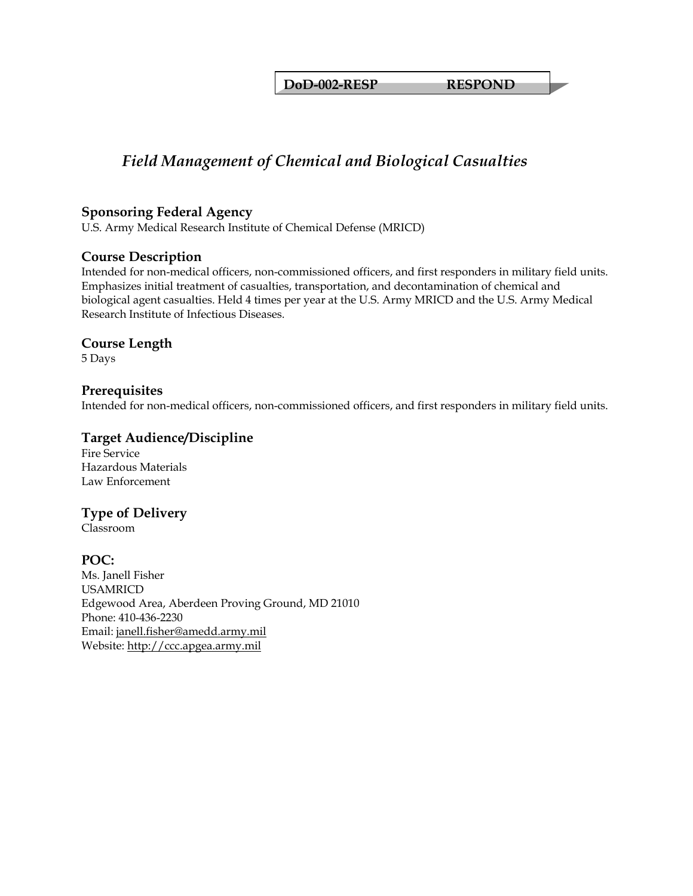**DoD-002-RESP RESPOND**

# *Field Management of Chemical and Biological Casualties*

## Sponsoring Federal Agency

U.S. Army Medical Research Institute of Chemical Defense (MRICD)

## Course Description

Intended for non-medical officers, non-commissioned officers, and first responders in military field units. Emphasizes initial treatment of casualties, transportation, and decontamination of chemical and biological agent casualties. Held 4 times per year at the U.S. Army MRICD and the U.S. Army Medical Research Institute of Infectious Diseases.

## Course Length

5 Days

## Prerequisites

Intended for non-medical officers, non-commissioned officers, and first responders in military field units.

## Target Audience/Discipline

Fire Service
Hazardous Materials
Law Enforcement

## Type of Delivery

Classroom

## POC:

Ms. Janell Fisher
USAMRICD
Edgewood Area, Aberdeen Proving Ground, MD 21010
Phone: 410-436-2230
Email: janell.fisher@amedd.army.mil
Website: http://ccc.apgea.army.mil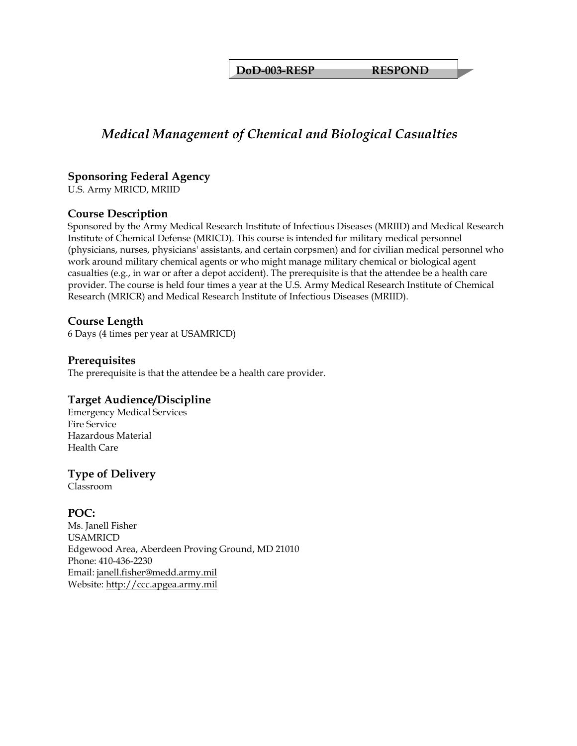**DoD-003-RESP RESPOND**

# *Medical Management of Chemical and Biological Casualties*

## Sponsoring Federal Agency

U.S. Army MRICD, MRIID

## Course Description

Sponsored by the Army Medical Research Institute of Infectious Diseases (MRIID) and Medical Research Institute of Chemical Defense (MRICD). This course is intended for military medical personnel (physicians, nurses, physicians' assistants, and certain corpsmen) and for civilian medical personnel who work around military chemical agents or who might manage military chemical or biological agent casualties (e.g., in war or after a depot accident). The prerequisite is that the attendee be a health care provider. The course is held four times a year at the U.S. Army Medical Research Institute of Chemical Research (MRICR) and Medical Research Institute of Infectious Diseases (MRIID).

## Course Length

6 Days (4 times per year at USAMRICD)

## Prerequisites

The prerequisite is that the attendee be a health care provider.

## Target Audience/Discipline

Emergency Medical Services
Fire Service
Hazardous Material
Health Care

## Type of Delivery

Classroom

## POC:

Ms. Janell Fisher
USAMRICD
Edgewood Area, Aberdeen Proving Ground, MD 21010
Phone: 410-436-2230
Email: janell.fisher@medd.army.mil
Website: http://ccc.apgea.army.mil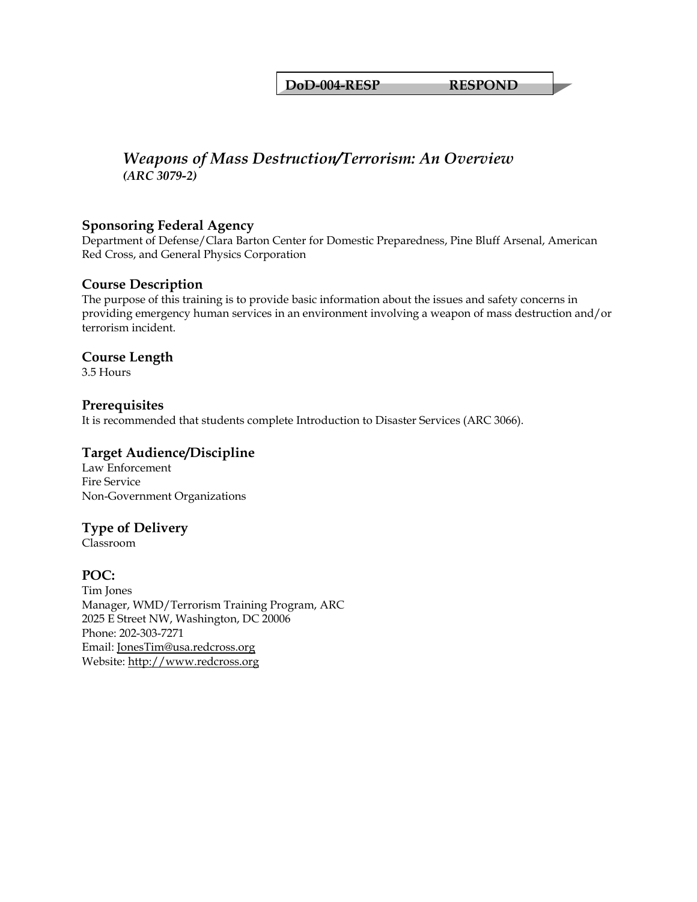**DoD-004-RESP RESPOND**

# *Weapons of Mass Destruction/Terrorism: An Overview*
***(ARC 3079-2)***

## Sponsoring Federal Agency
Department of Defense/Clara Barton Center for Domestic Preparedness, Pine Bluff Arsenal, American Red Cross, and General Physics Corporation

## Course Description
The purpose of this training is to provide basic information about the issues and safety concerns in providing emergency human services in an environment involving a weapon of mass destruction and/or terrorism incident.

## Course Length
3.5 Hours

## Prerequisites
It is recommended that students complete Introduction to Disaster Services (ARC 3066).

## Target Audience/Discipline
Law Enforcement
Fire Service
Non-Government Organizations

## Type of Delivery
Classroom

## POC:
Tim Jones
Manager, WMD/Terrorism Training Program, ARC
2025 E Street NW, Washington, DC 20006
Phone: 202-303-7271
Email: JonesTim@usa.redcross.org
Website: http://www.redcross.org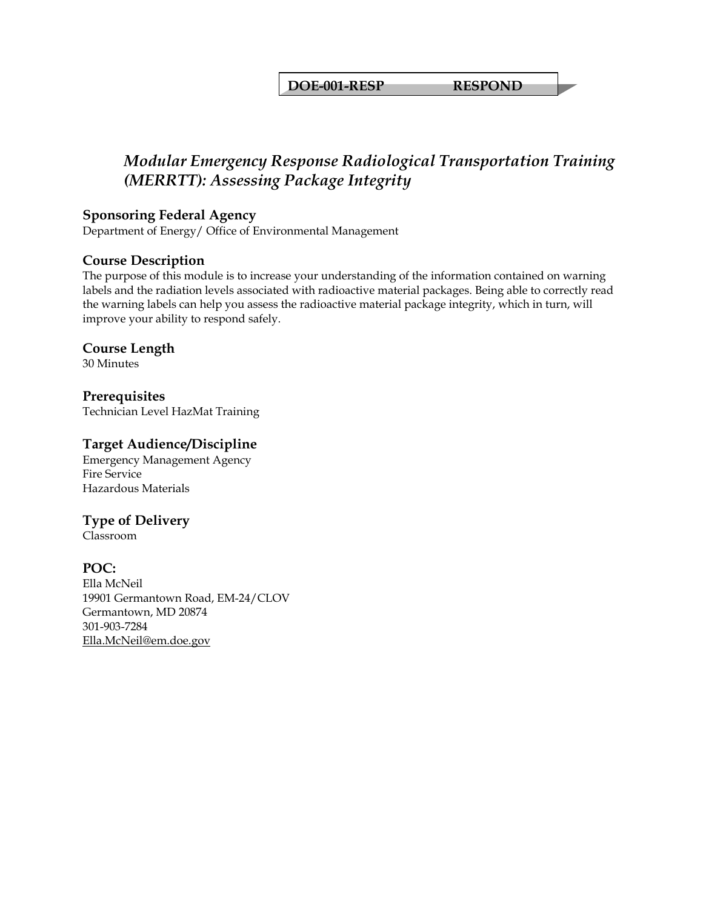**DOE-001-RESP RESPOND**

# *Modular Emergency Response Radiological Transportation Training (MERRTT): Assessing Package Integrity*

## Sponsoring Federal Agency

Department of Energy/ Office of Environmental Management

## Course Description

The purpose of this module is to increase your understanding of the information contained on warning labels and the radiation levels associated with radioactive material packages. Being able to correctly read the warning labels can help you assess the radioactive material package integrity, which in turn, will improve your ability to respond safely.

## Course Length

30 Minutes

## Prerequisites

Technician Level HazMat Training

## Target Audience/Discipline

Emergency Management Agency
Fire Service
Hazardous Materials

## Type of Delivery

Classroom

## POC:

Ella McNeil
19901 Germantown Road, EM-24/CLOV
Germantown, MD 20874
301-903-7284
Ella.McNeil@em.doe.gov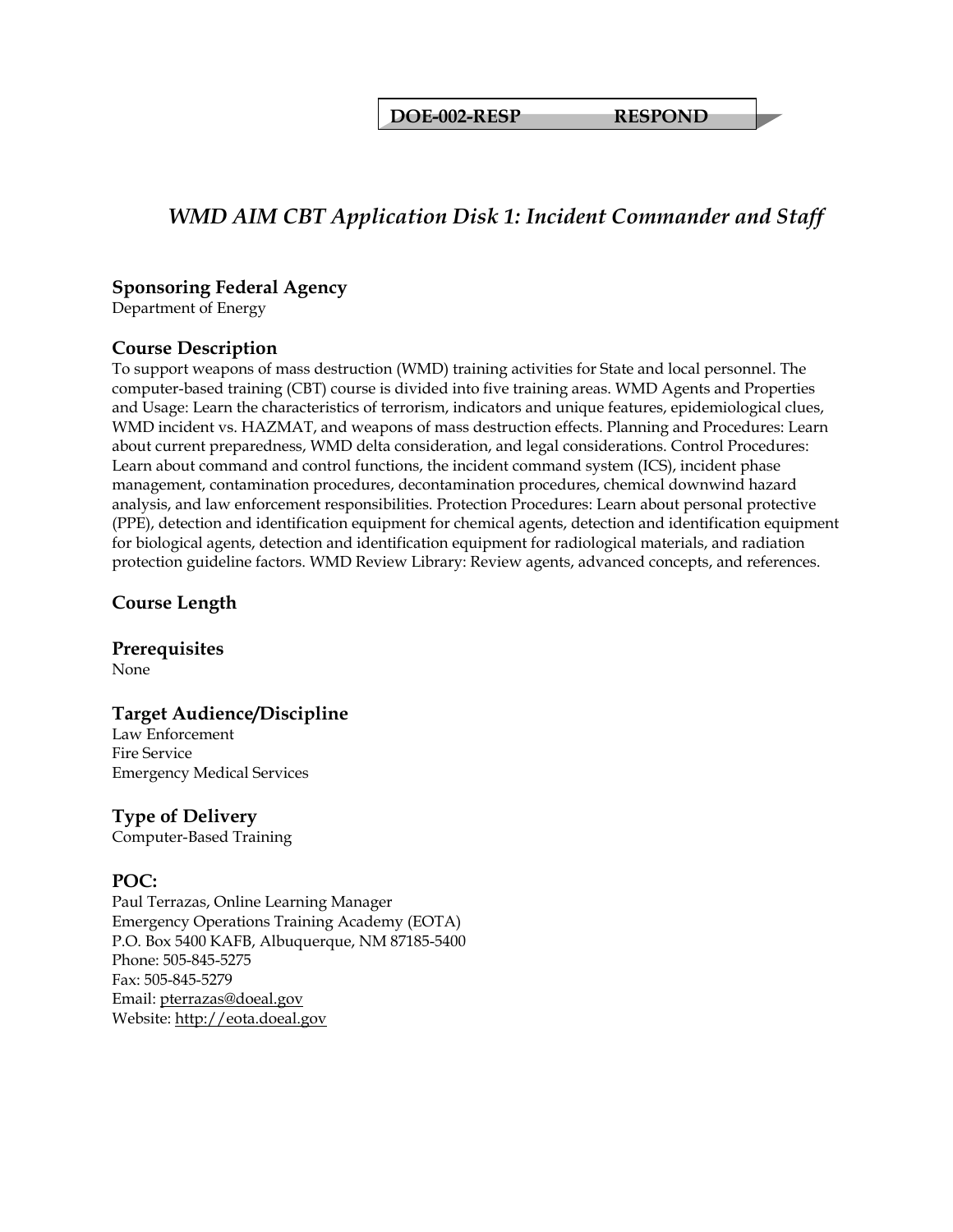**DOE-002-RESP RESPOND**

## *WMD AIM CBT Application Disk 1: Incident Commander and Staff*

### Sponsoring Federal Agency

Department of Energy

### Course Description

To support weapons of mass destruction (WMD) training activities for State and local personnel. The computer-based training (CBT) course is divided into five training areas. WMD Agents and Properties and Usage: Learn the characteristics of terrorism, indicators and unique features, epidemiological clues, WMD incident vs. HAZMAT, and weapons of mass destruction effects. Planning and Procedures: Learn about current preparedness, WMD delta consideration, and legal considerations. Control Procedures: Learn about command and control functions, the incident command system (ICS), incident phase management, contamination procedures, decontamination procedures, chemical downwind hazard analysis, and law enforcement responsibilities. Protection Procedures: Learn about personal protective (PPE), detection and identification equipment for chemical agents, detection and identification equipment for biological agents, detection and identification equipment for radiological materials, and radiation protection guideline factors. WMD Review Library: Review agents, advanced concepts, and references.

### Course Length

### Prerequisites

None

### Target Audience/Discipline

Law Enforcement
Fire Service
Emergency Medical Services

### Type of Delivery

Computer-Based Training

### POC:

Paul Terrazas, Online Learning Manager
Emergency Operations Training Academy (EOTA)
P.O. Box 5400 KAFB, Albuquerque, NM 87185-5400
Phone: 505-845-5275
Fax: 505-845-5279
Email: pterrazas@doeal.gov
Website: http://eota.doeal.gov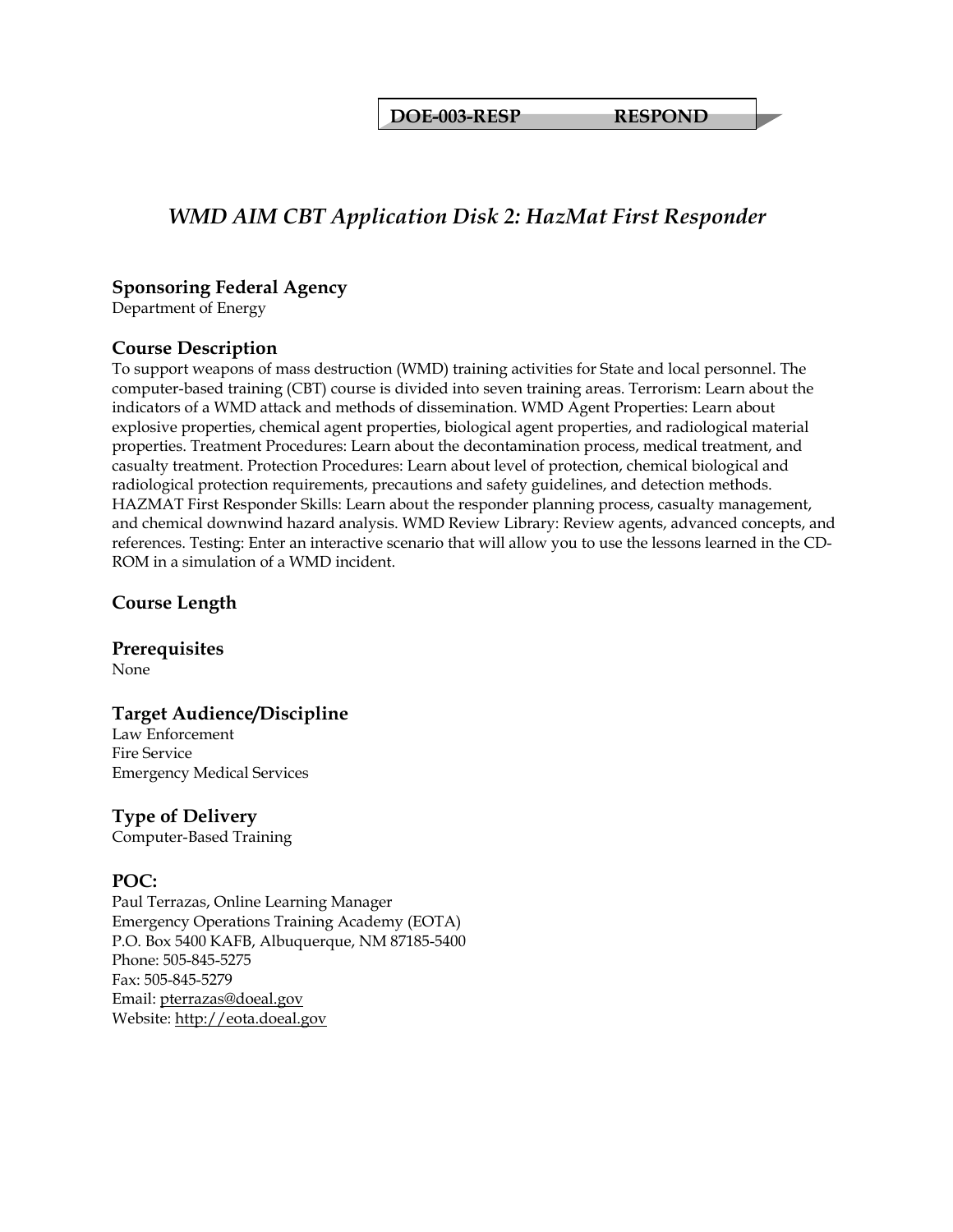**DOE-003-RESP RESPOND**

# *WMD AIM CBT Application Disk 2: HazMat First Responder*

## Sponsoring Federal Agency

Department of Energy

## Course Description

To support weapons of mass destruction (WMD) training activities for State and local personnel. The computer-based training (CBT) course is divided into seven training areas. Terrorism: Learn about the indicators of a WMD attack and methods of dissemination. WMD Agent Properties: Learn about explosive properties, chemical agent properties, biological agent properties, and radiological material properties. Treatment Procedures: Learn about the decontamination process, medical treatment, and casualty treatment. Protection Procedures: Learn about level of protection, chemical biological and radiological protection requirements, precautions and safety guidelines, and detection methods. HAZMAT First Responder Skills: Learn about the responder planning process, casualty management, and chemical downwind hazard analysis. WMD Review Library: Review agents, advanced concepts, and references. Testing: Enter an interactive scenario that will allow you to use the lessons learned in the CD-ROM in a simulation of a WMD incident.

## Course Length

## Prerequisites

None

## Target Audience/Discipline

Law Enforcement
Fire Service
Emergency Medical Services

## Type of Delivery

Computer-Based Training

## POC:

Paul Terrazas, Online Learning Manager
Emergency Operations Training Academy (EOTA)
P.O. Box 5400 KAFB, Albuquerque, NM 87185-5400
Phone: 505-845-5275
Fax: 505-845-5279
Email: pterrazas@doeal.gov
Website: http://eota.doeal.gov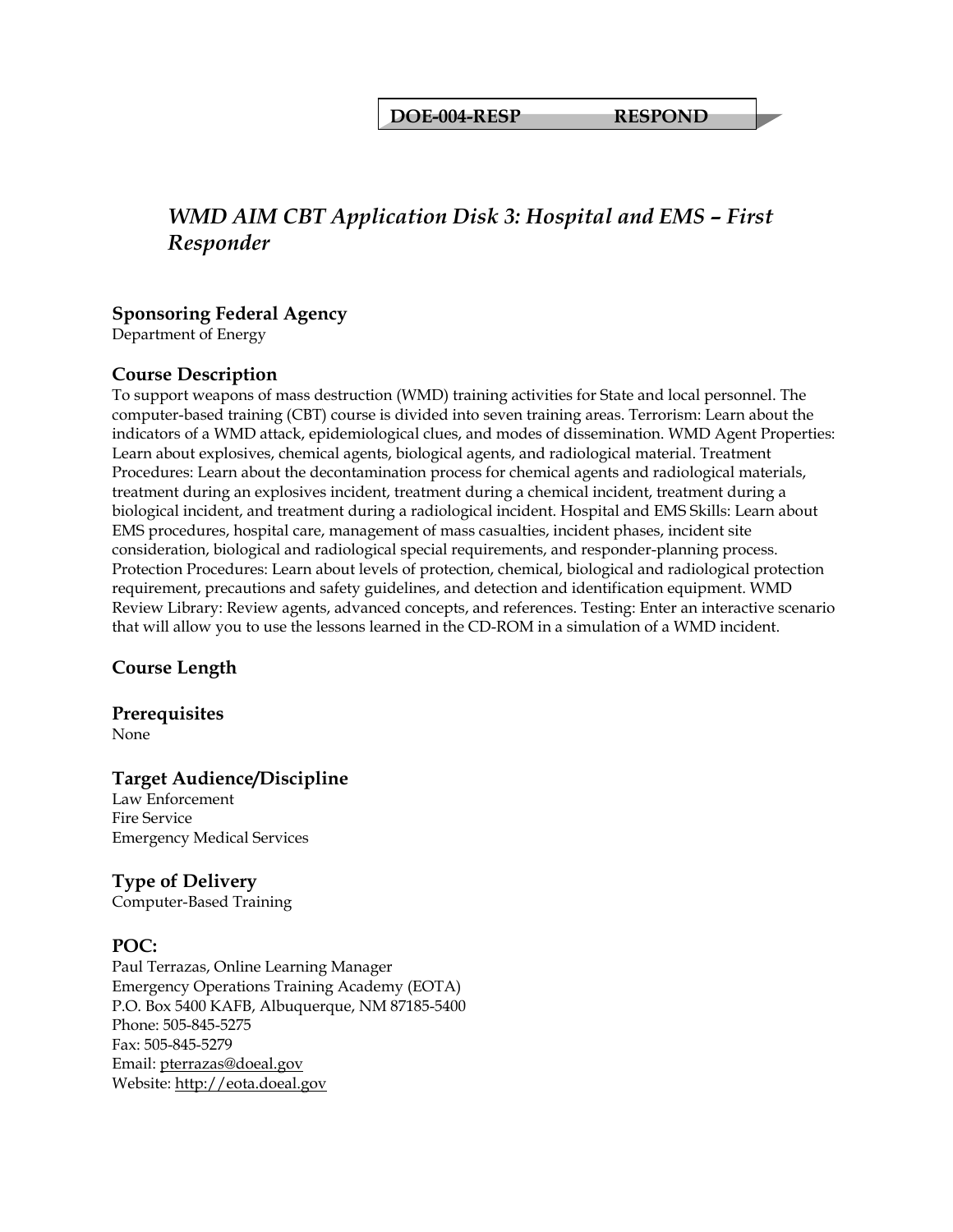**DOE-004-RESP RESPOND**

## *WMD AIM CBT Application Disk 3: Hospital and EMS – First Responder*

### Sponsoring Federal Agency

Department of Energy

### Course Description

To support weapons of mass destruction (WMD) training activities for State and local personnel. The computer-based training (CBT) course is divided into seven training areas. Terrorism: Learn about the indicators of a WMD attack, epidemiological clues, and modes of dissemination. WMD Agent Properties: Learn about explosives, chemical agents, biological agents, and radiological material. Treatment Procedures: Learn about the decontamination process for chemical agents and radiological materials, treatment during an explosives incident, treatment during a chemical incident, treatment during a biological incident, and treatment during a radiological incident. Hospital and EMS Skills: Learn about EMS procedures, hospital care, management of mass casualties, incident phases, incident site consideration, biological and radiological special requirements, and responder-planning process. Protection Procedures: Learn about levels of protection, chemical, biological and radiological protection requirement, precautions and safety guidelines, and detection and identification equipment. WMD Review Library: Review agents, advanced concepts, and references. Testing: Enter an interactive scenario that will allow you to use the lessons learned in the CD-ROM in a simulation of a WMD incident.

### Course Length

### Prerequisites

None

### Target Audience/Discipline

Law Enforcement
Fire Service
Emergency Medical Services

### Type of Delivery

Computer-Based Training

### POC:

Paul Terrazas, Online Learning Manager
Emergency Operations Training Academy (EOTA)
P.O. Box 5400 KAFB, Albuquerque, NM 87185-5400
Phone: 505-845-5275
Fax: 505-845-5279
Email: pterrazas@doeal.gov
Website: http://eota.doeal.gov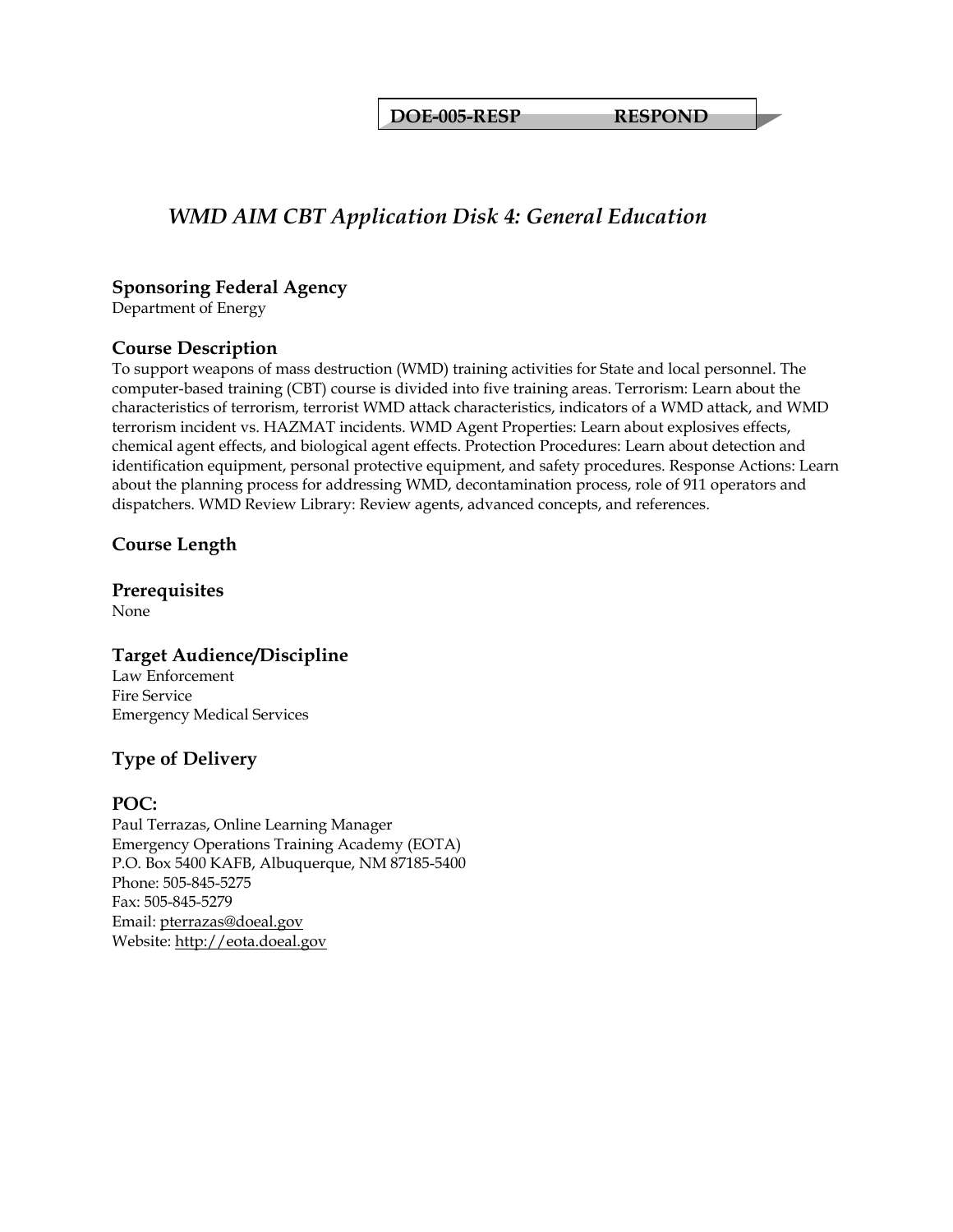**DOE-005-RESP RESPOND**

# *WMD AIM CBT Application Disk 4: General Education*

## Sponsoring Federal Agency

Department of Energy

## Course Description

To support weapons of mass destruction (WMD) training activities for State and local personnel. The computer-based training (CBT) course is divided into five training areas. Terrorism: Learn about the characteristics of terrorism, terrorist WMD attack characteristics, indicators of a WMD attack, and WMD terrorism incident vs. HAZMAT incidents. WMD Agent Properties: Learn about explosives effects, chemical agent effects, and biological agent effects. Protection Procedures: Learn about detection and identification equipment, personal protective equipment, and safety procedures. Response Actions: Learn about the planning process for addressing WMD, decontamination process, role of 911 operators and dispatchers. WMD Review Library: Review agents, advanced concepts, and references.

## Course Length

## Prerequisites

None

## Target Audience/Discipline

Law Enforcement
Fire Service
Emergency Medical Services

## Type of Delivery

## POC:

Paul Terrazas, Online Learning Manager
Emergency Operations Training Academy (EOTA)
P.O. Box 5400 KAFB, Albuquerque, NM 87185-5400
Phone: 505-845-5275
Fax: 505-845-5279
Email: pterrazas@doeal.gov
Website: http://eota.doeal.gov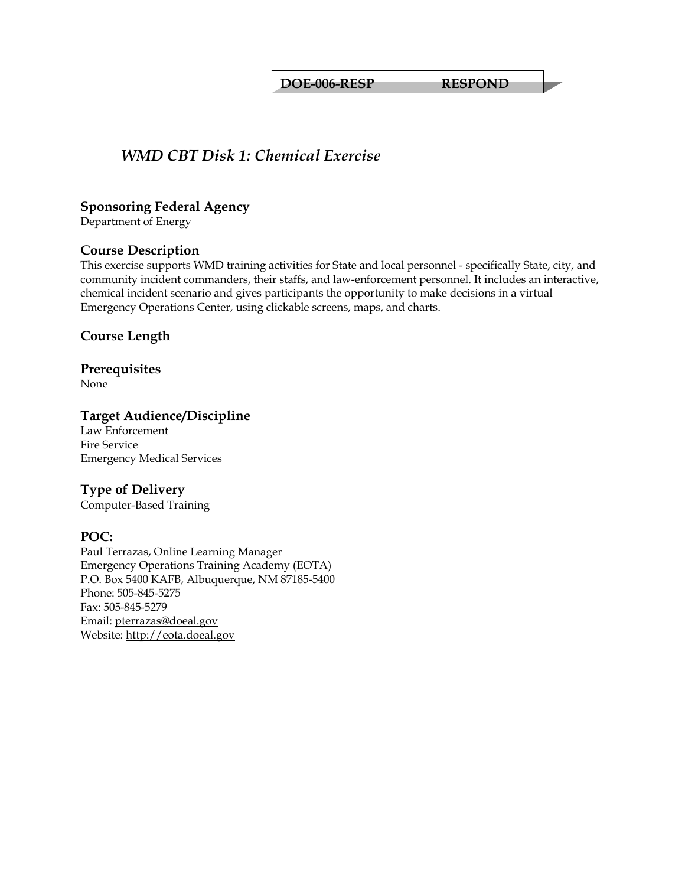**DOE-006-RESP RESPOND**

# *WMD CBT Disk 1: Chemical Exercise*

### Sponsoring Federal Agency
Department of Energy

### Course Description
This exercise supports WMD training activities for State and local personnel - specifically State, city, and community incident commanders, their staffs, and law-enforcement personnel. It includes an interactive, chemical incident scenario and gives participants the opportunity to make decisions in a virtual Emergency Operations Center, using clickable screens, maps, and charts.

### Course Length

### Prerequisites
None

### Target Audience/Discipline
Law Enforcement
Fire Service
Emergency Medical Services

### Type of Delivery
Computer-Based Training

### POC:
Paul Terrazas, Online Learning Manager
Emergency Operations Training Academy (EOTA)
P.O. Box 5400 KAFB, Albuquerque, NM 87185-5400
Phone: 505-845-5275
Fax: 505-845-5279
Email: pterrazas@doeal.gov
Website: http://eota.doeal.gov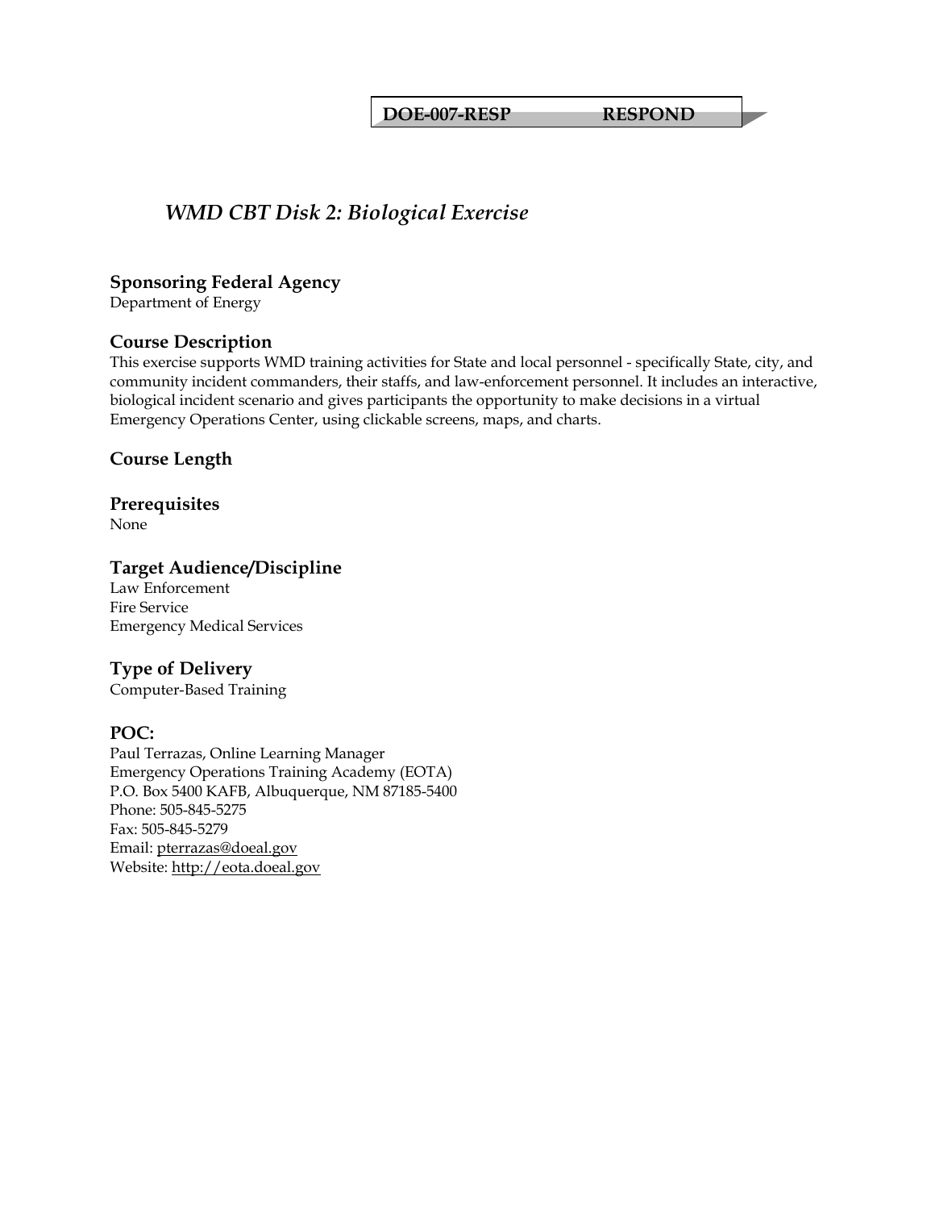**DOE-007-RESP RESPOND**

# *WMD CBT Disk 2: Biological Exercise*

## Sponsoring Federal Agency

Department of Energy

## Course Description

This exercise supports WMD training activities for State and local personnel - specifically State, city, and community incident commanders, their staffs, and law-enforcement personnel. It includes an interactive, biological incident scenario and gives participants the opportunity to make decisions in a virtual Emergency Operations Center, using clickable screens, maps, and charts.

## Course Length

## Prerequisites

None

## Target Audience/Discipline

Law Enforcement
Fire Service
Emergency Medical Services

## Type of Delivery

Computer-Based Training

## POC:

Paul Terrazas, Online Learning Manager
Emergency Operations Training Academy (EOTA)
P.O. Box 5400 KAFB, Albuquerque, NM 87185-5400
Phone: 505-845-5275
Fax: 505-845-5279
Email: pterrazas@doeal.gov
Website: http://eota.doeal.gov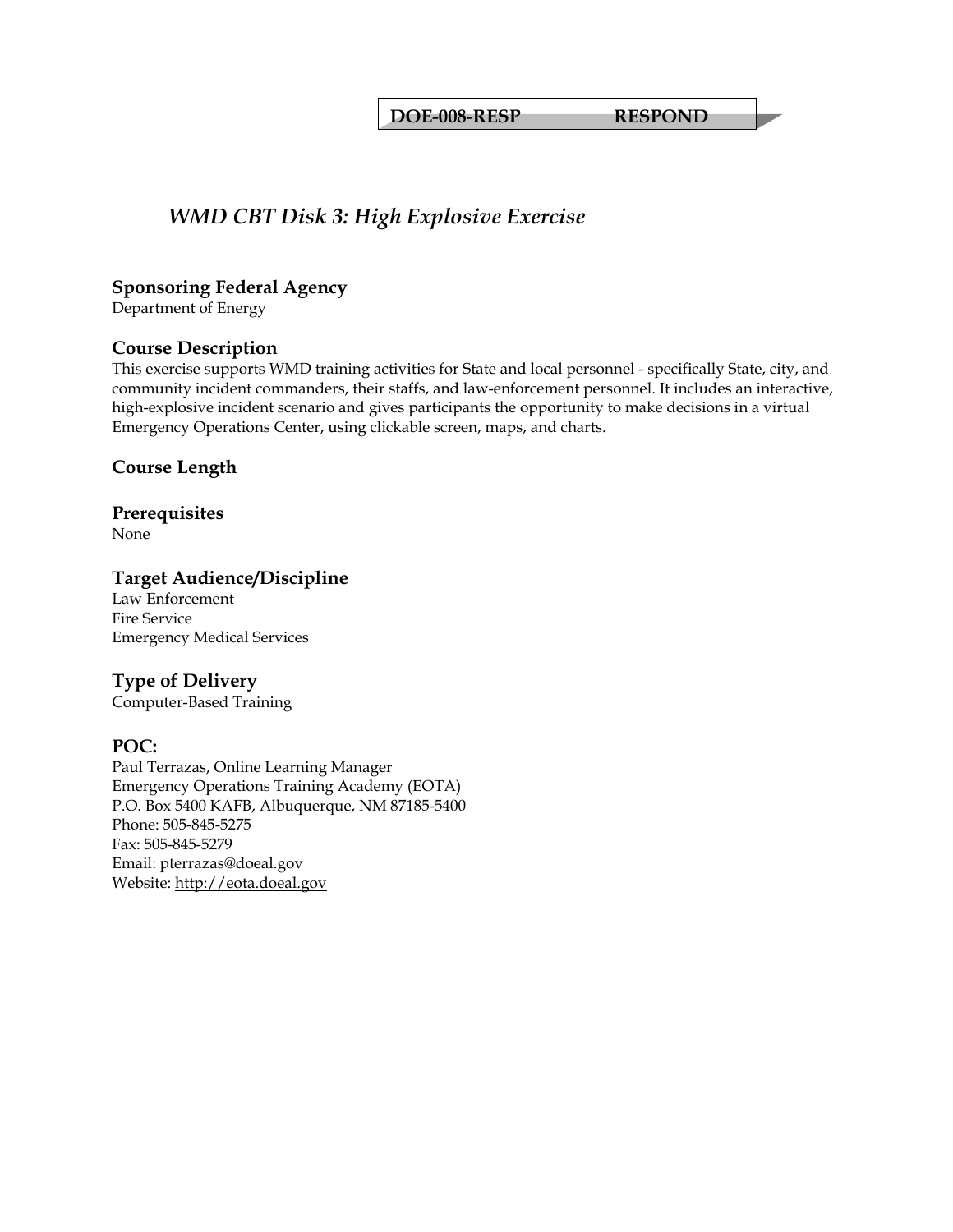**DOE-008-RESP RESPOND**

# *WMD CBT Disk 3: High Explosive Exercise*

### Sponsoring Federal Agency

Department of Energy

### Course Description

This exercise supports WMD training activities for State and local personnel - specifically State, city, and community incident commanders, their staffs, and law-enforcement personnel. It includes an interactive, high-explosive incident scenario and gives participants the opportunity to make decisions in a virtual Emergency Operations Center, using clickable screen, maps, and charts.

### Course Length

### Prerequisites

None

### Target Audience/Discipline

Law Enforcement
Fire Service
Emergency Medical Services

### Type of Delivery

Computer-Based Training

### POC:

Paul Terrazas, Online Learning Manager
Emergency Operations Training Academy (EOTA)
P.O. Box 5400 KAFB, Albuquerque, NM 87185-5400
Phone: 505-845-5275
Fax: 505-845-5279
Email: pterrazas@doeal.gov
Website: http://eota.doeal.gov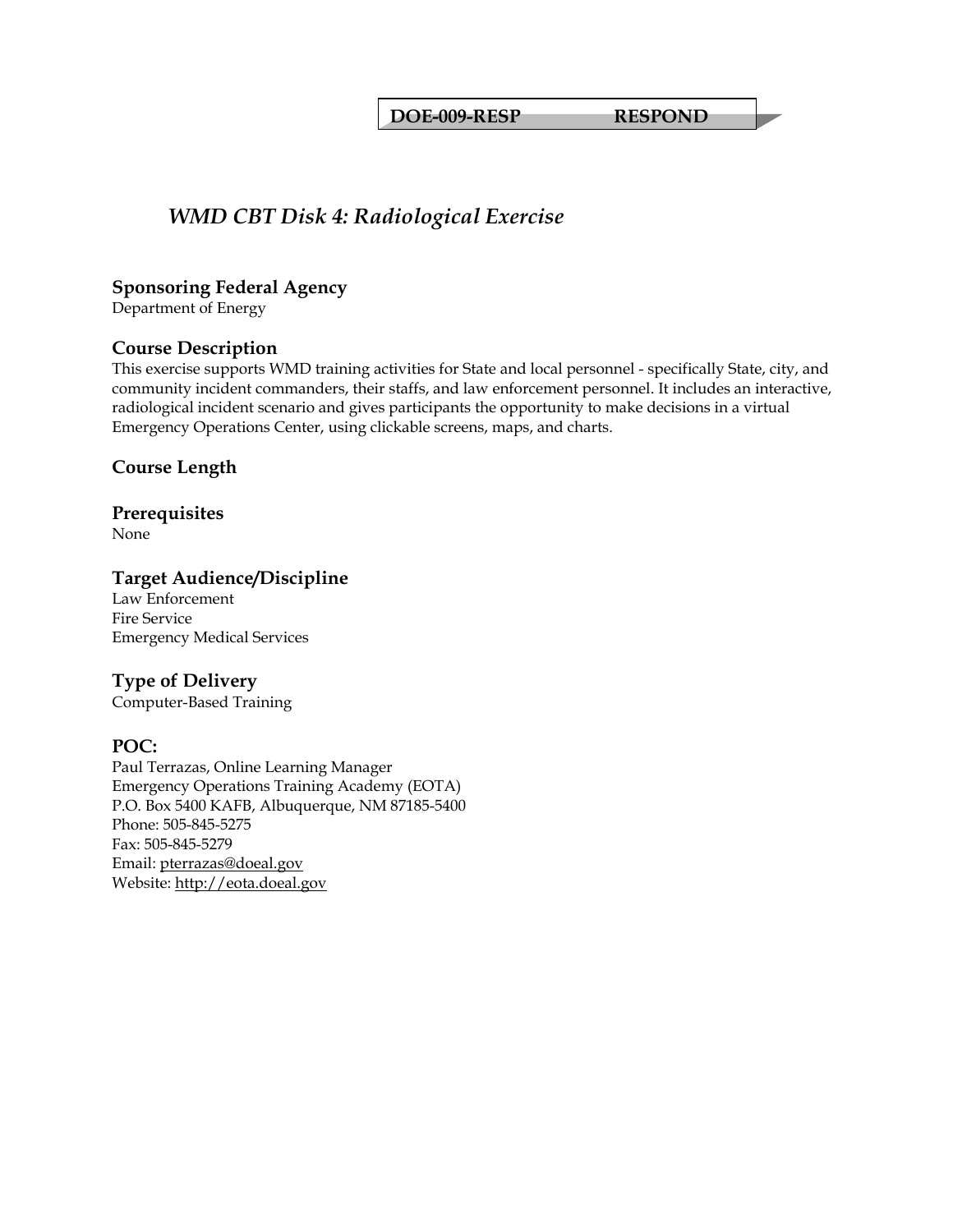**DOE-009-RESP RESPOND**

# *WMD CBT Disk 4: Radiological Exercise*

## Sponsoring Federal Agency

Department of Energy

## Course Description

This exercise supports WMD training activities for State and local personnel - specifically State, city, and community incident commanders, their staffs, and law enforcement personnel. It includes an interactive, radiological incident scenario and gives participants the opportunity to make decisions in a virtual Emergency Operations Center, using clickable screens, maps, and charts.

## Course Length

## Prerequisites

None

## Target Audience/Discipline

Law Enforcement
Fire Service
Emergency Medical Services

## Type of Delivery

Computer-Based Training

## POC:

Paul Terrazas, Online Learning Manager
Emergency Operations Training Academy (EOTA)
P.O. Box 5400 KAFB, Albuquerque, NM 87185-5400
Phone: 505-845-5275
Fax: 505-845-5279
Email: pterrazas@doeal.gov
Website: http://eota.doeal.gov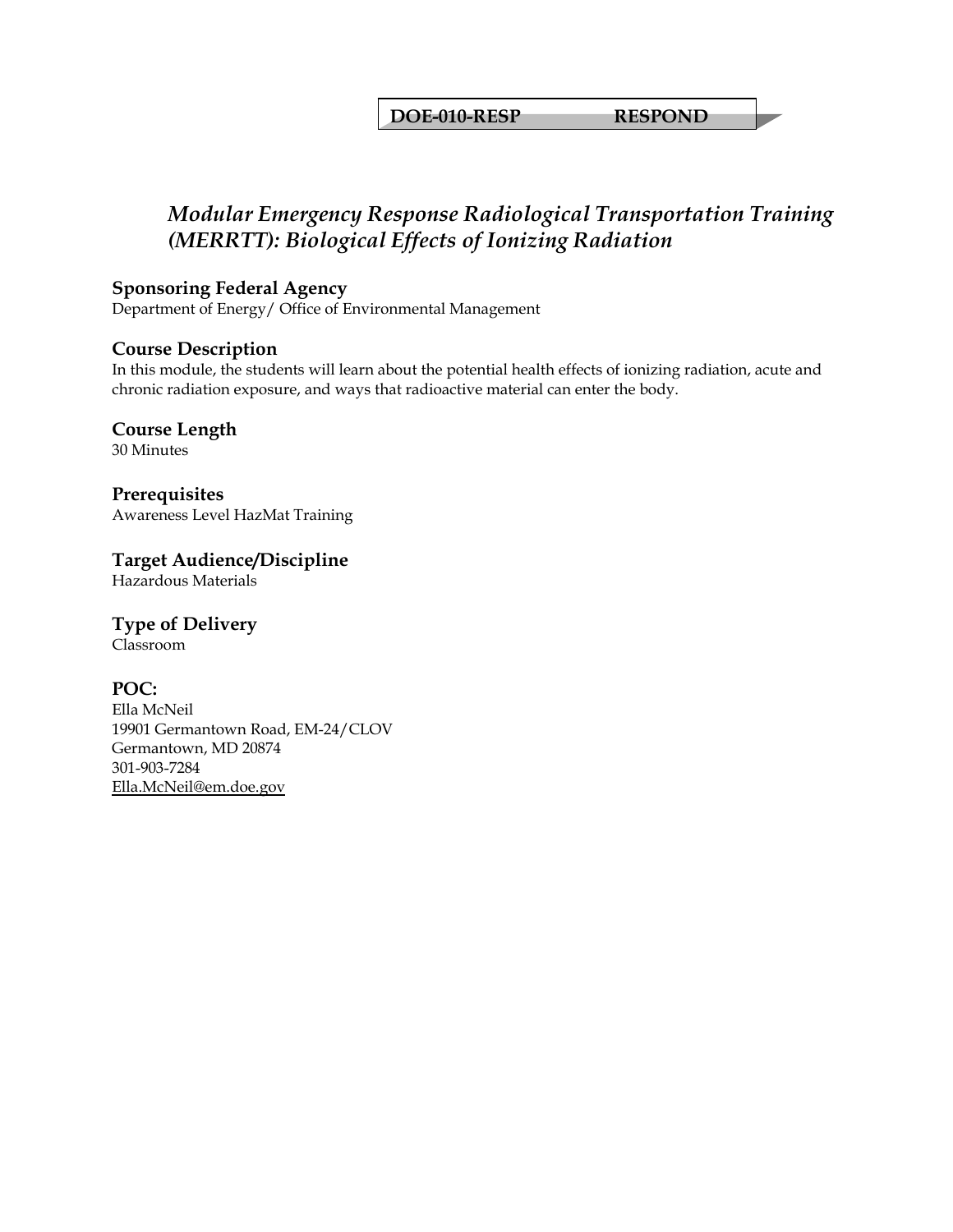**DOE-010-RESP RESPOND**

# *Modular Emergency Response Radiological Transportation Training (MERRTT): Biological Effects of Ionizing Radiation*

## Sponsoring Federal Agency
Department of Energy/ Office of Environmental Management

## Course Description
In this module, the students will learn about the potential health effects of ionizing radiation, acute and chronic radiation exposure, and ways that radioactive material can enter the body.

## Course Length
30 Minutes

## Prerequisites
Awareness Level HazMat Training

## Target Audience/Discipline
Hazardous Materials

## Type of Delivery
Classroom

## POC:
Ella McNeil
19901 Germantown Road, EM-24/CLOV
Germantown, MD 20874
301-903-7284
Ella.McNeil@em.doe.gov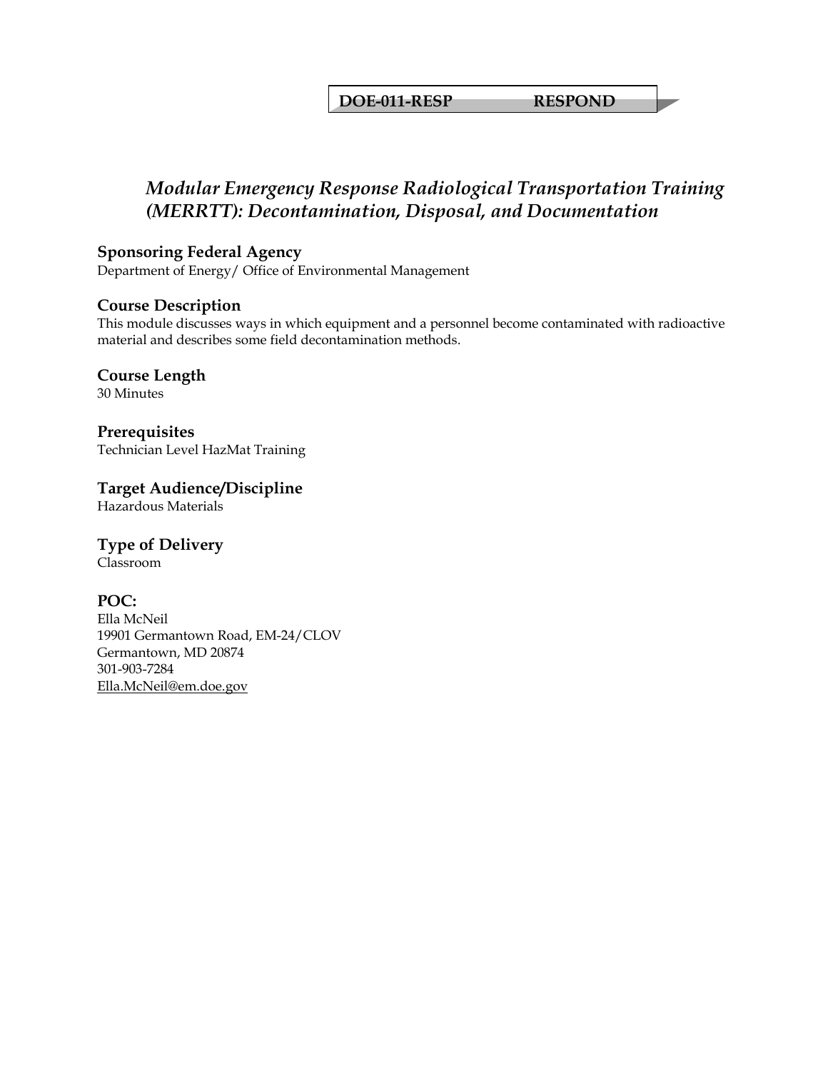**DOE-011-RESP RESPOND**

# *Modular Emergency Response Radiological Transportation Training (MERRTT): Decontamination, Disposal, and Documentation*

### Sponsoring Federal Agency
Department of Energy/ Office of Environmental Management

### Course Description
This module discusses ways in which equipment and a personnel become contaminated with radioactive material and describes some field decontamination methods.

### Course Length
30 Minutes

### Prerequisites
Technician Level HazMat Training

### Target Audience/Discipline
Hazardous Materials

### Type of Delivery
Classroom

### POC:
Ella McNeil
19901 Germantown Road, EM-24/CLOV
Germantown, MD 20874
301-903-7284
Ella.McNeil@em.doe.gov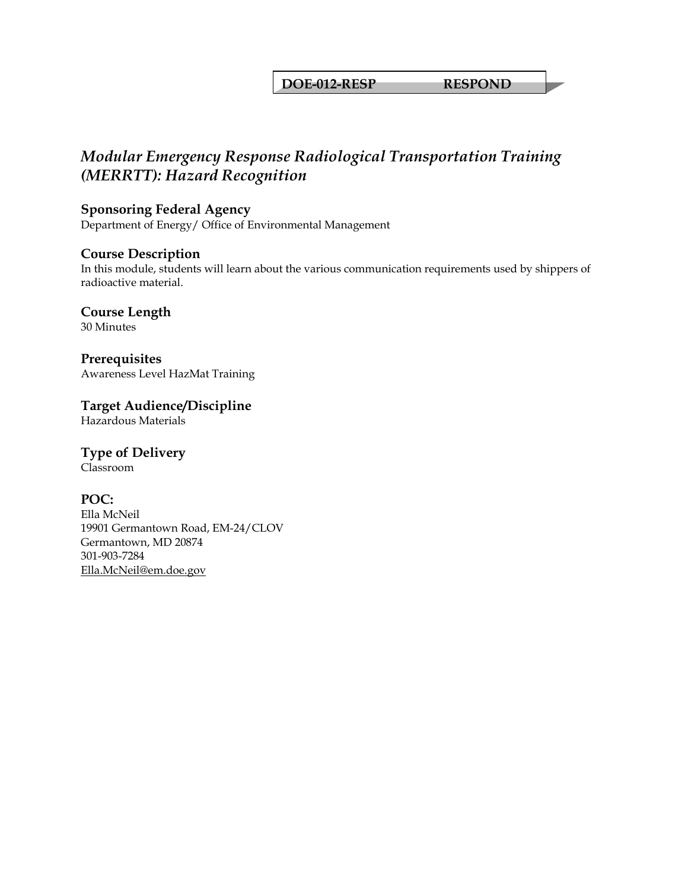**DOE-012-RESP RESPOND**

# *Modular Emergency Response Radiological Transportation Training (MERRTT): Hazard Recognition*

### Sponsoring Federal Agency
Department of Energy/ Office of Environmental Management

### Course Description
In this module, students will learn about the various communication requirements used by shippers of radioactive material.

### Course Length
30 Minutes

### Prerequisites
Awareness Level HazMat Training

### Target Audience/Discipline
Hazardous Materials

### Type of Delivery
Classroom

### POC:
Ella McNeil  
19901 Germantown Road, EM-24/CLOV  
Germantown, MD 20874  
301-903-7284  
Ella.McNeil@em.doe.gov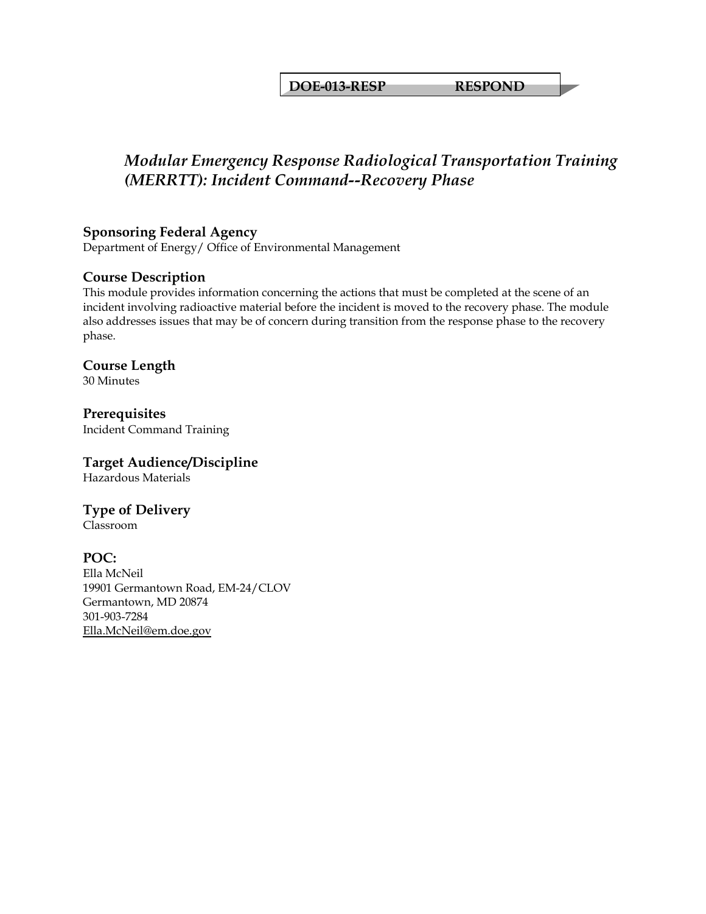**DOE-013-RESP RESPOND**

# *Modular Emergency Response Radiological Transportation Training (MERRTT): Incident Command--Recovery Phase*

## Sponsoring Federal Agency

Department of Energy/ Office of Environmental Management

## Course Description

This module provides information concerning the actions that must be completed at the scene of an incident involving radioactive material before the incident is moved to the recovery phase. The module also addresses issues that may be of concern during transition from the response phase to the recovery phase.

## Course Length

30 Minutes

## Prerequisites

Incident Command Training

## Target Audience/Discipline

Hazardous Materials

## Type of Delivery

Classroom

## POC:

Ella McNeil
19901 Germantown Road, EM-24/CLOV
Germantown, MD 20874
301-903-7284
Ella.McNeil@em.doe.gov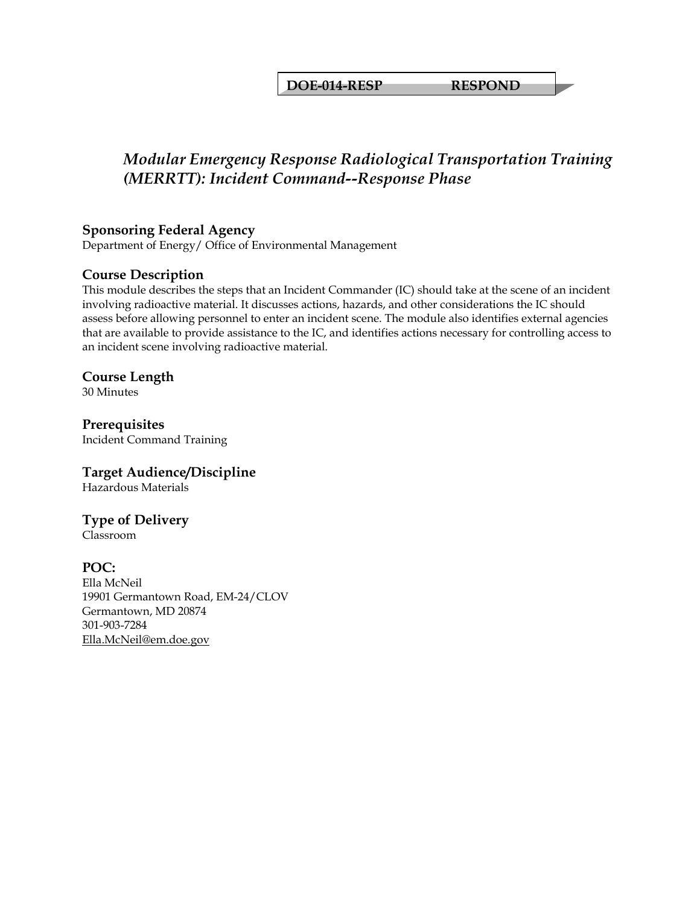**DOE-014-RESP RESPOND**

# *Modular Emergency Response Radiological Transportation Training (MERRTT): Incident Command--Response Phase*

### Sponsoring Federal Agency

Department of Energy/ Office of Environmental Management

### Course Description

This module describes the steps that an Incident Commander (IC) should take at the scene of an incident involving radioactive material. It discusses actions, hazards, and other considerations the IC should assess before allowing personnel to enter an incident scene. The module also identifies external agencies that are available to provide assistance to the IC, and identifies actions necessary for controlling access to an incident scene involving radioactive material.

### Course Length

30 Minutes

### Prerequisites

Incident Command Training

### Target Audience/Discipline

Hazardous Materials

### Type of Delivery

Classroom

### POC:

Ella McNeil
19901 Germantown Road, EM-24/CLOV
Germantown, MD 20874
301-903-7284
Ella.McNeil@em.doe.gov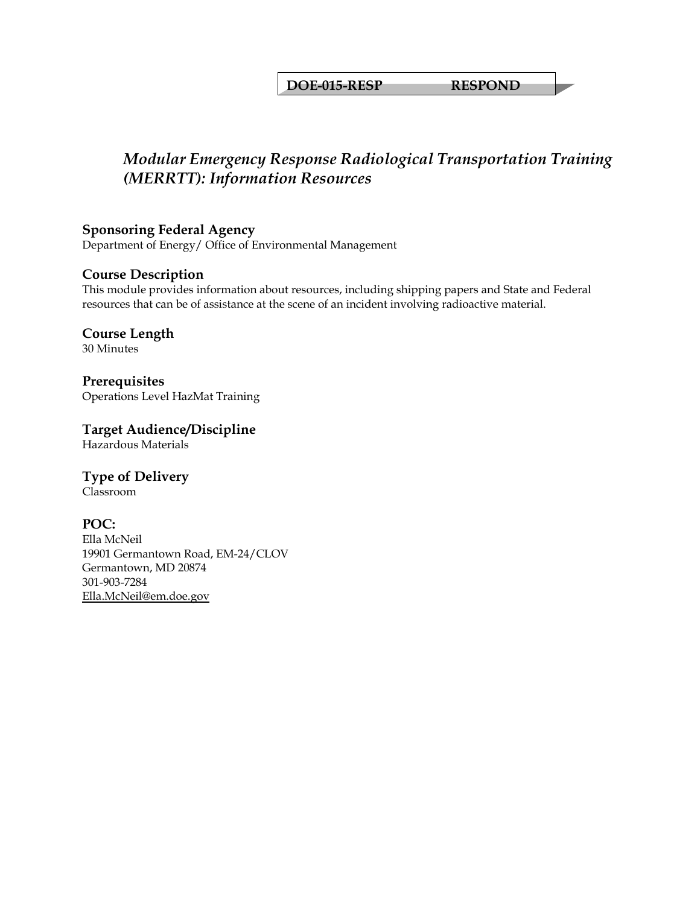**DOE-015-RESP RESPOND**

# *Modular Emergency Response Radiological Transportation Training (MERRTT): Information Resources*

## Sponsoring Federal Agency
Department of Energy/ Office of Environmental Management

## Course Description
This module provides information about resources, including shipping papers and State and Federal resources that can be of assistance at the scene of an incident involving radioactive material.

## Course Length
30 Minutes

## Prerequisites
Operations Level HazMat Training

## Target Audience/Discipline
Hazardous Materials

## Type of Delivery
Classroom

## POC:
Ella McNeil
19901 Germantown Road, EM-24/CLOV
Germantown, MD 20874
301-903-7284
Ella.McNeil@em.doe.gov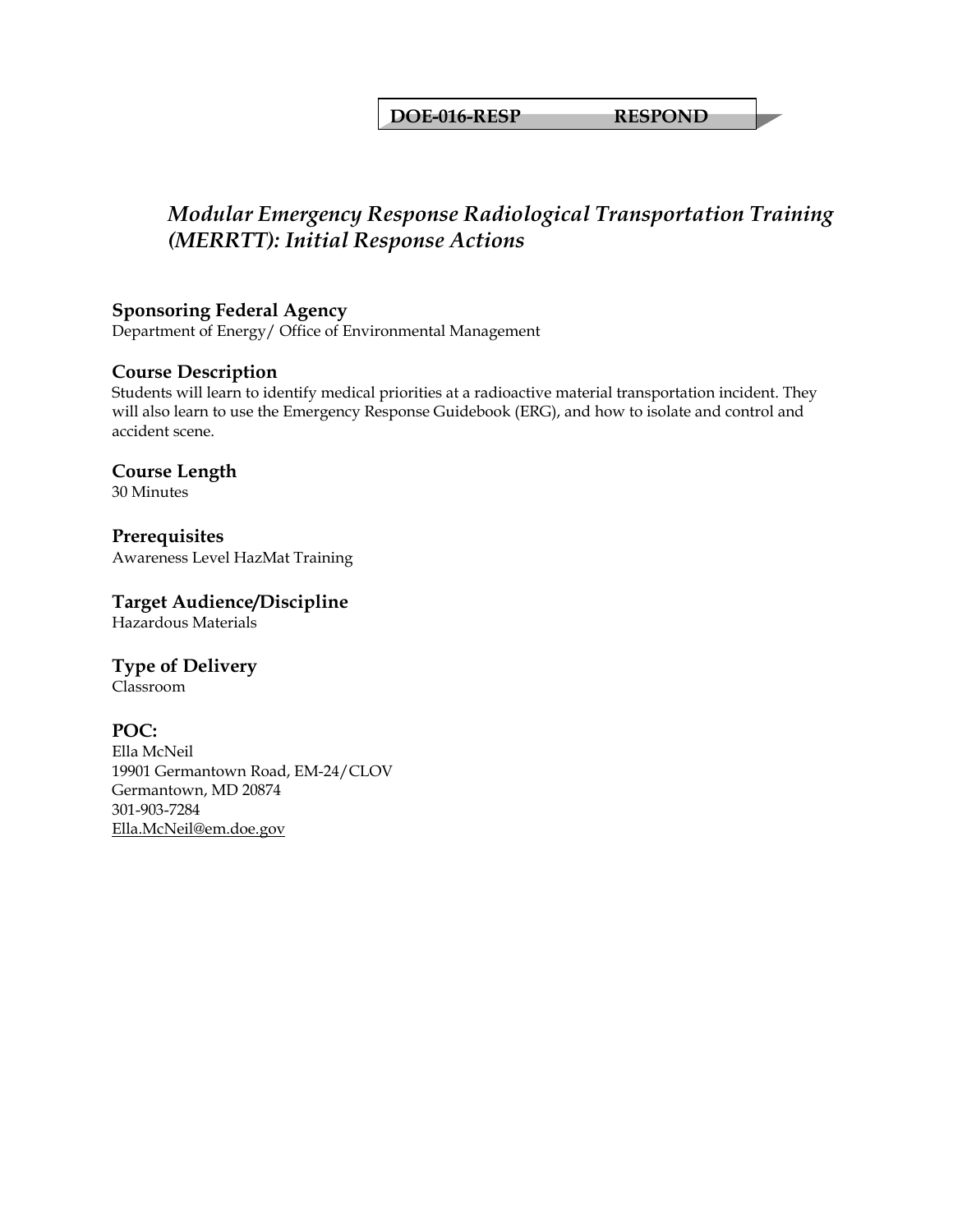**DOE-016-RESP RESPOND**

# *Modular Emergency Response Radiological Transportation Training (MERRTT): Initial Response Actions*

## Sponsoring Federal Agency

Department of Energy/ Office of Environmental Management

## Course Description

Students will learn to identify medical priorities at a radioactive material transportation incident. They will also learn to use the Emergency Response Guidebook (ERG), and how to isolate and control and accident scene.

## Course Length

30 Minutes

## Prerequisites

Awareness Level HazMat Training

## Target Audience/Discipline

Hazardous Materials

## Type of Delivery

Classroom

## POC:

Ella McNeil
19901 Germantown Road, EM-24/CLOV
Germantown, MD 20874
301-903-7284
Ella.McNeil@em.doe.gov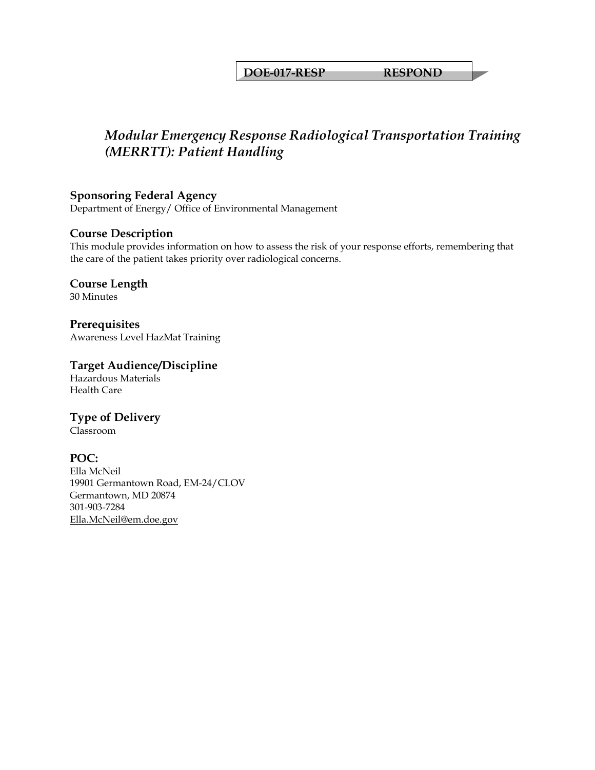**DOE-017-RESP RESPOND**

# *Modular Emergency Response Radiological Transportation Training (MERRTT): Patient Handling*

## Sponsoring Federal Agency
Department of Energy/ Office of Environmental Management

## Course Description
This module provides information on how to assess the risk of your response efforts, remembering that the care of the patient takes priority over radiological concerns.

## Course Length
30 Minutes

## Prerequisites
Awareness Level HazMat Training

## Target Audience/Discipline
Hazardous Materials
Health Care

## Type of Delivery
Classroom

## POC:
Ella McNeil
19901 Germantown Road, EM-24/CLOV
Germantown, MD 20874
301-903-7284
Ella.McNeil@em.doe.gov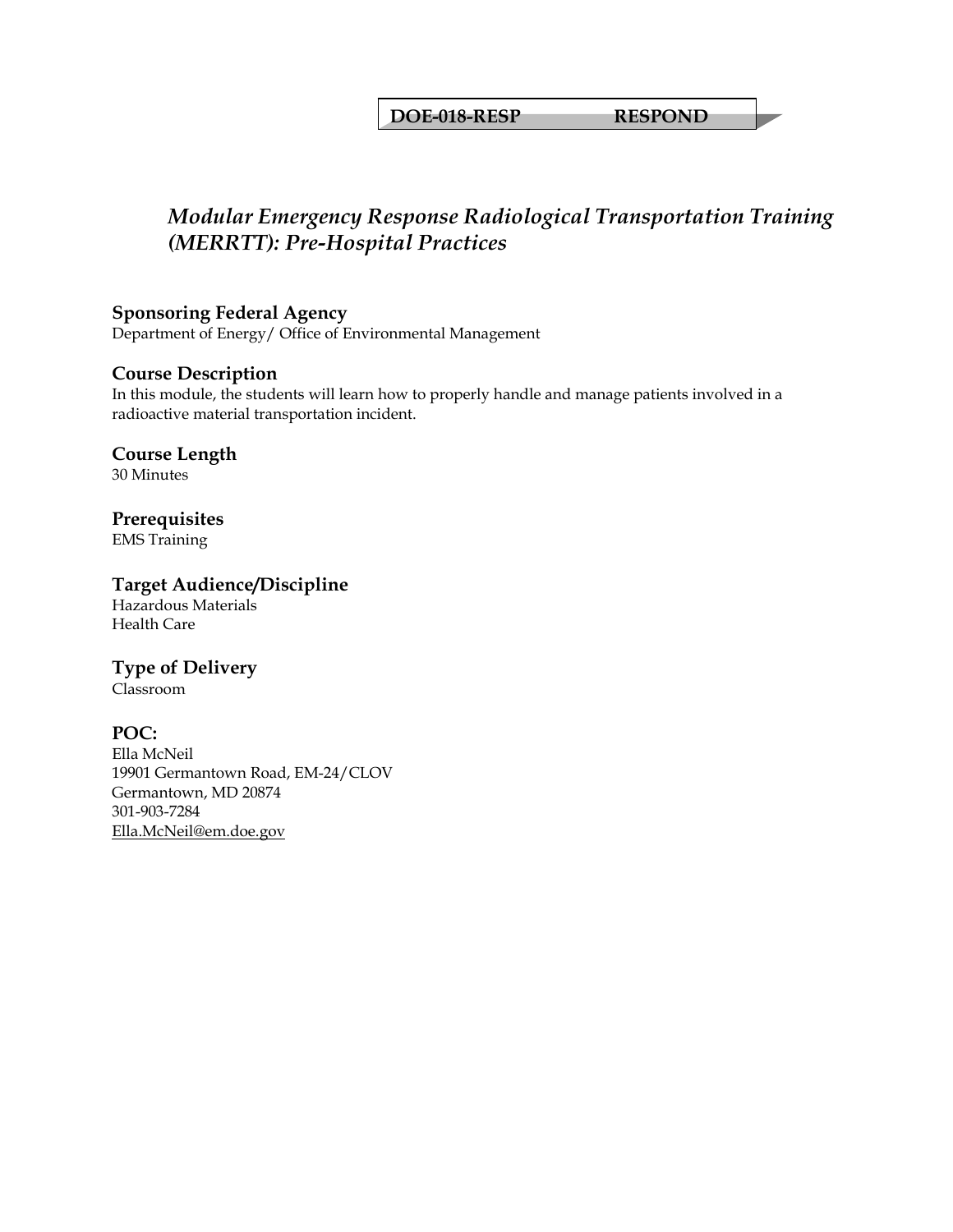**DOE-018-RESP RESPOND**

# *Modular Emergency Response Radiological Transportation Training (MERRTT): Pre-Hospital Practices*

## Sponsoring Federal Agency

Department of Energy/ Office of Environmental Management

## Course Description

In this module, the students will learn how to properly handle and manage patients involved in a radioactive material transportation incident.

## Course Length

30 Minutes

## Prerequisites

EMS Training

## Target Audience/Discipline

Hazardous Materials
Health Care

## Type of Delivery

Classroom

## POC:

Ella McNeil
19901 Germantown Road, EM-24/CLOV
Germantown, MD 20874
301-903-7284
Ella.McNeil@em.doe.gov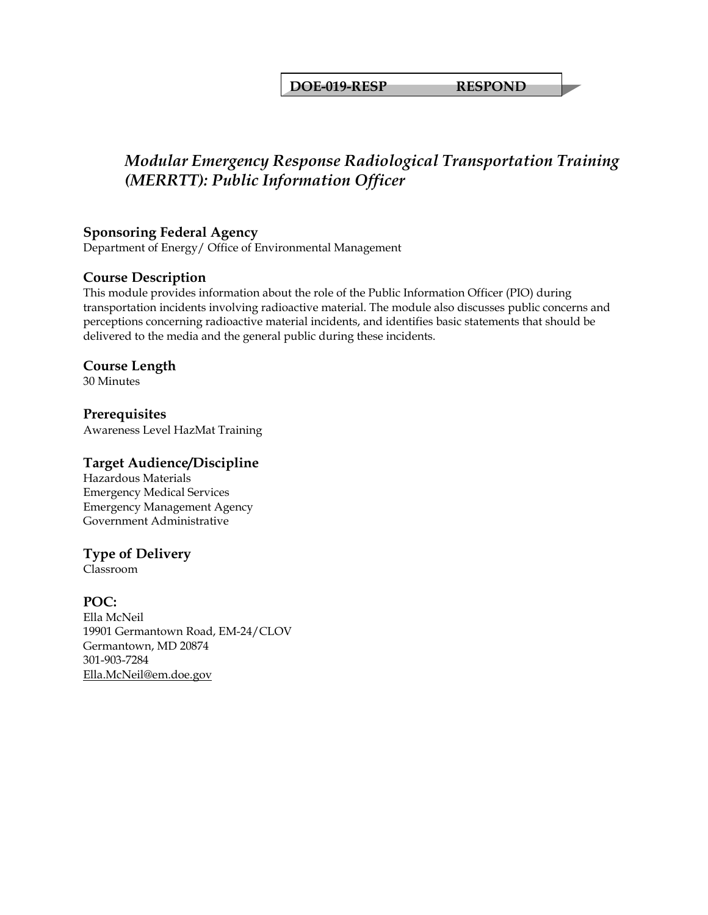**DOE-019-RESP RESPOND**

# *Modular Emergency Response Radiological Transportation Training (MERRTT): Public Information Officer*

## Sponsoring Federal Agency

Department of Energy/ Office of Environmental Management

## Course Description

This module provides information about the role of the Public Information Officer (PIO) during transportation incidents involving radioactive material. The module also discusses public concerns and perceptions concerning radioactive material incidents, and identifies basic statements that should be delivered to the media and the general public during these incidents.

## Course Length

30 Minutes

## Prerequisites

Awareness Level HazMat Training

## Target Audience/Discipline

Hazardous Materials
Emergency Medical Services
Emergency Management Agency
Government Administrative

## Type of Delivery

Classroom

## POC:

Ella McNeil
19901 Germantown Road, EM-24/CLOV
Germantown, MD 20874
301-903-7284
Ella.McNeil@em.doe.gov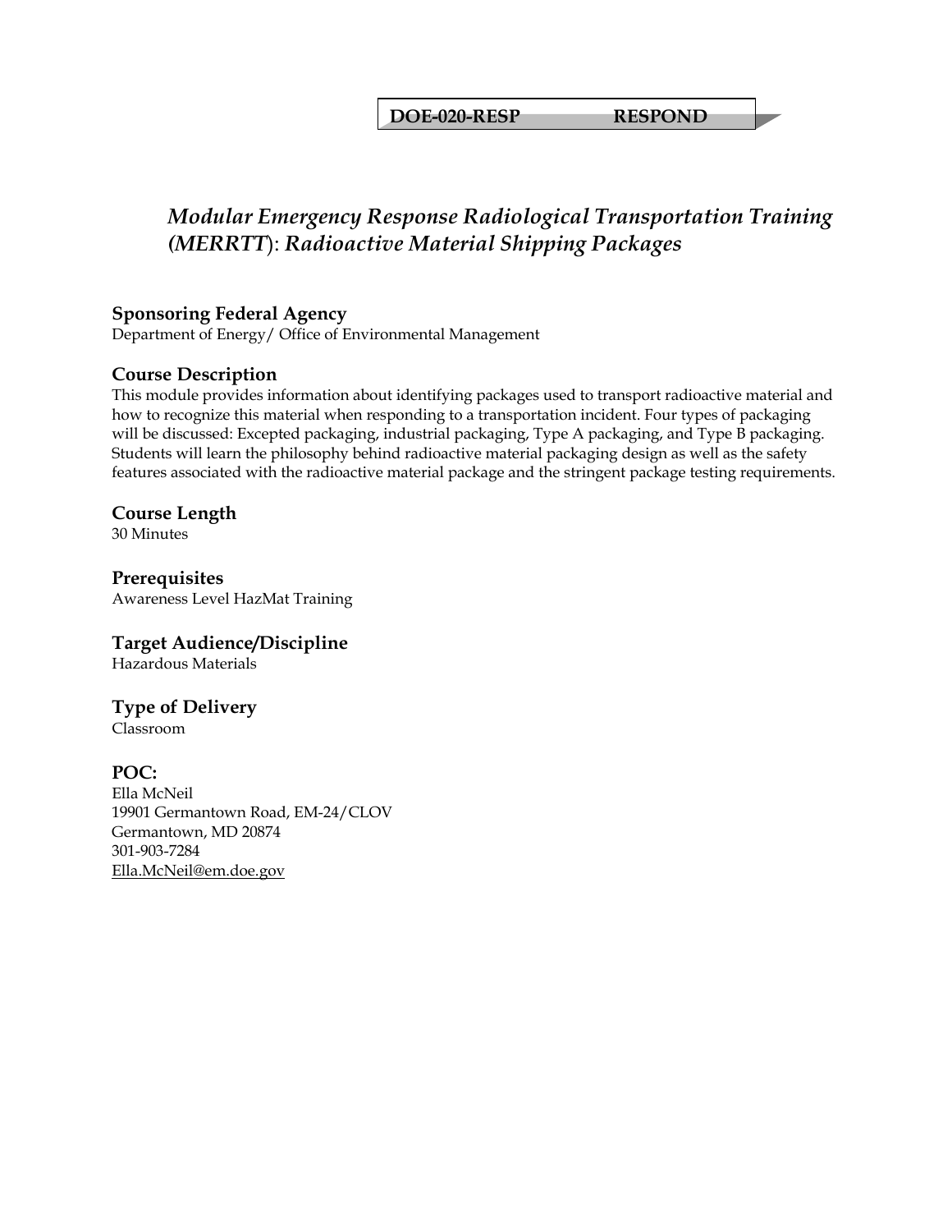**DOE-020-RESP RESPOND**

# *Modular Emergency Response Radiological Transportation Training (MERRTT)*: *Radioactive Material Shipping Packages*

## Sponsoring Federal Agency

Department of Energy/ Office of Environmental Management

## Course Description

This module provides information about identifying packages used to transport radioactive material and how to recognize this material when responding to a transportation incident. Four types of packaging will be discussed: Excepted packaging, industrial packaging, Type A packaging, and Type B packaging. Students will learn the philosophy behind radioactive material packaging design as well as the safety features associated with the radioactive material package and the stringent package testing requirements.

## Course Length

30 Minutes

## Prerequisites

Awareness Level HazMat Training

## Target Audience/Discipline

Hazardous Materials

## Type of Delivery

Classroom

## POC:

Ella McNeil
19901 Germantown Road, EM-24/CLOV
Germantown, MD 20874
301-903-7284
Ella.McNeil@em.doe.gov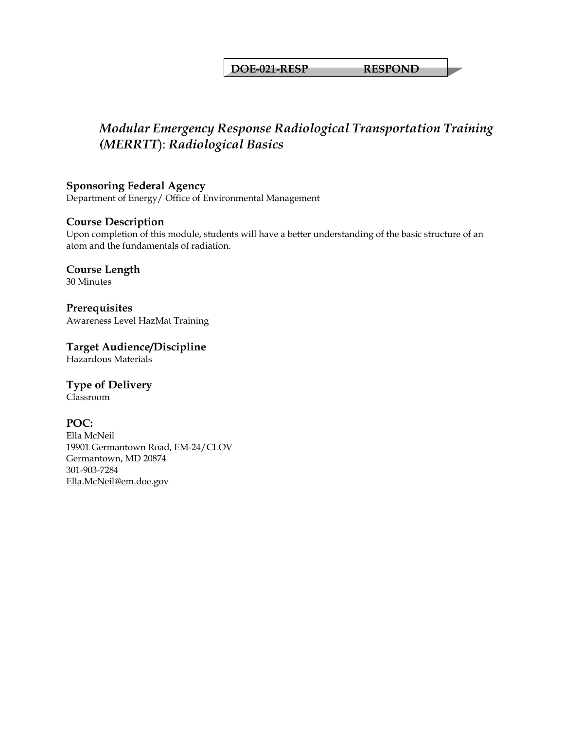**DOE-021-RESP RESPOND**

# *Modular Emergency Response Radiological Transportation Training (MERRTT): Radiological Basics*

## Sponsoring Federal Agency

Department of Energy/ Office of Environmental Management

## Course Description

Upon completion of this module, students will have a better understanding of the basic structure of an atom and the fundamentals of radiation.

## Course Length

30 Minutes

## Prerequisites

Awareness Level HazMat Training

## Target Audience/Discipline

Hazardous Materials

## Type of Delivery

Classroom

## POC:

Ella McNeil
19901 Germantown Road, EM-24/CLOV
Germantown, MD 20874
301-903-7284
Ella.McNeil@em.doe.gov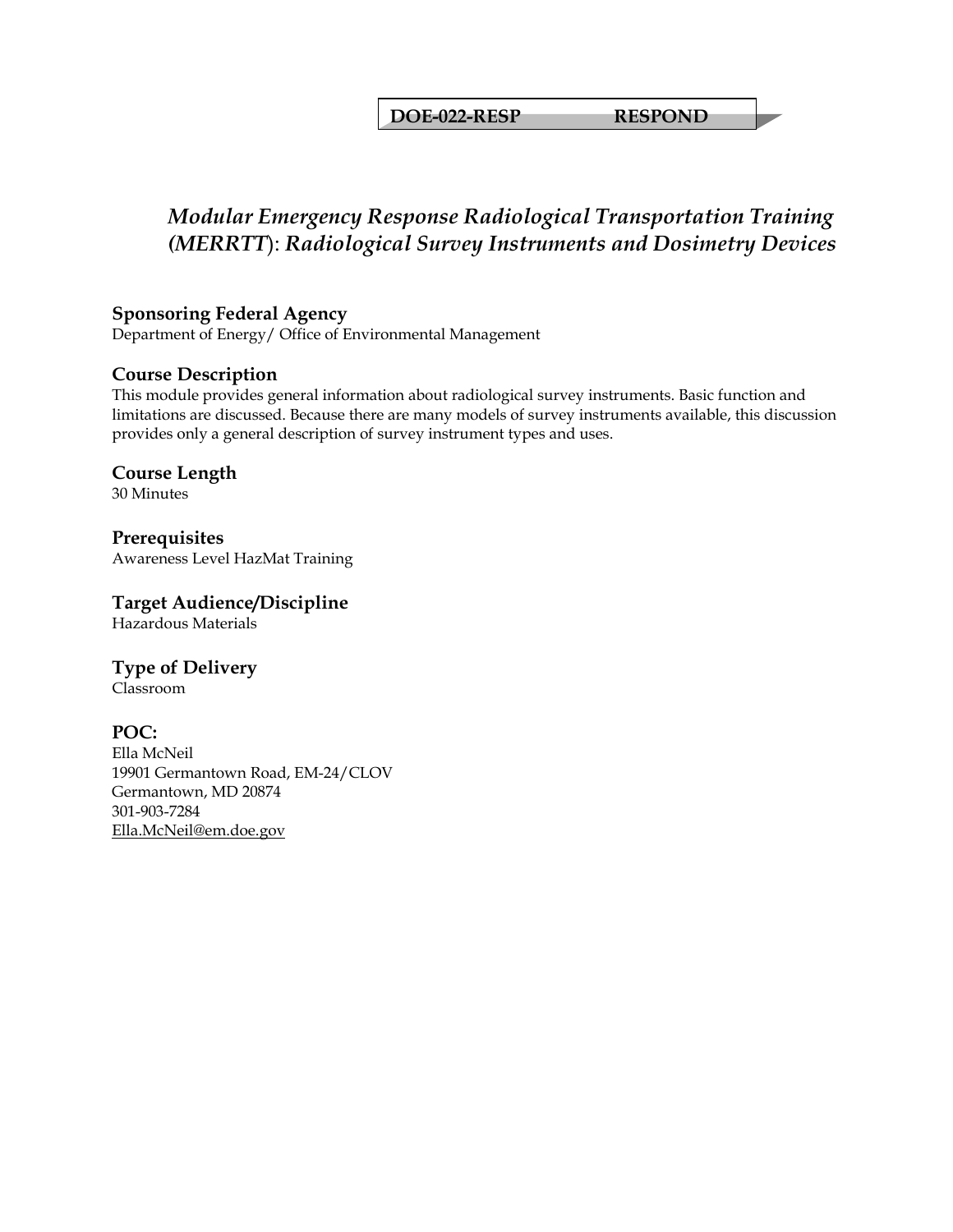**DOE-022-RESP RESPOND**

# *Modular Emergency Response Radiological Transportation Training (MERRTT): Radiological Survey Instruments and Dosimetry Devices*

### Sponsoring Federal Agency

Department of Energy/ Office of Environmental Management

### Course Description

This module provides general information about radiological survey instruments. Basic function and limitations are discussed. Because there are many models of survey instruments available, this discussion provides only a general description of survey instrument types and uses.

### Course Length

30 Minutes

### Prerequisites

Awareness Level HazMat Training

### Target Audience/Discipline

Hazardous Materials

### Type of Delivery

Classroom

### POC:

Ella McNeil
19901 Germantown Road, EM-24/CLOV
Germantown, MD 20874
301-903-7284
Ella.McNeil@em.doe.gov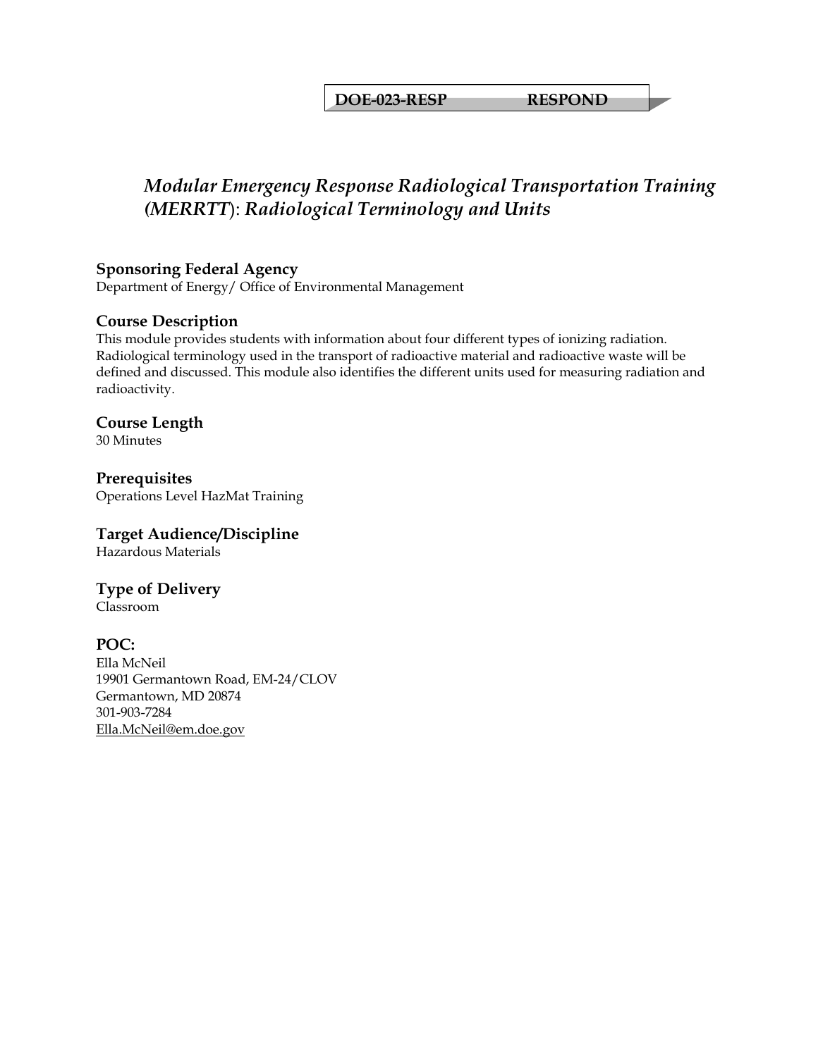**DOE-023-RESP RESPOND**

# *Modular Emergency Response Radiological Transportation Training (MERRTT)*: *Radiological Terminology and Units*

## Sponsoring Federal Agency

Department of Energy/ Office of Environmental Management

## Course Description

This module provides students with information about four different types of ionizing radiation. Radiological terminology used in the transport of radioactive material and radioactive waste will be defined and discussed. This module also identifies the different units used for measuring radiation and radioactivity.

## Course Length

30 Minutes

## Prerequisites

Operations Level HazMat Training

## Target Audience/Discipline

Hazardous Materials

## Type of Delivery

Classroom

## POC:

Ella McNeil
19901 Germantown Road, EM-24/CLOV
Germantown, MD 20874
301-903-7284
Ella.McNeil@em.doe.gov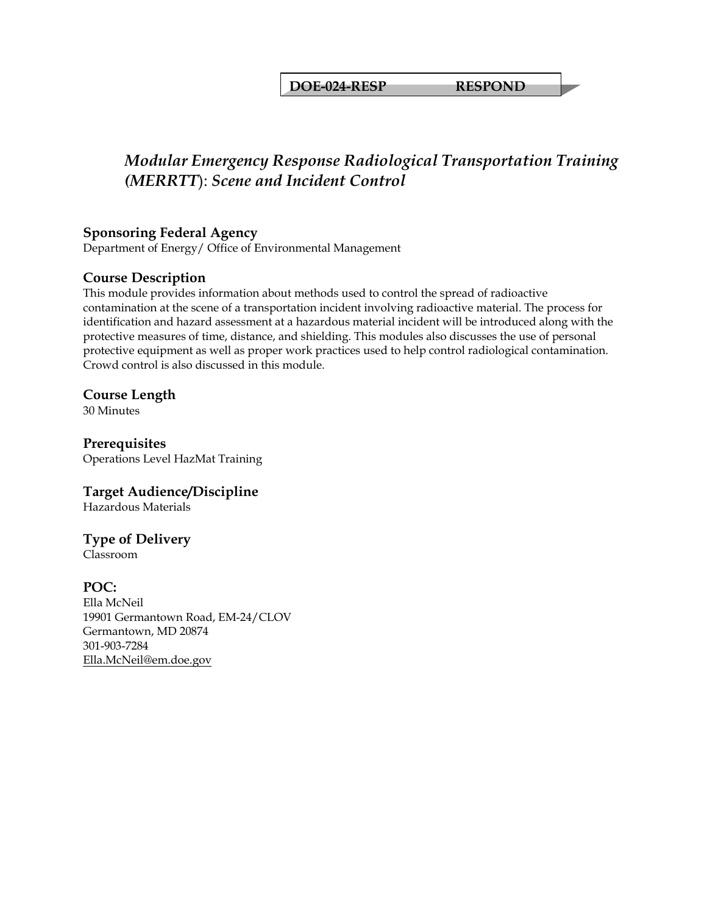**DOE-024-RESP RESPOND**

# *Modular Emergency Response Radiological Transportation Training (MERRTT): Scene and Incident Control*

## Sponsoring Federal Agency

Department of Energy/ Office of Environmental Management

## Course Description

This module provides information about methods used to control the spread of radioactive contamination at the scene of a transportation incident involving radioactive material. The process for identification and hazard assessment at a hazardous material incident will be introduced along with the protective measures of time, distance, and shielding. This modules also discusses the use of personal protective equipment as well as proper work practices used to help control radiological contamination. Crowd control is also discussed in this module.

## Course Length

30 Minutes

## Prerequisites

Operations Level HazMat Training

## Target Audience/Discipline

Hazardous Materials

## Type of Delivery

Classroom

## POC:

Ella McNeil
19901 Germantown Road, EM-24/CLOV
Germantown, MD 20874
301-903-7284
Ella.McNeil@em.doe.gov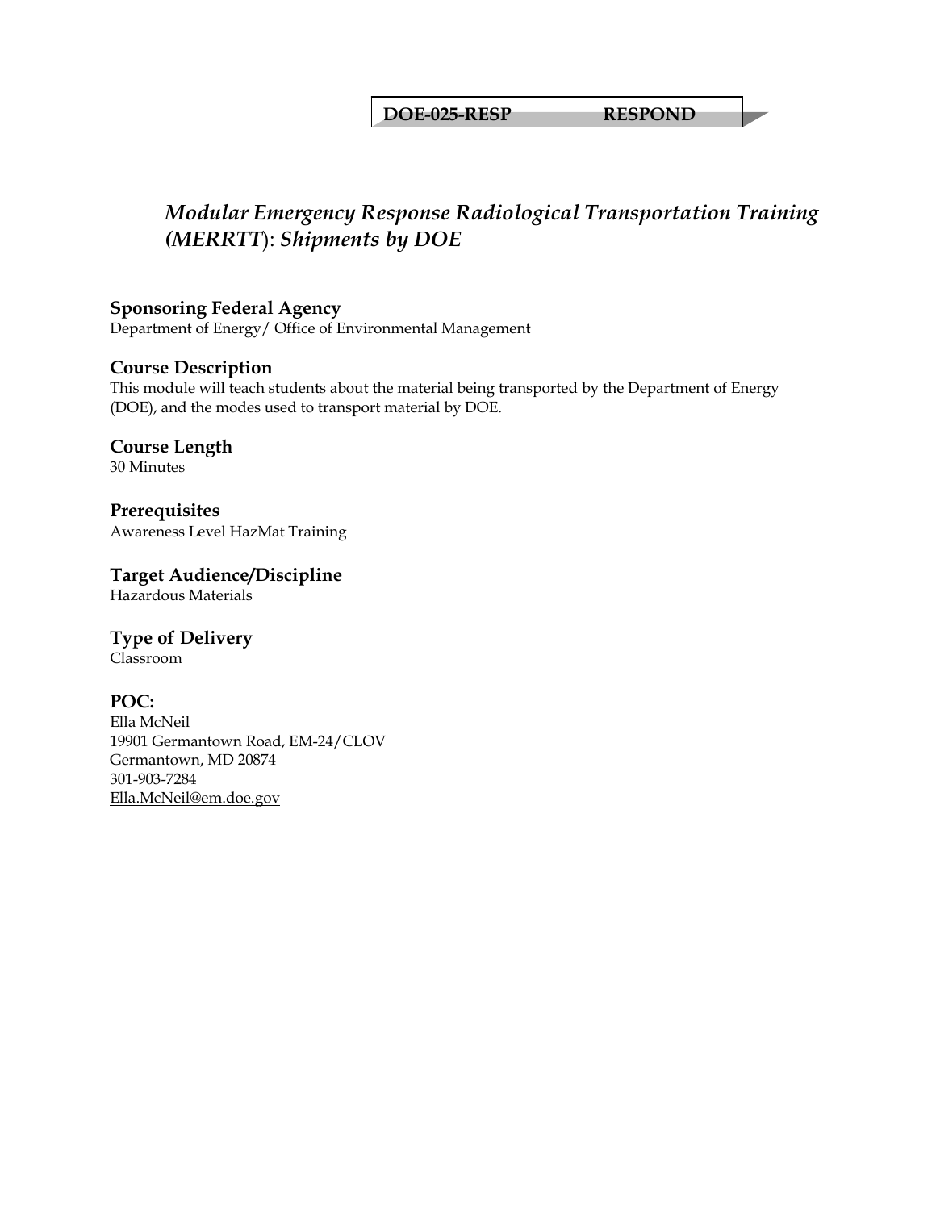**DOE-025-RESP RESPOND**

# *Modular Emergency Response Radiological Transportation Training (MERRTT): Shipments by DOE*

## Sponsoring Federal Agency
Department of Energy/ Office of Environmental Management

## Course Description
This module will teach students about the material being transported by the Department of Energy (DOE), and the modes used to transport material by DOE.

## Course Length
30 Minutes

## Prerequisites
Awareness Level HazMat Training

## Target Audience/Discipline
Hazardous Materials

## Type of Delivery
Classroom

## POC:
Ella McNeil
19901 Germantown Road, EM-24/CLOV
Germantown, MD 20874
301-903-7284
Ella.McNeil@em.doe.gov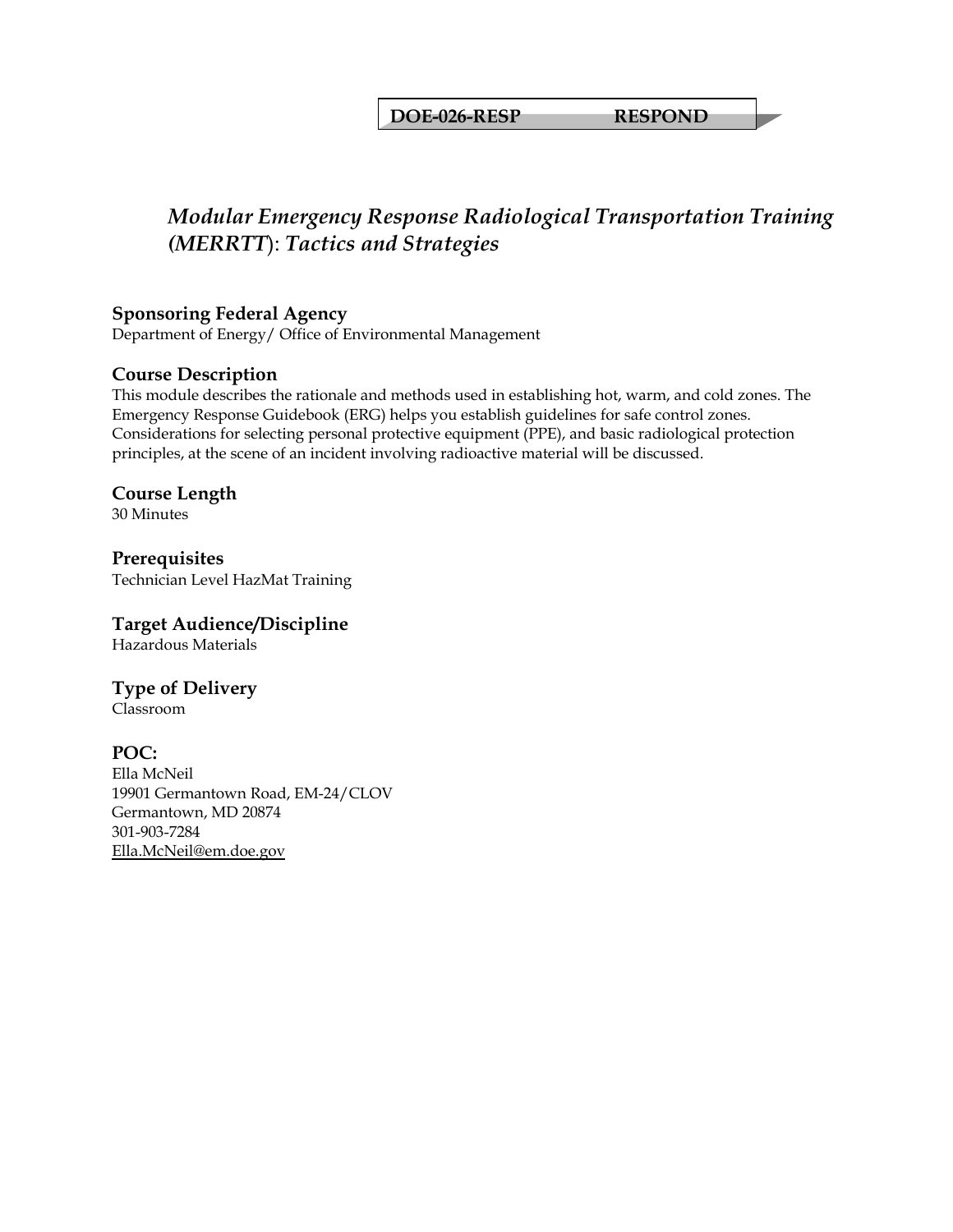**DOE-026-RESP RESPOND**

# *Modular Emergency Response Radiological Transportation Training (MERRTT): Tactics and Strategies*

## Sponsoring Federal Agency

Department of Energy/ Office of Environmental Management

## Course Description

This module describes the rationale and methods used in establishing hot, warm, and cold zones. The Emergency Response Guidebook (ERG) helps you establish guidelines for safe control zones. Considerations for selecting personal protective equipment (PPE), and basic radiological protection principles, at the scene of an incident involving radioactive material will be discussed.

## Course Length

30 Minutes

## Prerequisites

Technician Level HazMat Training

## Target Audience/Discipline

Hazardous Materials

## Type of Delivery

Classroom

## POC:

Ella McNeil
19901 Germantown Road, EM-24/CLOV
Germantown, MD 20874
301-903-7284
Ella.McNeil@em.doe.gov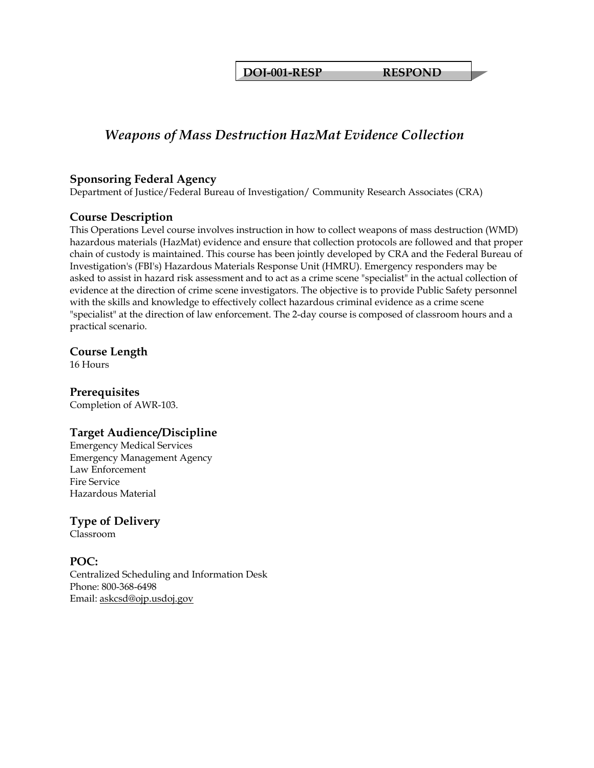**DOJ-001-RESP RESPOND**

# *Weapons of Mass Destruction HazMat Evidence Collection*

## Sponsoring Federal Agency

Department of Justice/Federal Bureau of Investigation/ Community Research Associates (CRA)

## Course Description

This Operations Level course involves instruction in how to collect weapons of mass destruction (WMD) hazardous materials (HazMat) evidence and ensure that collection protocols are followed and that proper chain of custody is maintained. This course has been jointly developed by CRA and the Federal Bureau of Investigation's (FBI's) Hazardous Materials Response Unit (HMRU). Emergency responders may be asked to assist in hazard risk assessment and to act as a crime scene "specialist" in the actual collection of evidence at the direction of crime scene investigators. The objective is to provide Public Safety personnel with the skills and knowledge to effectively collect hazardous criminal evidence as a crime scene "specialist" at the direction of law enforcement. The 2-day course is composed of classroom hours and a practical scenario.

## Course Length

16 Hours

## Prerequisites

Completion of AWR-103.

## Target Audience/Discipline

Emergency Medical Services
Emergency Management Agency
Law Enforcement
Fire Service
Hazardous Material

## Type of Delivery

Classroom

## POC:

Centralized Scheduling and Information Desk
Phone: 800-368-6498
Email: askcsd@ojp.usdoj.gov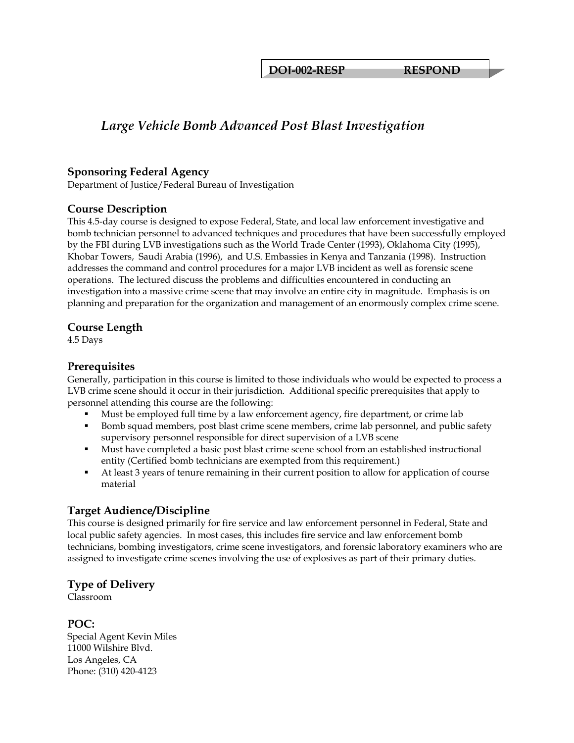**DOJ-002-RESP RESPOND**

# *Large Vehicle Bomb Advanced Post Blast Investigation*

## Sponsoring Federal Agency

Department of Justice/Federal Bureau of Investigation

## Course Description

This 4.5-day course is designed to expose Federal, State, and local law enforcement investigative and bomb technician personnel to advanced techniques and procedures that have been successfully employed by the FBI during LVB investigations such as the World Trade Center (1993), Oklahoma City (1995), Khobar Towers, Saudi Arabia (1996), and U.S. Embassies in Kenya and Tanzania (1998). Instruction addresses the command and control procedures for a major LVB incident as well as forensic scene operations. The lectured discuss the problems and difficulties encountered in conducting an investigation into a massive crime scene that may involve an entire city in magnitude. Emphasis is on planning and preparation for the organization and management of an enormously complex crime scene.

## Course Length

4.5 Days

## Prerequisites

Generally, participation in this course is limited to those individuals who would be expected to process a LVB crime scene should it occur in their jurisdiction. Additional specific prerequisites that apply to personnel attending this course are the following:

- Must be employed full time by a law enforcement agency, fire department, or crime lab
- Bomb squad members, post blast crime scene members, crime lab personnel, and public safety supervisory personnel responsible for direct supervision of a LVB scene
- Must have completed a basic post blast crime scene school from an established instructional entity (Certified bomb technicians are exempted from this requirement.)
- At least 3 years of tenure remaining in their current position to allow for application of course material

## Target Audience/Discipline

This course is designed primarily for fire service and law enforcement personnel in Federal, State and local public safety agencies. In most cases, this includes fire service and law enforcement bomb technicians, bombing investigators, crime scene investigators, and forensic laboratory examiners who are assigned to investigate crime scenes involving the use of explosives as part of their primary duties.

## Type of Delivery

Classroom

## POC:

Special Agent Kevin Miles
11000 Wilshire Blvd.
Los Angeles, CA
Phone: (310) 420-4123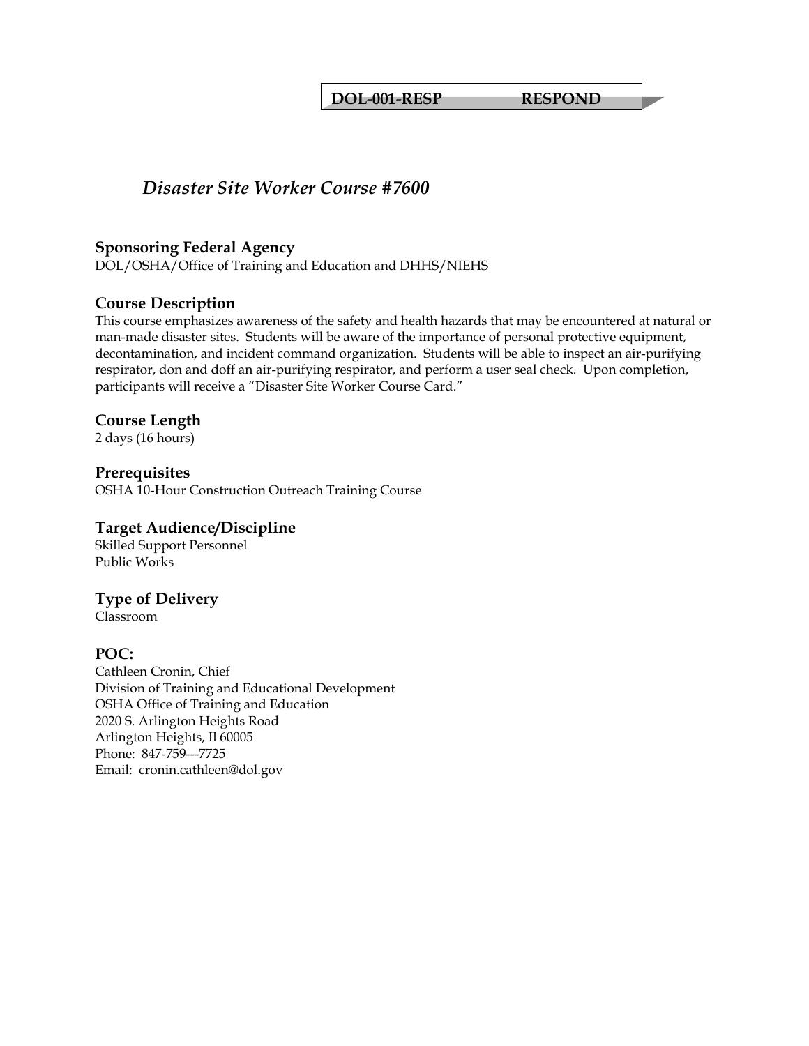**DOL-001-RESP RESPOND**

# *Disaster Site Worker Course #7600*

## Sponsoring Federal Agency

DOL/OSHA/Office of Training and Education and DHHS/NIEHS

## Course Description

This course emphasizes awareness of the safety and health hazards that may be encountered at natural or man-made disaster sites. Students will be aware of the importance of personal protective equipment, decontamination, and incident command organization. Students will be able to inspect an air-purifying respirator, don and doff an air-purifying respirator, and perform a user seal check. Upon completion, participants will receive a "Disaster Site Worker Course Card."

## Course Length

2 days (16 hours)

## Prerequisites

OSHA 10-Hour Construction Outreach Training Course

## Target Audience/Discipline

Skilled Support Personnel
Public Works

## Type of Delivery

Classroom

## POC:

Cathleen Cronin, Chief
Division of Training and Educational Development
OSHA Office of Training and Education
2020 S. Arlington Heights Road
Arlington Heights, Il 60005
Phone: 847-759---7725
Email: cronin.cathleen@dol.gov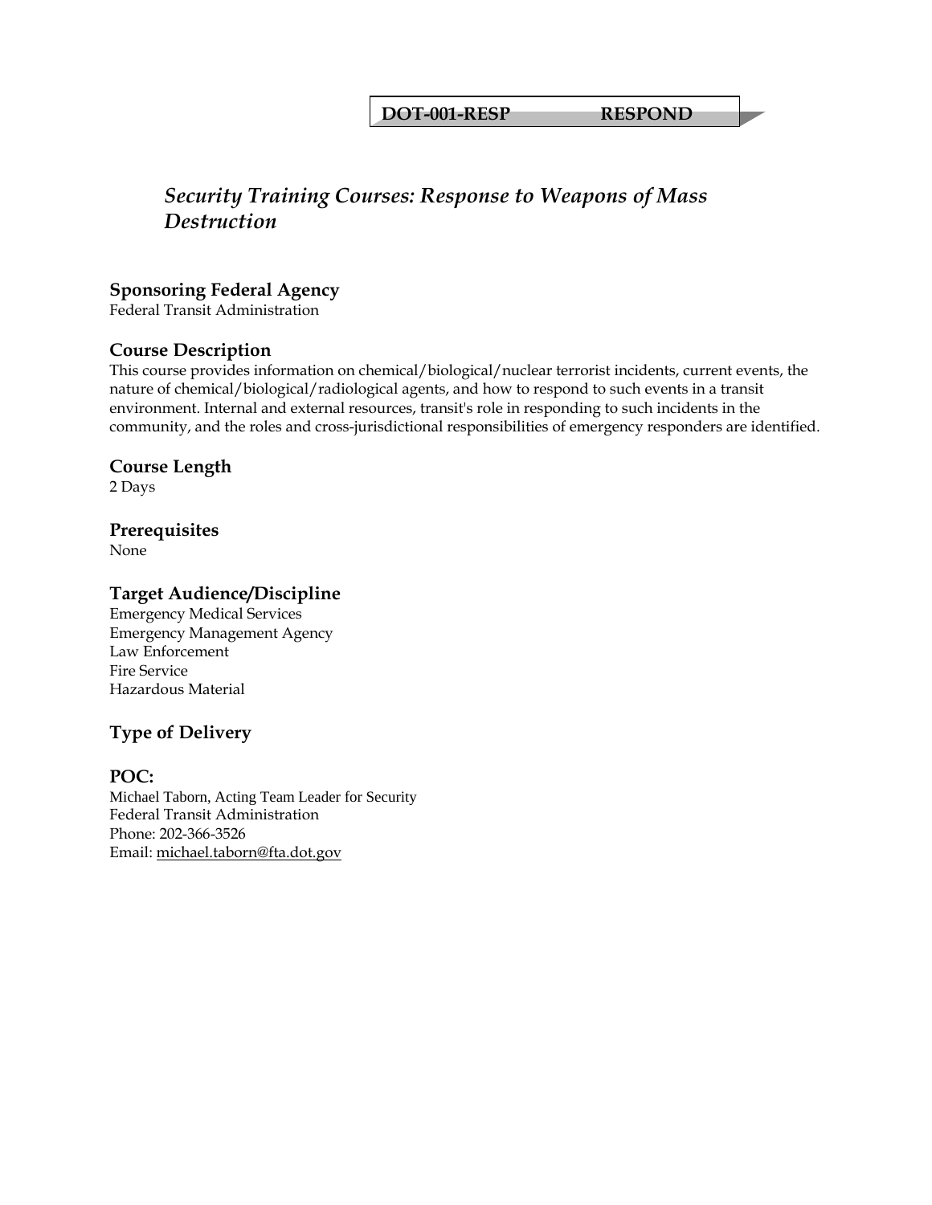**DOT-001-RESP RESPOND**

# *Security Training Courses: Response to Weapons of Mass Destruction*

### Sponsoring Federal Agency

Federal Transit Administration

### Course Description

This course provides information on chemical/biological/nuclear terrorist incidents, current events, the nature of chemical/biological/radiological agents, and how to respond to such events in a transit environment. Internal and external resources, transit's role in responding to such incidents in the community, and the roles and cross-jurisdictional responsibilities of emergency responders are identified.

### Course Length

2 Days

### Prerequisites

None

### Target Audience/Discipline

Emergency Medical Services
Emergency Management Agency
Law Enforcement
Fire Service
Hazardous Material

### Type of Delivery

### POC:

Michael Taborn, Acting Team Leader for Security
Federal Transit Administration
Phone: 202-366-3526
Email: michael.taborn@fta.dot.gov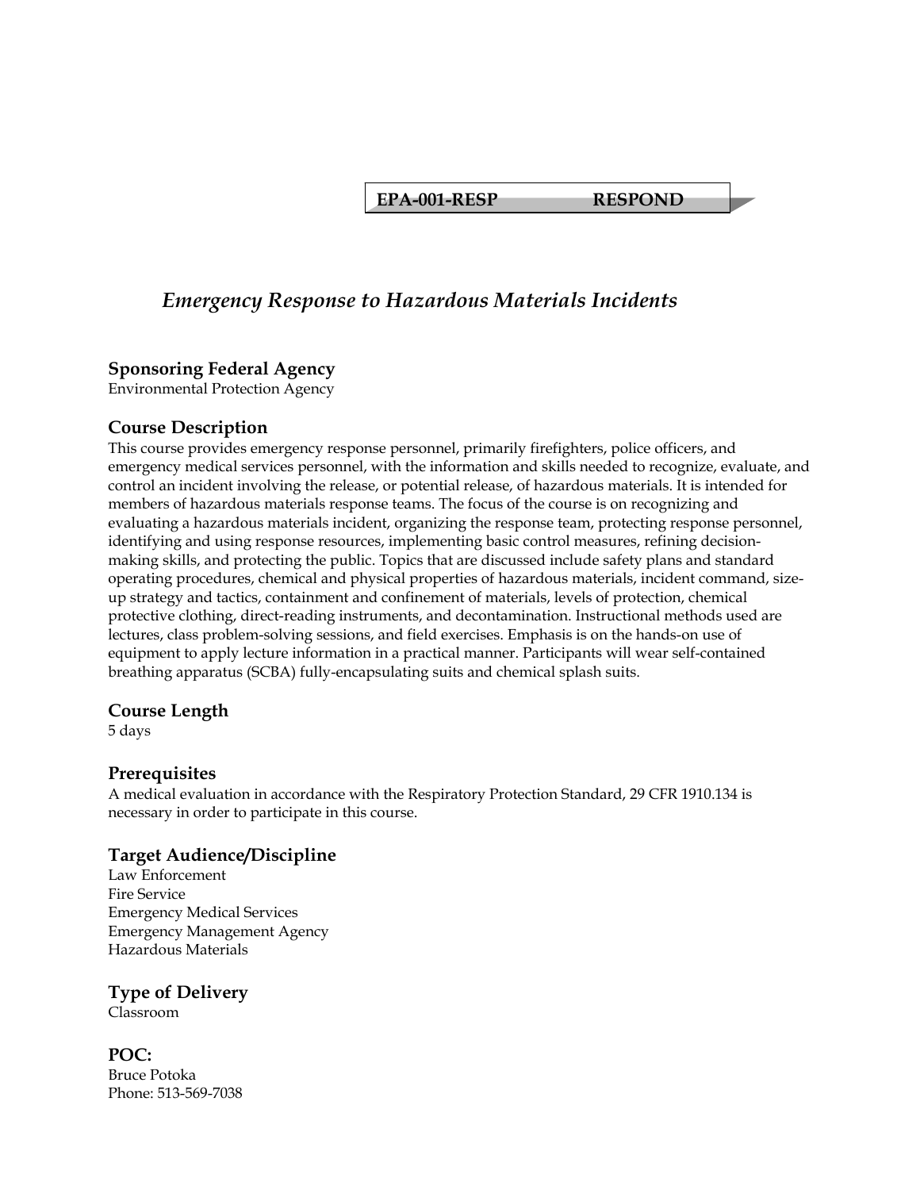**EPA-001-RESP RESPOND**

## *Emergency Response to Hazardous Materials Incidents*

### Sponsoring Federal Agency

Environmental Protection Agency

### Course Description

This course provides emergency response personnel, primarily firefighters, police officers, and emergency medical services personnel, with the information and skills needed to recognize, evaluate, and control an incident involving the release, or potential release, of hazardous materials. It is intended for members of hazardous materials response teams. The focus of the course is on recognizing and evaluating a hazardous materials incident, organizing the response team, protecting response personnel, identifying and using response resources, implementing basic control measures, refining decision-making skills, and protecting the public. Topics that are discussed include safety plans and standard operating procedures, chemical and physical properties of hazardous materials, incident command, size-up strategy and tactics, containment and confinement of materials, levels of protection, chemical protective clothing, direct-reading instruments, and decontamination. Instructional methods used are lectures, class problem-solving sessions, and field exercises. Emphasis is on the hands-on use of equipment to apply lecture information in a practical manner. Participants will wear self-contained breathing apparatus (SCBA) fully-encapsulating suits and chemical splash suits.

### Course Length

5 days

### Prerequisites

A medical evaluation in accordance with the Respiratory Protection Standard, 29 CFR 1910.134 is necessary in order to participate in this course.

### Target Audience/Discipline

Law Enforcement
Fire Service
Emergency Medical Services
Emergency Management Agency
Hazardous Materials

### Type of Delivery

Classroom

### POC:

Bruce Potoka
Phone: 513-569-7038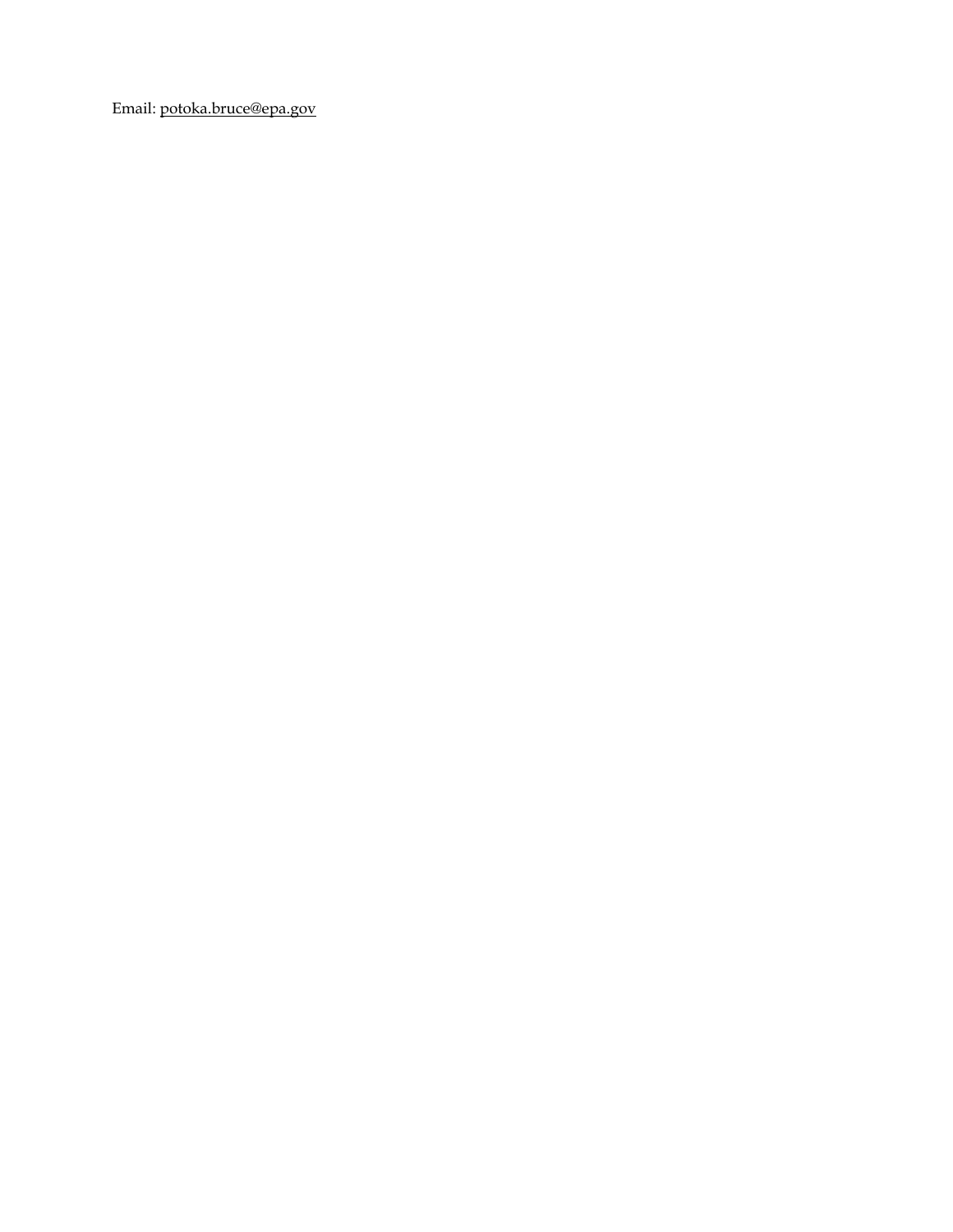Email: potoka.bruce@epa.gov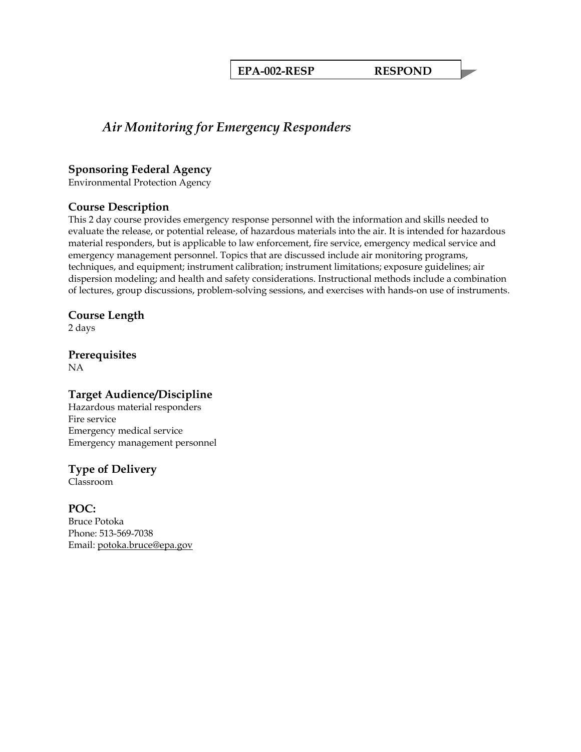**EPA-002-RESP RESPOND**

# *Air Monitoring for Emergency Responders*

### Sponsoring Federal Agency
Environmental Protection Agency

### Course Description
This 2 day course provides emergency response personnel with the information and skills needed to evaluate the release, or potential release, of hazardous materials into the air. It is intended for hazardous material responders, but is applicable to law enforcement, fire service, emergency medical service and emergency management personnel. Topics that are discussed include air monitoring programs, techniques, and equipment; instrument calibration; instrument limitations; exposure guidelines; air dispersion modeling; and health and safety considerations. Instructional methods include a combination of lectures, group discussions, problem-solving sessions, and exercises with hands-on use of instruments.

### Course Length
2 days

### Prerequisites
NA

### Target Audience/Discipline
Hazardous material responders
Fire service
Emergency medical service
Emergency management personnel

### Type of Delivery
Classroom

### POC:
Bruce Potoka
Phone: 513-569-7038
Email: potoka.bruce@epa.gov